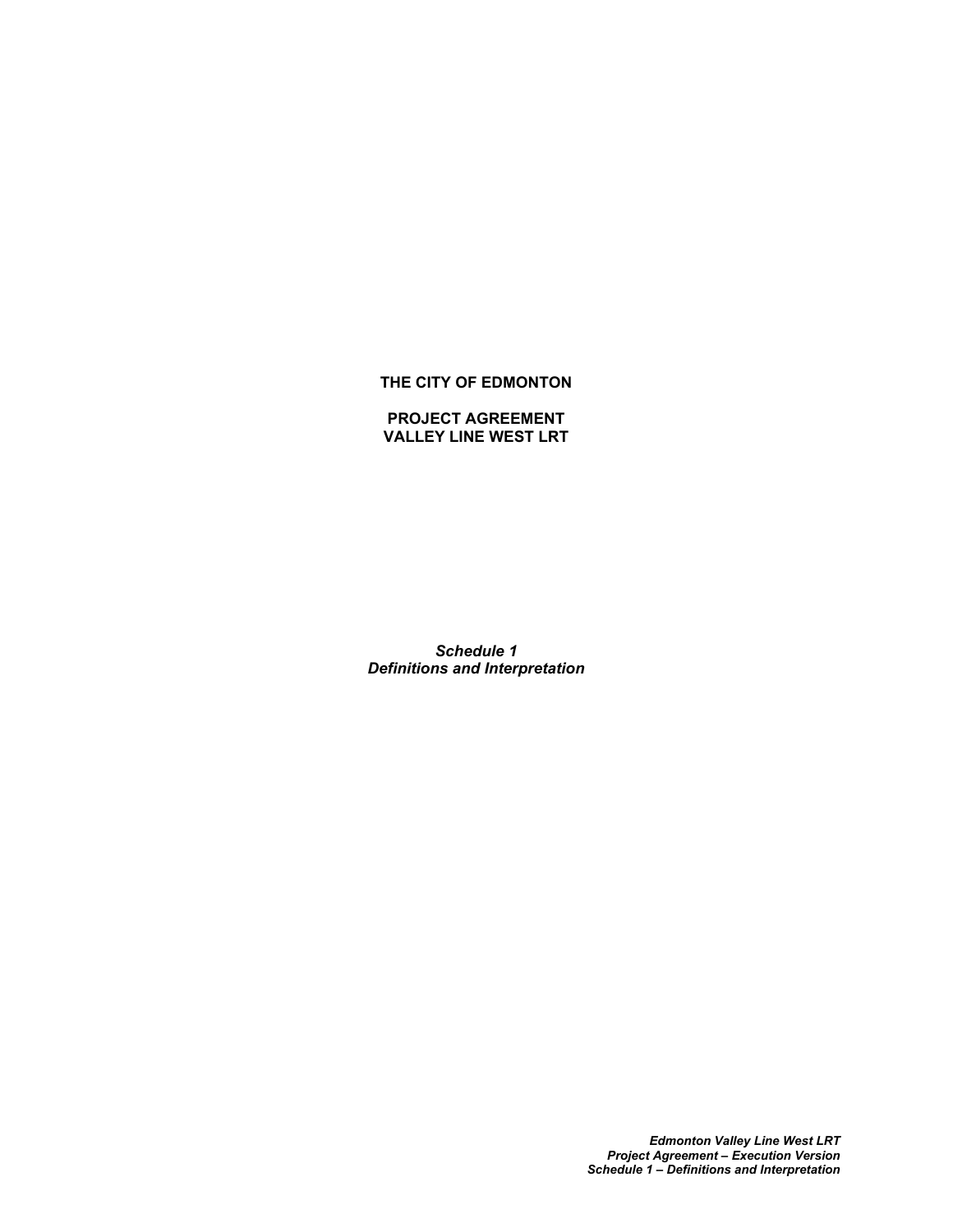**THE CITY OF EDMONTON**

**PROJECT AGREEMENT**
**VALLEY LINE WEST LRT**

***Schedule 1***
***Definitions and Interpretation***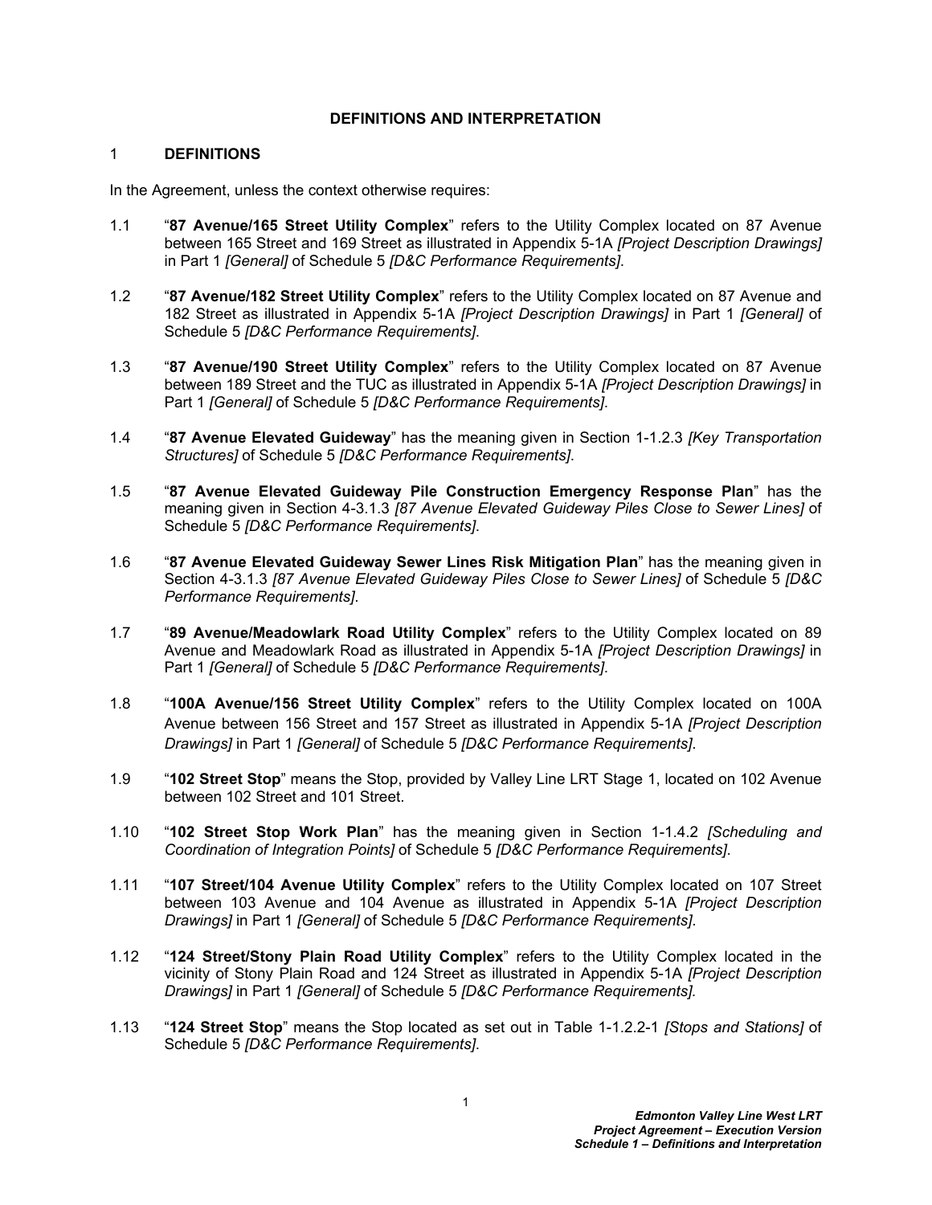## DEFINITIONS AND INTERPRETATION

### 1 DEFINITIONS

In the Agreement, unless the context otherwise requires:

1.1 "**87 Avenue/165 Street Utility Complex**" refers to the Utility Complex located on 87 Avenue between 165 Street and 169 Street as illustrated in Appendix 5-1A *[Project Description Drawings]* in Part 1 *[General]* of Schedule 5 *[D&C Performance Requirements]*.

1.2 "**87 Avenue/182 Street Utility Complex**" refers to the Utility Complex located on 87 Avenue and 182 Street as illustrated in Appendix 5-1A *[Project Description Drawings]* in Part 1 *[General]* of Schedule 5 *[D&C Performance Requirements]*.

1.3 "**87 Avenue/190 Street Utility Complex**" refers to the Utility Complex located on 87 Avenue between 189 Street and the TUC as illustrated in Appendix 5-1A *[Project Description Drawings]* in Part 1 *[General]* of Schedule 5 *[D&C Performance Requirements]*.

1.4 "**87 Avenue Elevated Guideway**" has the meaning given in Section 1-1.2.3 *[Key Transportation Structures]* of Schedule 5 *[D&C Performance Requirements]*.

1.5 "**87 Avenue Elevated Guideway Pile Construction Emergency Response Plan**" has the meaning given in Section 4-3.1.3 *[87 Avenue Elevated Guideway Piles Close to Sewer Lines]* of Schedule 5 *[D&C Performance Requirements]*.

1.6 "**87 Avenue Elevated Guideway Sewer Lines Risk Mitigation Plan**" has the meaning given in Section 4-3.1.3 *[87 Avenue Elevated Guideway Piles Close to Sewer Lines]* of Schedule 5 *[D&C Performance Requirements]*.

1.7 "**89 Avenue/Meadowlark Road Utility Complex**" refers to the Utility Complex located on 89 Avenue and Meadowlark Road as illustrated in Appendix 5-1A *[Project Description Drawings]* in Part 1 *[General]* of Schedule 5 *[D&C Performance Requirements]*.

1.8 "**100A Avenue/156 Street Utility Complex**" refers to the Utility Complex located on 100A Avenue between 156 Street and 157 Street as illustrated in Appendix 5-1A *[Project Description Drawings]* in Part 1 *[General]* of Schedule 5 *[D&C Performance Requirements]*.

1.9 "**102 Street Stop**" means the Stop, provided by Valley Line LRT Stage 1, located on 102 Avenue between 102 Street and 101 Street.

1.10 "**102 Street Stop Work Plan**" has the meaning given in Section 1-1.4.2 *[Scheduling and Coordination of Integration Points]* of Schedule 5 *[D&C Performance Requirements]*.

1.11 "**107 Street/104 Avenue Utility Complex**" refers to the Utility Complex located on 107 Street between 103 Avenue and 104 Avenue as illustrated in Appendix 5-1A *[Project Description Drawings]* in Part 1 *[General]* of Schedule 5 *[D&C Performance Requirements]*.

1.12 "**124 Street/Stony Plain Road Utility Complex**" refers to the Utility Complex located in the vicinity of Stony Plain Road and 124 Street as illustrated in Appendix 5-1A *[Project Description Drawings]* in Part 1 *[General]* of Schedule 5 *[D&C Performance Requirements].*

1.13 "**124 Street Stop**" means the Stop located as set out in Table 1-1.2.2-1 *[Stops and Stations]* of Schedule 5 *[D&C Performance Requirements]*.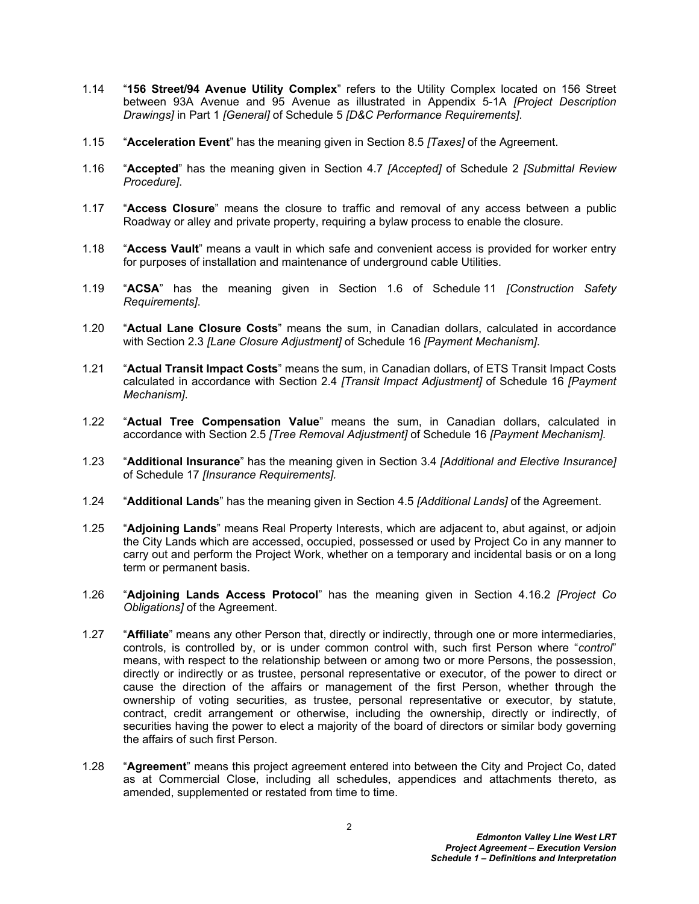1.14 “**156 Street/94 Avenue Utility Complex**” refers to the Utility Complex located on 156 Street between 93A Avenue and 95 Avenue as illustrated in Appendix 5-1A *[Project Description Drawings]* in Part 1 *[General]* of Schedule 5 *[D&C Performance Requirements]*.

1.15 “**Acceleration Event**” has the meaning given in Section 8.5 *[Taxes]* of the Agreement.

1.16 “**Accepted**” has the meaning given in Section 4.7 *[Accepted]* of Schedule 2 *[Submittal Review Procedure]*.

1.17 “**Access Closure**” means the closure to traffic and removal of any access between a public Roadway or alley and private property, requiring a bylaw process to enable the closure.

1.18 “**Access Vault**” means a vault in which safe and convenient access is provided for worker entry for purposes of installation and maintenance of underground cable Utilities.

1.19 “**ACSA**” has the meaning given in Section 1.6 of Schedule 11 *[Construction Safety Requirements]*.

1.20 “**Actual Lane Closure Costs**” means the sum, in Canadian dollars, calculated in accordance with Section 2.3 *[Lane Closure Adjustment]* of Schedule 16 *[Payment Mechanism]*.

1.21 “**Actual Transit Impact Costs**” means the sum, in Canadian dollars, of ETS Transit Impact Costs calculated in accordance with Section 2.4 *[Transit Impact Adjustment]* of Schedule 16 *[Payment Mechanism]*.

1.22 “**Actual Tree Compensation Value**” means the sum, in Canadian dollars, calculated in accordance with Section 2.5 *[Tree Removal Adjustment]* of Schedule 16 *[Payment Mechanism]*.

1.23 “**Additional Insurance**” has the meaning given in Section 3.4 *[Additional and Elective Insurance]* of Schedule 17 *[Insurance Requirements]*.

1.24 “**Additional Lands**” has the meaning given in Section 4.5 *[Additional Lands]* of the Agreement.

1.25 “**Adjoining Lands**” means Real Property Interests, which are adjacent to, abut against, or adjoin the City Lands which are accessed, occupied, possessed or used by Project Co in any manner to carry out and perform the Project Work, whether on a temporary and incidental basis or on a long term or permanent basis.

1.26 “**Adjoining Lands Access Protocol**” has the meaning given in Section 4.16.2 *[Project Co Obligations]* of the Agreement.

1.27 “**Affiliate**” means any other Person that, directly or indirectly, through one or more intermediaries, controls, is controlled by, or is under common control with, such first Person where “*control*” means, with respect to the relationship between or among two or more Persons, the possession, directly or indirectly or as trustee, personal representative or executor, of the power to direct or cause the direction of the affairs or management of the first Person, whether through the ownership of voting securities, as trustee, personal representative or executor, by statute, contract, credit arrangement or otherwise, including the ownership, directly or indirectly, of securities having the power to elect a majority of the board of directors or similar body governing the affairs of such first Person.

1.28 “**Agreement**” means this project agreement entered into between the City and Project Co, dated as at Commercial Close, including all schedules, appendices and attachments thereto, as amended, supplemented or restated from time to time.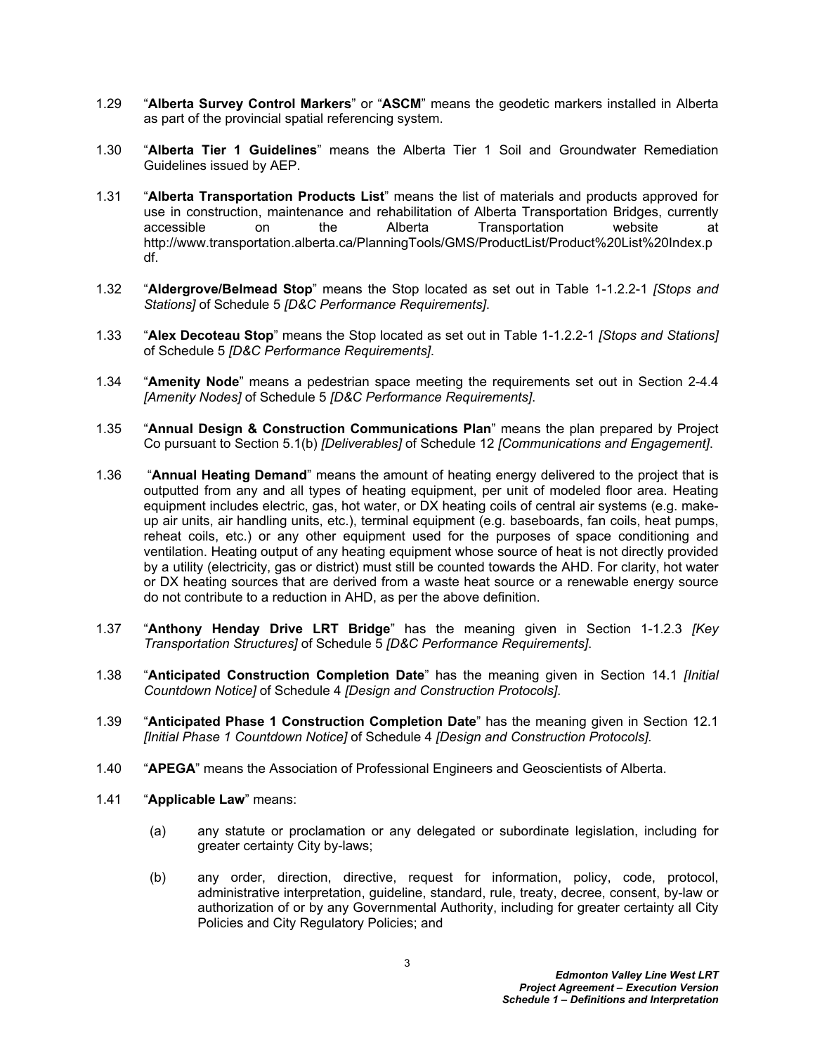1.29 "**Alberta Survey Control Markers**" or "**ASCM**" means the geodetic markers installed in Alberta as part of the provincial spatial referencing system.

1.30 "**Alberta Tier 1 Guidelines**" means the Alberta Tier 1 Soil and Groundwater Remediation Guidelines issued by AEP.

1.31 "**Alberta Transportation Products List**" means the list of materials and products approved for use in construction, maintenance and rehabilitation of Alberta Transportation Bridges, currently accessible on the Alberta Transportation website at http://www.transportation.alberta.ca/PlanningTools/GMS/ProductList/Product%20List%20Index.pdf.

1.32 "**Aldergrove/Belmead Stop**" means the Stop located as set out in Table 1-1.2.2-1 *[Stops and Stations]* of Schedule 5 *[D&C Performance Requirements]*.

1.33 "**Alex Decoteau Stop**" means the Stop located as set out in Table 1-1.2.2-1 *[Stops and Stations]* of Schedule 5 *[D&C Performance Requirements]*.

1.34 "**Amenity Node**" means a pedestrian space meeting the requirements set out in Section 2-4.4 *[Amenity Nodes]* of Schedule 5 *[D&C Performance Requirements]*.

1.35 "**Annual Design & Construction Communications Plan**" means the plan prepared by Project Co pursuant to Section 5.1(b) *[Deliverables]* of Schedule 12 *[Communications and Engagement]*.

1.36 "**Annual Heating Demand**" means the amount of heating energy delivered to the project that is outputted from any and all types of heating equipment, per unit of modeled floor area. Heating equipment includes electric, gas, hot water, or DX heating coils of central air systems (e.g. make-up air units, air handling units, etc.), terminal equipment (e.g. baseboards, fan coils, heat pumps, reheat coils, etc.) or any other equipment used for the purposes of space conditioning and ventilation. Heating output of any heating equipment whose source of heat is not directly provided by a utility (electricity, gas or district) must still be counted towards the AHD. For clarity, hot water or DX heating sources that are derived from a waste heat source or a renewable energy source do not contribute to a reduction in AHD, as per the above definition.

1.37 "**Anthony Henday Drive LRT Bridge**" has the meaning given in Section 1-1.2.3 *[Key Transportation Structures]* of Schedule 5 *[D&C Performance Requirements]*.

1.38 "**Anticipated Construction Completion Date**" has the meaning given in Section 14.1 *[Initial Countdown Notice]* of Schedule 4 *[Design and Construction Protocols]*.

1.39 "**Anticipated Phase 1 Construction Completion Date**" has the meaning given in Section 12.1 *[Initial Phase 1 Countdown Notice]* of Schedule 4 *[Design and Construction Protocols].*

1.40 "**APEGA**" means the Association of Professional Engineers and Geoscientists of Alberta.

1.41 "**Applicable Law**" means:

(a) any statute or proclamation or any delegated or subordinate legislation, including for greater certainty City by-laws;

(b) any order, direction, directive, request for information, policy, code, protocol, administrative interpretation, guideline, standard, rule, treaty, decree, consent, by-law or authorization of or by any Governmental Authority, including for greater certainty all City Policies and City Regulatory Policies; and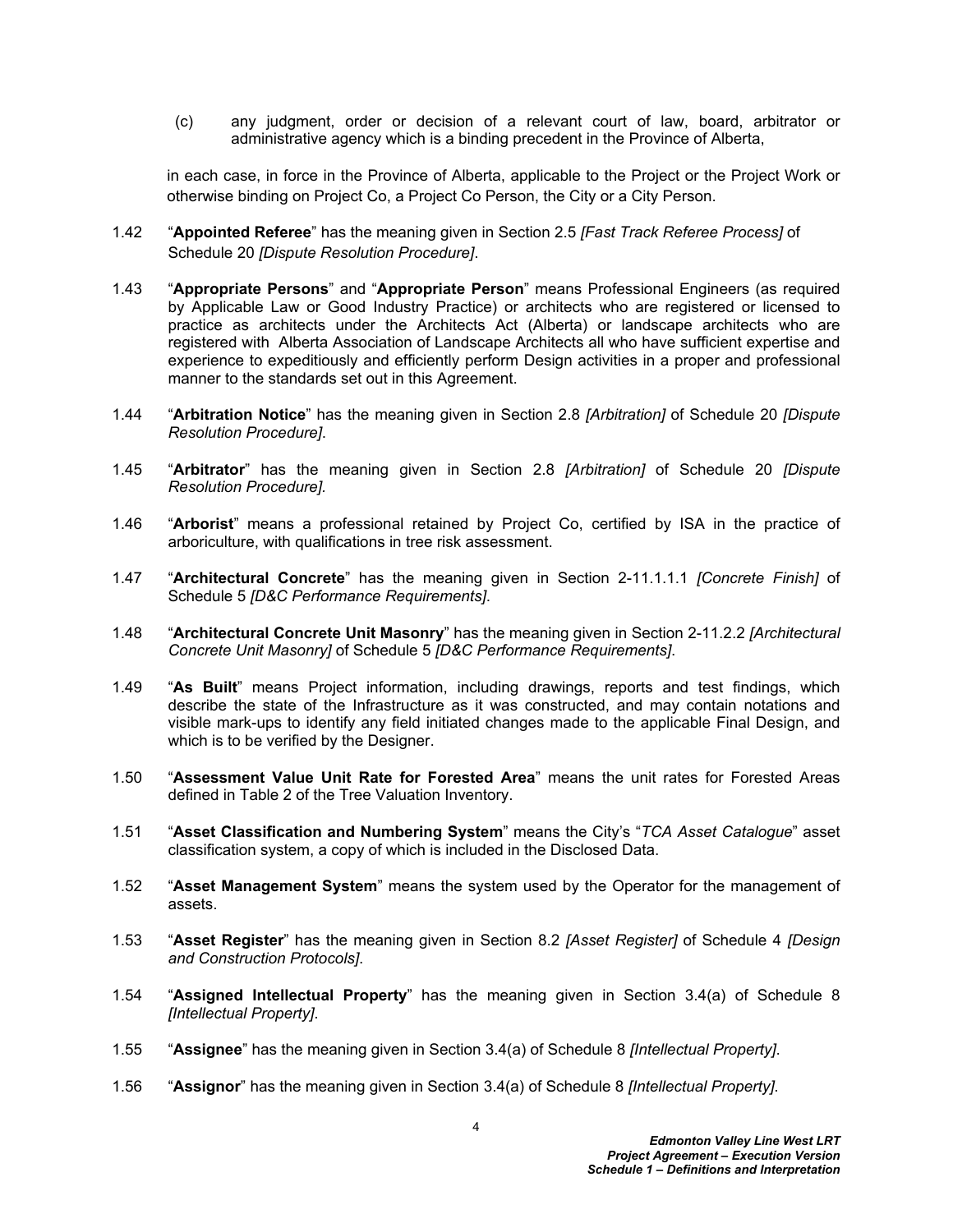(c) any judgment, order or decision of a relevant court of law, board, arbitrator or administrative agency which is a binding precedent in the Province of Alberta,

in each case, in force in the Province of Alberta, applicable to the Project or the Project Work or otherwise binding on Project Co, a Project Co Person, the City or a City Person.

1.42 "**Appointed Referee**" has the meaning given in Section 2.5 *[Fast Track Referee Process]* of Schedule 20 *[Dispute Resolution Procedure]*.

1.43 "**Appropriate Persons**" and "**Appropriate Person**" means Professional Engineers (as required by Applicable Law or Good Industry Practice) or architects who are registered or licensed to practice as architects under the Architects Act (Alberta) or landscape architects who are registered with Alberta Association of Landscape Architects all who have sufficient expertise and experience to expeditiously and efficiently perform Design activities in a proper and professional manner to the standards set out in this Agreement.

1.44 "**Arbitration Notice**" has the meaning given in Section 2.8 *[Arbitration]* of Schedule 20 *[Dispute Resolution Procedure]*.

1.45 "**Arbitrator**" has the meaning given in Section 2.8 *[Arbitration]* of Schedule 20 *[Dispute Resolution Procedure].*

1.46 "**Arborist**" means a professional retained by Project Co, certified by ISA in the practice of arboriculture, with qualifications in tree risk assessment.

1.47 "**Architectural Concrete**" has the meaning given in Section 2-11.1.1.1 *[Concrete Finish]* of Schedule 5 *[D&C Performance Requirements]*.

1.48 "**Architectural Concrete Unit Masonry**" has the meaning given in Section 2-11.2.2 *[Architectural Concrete Unit Masonry]* of Schedule 5 *[D&C Performance Requirements]*.

1.49 "**As Built**" means Project information, including drawings, reports and test findings, which describe the state of the Infrastructure as it was constructed, and may contain notations and visible mark-ups to identify any field initiated changes made to the applicable Final Design, and which is to be verified by the Designer.

1.50 "**Assessment Value Unit Rate for Forested Area**" means the unit rates for Forested Areas defined in Table 2 of the Tree Valuation Inventory.

1.51 "**Asset Classification and Numbering System**" means the City's "*TCA Asset Catalogue*" asset classification system, a copy of which is included in the Disclosed Data.

1.52 "**Asset Management System**" means the system used by the Operator for the management of assets.

1.53 "**Asset Register**" has the meaning given in Section 8.2 *[Asset Register]* of Schedule 4 *[Design and Construction Protocols]*.

1.54 "**Assigned Intellectual Property**" has the meaning given in Section 3.4(a) of Schedule 8 *[Intellectual Property]*.

1.55 "**Assignee**" has the meaning given in Section 3.4(a) of Schedule 8 *[Intellectual Property]*.

1.56 "**Assignor**" has the meaning given in Section 3.4(a) of Schedule 8 *[Intellectual Property]*.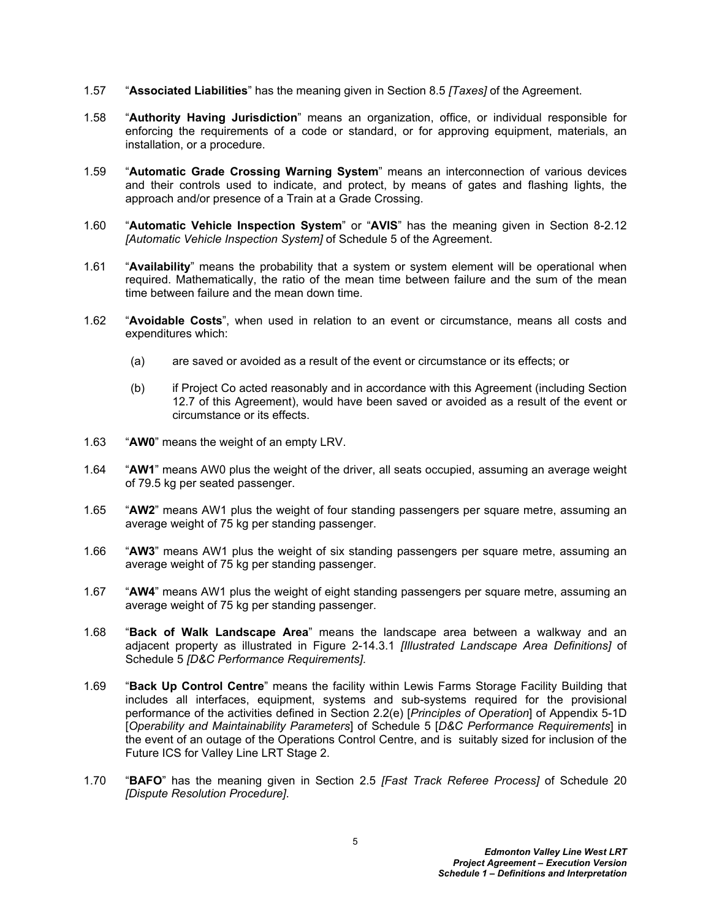1.57 "**Associated Liabilities**" has the meaning given in Section 8.5 *[Taxes]* of the Agreement.

1.58 "**Authority Having Jurisdiction**" means an organization, office, or individual responsible for enforcing the requirements of a code or standard, or for approving equipment, materials, an installation, or a procedure.

1.59 "**Automatic Grade Crossing Warning System**" means an interconnection of various devices and their controls used to indicate, and protect, by means of gates and flashing lights, the approach and/or presence of a Train at a Grade Crossing.

1.60 "**Automatic Vehicle Inspection System**" or "**AVIS**" has the meaning given in Section 8-2.12 *[Automatic Vehicle Inspection System]* of Schedule 5 of the Agreement.

1.61 "**Availability**" means the probability that a system or system element will be operational when required. Mathematically, the ratio of the mean time between failure and the sum of the mean time between failure and the mean down time.

1.62 "**Avoidable Costs**", when used in relation to an event or circumstance, means all costs and expenditures which:

(a) are saved or avoided as a result of the event or circumstance or its effects; or

(b) if Project Co acted reasonably and in accordance with this Agreement (including Section 12.7 of this Agreement), would have been saved or avoided as a result of the event or circumstance or its effects.

1.63 "**AW0**" means the weight of an empty LRV.

1.64 "**AW1**" means AW0 plus the weight of the driver, all seats occupied, assuming an average weight of 79.5 kg per seated passenger.

1.65 "**AW2**" means AW1 plus the weight of four standing passengers per square metre, assuming an average weight of 75 kg per standing passenger.

1.66 "**AW3**" means AW1 plus the weight of six standing passengers per square metre, assuming an average weight of 75 kg per standing passenger.

1.67 "**AW4**" means AW1 plus the weight of eight standing passengers per square metre, assuming an average weight of 75 kg per standing passenger.

1.68 "**Back of Walk Landscape Area**" means the landscape area between a walkway and an adjacent property as illustrated in Figure 2-14.3.1 *[Illustrated Landscape Area Definitions]* of Schedule 5 *[D&C Performance Requirements]*.

1.69 "**Back Up Control Centre**" means the facility within Lewis Farms Storage Facility Building that includes all interfaces, equipment, systems and sub-systems required for the provisional performance of the activities defined in Section 2.2(e) [*Principles of Operation*] of Appendix 5-1D [*Operability and Maintainability Parameters*] of Schedule 5 [*D&C Performance Requirements*] in the event of an outage of the Operations Control Centre, and is suitably sized for inclusion of the Future ICS for Valley Line LRT Stage 2.

1.70 "**BAFO**" has the meaning given in Section 2.5 *[Fast Track Referee Process]* of Schedule 20 *[Dispute Resolution Procedure]*.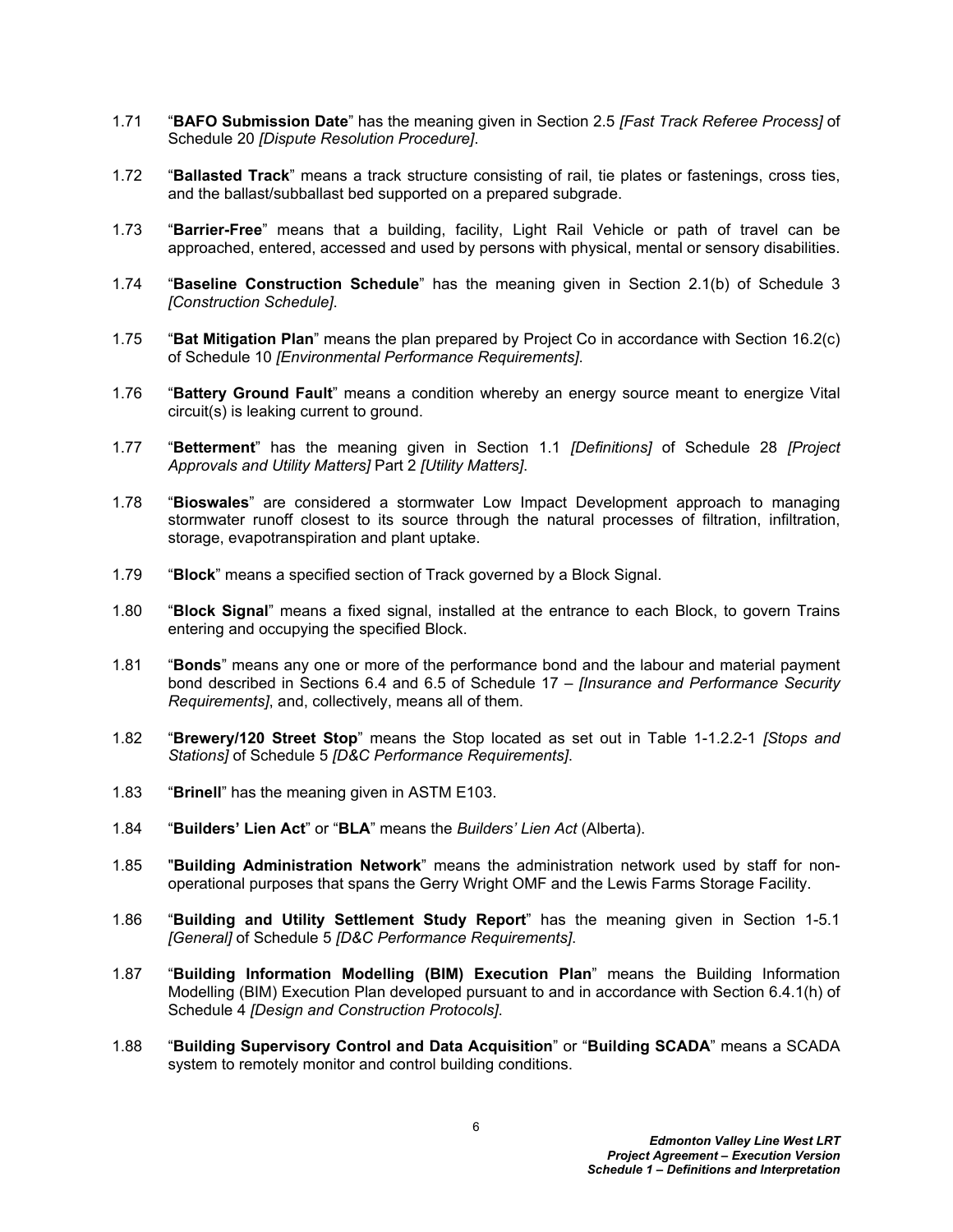1.71 "**BAFO Submission Date**" has the meaning given in Section 2.5 *[Fast Track Referee Process]* of Schedule 20 *[Dispute Resolution Procedure]*.

1.72 "**Ballasted Track**" means a track structure consisting of rail, tie plates or fastenings, cross ties, and the ballast/subballast bed supported on a prepared subgrade.

1.73 "**Barrier-Free**" means that a building, facility, Light Rail Vehicle or path of travel can be approached, entered, accessed and used by persons with physical, mental or sensory disabilities.

1.74 "**Baseline Construction Schedule**" has the meaning given in Section 2.1(b) of Schedule 3 *[Construction Schedule]*.

1.75 "**Bat Mitigation Plan**" means the plan prepared by Project Co in accordance with Section 16.2(c) of Schedule 10 *[Environmental Performance Requirements]*.

1.76 "**Battery Ground Fault**" means a condition whereby an energy source meant to energize Vital circuit(s) is leaking current to ground.

1.77 "**Betterment**" has the meaning given in Section 1.1 *[Definitions]* of Schedule 28 *[Project Approvals and Utility Matters]* Part 2 *[Utility Matters]*.

1.78 "**Bioswales**" are considered a stormwater Low Impact Development approach to managing stormwater runoff closest to its source through the natural processes of filtration, infiltration, storage, evapotranspiration and plant uptake.

1.79 "**Block**" means a specified section of Track governed by a Block Signal.

1.80 "**Block Signal**" means a fixed signal, installed at the entrance to each Block, to govern Trains entering and occupying the specified Block.

1.81 "**Bonds**" means any one or more of the performance bond and the labour and material payment bond described in Sections 6.4 and 6.5 of Schedule 17 – *[Insurance and Performance Security Requirements]*, and, collectively, means all of them.

1.82 "**Brewery/120 Street Stop**" means the Stop located as set out in Table 1-1.2.2-1 *[Stops and Stations]* of Schedule 5 *[D&C Performance Requirements]*.

1.83 "**Brinell**" has the meaning given in ASTM E103.

1.84 "**Builders' Lien Act**" or "**BLA**" means the *Builders' Lien Act* (Alberta).

1.85 "**Building Administration Network**" means the administration network used by staff for non-operational purposes that spans the Gerry Wright OMF and the Lewis Farms Storage Facility.

1.86 "**Building and Utility Settlement Study Report**" has the meaning given in Section 1-5.1 *[General]* of Schedule 5 *[D&C Performance Requirements]*.

1.87 "**Building Information Modelling (BIM) Execution Plan**" means the Building Information Modelling (BIM) Execution Plan developed pursuant to and in accordance with Section 6.4.1(h) of Schedule 4 *[Design and Construction Protocols]*.

1.88 "**Building Supervisory Control and Data Acquisition**" or "**Building SCADA**" means a SCADA system to remotely monitor and control building conditions.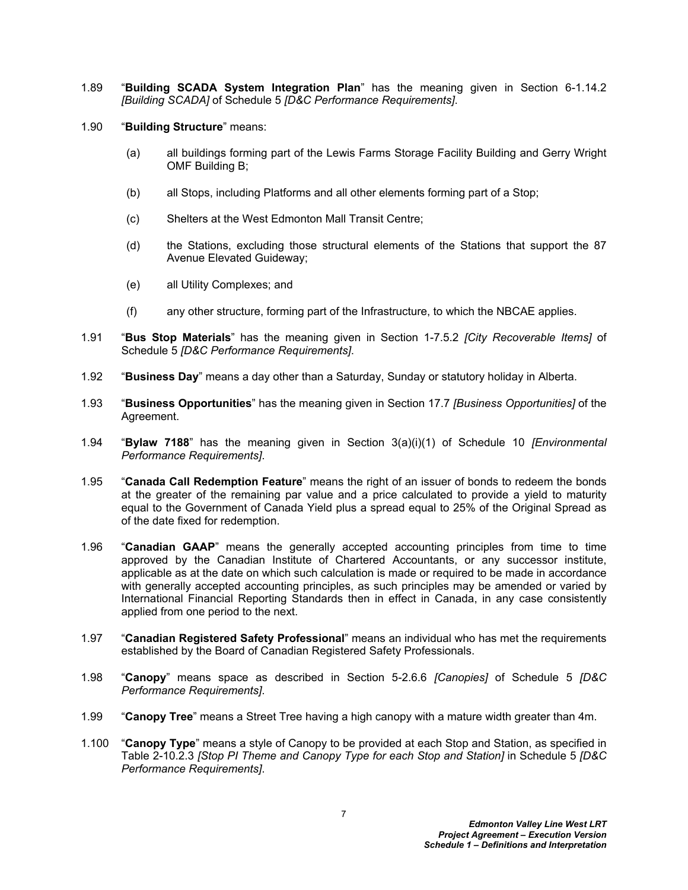1.89 "**Building SCADA System Integration Plan**" has the meaning given in Section 6-1.14.2 *[Building SCADA]* of Schedule 5 *[D&C Performance Requirements]*.

1.90 "**Building Structure**" means:

(a) all buildings forming part of the Lewis Farms Storage Facility Building and Gerry Wright OMF Building B;

(b) all Stops, including Platforms and all other elements forming part of a Stop;

(c) Shelters at the West Edmonton Mall Transit Centre;

(d) the Stations, excluding those structural elements of the Stations that support the 87 Avenue Elevated Guideway;

(e) all Utility Complexes; and

(f) any other structure, forming part of the Infrastructure, to which the NBCAE applies.

1.91 "**Bus Stop Materials**" has the meaning given in Section 1-7.5.2 *[City Recoverable Items]* of Schedule 5 *[D&C Performance Requirements]*.

1.92 "**Business Day**" means a day other than a Saturday, Sunday or statutory holiday in Alberta.

1.93 "**Business Opportunities**" has the meaning given in Section 17.7 *[Business Opportunities]* of the Agreement.

1.94 "**Bylaw 7188**" has the meaning given in Section 3(a)(i)(1) of Schedule 10 *[Environmental Performance Requirements]*.

1.95 "**Canada Call Redemption Feature**" means the right of an issuer of bonds to redeem the bonds at the greater of the remaining par value and a price calculated to provide a yield to maturity equal to the Government of Canada Yield plus a spread equal to 25% of the Original Spread as of the date fixed for redemption.

1.96 "**Canadian GAAP**" means the generally accepted accounting principles from time to time approved by the Canadian Institute of Chartered Accountants, or any successor institute, applicable as at the date on which such calculation is made or required to be made in accordance with generally accepted accounting principles, as such principles may be amended or varied by International Financial Reporting Standards then in effect in Canada, in any case consistently applied from one period to the next.

1.97 "**Canadian Registered Safety Professional**" means an individual who has met the requirements established by the Board of Canadian Registered Safety Professionals.

1.98 "**Canopy**" means space as described in Section 5-2.6.6 *[Canopies]* of Schedule 5 *[D&C Performance Requirements]*.

1.99 "**Canopy Tree**" means a Street Tree having a high canopy with a mature width greater than 4m.

1.100 "**Canopy Type**" means a style of Canopy to be provided at each Stop and Station, as specified in Table 2-10.2.3 *[Stop PI Theme and Canopy Type for each Stop and Station]* in Schedule 5 *[D&C Performance Requirements]*.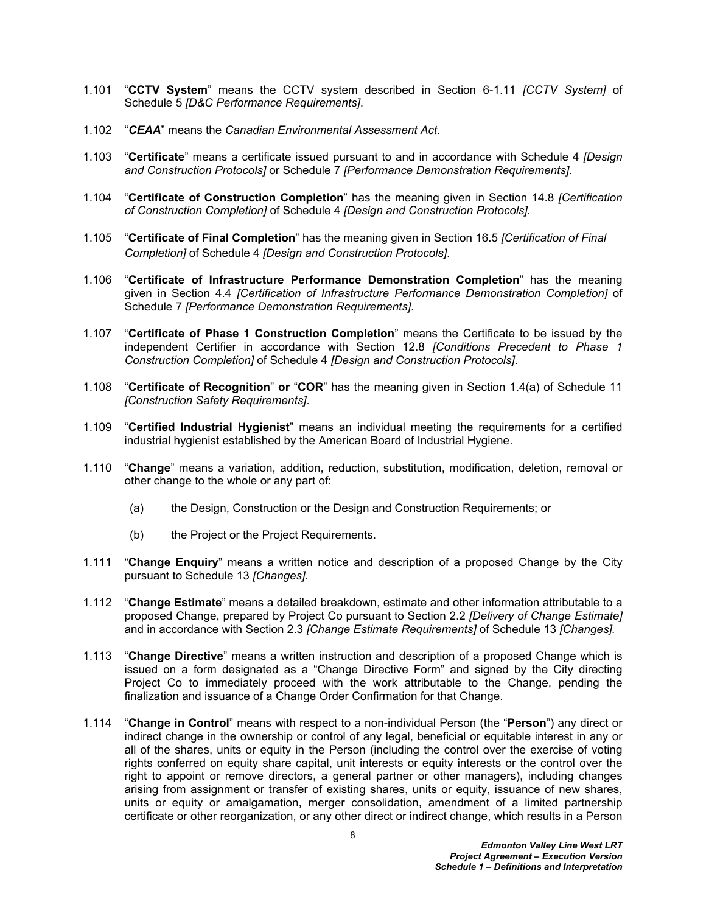1.101 "**CCTV System**" means the CCTV system described in Section 6-1.11 *[CCTV System]* of Schedule 5 *[D&C Performance Requirements]*.

1.102 "***CEAA***" means the *Canadian Environmental Assessment Act*.

1.103 "**Certificate**" means a certificate issued pursuant to and in accordance with Schedule 4 *[Design and Construction Protocols]* or Schedule 7 *[Performance Demonstration Requirements]*.

1.104 "**Certificate of Construction Completion**" has the meaning given in Section 14.8 *[Certification of Construction Completion]* of Schedule 4 *[Design and Construction Protocols].*

1.105 "**Certificate of Final Completion**" has the meaning given in Section 16.5 *[Certification of Final Completion]* of Schedule 4 *[Design and Construction Protocols]*.

1.106 "**Certificate of Infrastructure Performance Demonstration Completion**" has the meaning given in Section 4.4 *[Certification of Infrastructure Performance Demonstration Completion]* of Schedule 7 *[Performance Demonstration Requirements]*.

1.107 "**Certificate of Phase 1 Construction Completion**" means the Certificate to be issued by the independent Certifier in accordance with Section 12.8 *[Conditions Precedent to Phase 1 Construction Completion]* of Schedule 4 *[Design and Construction Protocols]*.

1.108 "**Certificate of Recognition**" **or** "**COR**" has the meaning given in Section 1.4(a) of Schedule 11 *[Construction Safety Requirements]*.

1.109 "**Certified Industrial Hygienist**" means an individual meeting the requirements for a certified industrial hygienist established by the American Board of Industrial Hygiene.

1.110 "**Change**" means a variation, addition, reduction, substitution, modification, deletion, removal or other change to the whole or any part of:

(a) the Design, Construction or the Design and Construction Requirements; or

(b) the Project or the Project Requirements.

1.111 "**Change Enquiry**" means a written notice and description of a proposed Change by the City pursuant to Schedule 13 *[Changes]*.

1.112 "**Change Estimate**" means a detailed breakdown, estimate and other information attributable to a proposed Change, prepared by Project Co pursuant to Section 2.2 *[Delivery of Change Estimate]* and in accordance with Section 2.3 *[Change Estimate Requirements]* of Schedule 13 *[Changes].*

1.113 "**Change Directive**" means a written instruction and description of a proposed Change which is issued on a form designated as a "Change Directive Form" and signed by the City directing Project Co to immediately proceed with the work attributable to the Change, pending the finalization and issuance of a Change Order Confirmation for that Change.

1.114 "**Change in Control**" means with respect to a non-individual Person (the "**Person**") any direct or indirect change in the ownership or control of any legal, beneficial or equitable interest in any or all of the shares, units or equity in the Person (including the control over the exercise of voting rights conferred on equity share capital, unit interests or equity interests or the control over the right to appoint or remove directors, a general partner or other managers), including changes arising from assignment or transfer of existing shares, units or equity, issuance of new shares, units or equity or amalgamation, merger consolidation, amendment of a limited partnership certificate or other reorganization, or any other direct or indirect change, which results in a Person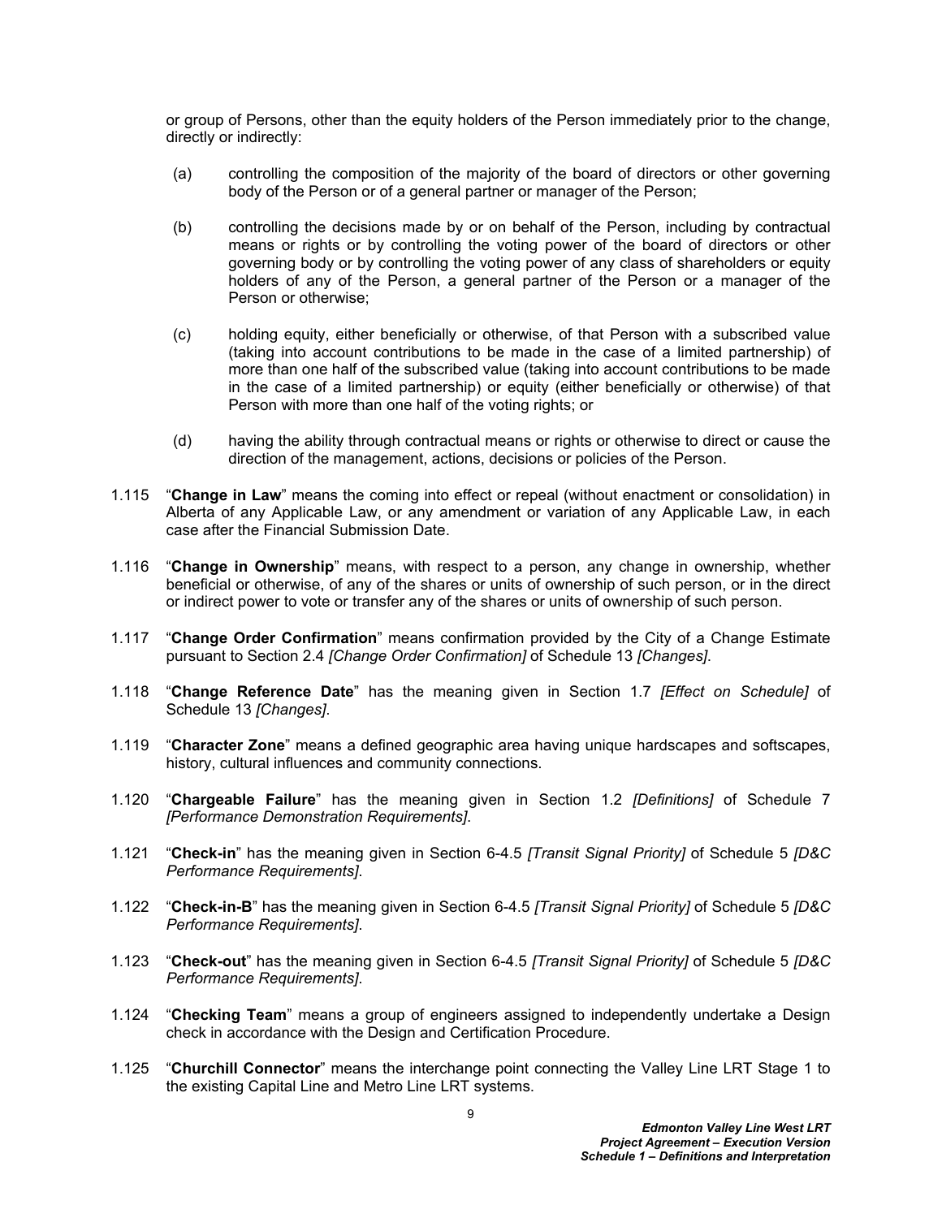or group of Persons, other than the equity holders of the Person immediately prior to the change, directly or indirectly:

(a) controlling the composition of the majority of the board of directors or other governing body of the Person or of a general partner or manager of the Person;

(b) controlling the decisions made by or on behalf of the Person, including by contractual means or rights or by controlling the voting power of the board of directors or other governing body or by controlling the voting power of any class of shareholders or equity holders of any of the Person, a general partner of the Person or a manager of the Person or otherwise;

(c) holding equity, either beneficially or otherwise, of that Person with a subscribed value (taking into account contributions to be made in the case of a limited partnership) of more than one half of the subscribed value (taking into account contributions to be made in the case of a limited partnership) or equity (either beneficially or otherwise) of that Person with more than one half of the voting rights; or

(d) having the ability through contractual means or rights or otherwise to direct or cause the direction of the management, actions, decisions or policies of the Person.

1.115 "**Change in Law**" means the coming into effect or repeal (without enactment or consolidation) in Alberta of any Applicable Law, or any amendment or variation of any Applicable Law, in each case after the Financial Submission Date.

1.116 "**Change in Ownership**" means, with respect to a person, any change in ownership, whether beneficial or otherwise, of any of the shares or units of ownership of such person, or in the direct or indirect power to vote or transfer any of the shares or units of ownership of such person.

1.117 "**Change Order Confirmation**" means confirmation provided by the City of a Change Estimate pursuant to Section 2.4 *[Change Order Confirmation]* of Schedule 13 *[Changes]*.

1.118 "**Change Reference Date**" has the meaning given in Section 1.7 *[Effect on Schedule]* of Schedule 13 *[Changes]*.

1.119 "**Character Zone**" means a defined geographic area having unique hardscapes and softscapes, history, cultural influences and community connections.

1.120 "**Chargeable Failure**" has the meaning given in Section 1.2 *[Definitions]* of Schedule 7 *[Performance Demonstration Requirements]*.

1.121 "**Check-in**" has the meaning given in Section 6-4.5 *[Transit Signal Priority]* of Schedule 5 *[D&C Performance Requirements]*.

1.122 "**Check-in-B**" has the meaning given in Section 6-4.5 *[Transit Signal Priority]* of Schedule 5 *[D&C Performance Requirements]*.

1.123 "**Check-out**" has the meaning given in Section 6-4.5 *[Transit Signal Priority]* of Schedule 5 *[D&C Performance Requirements]*.

1.124 "**Checking Team**" means a group of engineers assigned to independently undertake a Design check in accordance with the Design and Certification Procedure.

1.125 "**Churchill Connector**" means the interchange point connecting the Valley Line LRT Stage 1 to the existing Capital Line and Metro Line LRT systems.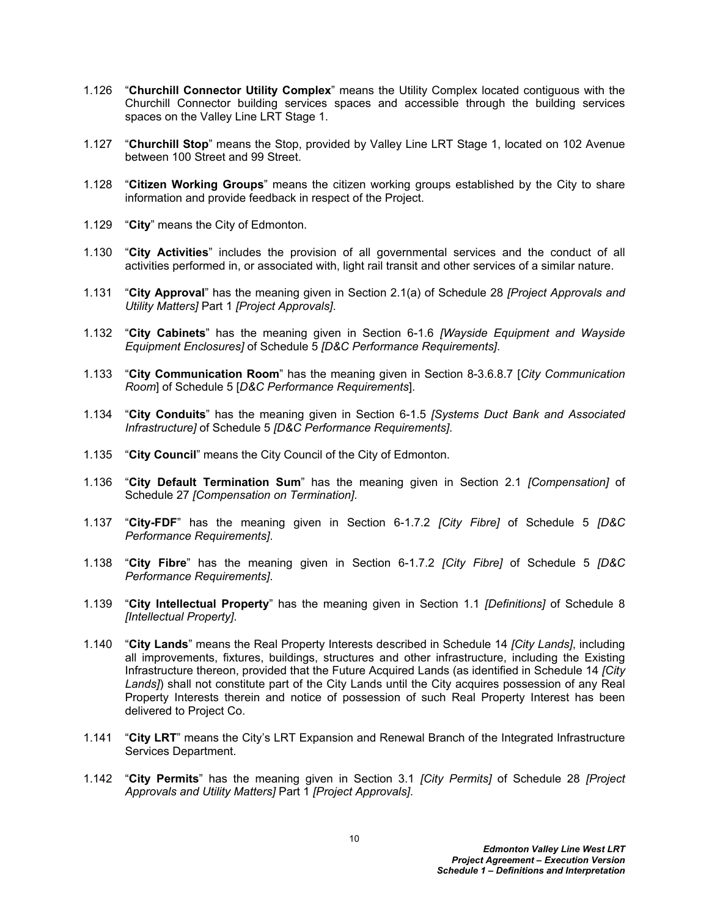1.126 “**Churchill Connector Utility Complex**” means the Utility Complex located contiguous with the Churchill Connector building services spaces and accessible through the building services spaces on the Valley Line LRT Stage 1.

1.127 “**Churchill Stop**” means the Stop, provided by Valley Line LRT Stage 1, located on 102 Avenue between 100 Street and 99 Street.

1.128 “**Citizen Working Groups**” means the citizen working groups established by the City to share information and provide feedback in respect of the Project.

1.129 “**City**” means the City of Edmonton.

1.130 “**City Activities**” includes the provision of all governmental services and the conduct of all activities performed in, or associated with, light rail transit and other services of a similar nature.

1.131 “**City Approval**” has the meaning given in Section 2.1(a) of Schedule 28 *[Project Approvals and Utility Matters]* Part 1 *[Project Approvals]*.

1.132 “**City Cabinets**” has the meaning given in Section 6-1.6 *[Wayside Equipment and Wayside Equipment Enclosures]* of Schedule 5 *[D&C Performance Requirements]*.

1.133 “**City Communication Room**” has the meaning given in Section 8-3.6.8.7 [*City Communication Room*] of Schedule 5 [*D&C Performance Requirements*].

1.134 “**City Conduits**” has the meaning given in Section 6-1.5 *[Systems Duct Bank and Associated Infrastructure]* of Schedule 5 *[D&C Performance Requirements]*.

1.135 “**City Council**” means the City Council of the City of Edmonton.

1.136 “**City Default Termination Sum**” has the meaning given in Section 2.1 *[Compensation]* of Schedule 27 *[Compensation on Termination]*.

1.137 “**City-FDF**” has the meaning given in Section 6-1.7.2 *[City Fibre]* of Schedule 5 *[D&C Performance Requirements]*.

1.138 “**City Fibre**” has the meaning given in Section 6-1.7.2 *[City Fibre]* of Schedule 5 *[D&C Performance Requirements]*.

1.139 “**City Intellectual Property**” has the meaning given in Section 1.1 *[Definitions]* of Schedule 8 *[Intellectual Property]*.

1.140 “**City Lands**” means the Real Property Interests described in Schedule 14 *[City Lands]*, including all improvements, fixtures, buildings, structures and other infrastructure, including the Existing Infrastructure thereon, provided that the Future Acquired Lands (as identified in Schedule 14 *[City Lands]*) shall not constitute part of the City Lands until the City acquires possession of any Real Property Interests therein and notice of possession of such Real Property Interest has been delivered to Project Co.

1.141 “**City LRT**” means the City’s LRT Expansion and Renewal Branch of the Integrated Infrastructure Services Department.

1.142 “**City Permits**” has the meaning given in Section 3.1 *[City Permits]* of Schedule 28 *[Project Approvals and Utility Matters]* Part 1 *[Project Approvals]*.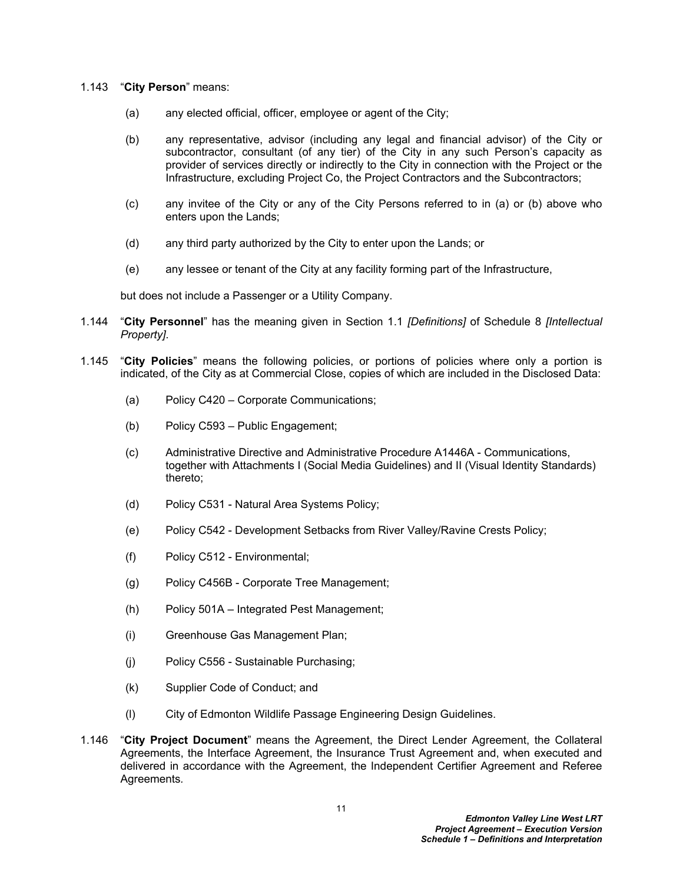1.143 "**City Person**" means:

(a) any elected official, officer, employee or agent of the City;

(b) any representative, advisor (including any legal and financial advisor) of the City or subcontractor, consultant (of any tier) of the City in any such Person's capacity as provider of services directly or indirectly to the City in connection with the Project or the Infrastructure, excluding Project Co, the Project Contractors and the Subcontractors;

(c) any invitee of the City or any of the City Persons referred to in (a) or (b) above who enters upon the Lands;

(d) any third party authorized by the City to enter upon the Lands; or

(e) any lessee or tenant of the City at any facility forming part of the Infrastructure,

but does not include a Passenger or a Utility Company.

1.144 "**City Personnel**" has the meaning given in Section 1.1 *[Definitions]* of Schedule 8 *[Intellectual Property]*.

1.145 "**City Policies**" means the following policies, or portions of policies where only a portion is indicated, of the City as at Commercial Close, copies of which are included in the Disclosed Data:

(a) Policy C420 – Corporate Communications;

(b) Policy C593 – Public Engagement;

(c) Administrative Directive and Administrative Procedure A1446A - Communications, together with Attachments I (Social Media Guidelines) and II (Visual Identity Standards) thereto;

(d) Policy C531 - Natural Area Systems Policy;

(e) Policy C542 - Development Setbacks from River Valley/Ravine Crests Policy;

(f) Policy C512 - Environmental;

(g) Policy C456B - Corporate Tree Management;

(h) Policy 501A – Integrated Pest Management;

(i) Greenhouse Gas Management Plan;

(j) Policy C556 - Sustainable Purchasing;

(k) Supplier Code of Conduct; and

(l) City of Edmonton Wildlife Passage Engineering Design Guidelines.

1.146 "**City Project Document**" means the Agreement, the Direct Lender Agreement, the Collateral Agreements, the Interface Agreement, the Insurance Trust Agreement and, when executed and delivered in accordance with the Agreement, the Independent Certifier Agreement and Referee Agreements.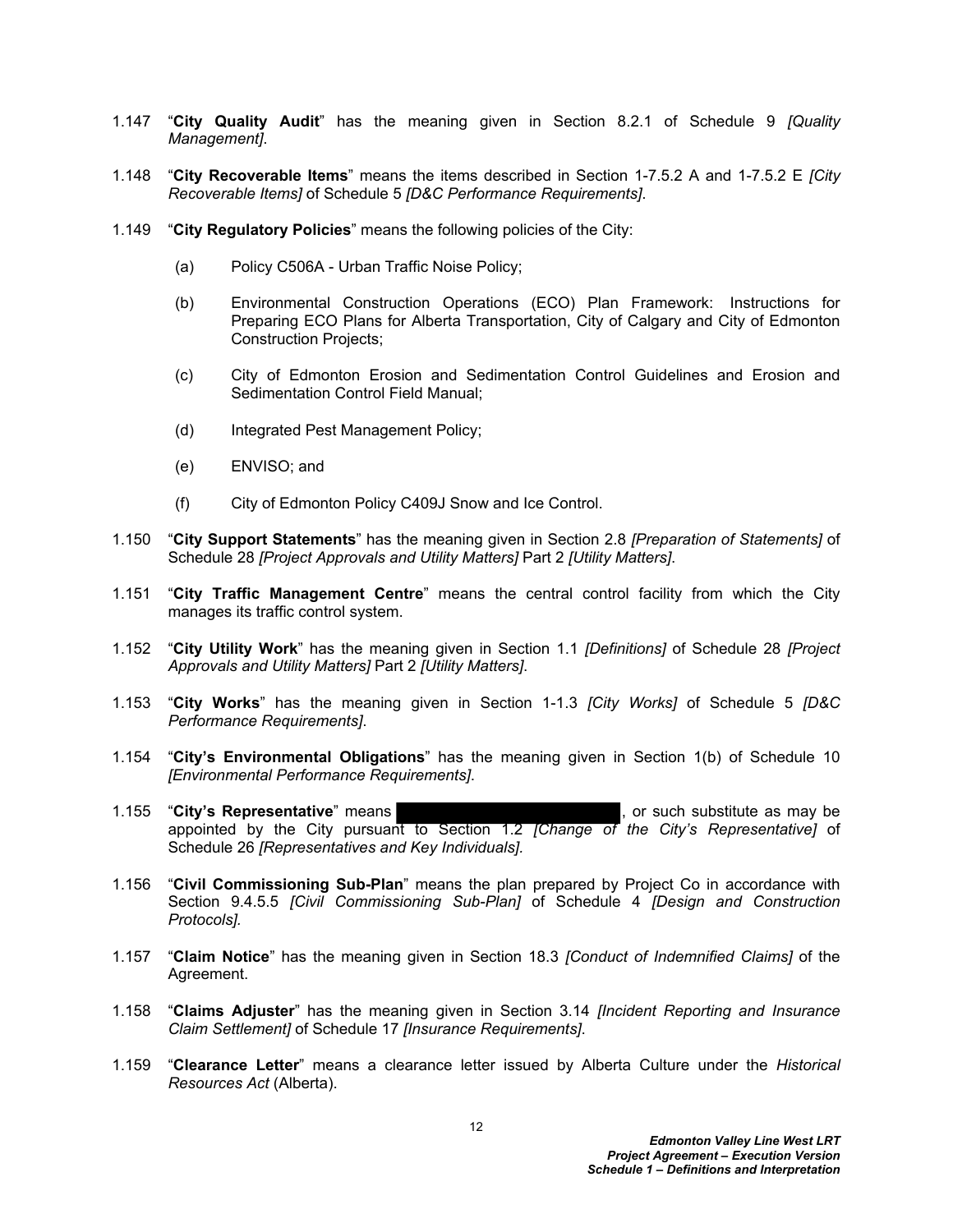1.147 "**City Quality Audit**" has the meaning given in Section 8.2.1 of Schedule 9 *[Quality Management]*.

1.148 "**City Recoverable Items**" means the items described in Section 1-7.5.2 A and 1-7.5.2 E *[City Recoverable Items]* of Schedule 5 *[D&C Performance Requirements]*.

1.149 "**City Regulatory Policies**" means the following policies of the City:

(a) Policy C506A - Urban Traffic Noise Policy;

(b) Environmental Construction Operations (ECO) Plan Framework: Instructions for Preparing ECO Plans for Alberta Transportation, City of Calgary and City of Edmonton Construction Projects;

(c) City of Edmonton Erosion and Sedimentation Control Guidelines and Erosion and Sedimentation Control Field Manual;

(d) Integrated Pest Management Policy;

(e) ENVISO; and

(f) City of Edmonton Policy C409J Snow and Ice Control.

1.150 "**City Support Statements**" has the meaning given in Section 2.8 *[Preparation of Statements]* of Schedule 28 *[Project Approvals and Utility Matters]* Part 2 *[Utility Matters]*.

1.151 "**City Traffic Management Centre**" means the central control facility from which the City manages its traffic control system.

1.152 "**City Utility Work**" has the meaning given in Section 1.1 *[Definitions]* of Schedule 28 *[Project Approvals and Utility Matters]* Part 2 *[Utility Matters]*.

1.153 "**City Works**" has the meaning given in Section 1-1.3 *[City Works]* of Schedule 5 *[D&C Performance Requirements]*.

1.154 "**City's Environmental Obligations**" has the meaning given in Section 1(b) of Schedule 10 *[Environmental Performance Requirements]*.

1.155 "**City's Representative**" means [REDACTED], or such substitute as may be appointed by the City pursuant to Section 1.2 *[Change of the City's Representative]* of Schedule 26 *[Representatives and Key Individuals]*.

1.156 "**Civil Commissioning Sub-Plan**" means the plan prepared by Project Co in accordance with Section 9.4.5.5 *[Civil Commissioning Sub-Plan]* of Schedule 4 *[Design and Construction Protocols]*.

1.157 "**Claim Notice**" has the meaning given in Section 18.3 *[Conduct of Indemnified Claims]* of the Agreement.

1.158 "**Claims Adjuster**" has the meaning given in Section 3.14 *[Incident Reporting and Insurance Claim Settlement]* of Schedule 17 *[Insurance Requirements]*.

1.159 "**Clearance Letter**" means a clearance letter issued by Alberta Culture under the *Historical Resources Act* (Alberta).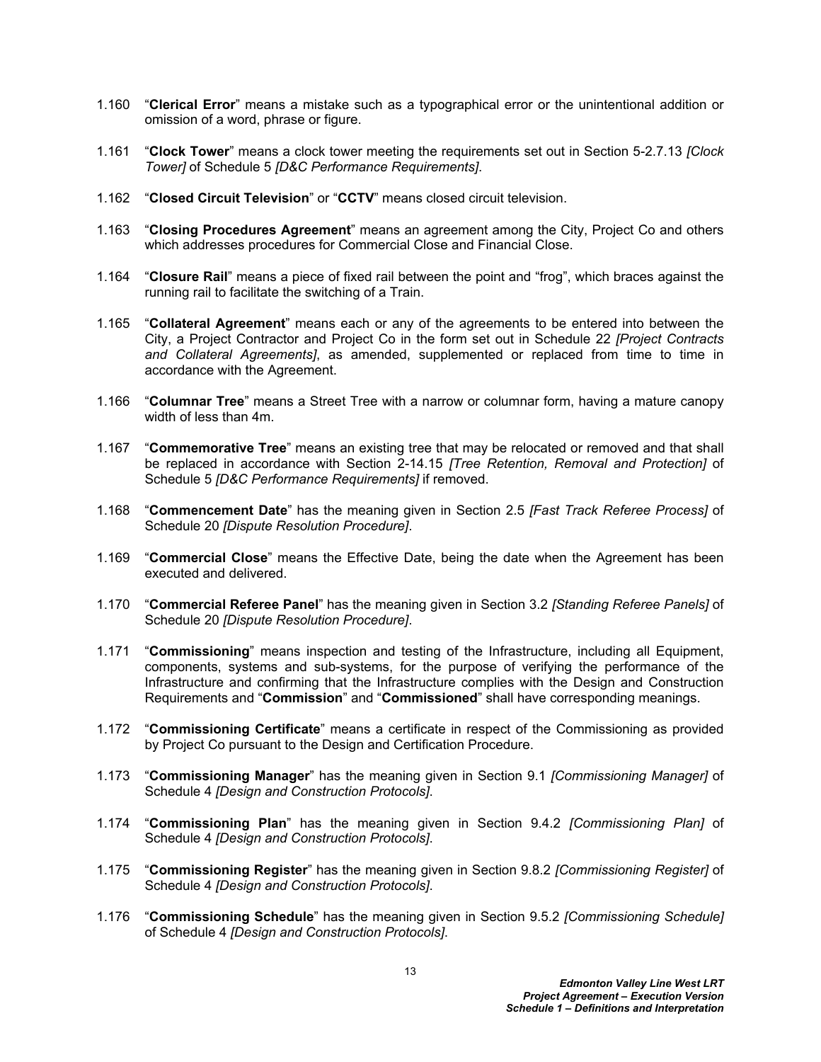1.160 “**Clerical Error**” means a mistake such as a typographical error or the unintentional addition or omission of a word, phrase or figure.

1.161 “**Clock Tower**” means a clock tower meeting the requirements set out in Section 5-2.7.13 *[Clock Tower]* of Schedule 5 *[D&C Performance Requirements]*.

1.162 “**Closed Circuit Television**” or “**CCTV**” means closed circuit television.

1.163 “**Closing Procedures Agreement**” means an agreement among the City, Project Co and others which addresses procedures for Commercial Close and Financial Close.

1.164 “**Closure Rail**” means a piece of fixed rail between the point and “frog”, which braces against the running rail to facilitate the switching of a Train.

1.165 “**Collateral Agreement**” means each or any of the agreements to be entered into between the City, a Project Contractor and Project Co in the form set out in Schedule 22 *[Project Contracts and Collateral Agreements]*, as amended, supplemented or replaced from time to time in accordance with the Agreement.

1.166 “**Columnar Tree**” means a Street Tree with a narrow or columnar form, having a mature canopy width of less than 4m.

1.167 “**Commemorative Tree**” means an existing tree that may be relocated or removed and that shall be replaced in accordance with Section 2-14.15 *[Tree Retention, Removal and Protection]* of Schedule 5 *[D&C Performance Requirements]* if removed.

1.168 “**Commencement Date**” has the meaning given in Section 2.5 *[Fast Track Referee Process]* of Schedule 20 *[Dispute Resolution Procedure]*.

1.169 “**Commercial Close**” means the Effective Date, being the date when the Agreement has been executed and delivered.

1.170 “**Commercial Referee Panel**” has the meaning given in Section 3.2 *[Standing Referee Panels]* of Schedule 20 *[Dispute Resolution Procedure]*.

1.171 “**Commissioning**” means inspection and testing of the Infrastructure, including all Equipment, components, systems and sub-systems, for the purpose of verifying the performance of the Infrastructure and confirming that the Infrastructure complies with the Design and Construction Requirements and “**Commission**” and “**Commissioned**” shall have corresponding meanings.

1.172 “**Commissioning Certificate**” means a certificate in respect of the Commissioning as provided by Project Co pursuant to the Design and Certification Procedure.

1.173 “**Commissioning Manager**” has the meaning given in Section 9.1 *[Commissioning Manager]* of Schedule 4 *[Design and Construction Protocols]*.

1.174 “**Commissioning Plan**” has the meaning given in Section 9.4.2 *[Commissioning Plan]* of Schedule 4 *[Design and Construction Protocols]*.

1.175 “**Commissioning Register**” has the meaning given in Section 9.8.2 *[Commissioning Register]* of Schedule 4 *[Design and Construction Protocols]*.

1.176 “**Commissioning Schedule**” has the meaning given in Section 9.5.2 *[Commissioning Schedule]* of Schedule 4 *[Design and Construction Protocols]*.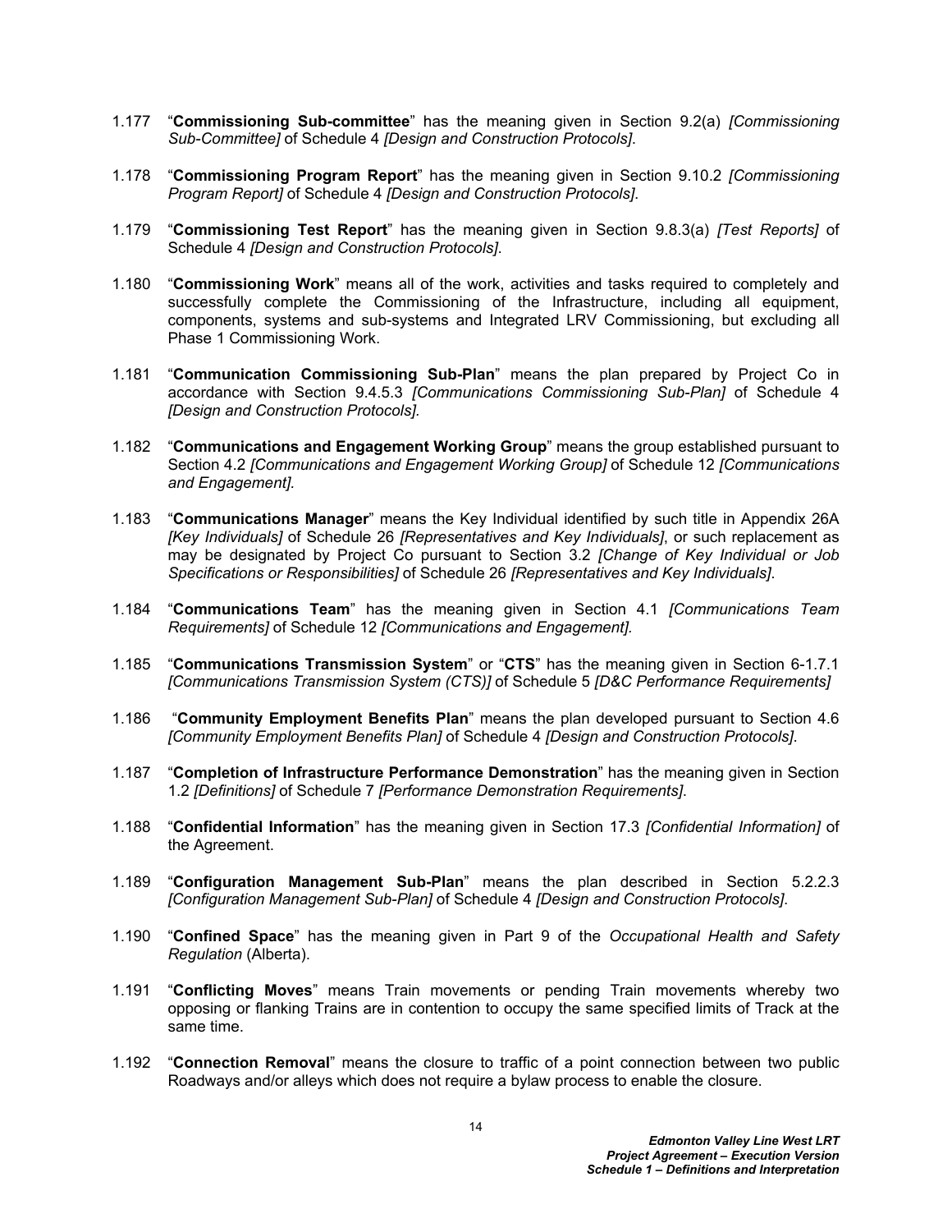1.177 "**Commissioning Sub-committee**" has the meaning given in Section 9.2(a) *[Commissioning Sub-Committee]* of Schedule 4 *[Design and Construction Protocols]*.

1.178 "**Commissioning Program Report**" has the meaning given in Section 9.10.2 *[Commissioning Program Report]* of Schedule 4 *[Design and Construction Protocols]*.

1.179 "**Commissioning Test Report**" has the meaning given in Section 9.8.3(a) *[Test Reports]* of Schedule 4 *[Design and Construction Protocols]*.

1.180 "**Commissioning Work**" means all of the work, activities and tasks required to completely and successfully complete the Commissioning of the Infrastructure, including all equipment, components, systems and sub-systems and Integrated LRV Commissioning, but excluding all Phase 1 Commissioning Work.

1.181 "**Communication Commissioning Sub-Plan**" means the plan prepared by Project Co in accordance with Section 9.4.5.3 *[Communications Commissioning Sub-Plan]* of Schedule 4 *[Design and Construction Protocols].*

1.182 "**Communications and Engagement Working Group**" means the group established pursuant to Section 4.2 *[Communications and Engagement Working Group]* of Schedule 12 *[Communications and Engagement].*

1.183 "**Communications Manager**" means the Key Individual identified by such title in Appendix 26A *[Key Individuals]* of Schedule 26 *[Representatives and Key Individuals]*, or such replacement as may be designated by Project Co pursuant to Section 3.2 *[Change of Key Individual or Job Specifications or Responsibilities]* of Schedule 26 *[Representatives and Key Individuals]*.

1.184 "**Communications Team**" has the meaning given in Section 4.1 *[Communications Team Requirements]* of Schedule 12 *[Communications and Engagement].*

1.185 "**Communications Transmission System**" or "**CTS**" has the meaning given in Section 6-1.7.1 *[Communications Transmission System (CTS)]* of Schedule 5 *[D&C Performance Requirements]*

1.186 "**Community Employment Benefits Plan**" means the plan developed pursuant to Section 4.6 *[Community Employment Benefits Plan]* of Schedule 4 *[Design and Construction Protocols]*.

1.187 "**Completion of Infrastructure Performance Demonstration**" has the meaning given in Section 1.2 *[Definitions]* of Schedule 7 *[Performance Demonstration Requirements]*.

1.188 "**Confidential Information**" has the meaning given in Section 17.3 *[Confidential Information]* of the Agreement.

1.189 "**Configuration Management Sub-Plan**" means the plan described in Section 5.2.2.3 *[Configuration Management Sub-Plan]* of Schedule 4 *[Design and Construction Protocols]*.

1.190 "**Confined Space**" has the meaning given in Part 9 of the *Occupational Health and Safety Regulation* (Alberta).

1.191 "**Conflicting Moves**" means Train movements or pending Train movements whereby two opposing or flanking Trains are in contention to occupy the same specified limits of Track at the same time.

1.192 "**Connection Removal**" means the closure to traffic of a point connection between two public Roadways and/or alleys which does not require a bylaw process to enable the closure.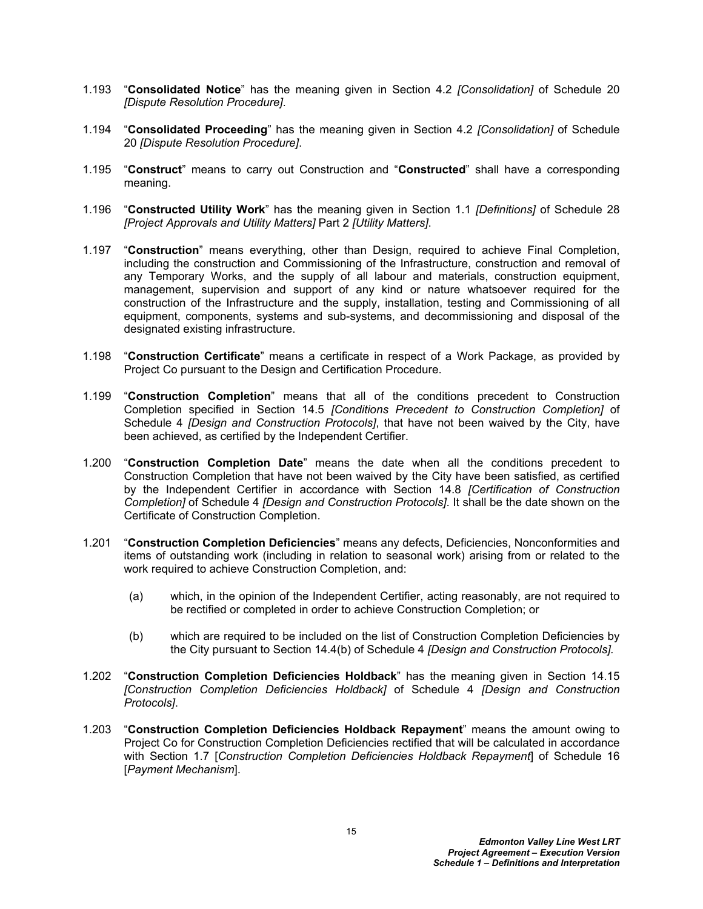1.193 "**Consolidated Notice**" has the meaning given in Section 4.2 *[Consolidation]* of Schedule 20 *[Dispute Resolution Procedure]*.

1.194 "**Consolidated Proceeding**" has the meaning given in Section 4.2 *[Consolidation]* of Schedule 20 *[Dispute Resolution Procedure]*.

1.195 "**Construct**" means to carry out Construction and "**Constructed**" shall have a corresponding meaning.

1.196 "**Constructed Utility Work**" has the meaning given in Section 1.1 *[Definitions]* of Schedule 28 *[Project Approvals and Utility Matters]* Part 2 *[Utility Matters]*.

1.197 "**Construction**" means everything, other than Design, required to achieve Final Completion, including the construction and Commissioning of the Infrastructure, construction and removal of any Temporary Works, and the supply of all labour and materials, construction equipment, management, supervision and support of any kind or nature whatsoever required for the construction of the Infrastructure and the supply, installation, testing and Commissioning of all equipment, components, systems and sub-systems, and decommissioning and disposal of the designated existing infrastructure.

1.198 "**Construction Certificate**" means a certificate in respect of a Work Package, as provided by Project Co pursuant to the Design and Certification Procedure.

1.199 "**Construction Completion**" means that all of the conditions precedent to Construction Completion specified in Section 14.5 *[Conditions Precedent to Construction Completion]* of Schedule 4 *[Design and Construction Protocols]*, that have not been waived by the City, have been achieved, as certified by the Independent Certifier.

1.200 "**Construction Completion Date**" means the date when all the conditions precedent to Construction Completion that have not been waived by the City have been satisfied, as certified by the Independent Certifier in accordance with Section 14.8 *[Certification of Construction Completion]* of Schedule 4 *[Design and Construction Protocols]*. It shall be the date shown on the Certificate of Construction Completion.

1.201 "**Construction Completion Deficiencies**" means any defects, Deficiencies, Nonconformities and items of outstanding work (including in relation to seasonal work) arising from or related to the work required to achieve Construction Completion, and:

(a) which, in the opinion of the Independent Certifier, acting reasonably, are not required to be rectified or completed in order to achieve Construction Completion; or

(b) which are required to be included on the list of Construction Completion Deficiencies by the City pursuant to Section 14.4(b) of Schedule 4 *[Design and Construction Protocols].*

1.202 "**Construction Completion Deficiencies Holdback**" has the meaning given in Section 14.15 *[Construction Completion Deficiencies Holdback]* of Schedule 4 *[Design and Construction Protocols]*.

1.203 "**Construction Completion Deficiencies Holdback Repayment**" means the amount owing to Project Co for Construction Completion Deficiencies rectified that will be calculated in accordance with Section 1.7 [*Construction Completion Deficiencies Holdback Repayment*] of Schedule 16 [*Payment Mechanism*].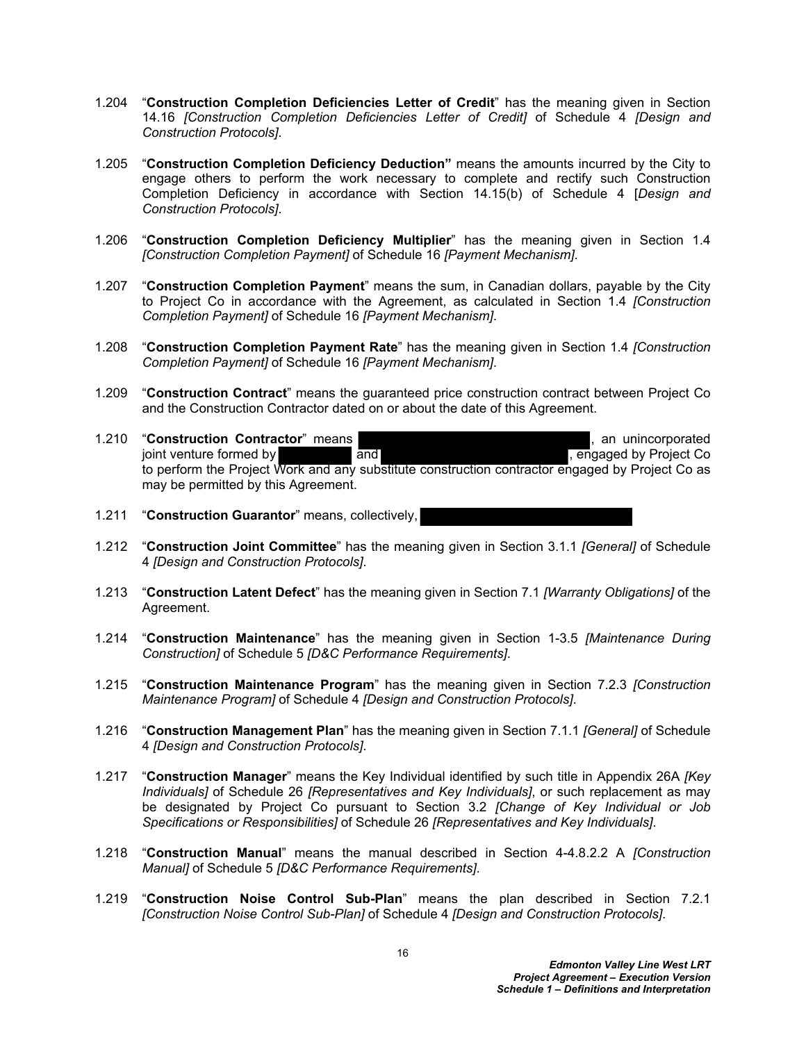1.204 "**Construction Completion Deficiencies Letter of Credit**" has the meaning given in Section 14.16 *[Construction Completion Deficiencies Letter of Credit]* of Schedule 4 *[Design and Construction Protocols]*.

1.205 "**Construction Completion Deficiency Deduction"** means the amounts incurred by the City to engage others to perform the work necessary to complete and rectify such Construction Completion Deficiency in accordance with Section 14.15(b) of Schedule 4 [*Design and Construction Protocols]*.

1.206 "**Construction Completion Deficiency Multiplier**" has the meaning given in Section 1.4 *[Construction Completion Payment]* of Schedule 16 *[Payment Mechanism]*.

1.207 "**Construction Completion Payment**" means the sum, in Canadian dollars, payable by the City to Project Co in accordance with the Agreement, as calculated in Section 1.4 *[Construction Completion Payment]* of Schedule 16 *[Payment Mechanism]*.

1.208 "**Construction Completion Payment Rate**" has the meaning given in Section 1.4 *[Construction Completion Payment]* of Schedule 16 *[Payment Mechanism]*.

1.209 "**Construction Contract**" means the guaranteed price construction contract between Project Co and the Construction Contractor dated on or about the date of this Agreement.

1.210 "**Construction Contractor**" means [REDACTED], an unincorporated joint venture formed by [REDACTED] and [REDACTED], engaged by Project Co to perform the Project Work and any substitute construction contractor engaged by Project Co as may be permitted by this Agreement.

1.211 "**Construction Guarantor**" means, collectively, [REDACTED]

1.212 "**Construction Joint Committee**" has the meaning given in Section 3.1.1 *[General]* of Schedule 4 *[Design and Construction Protocols]*.

1.213 "**Construction Latent Defect**" has the meaning given in Section 7.1 *[Warranty Obligations]* of the Agreement.

1.214 "**Construction Maintenance**" has the meaning given in Section 1-3.5 *[Maintenance During Construction]* of Schedule 5 *[D&C Performance Requirements]*.

1.215 "**Construction Maintenance Program**" has the meaning given in Section 7.2.3 *[Construction Maintenance Program]* of Schedule 4 *[Design and Construction Protocols]*.

1.216 "**Construction Management Plan**" has the meaning given in Section 7.1.1 *[General]* of Schedule 4 *[Design and Construction Protocols]*.

1.217 "**Construction Manager**" means the Key Individual identified by such title in Appendix 26A *[Key Individuals]* of Schedule 26 *[Representatives and Key Individuals]*, or such replacement as may be designated by Project Co pursuant to Section 3.2 *[Change of Key Individual or Job Specifications or Responsibilities]* of Schedule 26 *[Representatives and Key Individuals]*.

1.218 "**Construction Manual**" means the manual described in Section 4-4.8.2.2 A *[Construction Manual]* of Schedule 5 *[D&C Performance Requirements]*.

1.219 "**Construction Noise Control Sub-Plan**" means the plan described in Section 7.2.1 *[Construction Noise Control Sub-Plan]* of Schedule 4 *[Design and Construction Protocols]*.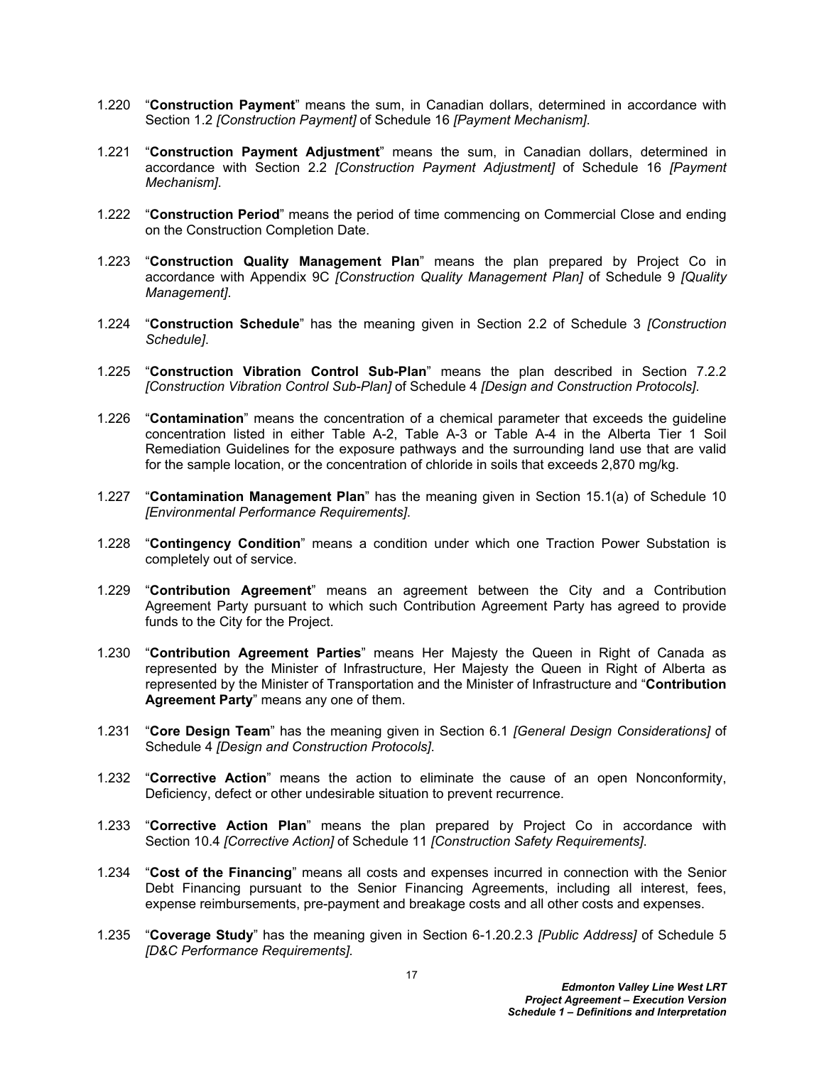1.220 “**Construction Payment**” means the sum, in Canadian dollars, determined in accordance with Section 1.2 *[Construction Payment]* of Schedule 16 *[Payment Mechanism]*.

1.221 “**Construction Payment Adjustment**” means the sum, in Canadian dollars, determined in accordance with Section 2.2 *[Construction Payment Adjustment]* of Schedule 16 *[Payment Mechanism]*.

1.222 “**Construction Period**” means the period of time commencing on Commercial Close and ending on the Construction Completion Date.

1.223 “**Construction Quality Management Plan**” means the plan prepared by Project Co in accordance with Appendix 9C *[Construction Quality Management Plan]* of Schedule 9 *[Quality Management]*.

1.224 “**Construction Schedule**” has the meaning given in Section 2.2 of Schedule 3 *[Construction Schedule]*.

1.225 “**Construction Vibration Control Sub-Plan**” means the plan described in Section 7.2.2 *[Construction Vibration Control Sub-Plan]* of Schedule 4 *[Design and Construction Protocols]*.

1.226 “**Contamination**” means the concentration of a chemical parameter that exceeds the guideline concentration listed in either Table A-2, Table A-3 or Table A-4 in the Alberta Tier 1 Soil Remediation Guidelines for the exposure pathways and the surrounding land use that are valid for the sample location, or the concentration of chloride in soils that exceeds 2,870 mg/kg.

1.227 “**Contamination Management Plan**” has the meaning given in Section 15.1(a) of Schedule 10 *[Environmental Performance Requirements]*.

1.228 “**Contingency Condition**” means a condition under which one Traction Power Substation is completely out of service.

1.229 “**Contribution Agreement**” means an agreement between the City and a Contribution Agreement Party pursuant to which such Contribution Agreement Party has agreed to provide funds to the City for the Project.

1.230 “**Contribution Agreement Parties**” means Her Majesty the Queen in Right of Canada as represented by the Minister of Infrastructure, Her Majesty the Queen in Right of Alberta as represented by the Minister of Transportation and the Minister of Infrastructure and “**Contribution Agreement Party**” means any one of them.

1.231 “**Core Design Team**” has the meaning given in Section 6.1 *[General Design Considerations]* of Schedule 4 *[Design and Construction Protocols]*.

1.232 “**Corrective Action**” means the action to eliminate the cause of an open Nonconformity, Deficiency, defect or other undesirable situation to prevent recurrence.

1.233 “**Corrective Action Plan**” means the plan prepared by Project Co in accordance with Section 10.4 *[Corrective Action]* of Schedule 11 *[Construction Safety Requirements]*.

1.234 “**Cost of the Financing**” means all costs and expenses incurred in connection with the Senior Debt Financing pursuant to the Senior Financing Agreements, including all interest, fees, expense reimbursements, pre-payment and breakage costs and all other costs and expenses.

1.235 “**Coverage Study**” has the meaning given in Section 6-1.20.2.3 *[Public Address]* of Schedule 5 *[D&C Performance Requirements]*.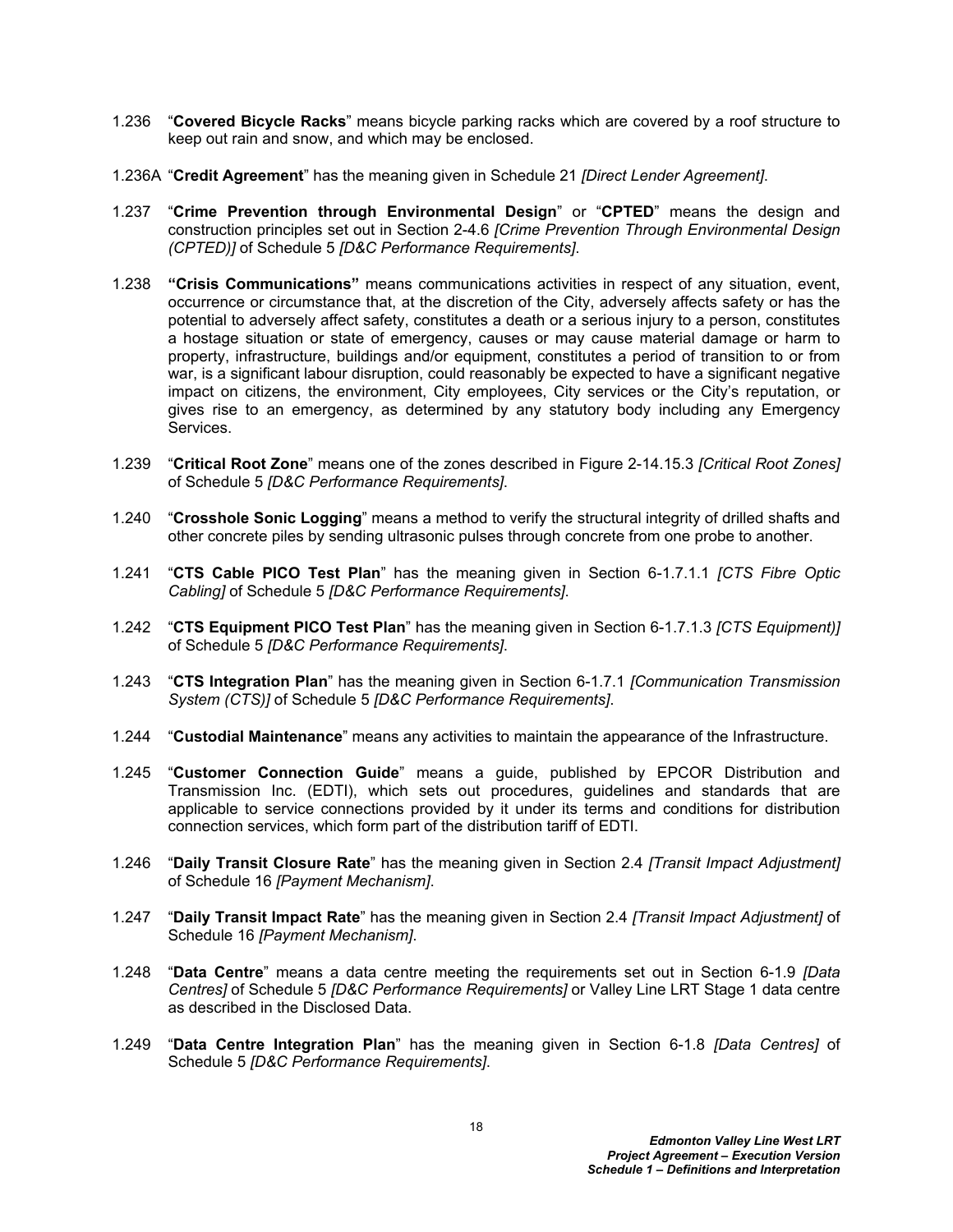1.236 "**Covered Bicycle Racks**" means bicycle parking racks which are covered by a roof structure to keep out rain and snow, and which may be enclosed.

1.236A "**Credit Agreement**" has the meaning given in Schedule 21 *[Direct Lender Agreement]*.

1.237 "**Crime Prevention through Environmental Design**" or "**CPTED**" means the design and construction principles set out in Section 2-4.6 *[Crime Prevention Through Environmental Design (CPTED)]* of Schedule 5 *[D&C Performance Requirements]*.

1.238 **"Crisis Communications"** means communications activities in respect of any situation, event, occurrence or circumstance that, at the discretion of the City, adversely affects safety or has the potential to adversely affect safety, constitutes a death or a serious injury to a person, constitutes a hostage situation or state of emergency, causes or may cause material damage or harm to property, infrastructure, buildings and/or equipment, constitutes a period of transition to or from war, is a significant labour disruption, could reasonably be expected to have a significant negative impact on citizens, the environment, City employees, City services or the City's reputation, or gives rise to an emergency, as determined by any statutory body including any Emergency Services.

1.239 "**Critical Root Zone**" means one of the zones described in Figure 2-14.15.3 *[Critical Root Zones]* of Schedule 5 *[D&C Performance Requirements]*.

1.240 "**Crosshole Sonic Logging**" means a method to verify the structural integrity of drilled shafts and other concrete piles by sending ultrasonic pulses through concrete from one probe to another.

1.241 "**CTS Cable PICO Test Plan**" has the meaning given in Section 6-1.7.1.1 *[CTS Fibre Optic Cabling]* of Schedule 5 *[D&C Performance Requirements]*.

1.242 "**CTS Equipment PICO Test Plan**" has the meaning given in Section 6-1.7.1.3 *[CTS Equipment)]* of Schedule 5 *[D&C Performance Requirements]*.

1.243 "**CTS Integration Plan**" has the meaning given in Section 6-1.7.1 *[Communication Transmission System (CTS)]* of Schedule 5 *[D&C Performance Requirements]*.

1.244 "**Custodial Maintenance**" means any activities to maintain the appearance of the Infrastructure.

1.245 "**Customer Connection Guide**" means a guide, published by EPCOR Distribution and Transmission Inc. (EDTI), which sets out procedures, guidelines and standards that are applicable to service connections provided by it under its terms and conditions for distribution connection services, which form part of the distribution tariff of EDTI.

1.246 "**Daily Transit Closure Rate**" has the meaning given in Section 2.4 *[Transit Impact Adjustment]* of Schedule 16 *[Payment Mechanism]*.

1.247 "**Daily Transit Impact Rate**" has the meaning given in Section 2.4 *[Transit Impact Adjustment]* of Schedule 16 *[Payment Mechanism]*.

1.248 "**Data Centre**" means a data centre meeting the requirements set out in Section 6-1.9 *[Data Centres]* of Schedule 5 *[D&C Performance Requirements]* or Valley Line LRT Stage 1 data centre as described in the Disclosed Data.

1.249 "**Data Centre Integration Plan**" has the meaning given in Section 6-1.8 *[Data Centres]* of Schedule 5 *[D&C Performance Requirements]*.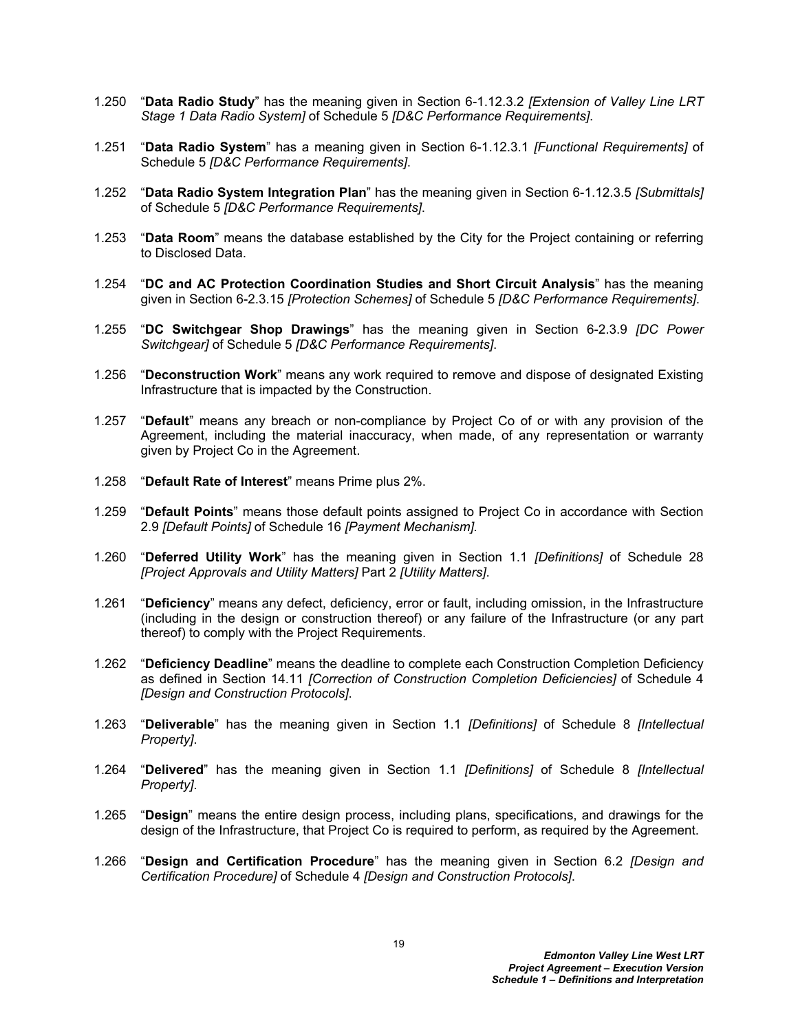1.250 "**Data Radio Study**" has the meaning given in Section 6-1.12.3.2 *[Extension of Valley Line LRT Stage 1 Data Radio System]* of Schedule 5 *[D&C Performance Requirements]*.

1.251 "**Data Radio System**" has a meaning given in Section 6-1.12.3.1 *[Functional Requirements]* of Schedule 5 *[D&C Performance Requirements]*.

1.252 "**Data Radio System Integration Plan**" has the meaning given in Section 6-1.12.3.5 *[Submittals]* of Schedule 5 *[D&C Performance Requirements]*.

1.253 "**Data Room**" means the database established by the City for the Project containing or referring to Disclosed Data.

1.254 "**DC and AC Protection Coordination Studies and Short Circuit Analysis**" has the meaning given in Section 6-2.3.15 *[Protection Schemes]* of Schedule 5 *[D&C Performance Requirements]*.

1.255 "**DC Switchgear Shop Drawings**" has the meaning given in Section 6-2.3.9 *[DC Power Switchgear]* of Schedule 5 *[D&C Performance Requirements]*.

1.256 "**Deconstruction Work**" means any work required to remove and dispose of designated Existing Infrastructure that is impacted by the Construction.

1.257 "**Default**" means any breach or non-compliance by Project Co of or with any provision of the Agreement, including the material inaccuracy, when made, of any representation or warranty given by Project Co in the Agreement.

1.258 "**Default Rate of Interest**" means Prime plus 2%.

1.259 "**Default Points**" means those default points assigned to Project Co in accordance with Section 2.9 *[Default Points]* of Schedule 16 *[Payment Mechanism]*.

1.260 "**Deferred Utility Work**" has the meaning given in Section 1.1 *[Definitions]* of Schedule 28 *[Project Approvals and Utility Matters]* Part 2 *[Utility Matters]*.

1.261 "**Deficiency**" means any defect, deficiency, error or fault, including omission, in the Infrastructure (including in the design or construction thereof) or any failure of the Infrastructure (or any part thereof) to comply with the Project Requirements.

1.262 "**Deficiency Deadline**" means the deadline to complete each Construction Completion Deficiency as defined in Section 14.11 *[Correction of Construction Completion Deficiencies]* of Schedule 4 *[Design and Construction Protocols]*.

1.263 "**Deliverable**" has the meaning given in Section 1.1 *[Definitions]* of Schedule 8 *[Intellectual Property]*.

1.264 "**Delivered**" has the meaning given in Section 1.1 *[Definitions]* of Schedule 8 *[Intellectual Property]*.

1.265 "**Design**" means the entire design process, including plans, specifications, and drawings for the design of the Infrastructure, that Project Co is required to perform, as required by the Agreement.

1.266 "**Design and Certification Procedure**" has the meaning given in Section 6.2 *[Design and Certification Procedure]* of Schedule 4 *[Design and Construction Protocols]*.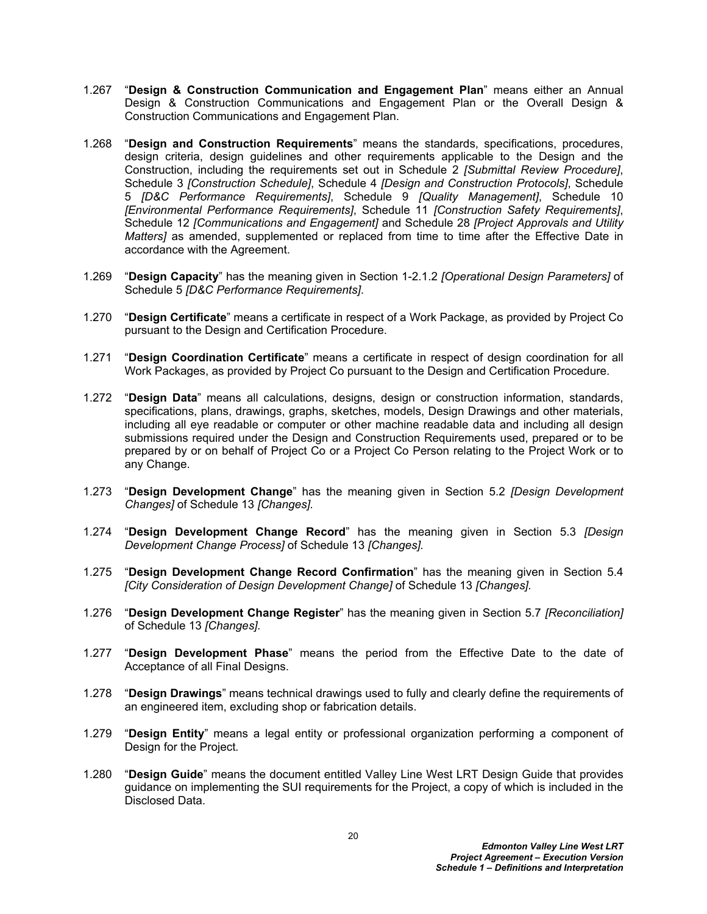1.267 "**Design & Construction Communication and Engagement Plan**" means either an Annual Design & Construction Communications and Engagement Plan or the Overall Design & Construction Communications and Engagement Plan.

1.268 "**Design and Construction Requirements**" means the standards, specifications, procedures, design criteria, design guidelines and other requirements applicable to the Design and the Construction, including the requirements set out in Schedule 2 *[Submittal Review Procedure]*, Schedule 3 *[Construction Schedule]*, Schedule 4 *[Design and Construction Protocols]*, Schedule 5 *[D&C Performance Requirements]*, Schedule 9 *[Quality Management]*, Schedule 10 *[Environmental Performance Requirements]*, Schedule 11 *[Construction Safety Requirements]*, Schedule 12 *[Communications and Engagement]* and Schedule 28 *[Project Approvals and Utility Matters]* as amended, supplemented or replaced from time to time after the Effective Date in accordance with the Agreement.

1.269 "**Design Capacity**" has the meaning given in Section 1-2.1.2 *[Operational Design Parameters]* of Schedule 5 *[D&C Performance Requirements]*.

1.270 "**Design Certificate**" means a certificate in respect of a Work Package, as provided by Project Co pursuant to the Design and Certification Procedure.

1.271 "**Design Coordination Certificate**" means a certificate in respect of design coordination for all Work Packages, as provided by Project Co pursuant to the Design and Certification Procedure.

1.272 "**Design Data**" means all calculations, designs, design or construction information, standards, specifications, plans, drawings, graphs, sketches, models, Design Drawings and other materials, including all eye readable or computer or other machine readable data and including all design submissions required under the Design and Construction Requirements used, prepared or to be prepared by or on behalf of Project Co or a Project Co Person relating to the Project Work or to any Change.

1.273 "**Design Development Change**" has the meaning given in Section 5.2 *[Design Development Changes]* of Schedule 13 *[Changes]*.

1.274 "**Design Development Change Record**" has the meaning given in Section 5.3 *[Design Development Change Process]* of Schedule 13 *[Changes]*.

1.275 "**Design Development Change Record Confirmation**" has the meaning given in Section 5.4 *[City Consideration of Design Development Change]* of Schedule 13 *[Changes]*.

1.276 "**Design Development Change Register**" has the meaning given in Section 5.7 *[Reconciliation]* of Schedule 13 *[Changes]*.

1.277 "**Design Development Phase**" means the period from the Effective Date to the date of Acceptance of all Final Designs.

1.278 "**Design Drawings**" means technical drawings used to fully and clearly define the requirements of an engineered item, excluding shop or fabrication details.

1.279 "**Design Entity**" means a legal entity or professional organization performing a component of Design for the Project.

1.280 "**Design Guide**" means the document entitled Valley Line West LRT Design Guide that provides guidance on implementing the SUI requirements for the Project, a copy of which is included in the Disclosed Data.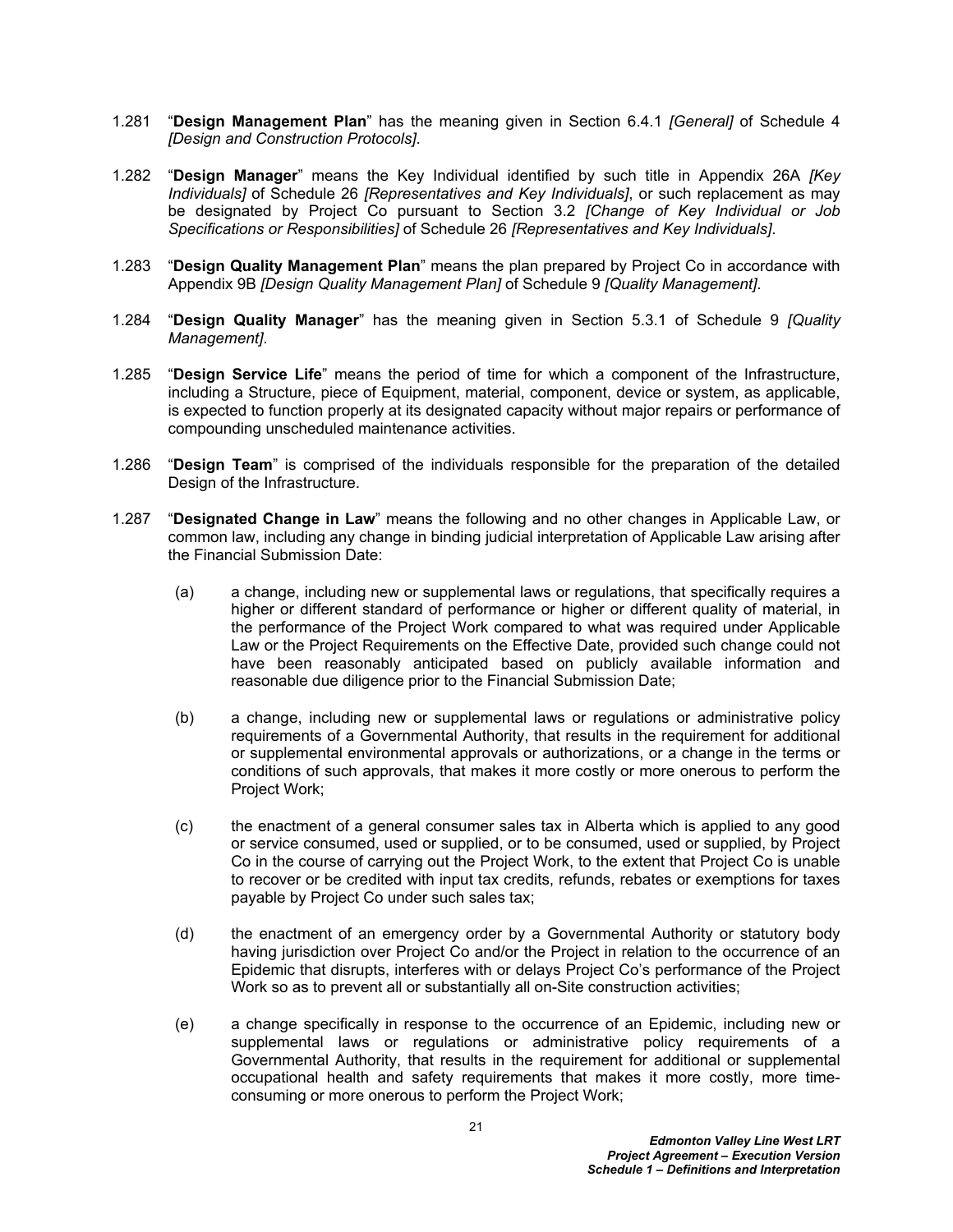1.281 "**Design Management Plan**" has the meaning given in Section 6.4.1 *[General]* of Schedule 4 *[Design and Construction Protocols]*.

1.282 "**Design Manager**" means the Key Individual identified by such title in Appendix 26A *[Key Individuals]* of Schedule 26 *[Representatives and Key Individuals]*, or such replacement as may be designated by Project Co pursuant to Section 3.2 *[Change of Key Individual or Job Specifications or Responsibilities]* of Schedule 26 *[Representatives and Key Individuals]*.

1.283 "**Design Quality Management Plan**" means the plan prepared by Project Co in accordance with Appendix 9B *[Design Quality Management Plan]* of Schedule 9 *[Quality Management]*.

1.284 "**Design Quality Manager**" has the meaning given in Section 5.3.1 of Schedule 9 *[Quality Management]*.

1.285 "**Design Service Life**" means the period of time for which a component of the Infrastructure, including a Structure, piece of Equipment, material, component, device or system, as applicable, is expected to function properly at its designated capacity without major repairs or performance of compounding unscheduled maintenance activities.

1.286 "**Design Team**" is comprised of the individuals responsible for the preparation of the detailed Design of the Infrastructure.

1.287 "**Designated Change in Law**" means the following and no other changes in Applicable Law, or common law, including any change in binding judicial interpretation of Applicable Law arising after the Financial Submission Date:

(a) a change, including new or supplemental laws or regulations, that specifically requires a higher or different standard of performance or higher or different quality of material, in the performance of the Project Work compared to what was required under Applicable Law or the Project Requirements on the Effective Date, provided such change could not have been reasonably anticipated based on publicly available information and reasonable due diligence prior to the Financial Submission Date;

(b) a change, including new or supplemental laws or regulations or administrative policy requirements of a Governmental Authority, that results in the requirement for additional or supplemental environmental approvals or authorizations, or a change in the terms or conditions of such approvals, that makes it more costly or more onerous to perform the Project Work;

(c) the enactment of a general consumer sales tax in Alberta which is applied to any good or service consumed, used or supplied, or to be consumed, used or supplied, by Project Co in the course of carrying out the Project Work, to the extent that Project Co is unable to recover or be credited with input tax credits, refunds, rebates or exemptions for taxes payable by Project Co under such sales tax;

(d) the enactment of an emergency order by a Governmental Authority or statutory body having jurisdiction over Project Co and/or the Project in relation to the occurrence of an Epidemic that disrupts, interferes with or delays Project Co's performance of the Project Work so as to prevent all or substantially all on-Site construction activities;

(e) a change specifically in response to the occurrence of an Epidemic, including new or supplemental laws or regulations or administrative policy requirements of a Governmental Authority, that results in the requirement for additional or supplemental occupational health and safety requirements that makes it more costly, more time-consuming or more onerous to perform the Project Work;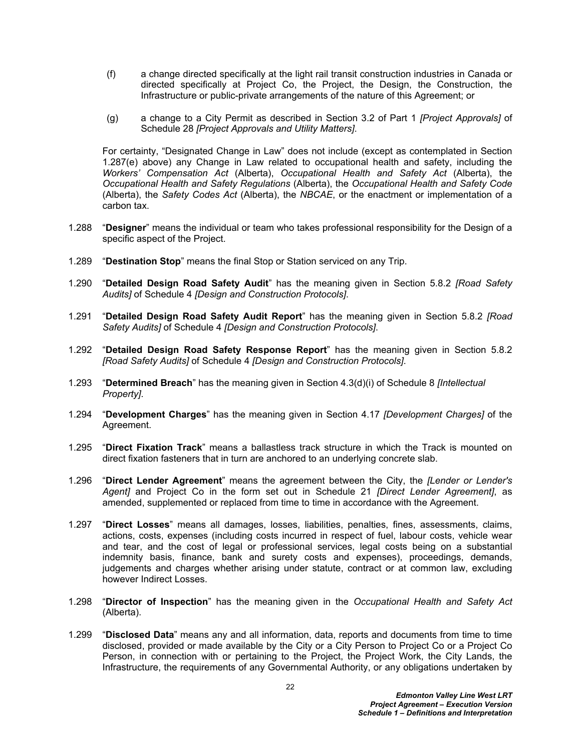(f) a change directed specifically at the light rail transit construction industries in Canada or directed specifically at Project Co, the Project, the Design, the Construction, the Infrastructure or public-private arrangements of the nature of this Agreement; or

(g) a change to a City Permit as described in Section 3.2 of Part 1 *[Project Approvals]* of Schedule 28 *[Project Approvals and Utility Matters]*.

For certainty, "Designated Change in Law" does not include (except as contemplated in Section 1.287(e) above) any Change in Law related to occupational health and safety, including the *Workers' Compensation Act* (Alberta), *Occupational Health and Safety Act* (Alberta), the *Occupational Health and Safety Regulations* (Alberta), the *Occupational Health and Safety Code* (Alberta), the *Safety Codes Act* (Alberta), the *NBCAE*, or the enactment or implementation of a carbon tax.

1.288 "**Designer**" means the individual or team who takes professional responsibility for the Design of a specific aspect of the Project.

1.289 "**Destination Stop**" means the final Stop or Station serviced on any Trip.

1.290 "**Detailed Design Road Safety Audit**" has the meaning given in Section 5.8.2 *[Road Safety Audits]* of Schedule 4 *[Design and Construction Protocols]*.

1.291 "**Detailed Design Road Safety Audit Report**" has the meaning given in Section 5.8.2 *[Road Safety Audits]* of Schedule 4 *[Design and Construction Protocols]*.

1.292 "**Detailed Design Road Safety Response Report**" has the meaning given in Section 5.8.2 *[Road Safety Audits]* of Schedule 4 *[Design and Construction Protocols]*.

1.293 "**Determined Breach**" has the meaning given in Section 4.3(d)(i) of Schedule 8 *[Intellectual Property]*.

1.294 "**Development Charges**" has the meaning given in Section 4.17 *[Development Charges]* of the Agreement.

1.295 "**Direct Fixation Track**" means a ballastless track structure in which the Track is mounted on direct fixation fasteners that in turn are anchored to an underlying concrete slab.

1.296 "**Direct Lender Agreement**" means the agreement between the City, the *[Lender or Lender's Agent]* and Project Co in the form set out in Schedule 21 *[Direct Lender Agreement]*, as amended, supplemented or replaced from time to time in accordance with the Agreement.

1.297 "**Direct Losses**" means all damages, losses, liabilities, penalties, fines, assessments, claims, actions, costs, expenses (including costs incurred in respect of fuel, labour costs, vehicle wear and tear, and the cost of legal or professional services, legal costs being on a substantial indemnity basis, finance, bank and surety costs and expenses), proceedings, demands, judgements and charges whether arising under statute, contract or at common law, excluding however Indirect Losses.

1.298 "**Director of Inspection**" has the meaning given in the *Occupational Health and Safety Act* (Alberta).

1.299 "**Disclosed Data**" means any and all information, data, reports and documents from time to time disclosed, provided or made available by the City or a City Person to Project Co or a Project Co Person, in connection with or pertaining to the Project, the Project Work, the City Lands, the Infrastructure, the requirements of any Governmental Authority, or any obligations undertaken by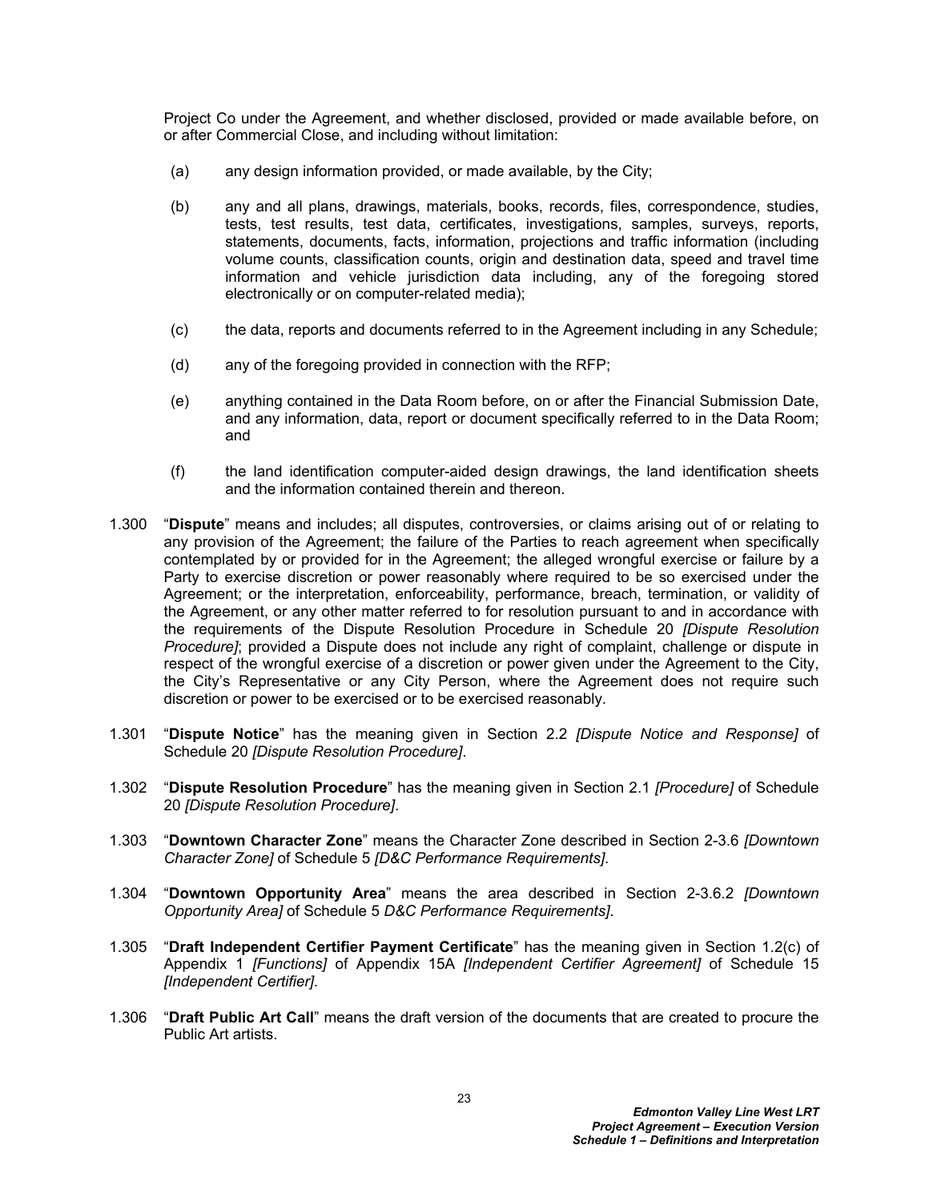Project Co under the Agreement, and whether disclosed, provided or made available before, on or after Commercial Close, and including without limitation:

(a) any design information provided, or made available, by the City;

(b) any and all plans, drawings, materials, books, records, files, correspondence, studies, tests, test results, test data, certificates, investigations, samples, surveys, reports, statements, documents, facts, information, projections and traffic information (including volume counts, classification counts, origin and destination data, speed and travel time information and vehicle jurisdiction data including, any of the foregoing stored electronically or on computer-related media);

(c) the data, reports and documents referred to in the Agreement including in any Schedule;

(d) any of the foregoing provided in connection with the RFP;

(e) anything contained in the Data Room before, on or after the Financial Submission Date, and any information, data, report or document specifically referred to in the Data Room; and

(f) the land identification computer-aided design drawings, the land identification sheets and the information contained therein and thereon.

1.300 "**Dispute**" means and includes; all disputes, controversies, or claims arising out of or relating to any provision of the Agreement; the failure of the Parties to reach agreement when specifically contemplated by or provided for in the Agreement; the alleged wrongful exercise or failure by a Party to exercise discretion or power reasonably where required to be so exercised under the Agreement; or the interpretation, enforceability, performance, breach, termination, or validity of the Agreement, or any other matter referred to for resolution pursuant to and in accordance with the requirements of the Dispute Resolution Procedure in Schedule 20 *[Dispute Resolution Procedure]*; provided a Dispute does not include any right of complaint, challenge or dispute in respect of the wrongful exercise of a discretion or power given under the Agreement to the City, the City's Representative or any City Person, where the Agreement does not require such discretion or power to be exercised or to be exercised reasonably.

1.301 "**Dispute Notice**" has the meaning given in Section 2.2 *[Dispute Notice and Response]* of Schedule 20 *[Dispute Resolution Procedure]*.

1.302 "**Dispute Resolution Procedure**" has the meaning given in Section 2.1 *[Procedure]* of Schedule 20 *[Dispute Resolution Procedure]*.

1.303 "**Downtown Character Zone**" means the Character Zone described in Section 2-3.6 *[Downtown Character Zone]* of Schedule 5 *[D&C Performance Requirements]*.

1.304 "**Downtown Opportunity Area**" means the area described in Section 2-3.6.2 *[Downtown Opportunity Area]* of Schedule 5 *D&C Performance Requirements]*.

1.305 "**Draft Independent Certifier Payment Certificate**" has the meaning given in Section 1.2(c) of Appendix 1 *[Functions]* of Appendix 15A *[Independent Certifier Agreement]* of Schedule 15 *[Independent Certifier]*.

1.306 "**Draft Public Art Call**" means the draft version of the documents that are created to procure the Public Art artists.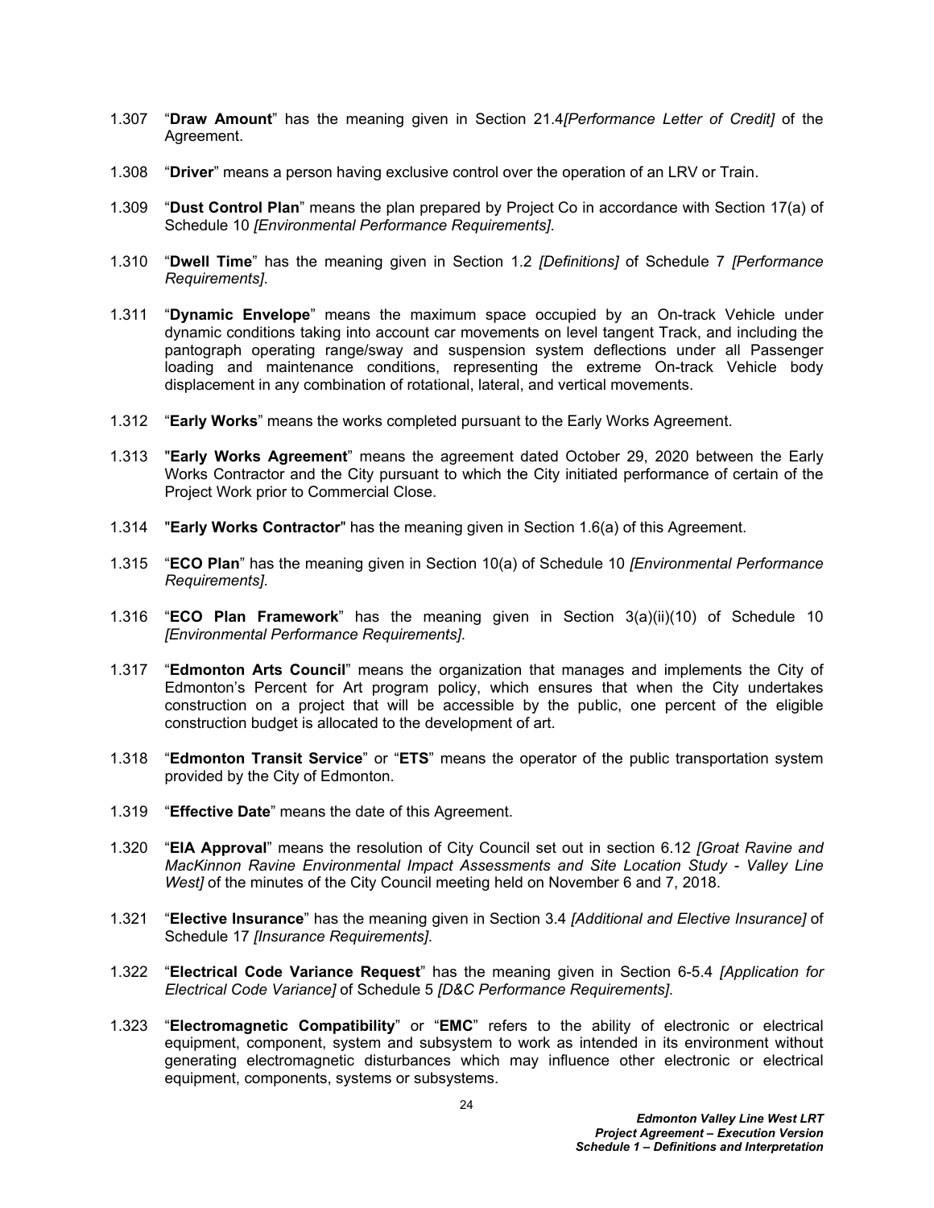1.307 “**Draw Amount**” has the meaning given in Section 21.4*[Performance Letter of Credit]* of the Agreement.

1.308 “**Driver**” means a person having exclusive control over the operation of an LRV or Train.

1.309 “**Dust Control Plan**” means the plan prepared by Project Co in accordance with Section 17(a) of Schedule 10 *[Environmental Performance Requirements]*.

1.310 “**Dwell Time**” has the meaning given in Section 1.2 *[Definitions]* of Schedule 7 *[Performance Requirements]*.

1.311 “**Dynamic Envelope**” means the maximum space occupied by an On-track Vehicle under dynamic conditions taking into account car movements on level tangent Track, and including the pantograph operating range/sway and suspension system deflections under all Passenger loading and maintenance conditions, representing the extreme On-track Vehicle body displacement in any combination of rotational, lateral, and vertical movements.

1.312 “**Early Works**” means the works completed pursuant to the Early Works Agreement.

1.313 "**Early Works Agreement**” means the agreement dated October 29, 2020 between the Early Works Contractor and the City pursuant to which the City initiated performance of certain of the Project Work prior to Commercial Close.

1.314 "**Early Works Contractor**" has the meaning given in Section 1.6(a) of this Agreement.

1.315 “**ECO Plan**” has the meaning given in Section 10(a) of Schedule 10 *[Environmental Performance Requirements]*.

1.316 “**ECO Plan Framework**” has the meaning given in Section 3(a)(ii)(10) of Schedule 10 *[Environmental Performance Requirements]*.

1.317 “**Edmonton Arts Council**” means the organization that manages and implements the City of Edmonton’s Percent for Art program policy, which ensures that when the City undertakes construction on a project that will be accessible by the public, one percent of the eligible construction budget is allocated to the development of art.

1.318 “**Edmonton Transit Service**” or “**ETS**” means the operator of the public transportation system provided by the City of Edmonton.

1.319 “**Effective Date**” means the date of this Agreement.

1.320 “**EIA Approval**” means the resolution of City Council set out in section 6.12 *[Groat Ravine and MacKinnon Ravine Environmental Impact Assessments and Site Location Study - Valley Line West]* of the minutes of the City Council meeting held on November 6 and 7, 2018.

1.321 “**Elective Insurance**” has the meaning given in Section 3.4 *[Additional and Elective Insurance]* of Schedule 17 *[Insurance Requirements]*.

1.322 “**Electrical Code Variance Request**” has the meaning given in Section 6-5.4 *[Application for Electrical Code Variance]* of Schedule 5 *[D&C Performance Requirements]*.

1.323 “**Electromagnetic Compatibility**” or “**EMC**” refers to the ability of electronic or electrical equipment, component, system and subsystem to work as intended in its environment without generating electromagnetic disturbances which may influence other electronic or electrical equipment, components, systems or subsystems.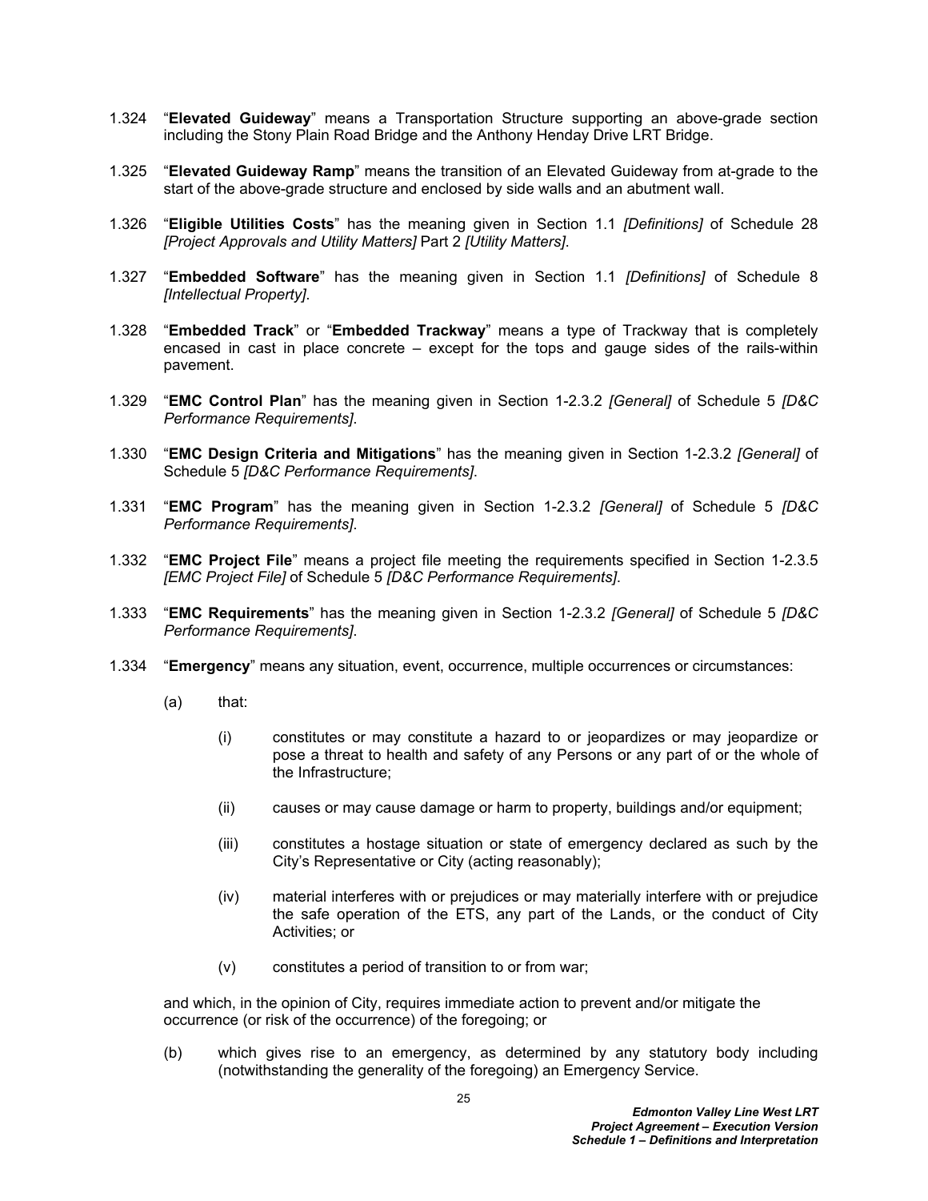1.324 "**Elevated Guideway**" means a Transportation Structure supporting an above-grade section including the Stony Plain Road Bridge and the Anthony Henday Drive LRT Bridge.

1.325 "**Elevated Guideway Ramp**" means the transition of an Elevated Guideway from at-grade to the start of the above-grade structure and enclosed by side walls and an abutment wall.

1.326 "**Eligible Utilities Costs**" has the meaning given in Section 1.1 *[Definitions]* of Schedule 28 *[Project Approvals and Utility Matters]* Part 2 *[Utility Matters]*.

1.327 "**Embedded Software**" has the meaning given in Section 1.1 *[Definitions]* of Schedule 8 *[Intellectual Property]*.

1.328 "**Embedded Track**" or "**Embedded Trackway**" means a type of Trackway that is completely encased in cast in place concrete – except for the tops and gauge sides of the rails-within pavement.

1.329 "**EMC Control Plan**" has the meaning given in Section 1-2.3.2 *[General]* of Schedule 5 *[D&C Performance Requirements]*.

1.330 "**EMC Design Criteria and Mitigations**" has the meaning given in Section 1-2.3.2 *[General]* of Schedule 5 *[D&C Performance Requirements]*.

1.331 "**EMC Program**" has the meaning given in Section 1-2.3.2 *[General]* of Schedule 5 *[D&C Performance Requirements]*.

1.332 "**EMC Project File**" means a project file meeting the requirements specified in Section 1-2.3.5 *[EMC Project File]* of Schedule 5 *[D&C Performance Requirements]*.

1.333 "**EMC Requirements**" has the meaning given in Section 1-2.3.2 *[General]* of Schedule 5 *[D&C Performance Requirements]*.

1.334 "**Emergency**" means any situation, event, occurrence, multiple occurrences or circumstances:

(a) that:

(i) constitutes or may constitute a hazard to or jeopardizes or may jeopardize or pose a threat to health and safety of any Persons or any part of or the whole of the Infrastructure;

(ii) causes or may cause damage or harm to property, buildings and/or equipment;

(iii) constitutes a hostage situation or state of emergency declared as such by the City's Representative or City (acting reasonably);

(iv) material interferes with or prejudices or may materially interfere with or prejudice the safe operation of the ETS, any part of the Lands, or the conduct of City Activities; or

(v) constitutes a period of transition to or from war;

and which, in the opinion of City, requires immediate action to prevent and/or mitigate the occurrence (or risk of the occurrence) of the foregoing; or

(b) which gives rise to an emergency, as determined by any statutory body including (notwithstanding the generality of the foregoing) an Emergency Service.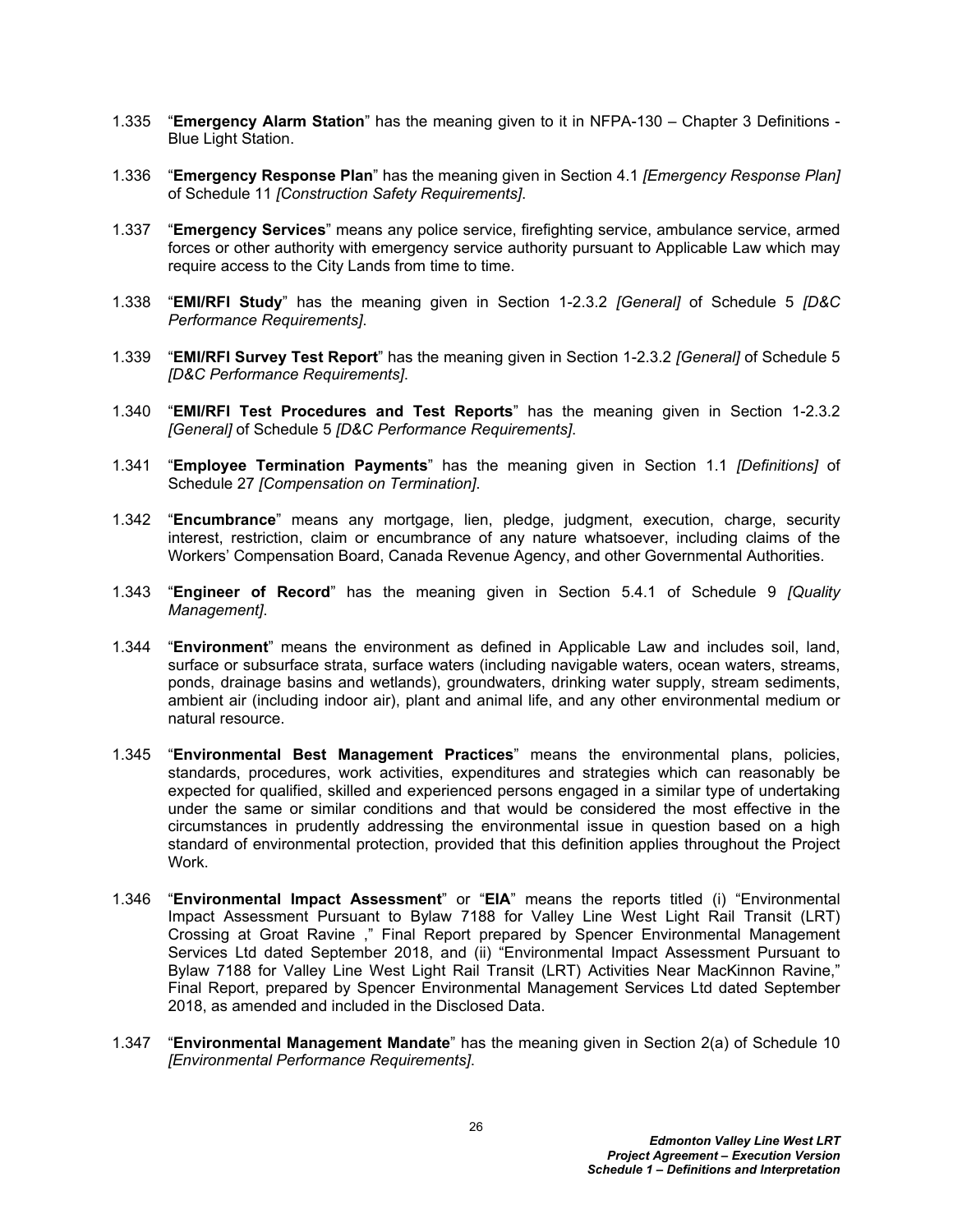1.335 "**Emergency Alarm Station**" has the meaning given to it in NFPA-130 – Chapter 3 Definitions - Blue Light Station.

1.336 "**Emergency Response Plan**" has the meaning given in Section 4.1 *[Emergency Response Plan]* of Schedule 11 *[Construction Safety Requirements]*.

1.337 "**Emergency Services**" means any police service, firefighting service, ambulance service, armed forces or other authority with emergency service authority pursuant to Applicable Law which may require access to the City Lands from time to time.

1.338 "**EMI/RFI Study**" has the meaning given in Section 1-2.3.2 *[General]* of Schedule 5 *[D&C Performance Requirements]*.

1.339 "**EMI/RFI Survey Test Report**" has the meaning given in Section 1-2.3.2 *[General]* of Schedule 5 *[D&C Performance Requirements]*.

1.340 "**EMI/RFI Test Procedures and Test Reports**" has the meaning given in Section 1-2.3.2 *[General]* of Schedule 5 *[D&C Performance Requirements]*.

1.341 "**Employee Termination Payments**" has the meaning given in Section 1.1 *[Definitions]* of Schedule 27 *[Compensation on Termination]*.

1.342 "**Encumbrance**" means any mortgage, lien, pledge, judgment, execution, charge, security interest, restriction, claim or encumbrance of any nature whatsoever, including claims of the Workers' Compensation Board, Canada Revenue Agency, and other Governmental Authorities.

1.343 "**Engineer of Record**" has the meaning given in Section 5.4.1 of Schedule 9 *[Quality Management]*.

1.344 "**Environment**" means the environment as defined in Applicable Law and includes soil, land, surface or subsurface strata, surface waters (including navigable waters, ocean waters, streams, ponds, drainage basins and wetlands), groundwaters, drinking water supply, stream sediments, ambient air (including indoor air), plant and animal life, and any other environmental medium or natural resource.

1.345 "**Environmental Best Management Practices**" means the environmental plans, policies, standards, procedures, work activities, expenditures and strategies which can reasonably be expected for qualified, skilled and experienced persons engaged in a similar type of undertaking under the same or similar conditions and that would be considered the most effective in the circumstances in prudently addressing the environmental issue in question based on a high standard of environmental protection, provided that this definition applies throughout the Project Work.

1.346 "**Environmental Impact Assessment**" or "**EIA**" means the reports titled (i) "Environmental Impact Assessment Pursuant to Bylaw 7188 for Valley Line West Light Rail Transit (LRT) Crossing at Groat Ravine ," Final Report prepared by Spencer Environmental Management Services Ltd dated September 2018, and (ii) "Environmental Impact Assessment Pursuant to Bylaw 7188 for Valley Line West Light Rail Transit (LRT) Activities Near MacKinnon Ravine," Final Report, prepared by Spencer Environmental Management Services Ltd dated September 2018, as amended and included in the Disclosed Data.

1.347 "**Environmental Management Mandate**" has the meaning given in Section 2(a) of Schedule 10 *[Environmental Performance Requirements]*.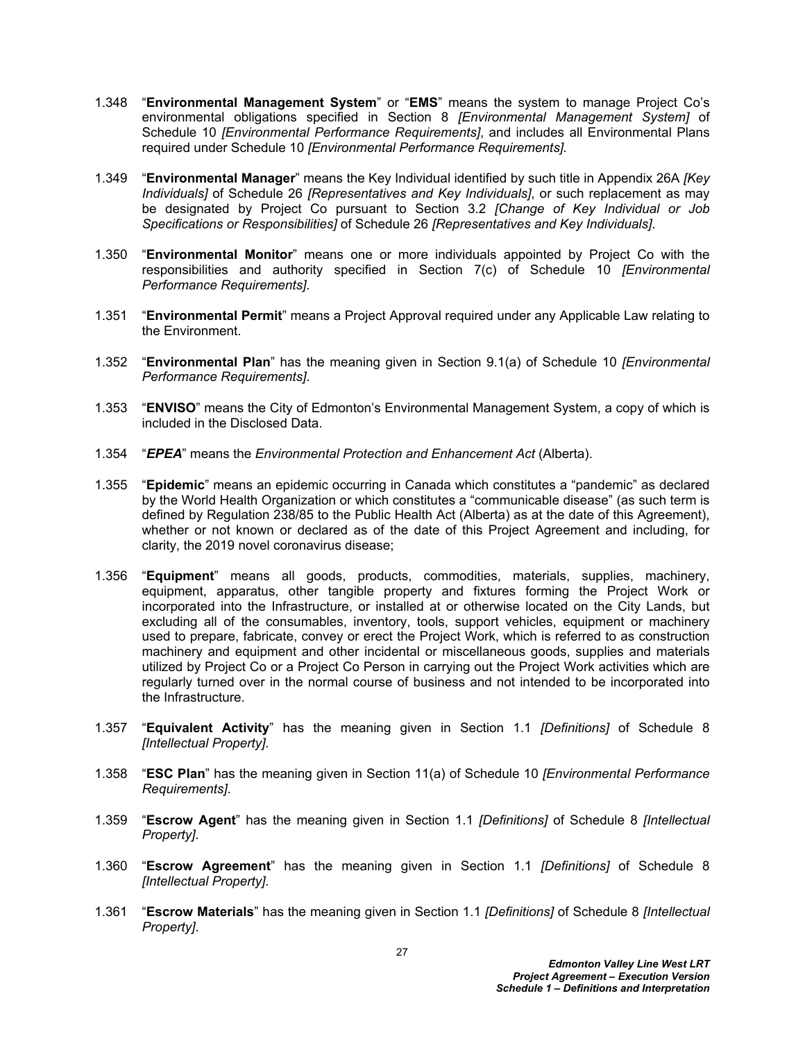1.348 "**Environmental Management System**" or "**EMS**" means the system to manage Project Co's environmental obligations specified in Section 8 *[Environmental Management System]* of Schedule 10 *[Environmental Performance Requirements]*, and includes all Environmental Plans required under Schedule 10 *[Environmental Performance Requirements].*

1.349 "**Environmental Manager**" means the Key Individual identified by such title in Appendix 26A *[Key Individuals]* of Schedule 26 *[Representatives and Key Individuals]*, or such replacement as may be designated by Project Co pursuant to Section 3.2 *[Change of Key Individual or Job Specifications or Responsibilities]* of Schedule 26 *[Representatives and Key Individuals]*.

1.350 "**Environmental Monitor**" means one or more individuals appointed by Project Co with the responsibilities and authority specified in Section 7(c) of Schedule 10 *[Environmental Performance Requirements]*.

1.351 "**Environmental Permit**" means a Project Approval required under any Applicable Law relating to the Environment.

1.352 "**Environmental Plan**" has the meaning given in Section 9.1(a) of Schedule 10 *[Environmental Performance Requirements]*.

1.353 "**ENVISO**" means the City of Edmonton's Environmental Management System, a copy of which is included in the Disclosed Data.

1.354 "***EPEA***" means the *Environmental Protection and Enhancement Act* (Alberta).

1.355 "**Epidemic**" means an epidemic occurring in Canada which constitutes a "pandemic" as declared by the World Health Organization or which constitutes a "communicable disease" (as such term is defined by Regulation 238/85 to the Public Health Act (Alberta) as at the date of this Agreement), whether or not known or declared as of the date of this Project Agreement and including, for clarity, the 2019 novel coronavirus disease;

1.356 "**Equipment**" means all goods, products, commodities, materials, supplies, machinery, equipment, apparatus, other tangible property and fixtures forming the Project Work or incorporated into the Infrastructure, or installed at or otherwise located on the City Lands, but excluding all of the consumables, inventory, tools, support vehicles, equipment or machinery used to prepare, fabricate, convey or erect the Project Work, which is referred to as construction machinery and equipment and other incidental or miscellaneous goods, supplies and materials utilized by Project Co or a Project Co Person in carrying out the Project Work activities which are regularly turned over in the normal course of business and not intended to be incorporated into the Infrastructure.

1.357 "**Equivalent Activity**" has the meaning given in Section 1.1 *[Definitions]* of Schedule 8 *[Intellectual Property]*.

1.358 "**ESC Plan**" has the meaning given in Section 11(a) of Schedule 10 *[Environmental Performance Requirements]*.

1.359 "**Escrow Agent**" has the meaning given in Section 1.1 *[Definitions]* of Schedule 8 *[Intellectual Property]*.

1.360 "**Escrow Agreement**" has the meaning given in Section 1.1 *[Definitions]* of Schedule 8 *[Intellectual Property]*.

1.361 "**Escrow Materials**" has the meaning given in Section 1.1 *[Definitions]* of Schedule 8 *[Intellectual Property]*.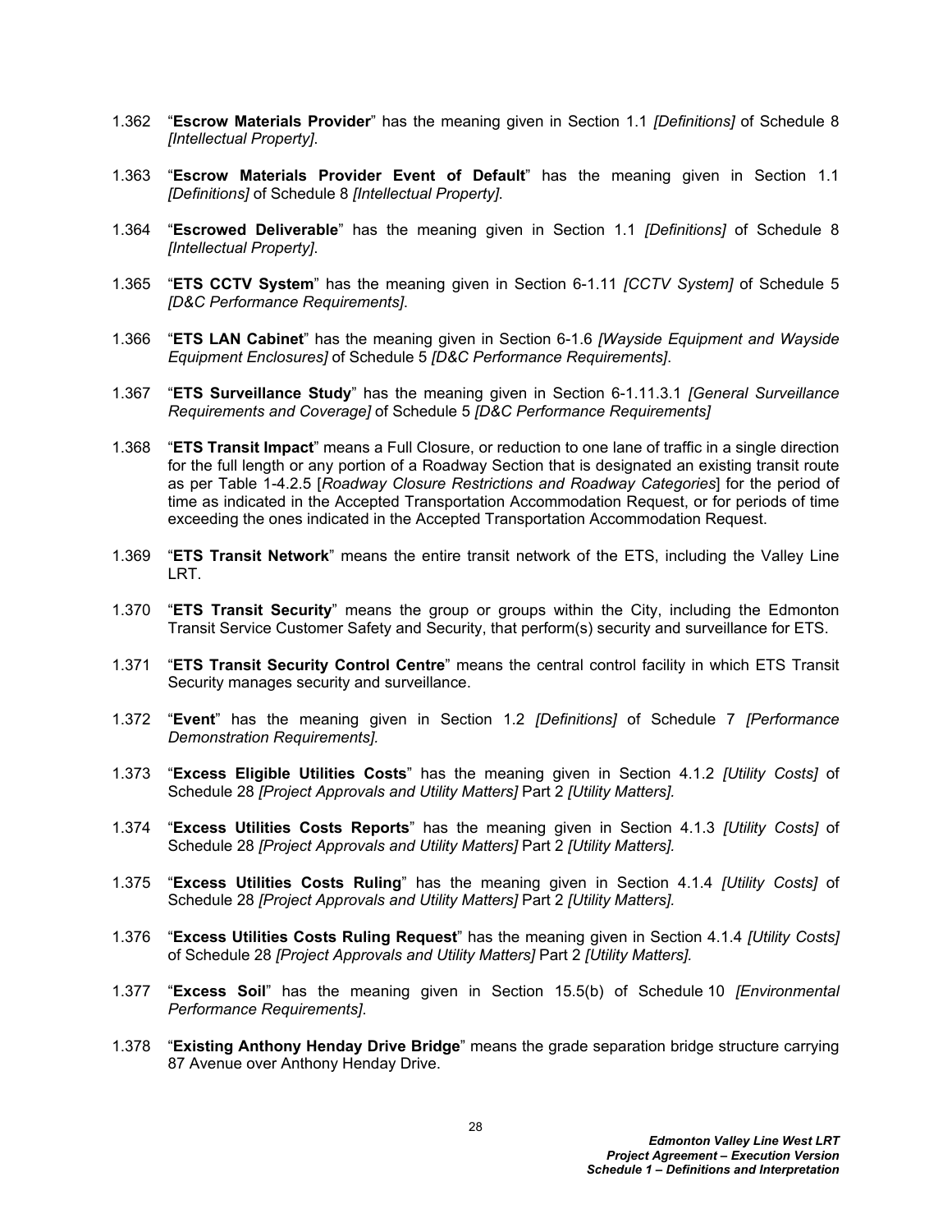1.362 “**Escrow Materials Provider**” has the meaning given in Section 1.1 *[Definitions]* of Schedule 8 *[Intellectual Property]*.

1.363 “**Escrow Materials Provider Event of Default**” has the meaning given in Section 1.1 *[Definitions]* of Schedule 8 *[Intellectual Property]*.

1.364 “**Escrowed Deliverable**” has the meaning given in Section 1.1 *[Definitions]* of Schedule 8 *[Intellectual Property]*.

1.365 “**ETS CCTV System**” has the meaning given in Section 6-1.11 *[CCTV System]* of Schedule 5 *[D&C Performance Requirements]*.

1.366 “**ETS LAN Cabinet**” has the meaning given in Section 6-1.6 *[Wayside Equipment and Wayside Equipment Enclosures]* of Schedule 5 *[D&C Performance Requirements]*.

1.367 “**ETS Surveillance Study**” has the meaning given in Section 6-1.11.3.1 *[General Surveillance Requirements and Coverage]* of Schedule 5 *[D&C Performance Requirements]*

1.368 “**ETS Transit Impact**” means a Full Closure, or reduction to one lane of traffic in a single direction for the full length or any portion of a Roadway Section that is designated an existing transit route as per Table 1-4.2.5 [*Roadway Closure Restrictions and Roadway Categories*] for the period of time as indicated in the Accepted Transportation Accommodation Request, or for periods of time exceeding the ones indicated in the Accepted Transportation Accommodation Request.

1.369 “**ETS Transit Network**” means the entire transit network of the ETS, including the Valley Line LRT.

1.370 “**ETS Transit Security**” means the group or groups within the City, including the Edmonton Transit Service Customer Safety and Security, that perform(s) security and surveillance for ETS.

1.371 “**ETS Transit Security Control Centre**” means the central control facility in which ETS Transit Security manages security and surveillance.

1.372 “**Event**” has the meaning given in Section 1.2 *[Definitions]* of Schedule 7 *[Performance Demonstration Requirements].*

1.373 “**Excess Eligible Utilities Costs**” has the meaning given in Section 4.1.2 *[Utility Costs]* of Schedule 28 *[Project Approvals and Utility Matters]* Part 2 *[Utility Matters].*

1.374 “**Excess Utilities Costs Reports**” has the meaning given in Section 4.1.3 *[Utility Costs]* of Schedule 28 *[Project Approvals and Utility Matters]* Part 2 *[Utility Matters].*

1.375 “**Excess Utilities Costs Ruling**” has the meaning given in Section 4.1.4 *[Utility Costs]* of Schedule 28 *[Project Approvals and Utility Matters]* Part 2 *[Utility Matters].*

1.376 “**Excess Utilities Costs Ruling Request**” has the meaning given in Section 4.1.4 *[Utility Costs]* of Schedule 28 *[Project Approvals and Utility Matters]* Part 2 *[Utility Matters].*

1.377 “**Excess Soil**” has the meaning given in Section 15.5(b) of Schedule 10 *[Environmental Performance Requirements]*.

1.378 “**Existing Anthony Henday Drive Bridge**” means the grade separation bridge structure carrying 87 Avenue over Anthony Henday Drive.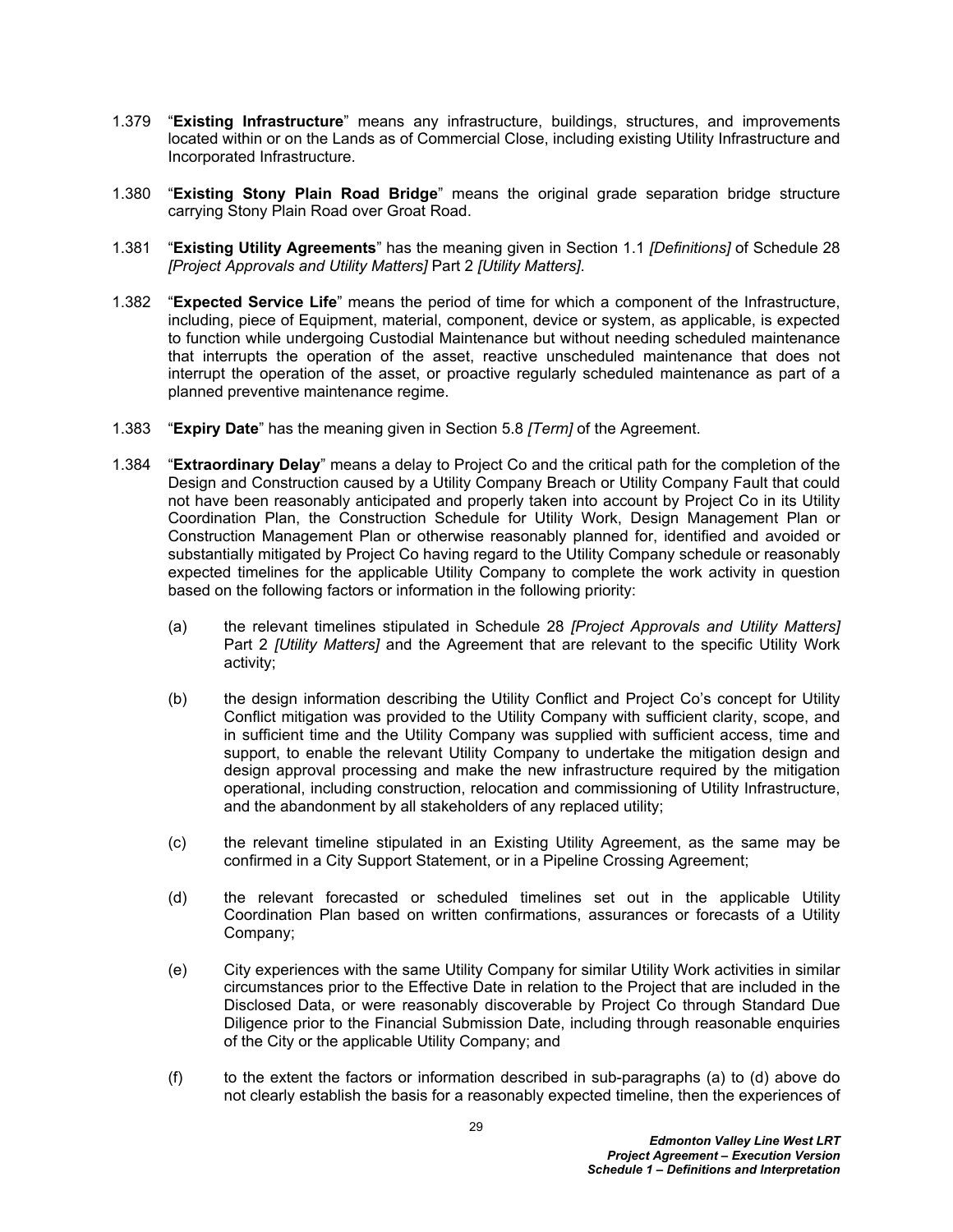1.379 "**Existing Infrastructure**" means any infrastructure, buildings, structures, and improvements located within or on the Lands as of Commercial Close, including existing Utility Infrastructure and Incorporated Infrastructure.

1.380 "**Existing Stony Plain Road Bridge**" means the original grade separation bridge structure carrying Stony Plain Road over Groat Road.

1.381 "**Existing Utility Agreements**" has the meaning given in Section 1.1 *[Definitions]* of Schedule 28 *[Project Approvals and Utility Matters]* Part 2 *[Utility Matters]*.

1.382 "**Expected Service Life**" means the period of time for which a component of the Infrastructure, including, piece of Equipment, material, component, device or system, as applicable, is expected to function while undergoing Custodial Maintenance but without needing scheduled maintenance that interrupts the operation of the asset, reactive unscheduled maintenance that does not interrupt the operation of the asset, or proactive regularly scheduled maintenance as part of a planned preventive maintenance regime.

1.383 "**Expiry Date**" has the meaning given in Section 5.8 *[Term]* of the Agreement.

1.384 "**Extraordinary Delay**" means a delay to Project Co and the critical path for the completion of the Design and Construction caused by a Utility Company Breach or Utility Company Fault that could not have been reasonably anticipated and properly taken into account by Project Co in its Utility Coordination Plan, the Construction Schedule for Utility Work, Design Management Plan or Construction Management Plan or otherwise reasonably planned for, identified and avoided or substantially mitigated by Project Co having regard to the Utility Company schedule or reasonably expected timelines for the applicable Utility Company to complete the work activity in question based on the following factors or information in the following priority:

(a) the relevant timelines stipulated in Schedule 28 *[Project Approvals and Utility Matters]* Part 2 *[Utility Matters]* and the Agreement that are relevant to the specific Utility Work activity;

(b) the design information describing the Utility Conflict and Project Co's concept for Utility Conflict mitigation was provided to the Utility Company with sufficient clarity, scope, and in sufficient time and the Utility Company was supplied with sufficient access, time and support, to enable the relevant Utility Company to undertake the mitigation design and design approval processing and make the new infrastructure required by the mitigation operational, including construction, relocation and commissioning of Utility Infrastructure, and the abandonment by all stakeholders of any replaced utility;

(c) the relevant timeline stipulated in an Existing Utility Agreement, as the same may be confirmed in a City Support Statement, or in a Pipeline Crossing Agreement;

(d) the relevant forecasted or scheduled timelines set out in the applicable Utility Coordination Plan based on written confirmations, assurances or forecasts of a Utility Company;

(e) City experiences with the same Utility Company for similar Utility Work activities in similar circumstances prior to the Effective Date in relation to the Project that are included in the Disclosed Data, or were reasonably discoverable by Project Co through Standard Due Diligence prior to the Financial Submission Date, including through reasonable enquiries of the City or the applicable Utility Company; and

(f) to the extent the factors or information described in sub-paragraphs (a) to (d) above do not clearly establish the basis for a reasonably expected timeline, then the experiences of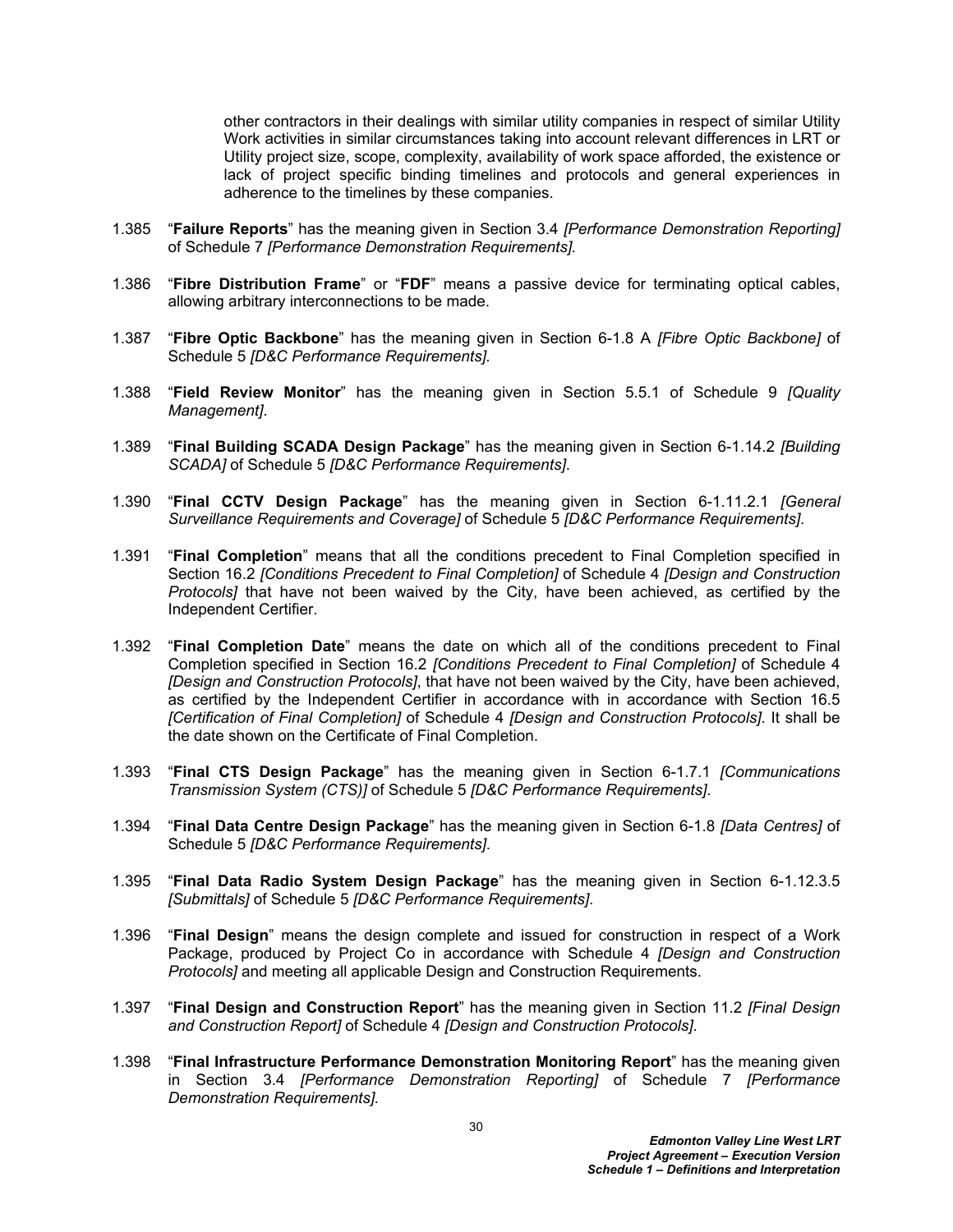other contractors in their dealings with similar utility companies in respect of similar Utility Work activities in similar circumstances taking into account relevant differences in LRT or Utility project size, scope, complexity, availability of work space afforded, the existence or lack of project specific binding timelines and protocols and general experiences in adherence to the timelines by these companies.

1.385 "**Failure Reports**" has the meaning given in Section 3.4 *[Performance Demonstration Reporting]* of Schedule 7 *[Performance Demonstration Requirements].*

1.386 "**Fibre Distribution Frame**" or "**FDF**" means a passive device for terminating optical cables, allowing arbitrary interconnections to be made.

1.387 "**Fibre Optic Backbone**" has the meaning given in Section 6-1.8 A *[Fibre Optic Backbone]* of Schedule 5 *[D&C Performance Requirements].*

1.388 "**Field Review Monitor**" has the meaning given in Section 5.5.1 of Schedule 9 *[Quality Management]*.

1.389 "**Final Building SCADA Design Package**" has the meaning given in Section 6-1.14.2 *[Building SCADA]* of Schedule 5 *[D&C Performance Requirements]*.

1.390 "**Final CCTV Design Package**" has the meaning given in Section 6-1.11.2.1 *[General Surveillance Requirements and Coverage]* of Schedule 5 *[D&C Performance Requirements]*.

1.391 "**Final Completion**" means that all the conditions precedent to Final Completion specified in Section 16.2 *[Conditions Precedent to Final Completion]* of Schedule 4 *[Design and Construction Protocols]* that have not been waived by the City, have been achieved, as certified by the Independent Certifier.

1.392 "**Final Completion Date**" means the date on which all of the conditions precedent to Final Completion specified in Section 16.2 *[Conditions Precedent to Final Completion]* of Schedule 4 *[Design and Construction Protocols]*, that have not been waived by the City, have been achieved, as certified by the Independent Certifier in accordance with in accordance with Section 16.5 *[Certification of Final Completion]* of Schedule 4 *[Design and Construction Protocols]*. It shall be the date shown on the Certificate of Final Completion.

1.393 "**Final CTS Design Package**" has the meaning given in Section 6-1.7.1 *[Communications Transmission System (CTS)]* of Schedule 5 *[D&C Performance Requirements]*.

1.394 "**Final Data Centre Design Package**" has the meaning given in Section 6-1.8 *[Data Centres]* of Schedule 5 *[D&C Performance Requirements]*.

1.395 "**Final Data Radio System Design Package**" has the meaning given in Section 6-1.12.3.5 *[Submittals]* of Schedule 5 *[D&C Performance Requirements]*.

1.396 "**Final Design**" means the design complete and issued for construction in respect of a Work Package, produced by Project Co in accordance with Schedule 4 *[Design and Construction Protocols]* and meeting all applicable Design and Construction Requirements.

1.397 "**Final Design and Construction Report**" has the meaning given in Section 11.2 *[Final Design and Construction Report]* of Schedule 4 *[Design and Construction Protocols]*.

1.398 "**Final Infrastructure Performance Demonstration Monitoring Report**" has the meaning given in Section 3.4 *[Performance Demonstration Reporting]* of Schedule 7 *[Performance Demonstration Requirements].*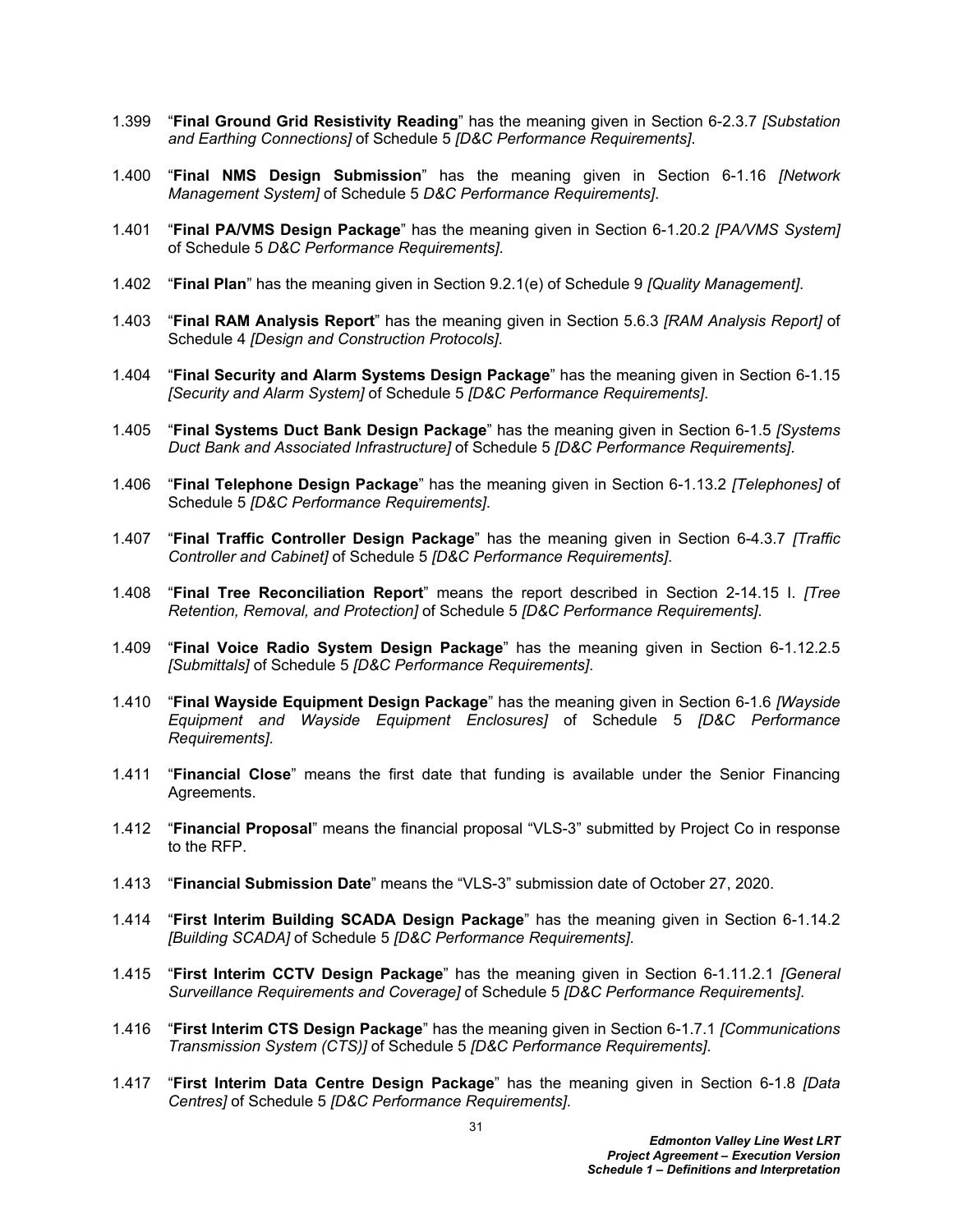1.399 "**Final Ground Grid Resistivity Reading**" has the meaning given in Section 6-2.3.7 *[Substation and Earthing Connections]* of Schedule 5 *[D&C Performance Requirements]*.

1.400 "**Final NMS Design Submission**" has the meaning given in Section 6-1.16 *[Network Management System]* of Schedule 5 *D&C Performance Requirements]*.

1.401 "**Final PA/VMS Design Package**" has the meaning given in Section 6-1.20.2 *[PA/VMS System]* of Schedule 5 *D&C Performance Requirements]*.

1.402 "**Final Plan**" has the meaning given in Section 9.2.1(e) of Schedule 9 *[Quality Management]*.

1.403 "**Final RAM Analysis Report**" has the meaning given in Section 5.6.3 *[RAM Analysis Report]* of Schedule 4 *[Design and Construction Protocols]*.

1.404 "**Final Security and Alarm Systems Design Package**" has the meaning given in Section 6-1.15 *[Security and Alarm System]* of Schedule 5 *[D&C Performance Requirements]*.

1.405 "**Final Systems Duct Bank Design Package**" has the meaning given in Section 6-1.5 *[Systems Duct Bank and Associated Infrastructure]* of Schedule 5 *[D&C Performance Requirements]*.

1.406 "**Final Telephone Design Package**" has the meaning given in Section 6-1.13.2 *[Telephones]* of Schedule 5 *[D&C Performance Requirements]*.

1.407 "**Final Traffic Controller Design Package**" has the meaning given in Section 6-4.3.7 *[Traffic Controller and Cabinet]* of Schedule 5 *[D&C Performance Requirements]*.

1.408 "**Final Tree Reconciliation Report**" means the report described in Section 2-14.15 l. *[Tree Retention, Removal, and Protection]* of Schedule 5 *[D&C Performance Requirements]*.

1.409 "**Final Voice Radio System Design Package**" has the meaning given in Section 6-1.12.2.5 *[Submittals]* of Schedule 5 *[D&C Performance Requirements]*.

1.410 "**Final Wayside Equipment Design Package**" has the meaning given in Section 6-1.6 *[Wayside Equipment and Wayside Equipment Enclosures]* of Schedule 5 *[D&C Performance Requirements]*.

1.411 "**Financial Close**" means the first date that funding is available under the Senior Financing Agreements.

1.412 "**Financial Proposal**" means the financial proposal "VLS-3" submitted by Project Co in response to the RFP.

1.413 "**Financial Submission Date**" means the "VLS-3" submission date of October 27, 2020.

1.414 "**First Interim Building SCADA Design Package**" has the meaning given in Section 6-1.14.2 *[Building SCADA]* of Schedule 5 *[D&C Performance Requirements]*.

1.415 "**First Interim CCTV Design Package**" has the meaning given in Section 6-1.11.2.1 *[General Surveillance Requirements and Coverage]* of Schedule 5 *[D&C Performance Requirements]*.

1.416 "**First Interim CTS Design Package**" has the meaning given in Section 6-1.7.1 *[Communications Transmission System (CTS)]* of Schedule 5 *[D&C Performance Requirements]*.

1.417 "**First Interim Data Centre Design Package**" has the meaning given in Section 6-1.8 *[Data Centres]* of Schedule 5 *[D&C Performance Requirements]*.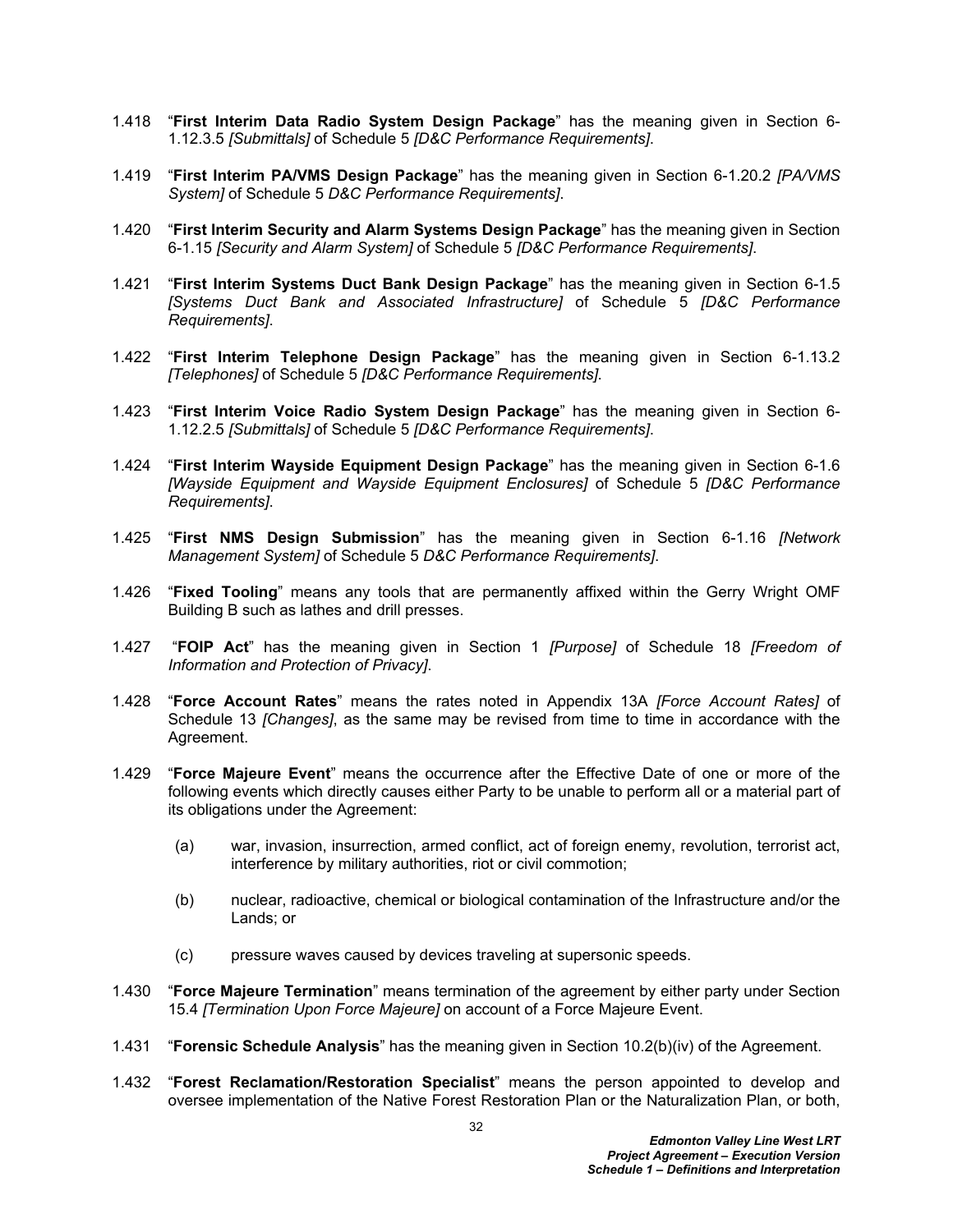1.418 "**First Interim Data Radio System Design Package**" has the meaning given in Section 6-1.12.3.5 *[Submittals]* of Schedule 5 *[D&C Performance Requirements]*.

1.419 "**First Interim PA/VMS Design Package**" has the meaning given in Section 6-1.20.2 *[PA/VMS System]* of Schedule 5 *D&C Performance Requirements]*.

1.420 "**First Interim Security and Alarm Systems Design Package**" has the meaning given in Section 6-1.15 *[Security and Alarm System]* of Schedule 5 *[D&C Performance Requirements]*.

1.421 "**First Interim Systems Duct Bank Design Package**" has the meaning given in Section 6-1.5 *[Systems Duct Bank and Associated Infrastructure]* of Schedule 5 *[D&C Performance Requirements]*.

1.422 "**First Interim Telephone Design Package**" has the meaning given in Section 6-1.13.2 *[Telephones]* of Schedule 5 *[D&C Performance Requirements]*.

1.423 "**First Interim Voice Radio System Design Package**" has the meaning given in Section 6-1.12.2.5 *[Submittals]* of Schedule 5 *[D&C Performance Requirements]*.

1.424 "**First Interim Wayside Equipment Design Package**" has the meaning given in Section 6-1.6 *[Wayside Equipment and Wayside Equipment Enclosures]* of Schedule 5 *[D&C Performance Requirements]*.

1.425 "**First NMS Design Submission**" has the meaning given in Section 6-1.16 *[Network Management System]* of Schedule 5 *D&C Performance Requirements]*.

1.426 "**Fixed Tooling**" means any tools that are permanently affixed within the Gerry Wright OMF Building B such as lathes and drill presses.

1.427 "**FOIP Act**" has the meaning given in Section 1 *[Purpose]* of Schedule 18 *[Freedom of Information and Protection of Privacy]*.

1.428 "**Force Account Rates**" means the rates noted in Appendix 13A *[Force Account Rates]* of Schedule 13 *[Changes]*, as the same may be revised from time to time in accordance with the Agreement.

1.429 "**Force Majeure Event**" means the occurrence after the Effective Date of one or more of the following events which directly causes either Party to be unable to perform all or a material part of its obligations under the Agreement:

(a) war, invasion, insurrection, armed conflict, act of foreign enemy, revolution, terrorist act, interference by military authorities, riot or civil commotion;

(b) nuclear, radioactive, chemical or biological contamination of the Infrastructure and/or the Lands; or

(c) pressure waves caused by devices traveling at supersonic speeds.

1.430 "**Force Majeure Termination**" means termination of the agreement by either party under Section 15.4 *[Termination Upon Force Majeure]* on account of a Force Majeure Event.

1.431 "**Forensic Schedule Analysis**" has the meaning given in Section 10.2(b)(iv) of the Agreement.

1.432 "**Forest Reclamation/Restoration Specialist**" means the person appointed to develop and oversee implementation of the Native Forest Restoration Plan or the Naturalization Plan, or both,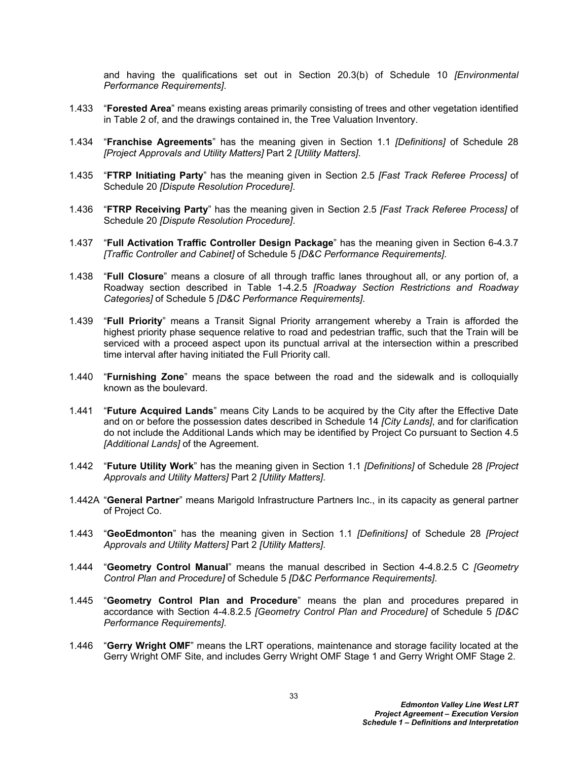and having the qualifications set out in Section 20.3(b) of Schedule 10 *[Environmental Performance Requirements]*.

1.433 "**Forested Area**" means existing areas primarily consisting of trees and other vegetation identified in Table 2 of, and the drawings contained in, the Tree Valuation Inventory.

1.434 "**Franchise Agreements**" has the meaning given in Section 1.1 *[Definitions]* of Schedule 28 *[Project Approvals and Utility Matters]* Part 2 *[Utility Matters]*.

1.435 "**FTRP Initiating Party**" has the meaning given in Section 2.5 *[Fast Track Referee Process]* of Schedule 20 *[Dispute Resolution Procedure]*.

1.436 "**FTRP Receiving Party**" has the meaning given in Section 2.5 *[Fast Track Referee Process]* of Schedule 20 *[Dispute Resolution Procedure]*.

1.437 "**Full Activation Traffic Controller Design Package**" has the meaning given in Section 6-4.3.7 *[Traffic Controller and Cabinet]* of Schedule 5 *[D&C Performance Requirements]*.

1.438 "**Full Closure**" means a closure of all through traffic lanes throughout all, or any portion of, a Roadway section described in Table 1-4.2.5 *[Roadway Section Restrictions and Roadway Categories]* of Schedule 5 *[D&C Performance Requirements]*.

1.439 "**Full Priority**" means a Transit Signal Priority arrangement whereby a Train is afforded the highest priority phase sequence relative to road and pedestrian traffic, such that the Train will be serviced with a proceed aspect upon its punctual arrival at the intersection within a prescribed time interval after having initiated the Full Priority call.

1.440 "**Furnishing Zone**" means the space between the road and the sidewalk and is colloquially known as the boulevard.

1.441 "**Future Acquired Lands**" means City Lands to be acquired by the City after the Effective Date and on or before the possession dates described in Schedule 14 *[City Lands]*, and for clarification do not include the Additional Lands which may be identified by Project Co pursuant to Section 4.5 *[Additional Lands]* of the Agreement.

1.442 "**Future Utility Work**" has the meaning given in Section 1.1 *[Definitions]* of Schedule 28 *[Project Approvals and Utility Matters]* Part 2 *[Utility Matters]*.

1.442A "**General Partner**" means Marigold Infrastructure Partners Inc., in its capacity as general partner of Project Co.

1.443 "**GeoEdmonton**" has the meaning given in Section 1.1 *[Definitions]* of Schedule 28 *[Project Approvals and Utility Matters]* Part 2 *[Utility Matters]*.

1.444 "**Geometry Control Manual**" means the manual described in Section 4-4.8.2.5 C *[Geometry Control Plan and Procedure]* of Schedule 5 *[D&C Performance Requirements]*.

1.445 "**Geometry Control Plan and Procedure**" means the plan and procedures prepared in accordance with Section 4-4.8.2.5 *[Geometry Control Plan and Procedure]* of Schedule 5 *[D&C Performance Requirements]*.

1.446 "**Gerry Wright OMF**" means the LRT operations, maintenance and storage facility located at the Gerry Wright OMF Site, and includes Gerry Wright OMF Stage 1 and Gerry Wright OMF Stage 2.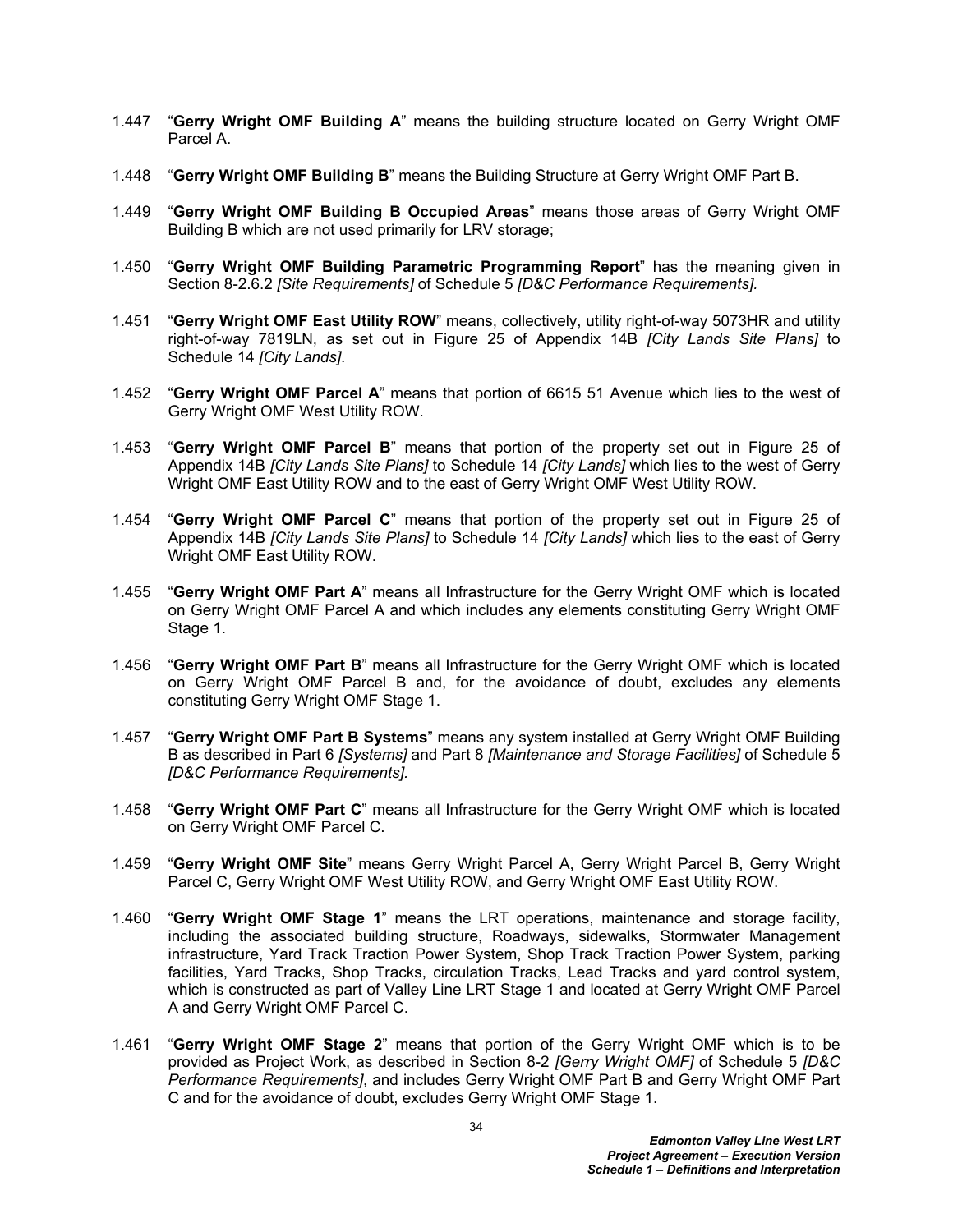1.447 "**Gerry Wright OMF Building A**" means the building structure located on Gerry Wright OMF Parcel A.

1.448 "**Gerry Wright OMF Building B**" means the Building Structure at Gerry Wright OMF Part B.

1.449 "**Gerry Wright OMF Building B Occupied Areas**" means those areas of Gerry Wright OMF Building B which are not used primarily for LRV storage;

1.450 "**Gerry Wright OMF Building Parametric Programming Report**" has the meaning given in Section 8-2.6.2 *[Site Requirements]* of Schedule 5 *[D&C Performance Requirements]*.

1.451 "**Gerry Wright OMF East Utility ROW**" means, collectively, utility right-of-way 5073HR and utility right-of-way 7819LN, as set out in Figure 25 of Appendix 14B *[City Lands Site Plans]* to Schedule 14 *[City Lands]*.

1.452 "**Gerry Wright OMF Parcel A**" means that portion of 6615 51 Avenue which lies to the west of Gerry Wright OMF West Utility ROW.

1.453 "**Gerry Wright OMF Parcel B**" means that portion of the property set out in Figure 25 of Appendix 14B *[City Lands Site Plans]* to Schedule 14 *[City Lands]* which lies to the west of Gerry Wright OMF East Utility ROW and to the east of Gerry Wright OMF West Utility ROW.

1.454 "**Gerry Wright OMF Parcel C**" means that portion of the property set out in Figure 25 of Appendix 14B *[City Lands Site Plans]* to Schedule 14 *[City Lands]* which lies to the east of Gerry Wright OMF East Utility ROW.

1.455 "**Gerry Wright OMF Part A**" means all Infrastructure for the Gerry Wright OMF which is located on Gerry Wright OMF Parcel A and which includes any elements constituting Gerry Wright OMF Stage 1.

1.456 "**Gerry Wright OMF Part B**" means all Infrastructure for the Gerry Wright OMF which is located on Gerry Wright OMF Parcel B and, for the avoidance of doubt, excludes any elements constituting Gerry Wright OMF Stage 1.

1.457 "**Gerry Wright OMF Part B Systems**" means any system installed at Gerry Wright OMF Building B as described in Part 6 *[Systems]* and Part 8 *[Maintenance and Storage Facilities]* of Schedule 5 *[D&C Performance Requirements].*

1.458 "**Gerry Wright OMF Part C**" means all Infrastructure for the Gerry Wright OMF which is located on Gerry Wright OMF Parcel C.

1.459 "**Gerry Wright OMF Site**" means Gerry Wright Parcel A, Gerry Wright Parcel B, Gerry Wright Parcel C, Gerry Wright OMF West Utility ROW, and Gerry Wright OMF East Utility ROW.

1.460 "**Gerry Wright OMF Stage 1**" means the LRT operations, maintenance and storage facility, including the associated building structure, Roadways, sidewalks, Stormwater Management infrastructure, Yard Track Traction Power System, Shop Track Traction Power System, parking facilities, Yard Tracks, Shop Tracks, circulation Tracks, Lead Tracks and yard control system, which is constructed as part of Valley Line LRT Stage 1 and located at Gerry Wright OMF Parcel A and Gerry Wright OMF Parcel C.

1.461 "**Gerry Wright OMF Stage 2**" means that portion of the Gerry Wright OMF which is to be provided as Project Work, as described in Section 8-2 *[Gerry Wright OMF]* of Schedule 5 *[D&C Performance Requirements]*, and includes Gerry Wright OMF Part B and Gerry Wright OMF Part C and for the avoidance of doubt, excludes Gerry Wright OMF Stage 1.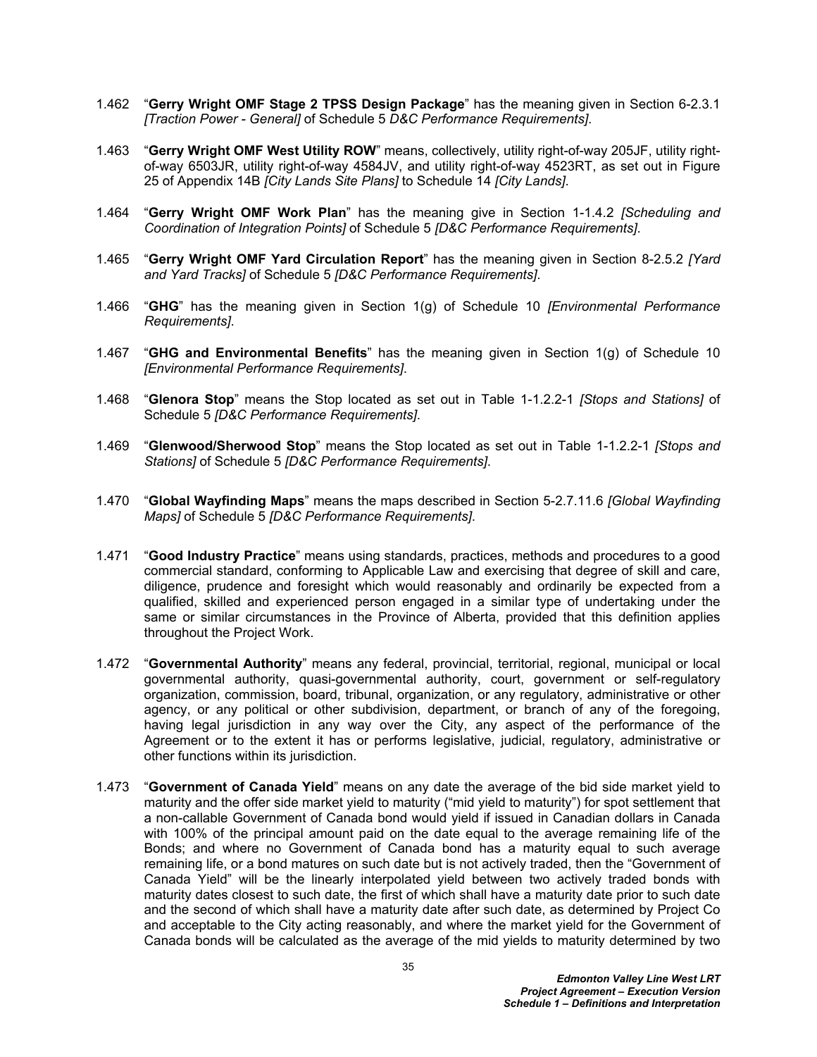1.462 "**Gerry Wright OMF Stage 2 TPSS Design Package**" has the meaning given in Section 6-2.3.1 *[Traction Power - General]* of Schedule 5 *D&C Performance Requirements]*.

1.463 "**Gerry Wright OMF West Utility ROW**" means, collectively, utility right-of-way 205JF, utility right-of-way 6503JR, utility right-of-way 4584JV, and utility right-of-way 4523RT, as set out in Figure 25 of Appendix 14B *[City Lands Site Plans]* to Schedule 14 *[City Lands]*.

1.464 "**Gerry Wright OMF Work Plan**" has the meaning give in Section 1-1.4.2 *[Scheduling and Coordination of Integration Points]* of Schedule 5 *[D&C Performance Requirements]*.

1.465 "**Gerry Wright OMF Yard Circulation Report**" has the meaning given in Section 8-2.5.2 *[Yard and Yard Tracks]* of Schedule 5 *[D&C Performance Requirements]*.

1.466 "**GHG**" has the meaning given in Section 1(g) of Schedule 10 *[Environmental Performance Requirements]*.

1.467 "**GHG and Environmental Benefits**" has the meaning given in Section 1(g) of Schedule 10 *[Environmental Performance Requirements]*.

1.468 "**Glenora Stop**" means the Stop located as set out in Table 1-1.2.2-1 *[Stops and Stations]* of Schedule 5 *[D&C Performance Requirements]*.

1.469 "**Glenwood/Sherwood Stop**" means the Stop located as set out in Table 1-1.2.2-1 *[Stops and Stations]* of Schedule 5 *[D&C Performance Requirements]*.

1.470 "**Global Wayfinding Maps**" means the maps described in Section 5-2.7.11.6 *[Global Wayfinding Maps]* of Schedule 5 *[D&C Performance Requirements]*.

1.471 "**Good Industry Practice**" means using standards, practices, methods and procedures to a good commercial standard, conforming to Applicable Law and exercising that degree of skill and care, diligence, prudence and foresight which would reasonably and ordinarily be expected from a qualified, skilled and experienced person engaged in a similar type of undertaking under the same or similar circumstances in the Province of Alberta, provided that this definition applies throughout the Project Work.

1.472 "**Governmental Authority**" means any federal, provincial, territorial, regional, municipal or local governmental authority, quasi-governmental authority, court, government or self-regulatory organization, commission, board, tribunal, organization, or any regulatory, administrative or other agency, or any political or other subdivision, department, or branch of any of the foregoing, having legal jurisdiction in any way over the City, any aspect of the performance of the Agreement or to the extent it has or performs legislative, judicial, regulatory, administrative or other functions within its jurisdiction.

1.473 "**Government of Canada Yield**" means on any date the average of the bid side market yield to maturity and the offer side market yield to maturity ("mid yield to maturity") for spot settlement that a non-callable Government of Canada bond would yield if issued in Canadian dollars in Canada with 100% of the principal amount paid on the date equal to the average remaining life of the Bonds; and where no Government of Canada bond has a maturity equal to such average remaining life, or a bond matures on such date but is not actively traded, then the "Government of Canada Yield" will be the linearly interpolated yield between two actively traded bonds with maturity dates closest to such date, the first of which shall have a maturity date prior to such date and the second of which shall have a maturity date after such date, as determined by Project Co and acceptable to the City acting reasonably, and where the market yield for the Government of Canada bonds will be calculated as the average of the mid yields to maturity determined by two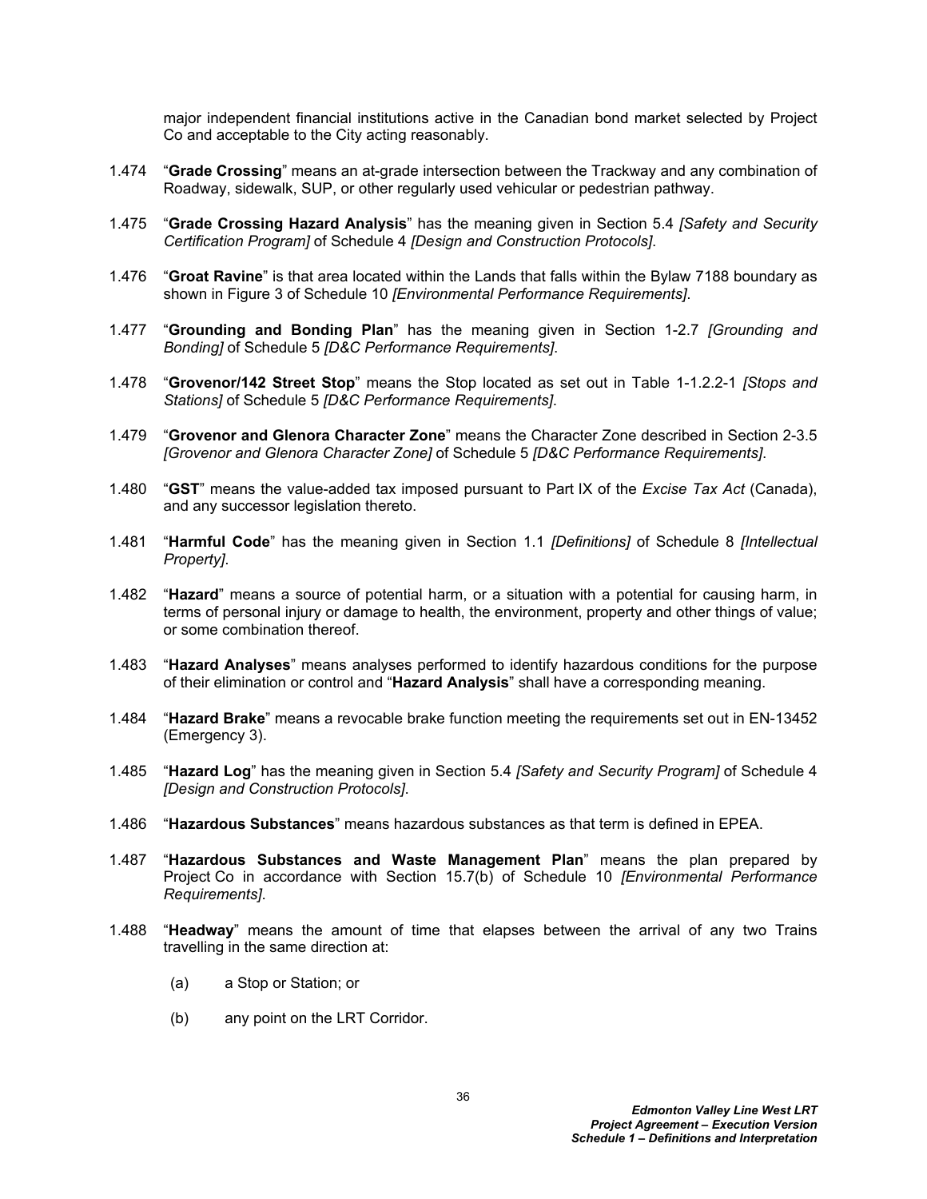major independent financial institutions active in the Canadian bond market selected by Project Co and acceptable to the City acting reasonably.

1.474 “**Grade Crossing**” means an at-grade intersection between the Trackway and any combination of Roadway, sidewalk, SUP, or other regularly used vehicular or pedestrian pathway.

1.475 “**Grade Crossing Hazard Analysis**” has the meaning given in Section 5.4 *[Safety and Security Certification Program]* of Schedule 4 *[Design and Construction Protocols]*.

1.476 “**Groat Ravine**” is that area located within the Lands that falls within the Bylaw 7188 boundary as shown in Figure 3 of Schedule 10 *[Environmental Performance Requirements]*.

1.477 “**Grounding and Bonding Plan**” has the meaning given in Section 1-2.7 *[Grounding and Bonding]* of Schedule 5 *[D&C Performance Requirements]*.

1.478 “**Grovenor/142 Street Stop**” means the Stop located as set out in Table 1-1.2.2-1 *[Stops and Stations]* of Schedule 5 *[D&C Performance Requirements]*.

1.479 “**Grovenor and Glenora Character Zone**” means the Character Zone described in Section 2-3.5 *[Grovenor and Glenora Character Zone]* of Schedule 5 *[D&C Performance Requirements]*.

1.480 “**GST**” means the value-added tax imposed pursuant to Part IX of the *Excise Tax Act* (Canada), and any successor legislation thereto.

1.481 “**Harmful Code**” has the meaning given in Section 1.1 *[Definitions]* of Schedule 8 *[Intellectual Property]*.

1.482 “**Hazard**” means a source of potential harm, or a situation with a potential for causing harm, in terms of personal injury or damage to health, the environment, property and other things of value; or some combination thereof.

1.483 “**Hazard Analyses**” means analyses performed to identify hazardous conditions for the purpose of their elimination or control and “**Hazard Analysis**” shall have a corresponding meaning.

1.484 “**Hazard Brake**” means a revocable brake function meeting the requirements set out in EN-13452 (Emergency 3).

1.485 “**Hazard Log**” has the meaning given in Section 5.4 *[Safety and Security Program]* of Schedule 4 *[Design and Construction Protocols]*.

1.486 “**Hazardous Substances**” means hazardous substances as that term is defined in EPEA.

1.487 “**Hazardous Substances and Waste Management Plan**” means the plan prepared by Project Co in accordance with Section 15.7(b) of Schedule 10 *[Environmental Performance Requirements]*.

1.488 “**Headway**” means the amount of time that elapses between the arrival of any two Trains travelling in the same direction at:

(a) a Stop or Station; or

(b) any point on the LRT Corridor.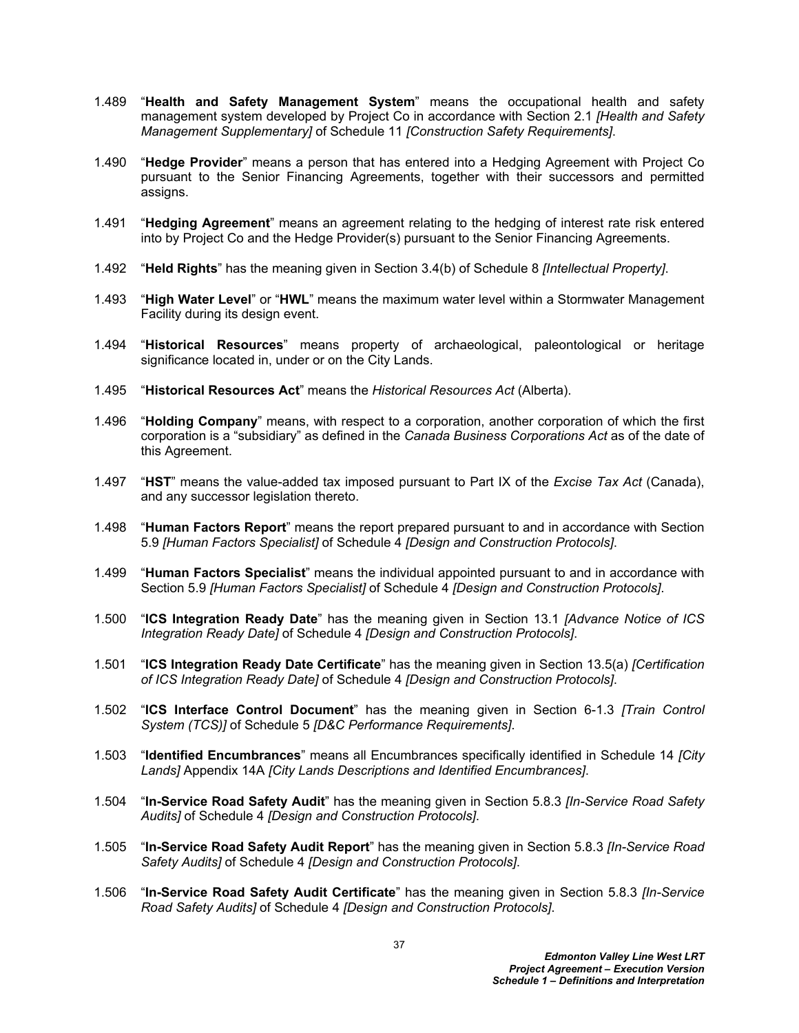1.489 "**Health and Safety Management System**" means the occupational health and safety management system developed by Project Co in accordance with Section 2.1 *[Health and Safety Management Supplementary]* of Schedule 11 *[Construction Safety Requirements]*.

1.490 "**Hedge Provider**" means a person that has entered into a Hedging Agreement with Project Co pursuant to the Senior Financing Agreements, together with their successors and permitted assigns.

1.491 "**Hedging Agreement**" means an agreement relating to the hedging of interest rate risk entered into by Project Co and the Hedge Provider(s) pursuant to the Senior Financing Agreements.

1.492 "**Held Rights**" has the meaning given in Section 3.4(b) of Schedule 8 *[Intellectual Property]*.

1.493 "**High Water Level**" or "**HWL**" means the maximum water level within a Stormwater Management Facility during its design event.

1.494 "**Historical Resources**" means property of archaeological, paleontological or heritage significance located in, under or on the City Lands.

1.495 "**Historical Resources Act**" means the *Historical Resources Act* (Alberta).

1.496 "**Holding Company**" means, with respect to a corporation, another corporation of which the first corporation is a "subsidiary" as defined in the *Canada Business Corporations Act* as of the date of this Agreement.

1.497 "**HST**" means the value-added tax imposed pursuant to Part IX of the *Excise Tax Act* (Canada), and any successor legislation thereto.

1.498 "**Human Factors Report**" means the report prepared pursuant to and in accordance with Section 5.9 *[Human Factors Specialist]* of Schedule 4 *[Design and Construction Protocols]*.

1.499 "**Human Factors Specialist**" means the individual appointed pursuant to and in accordance with Section 5.9 *[Human Factors Specialist]* of Schedule 4 *[Design and Construction Protocols]*.

1.500 "**ICS Integration Ready Date**" has the meaning given in Section 13.1 *[Advance Notice of ICS Integration Ready Date]* of Schedule 4 *[Design and Construction Protocols]*.

1.501 "**ICS Integration Ready Date Certificate**" has the meaning given in Section 13.5(a) *[Certification of ICS Integration Ready Date]* of Schedule 4 *[Design and Construction Protocols]*.

1.502 "**ICS Interface Control Document**" has the meaning given in Section 6-1.3 *[Train Control System (TCS)]* of Schedule 5 *[D&C Performance Requirements]*.

1.503 "**Identified Encumbrances**" means all Encumbrances specifically identified in Schedule 14 *[City Lands]* Appendix 14A *[City Lands Descriptions and Identified Encumbrances]*.

1.504 "**In-Service Road Safety Audit**" has the meaning given in Section 5.8.3 *[In-Service Road Safety Audits]* of Schedule 4 *[Design and Construction Protocols]*.

1.505 "**In-Service Road Safety Audit Report**" has the meaning given in Section 5.8.3 *[In-Service Road Safety Audits]* of Schedule 4 *[Design and Construction Protocols]*.

1.506 "**In-Service Road Safety Audit Certificate**" has the meaning given in Section 5.8.3 *[In-Service Road Safety Audits]* of Schedule 4 *[Design and Construction Protocols]*.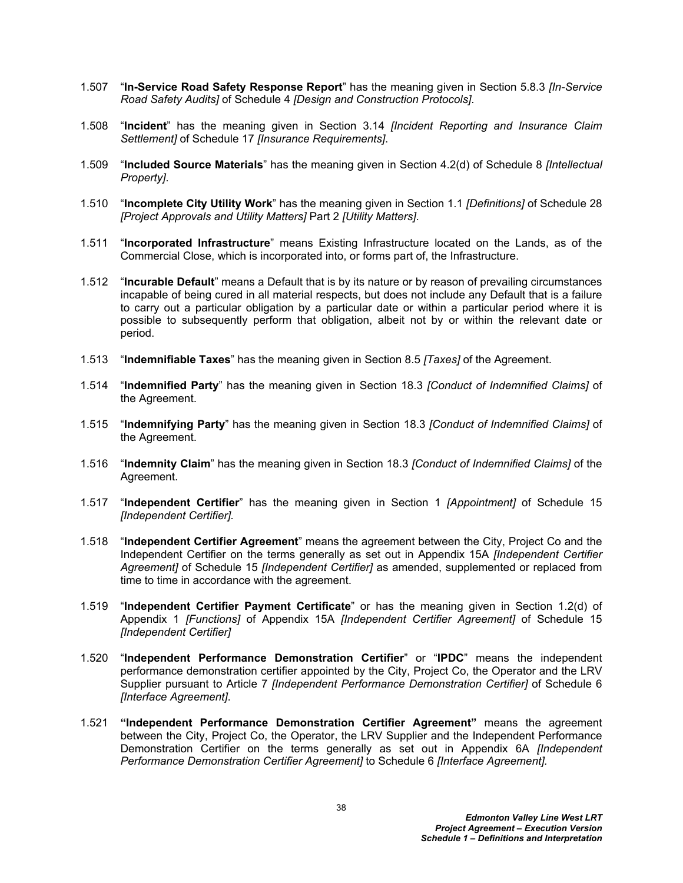1.507 "**In-Service Road Safety Response Report**" has the meaning given in Section 5.8.3 *[In-Service Road Safety Audits]* of Schedule 4 *[Design and Construction Protocols]*.

1.508 "**Incident**" has the meaning given in Section 3.14 *[Incident Reporting and Insurance Claim Settlement]* of Schedule 17 *[Insurance Requirements]*.

1.509 "**Included Source Materials**" has the meaning given in Section 4.2(d) of Schedule 8 *[Intellectual Property]*.

1.510 "**Incomplete City Utility Work**" has the meaning given in Section 1.1 *[Definitions]* of Schedule 28 *[Project Approvals and Utility Matters]* Part 2 *[Utility Matters]*.

1.511 "**Incorporated Infrastructure**" means Existing Infrastructure located on the Lands, as of the Commercial Close, which is incorporated into, or forms part of, the Infrastructure.

1.512 "**Incurable Default**" means a Default that is by its nature or by reason of prevailing circumstances incapable of being cured in all material respects, but does not include any Default that is a failure to carry out a particular obligation by a particular date or within a particular period where it is possible to subsequently perform that obligation, albeit not by or within the relevant date or period.

1.513 "**Indemnifiable Taxes**" has the meaning given in Section 8.5 *[Taxes]* of the Agreement.

1.514 "**Indemnified Party**" has the meaning given in Section 18.3 *[Conduct of Indemnified Claims]* of the Agreement.

1.515 "**Indemnifying Party**" has the meaning given in Section 18.3 *[Conduct of Indemnified Claims]* of the Agreement.

1.516 "**Indemnity Claim**" has the meaning given in Section 18.3 *[Conduct of Indemnified Claims]* of the Agreement.

1.517 "**Independent Certifier**" has the meaning given in Section 1 *[Appointment]* of Schedule 15 *[Independent Certifier].*

1.518 "**Independent Certifier Agreement**" means the agreement between the City, Project Co and the Independent Certifier on the terms generally as set out in Appendix 15A *[Independent Certifier Agreement]* of Schedule 15 *[Independent Certifier]* as amended, supplemented or replaced from time to time in accordance with the agreement.

1.519 "**Independent Certifier Payment Certificate**" or has the meaning given in Section 1.2(d) of Appendix 1 *[Functions]* of Appendix 15A *[Independent Certifier Agreement]* of Schedule 15 *[Independent Certifier]*

1.520 "**Independent Performance Demonstration Certifier**" or "**IPDC**" means the independent performance demonstration certifier appointed by the City, Project Co, the Operator and the LRV Supplier pursuant to Article 7 *[Independent Performance Demonstration Certifier]* of Schedule 6 *[Interface Agreement]*.

1.521 **"Independent Performance Demonstration Certifier Agreement"** means the agreement between the City, Project Co, the Operator, the LRV Supplier and the Independent Performance Demonstration Certifier on the terms generally as set out in Appendix 6A *[Independent Performance Demonstration Certifier Agreement]* to Schedule 6 *[Interface Agreement].*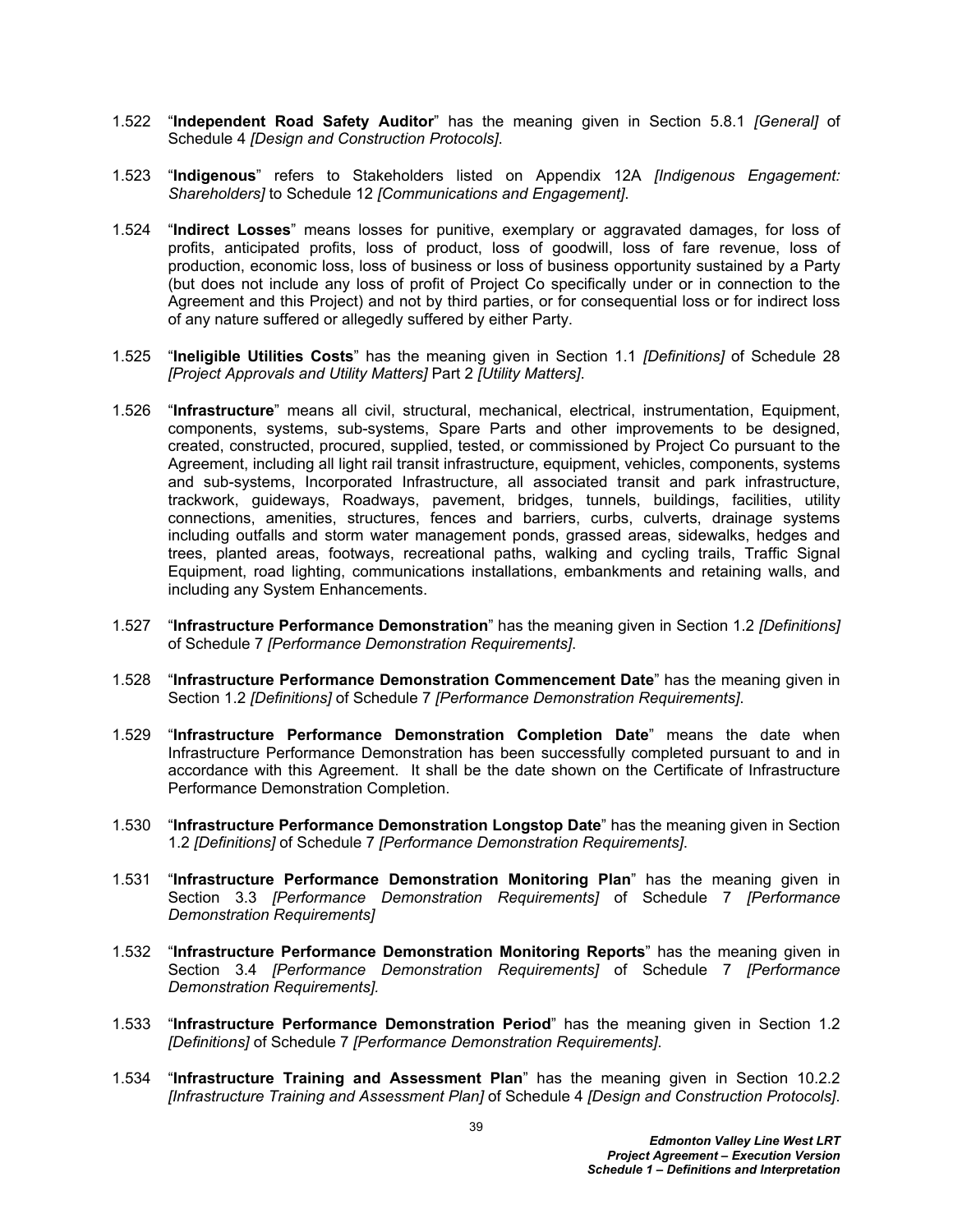1.522 "**Independent Road Safety Auditor**" has the meaning given in Section 5.8.1 *[General]* of Schedule 4 *[Design and Construction Protocols]*.

1.523 "**Indigenous**" refers to Stakeholders listed on Appendix 12A *[Indigenous Engagement: Shareholders]* to Schedule 12 *[Communications and Engagement]*.

1.524 "**Indirect Losses**" means losses for punitive, exemplary or aggravated damages, for loss of profits, anticipated profits, loss of product, loss of goodwill, loss of fare revenue, loss of production, economic loss, loss of business or loss of business opportunity sustained by a Party (but does not include any loss of profit of Project Co specifically under or in connection to the Agreement and this Project) and not by third parties, or for consequential loss or for indirect loss of any nature suffered or allegedly suffered by either Party.

1.525 "**Ineligible Utilities Costs**" has the meaning given in Section 1.1 *[Definitions]* of Schedule 28 *[Project Approvals and Utility Matters]* Part 2 *[Utility Matters]*.

1.526 "**Infrastructure**" means all civil, structural, mechanical, electrical, instrumentation, Equipment, components, systems, sub-systems, Spare Parts and other improvements to be designed, created, constructed, procured, supplied, tested, or commissioned by Project Co pursuant to the Agreement, including all light rail transit infrastructure, equipment, vehicles, components, systems and sub-systems, Incorporated Infrastructure, all associated transit and park infrastructure, trackwork, guideways, Roadways, pavement, bridges, tunnels, buildings, facilities, utility connections, amenities, structures, fences and barriers, curbs, culverts, drainage systems including outfalls and storm water management ponds, grassed areas, sidewalks, hedges and trees, planted areas, footways, recreational paths, walking and cycling trails, Traffic Signal Equipment, road lighting, communications installations, embankments and retaining walls, and including any System Enhancements.

1.527 "**Infrastructure Performance Demonstration**" has the meaning given in Section 1.2 *[Definitions]* of Schedule 7 *[Performance Demonstration Requirements]*.

1.528 "**Infrastructure Performance Demonstration Commencement Date**" has the meaning given in Section 1.2 *[Definitions]* of Schedule 7 *[Performance Demonstration Requirements]*.

1.529 "**Infrastructure Performance Demonstration Completion Date**" means the date when Infrastructure Performance Demonstration has been successfully completed pursuant to and in accordance with this Agreement. It shall be the date shown on the Certificate of Infrastructure Performance Demonstration Completion.

1.530 "**Infrastructure Performance Demonstration Longstop Date**" has the meaning given in Section 1.2 *[Definitions]* of Schedule 7 *[Performance Demonstration Requirements]*.

1.531 "**Infrastructure Performance Demonstration Monitoring Plan**" has the meaning given in Section 3.3 *[Performance Demonstration Requirements]* of Schedule 7 *[Performance Demonstration Requirements]*

1.532 "**Infrastructure Performance Demonstration Monitoring Reports**" has the meaning given in Section 3.4 *[Performance Demonstration Requirements]* of Schedule 7 *[Performance Demonstration Requirements].*

1.533 "**Infrastructure Performance Demonstration Period**" has the meaning given in Section 1.2 *[Definitions]* of Schedule 7 *[Performance Demonstration Requirements]*.

1.534 "**Infrastructure Training and Assessment Plan**" has the meaning given in Section 10.2.2 *[Infrastructure Training and Assessment Plan]* of Schedule 4 *[Design and Construction Protocols]*.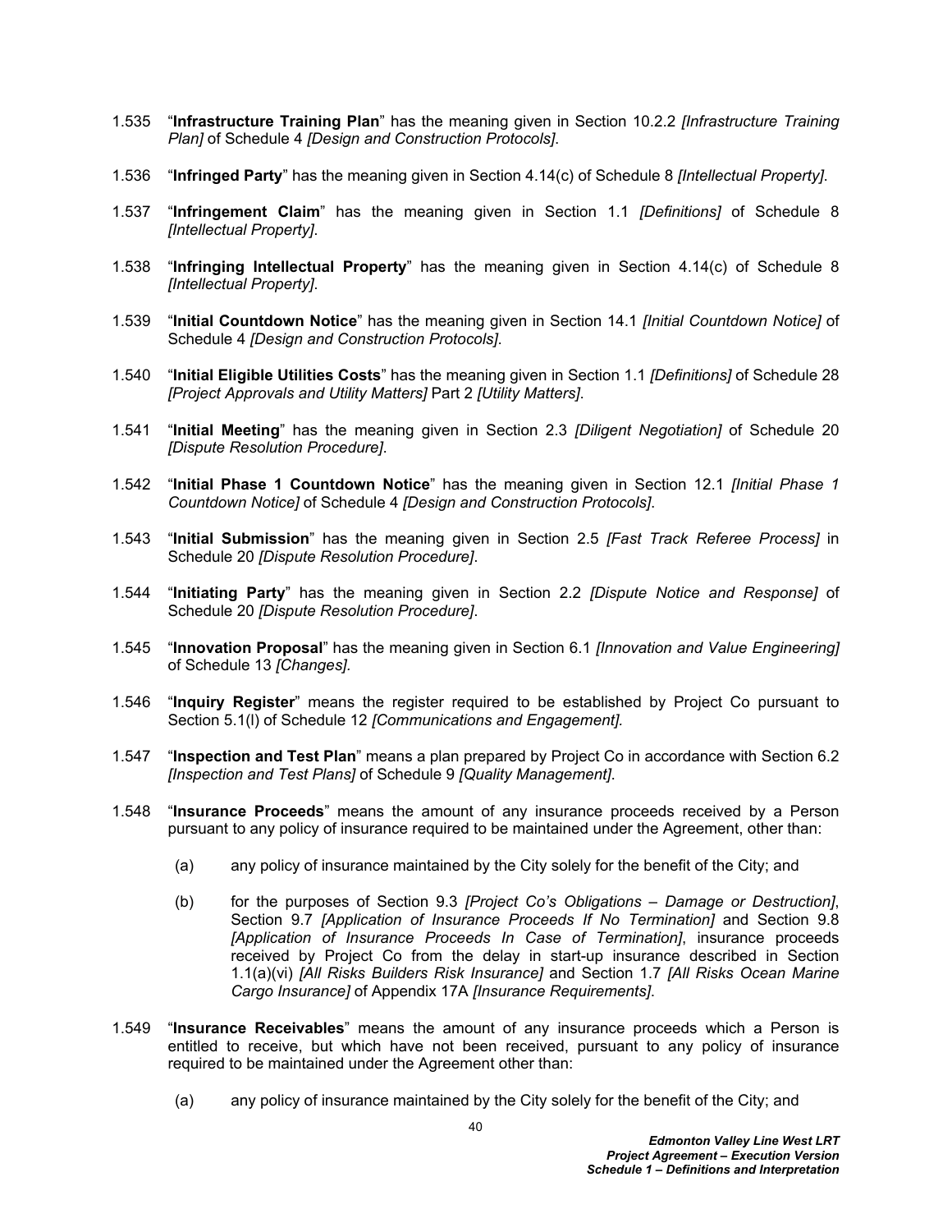1.535 “**Infrastructure Training Plan**” has the meaning given in Section 10.2.2 *[Infrastructure Training Plan]* of Schedule 4 *[Design and Construction Protocols]*.

1.536 “**Infringed Party**” has the meaning given in Section 4.14(c) of Schedule 8 *[Intellectual Property]*.

1.537 “**Infringement Claim**” has the meaning given in Section 1.1 *[Definitions]* of Schedule 8 *[Intellectual Property]*.

1.538 “**Infringing Intellectual Property**” has the meaning given in Section 4.14(c) of Schedule 8 *[Intellectual Property]*.

1.539 “**Initial Countdown Notice**” has the meaning given in Section 14.1 *[Initial Countdown Notice]* of Schedule 4 *[Design and Construction Protocols]*.

1.540 “**Initial Eligible Utilities Costs**” has the meaning given in Section 1.1 *[Definitions]* of Schedule 28 *[Project Approvals and Utility Matters]* Part 2 *[Utility Matters]*.

1.541 “**Initial Meeting**” has the meaning given in Section 2.3 *[Diligent Negotiation]* of Schedule 20 *[Dispute Resolution Procedure]*.

1.542 “**Initial Phase 1 Countdown Notice**” has the meaning given in Section 12.1 *[Initial Phase 1 Countdown Notice]* of Schedule 4 *[Design and Construction Protocols]*.

1.543 “**Initial Submission**” has the meaning given in Section 2.5 *[Fast Track Referee Process]* in Schedule 20 *[Dispute Resolution Procedure]*.

1.544 “**Initiating Party**” has the meaning given in Section 2.2 *[Dispute Notice and Response]* of Schedule 20 *[Dispute Resolution Procedure]*.

1.545 “**Innovation Proposal**” has the meaning given in Section 6.1 *[Innovation and Value Engineering]* of Schedule 13 *[Changes].*

1.546 “**Inquiry Register**” means the register required to be established by Project Co pursuant to Section 5.1(l) of Schedule 12 *[Communications and Engagement].*

1.547 “**Inspection and Test Plan**” means a plan prepared by Project Co in accordance with Section 6.2 *[Inspection and Test Plans]* of Schedule 9 *[Quality Management]*.

1.548 “**Insurance Proceeds**” means the amount of any insurance proceeds received by a Person pursuant to any policy of insurance required to be maintained under the Agreement, other than:

(a) any policy of insurance maintained by the City solely for the benefit of the City; and

(b) for the purposes of Section 9.3 *[Project Co’s Obligations – Damage or Destruction]*, Section 9.7 *[Application of Insurance Proceeds If No Termination]* and Section 9.8 *[Application of Insurance Proceeds In Case of Termination]*, insurance proceeds received by Project Co from the delay in start-up insurance described in Section 1.1(a)(vi) *[All Risks Builders Risk Insurance]* and Section 1.7 *[All Risks Ocean Marine Cargo Insurance]* of Appendix 17A *[Insurance Requirements]*.

1.549 “**Insurance Receivables**” means the amount of any insurance proceeds which a Person is entitled to receive, but which have not been received, pursuant to any policy of insurance required to be maintained under the Agreement other than:

(a) any policy of insurance maintained by the City solely for the benefit of the City; and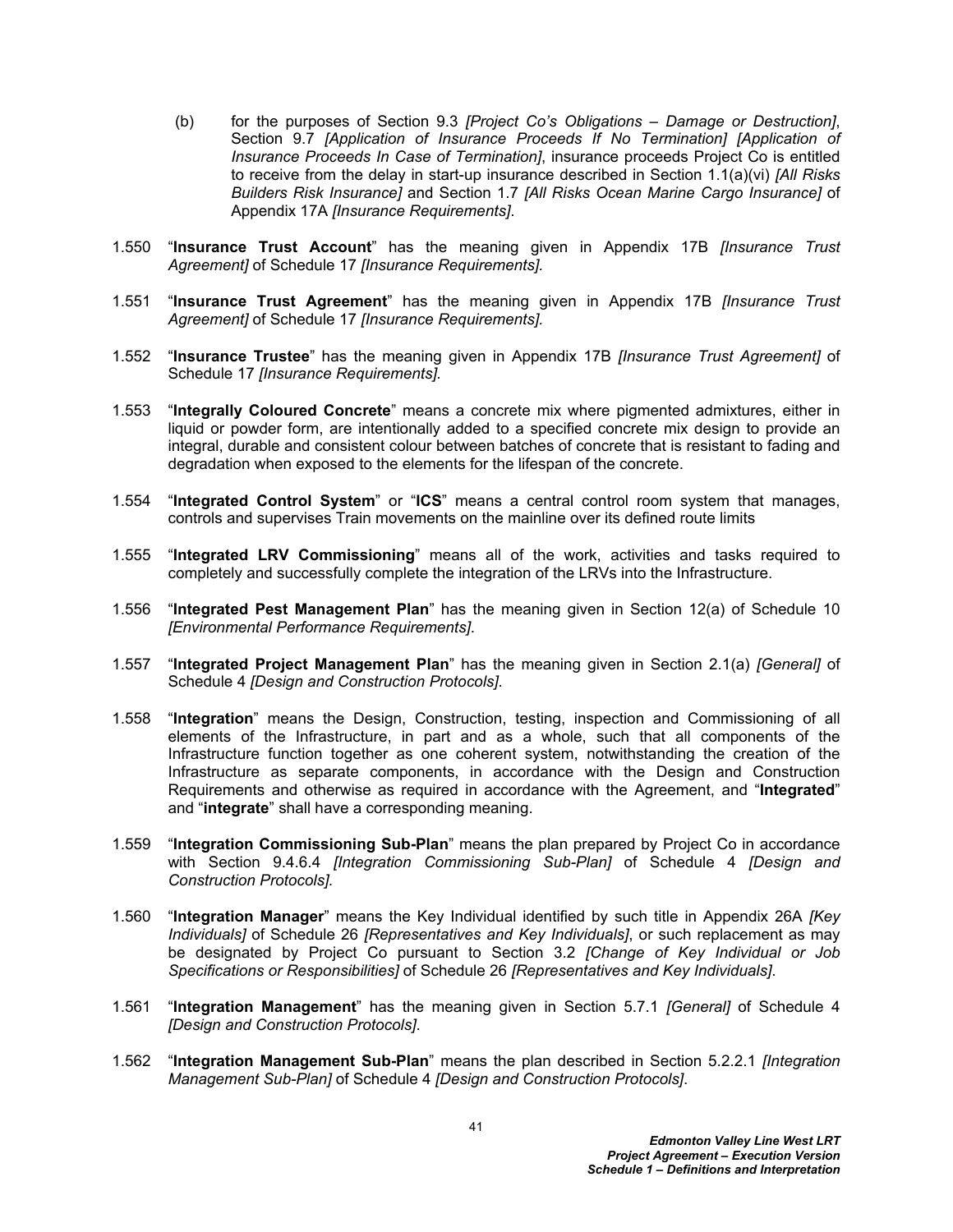(b) for the purposes of Section 9.3 *[Project Co's Obligations – Damage or Destruction]*, Section 9.7 *[Application of Insurance Proceeds If No Termination] [Application of Insurance Proceeds In Case of Termination]*, insurance proceeds Project Co is entitled to receive from the delay in start-up insurance described in Section 1.1(a)(vi) *[All Risks Builders Risk Insurance]* and Section 1.7 *[All Risks Ocean Marine Cargo Insurance]* of Appendix 17A *[Insurance Requirements]*.

1.550 "**Insurance Trust Account**" has the meaning given in Appendix 17B *[Insurance Trust Agreement]* of Schedule 17 *[Insurance Requirements].*

1.551 "**Insurance Trust Agreement**" has the meaning given in Appendix 17B *[Insurance Trust Agreement]* of Schedule 17 *[Insurance Requirements].*

1.552 "**Insurance Trustee**" has the meaning given in Appendix 17B *[Insurance Trust Agreement]* of Schedule 17 *[Insurance Requirements].*

1.553 "**Integrally Coloured Concrete**" means a concrete mix where pigmented admixtures, either in liquid or powder form, are intentionally added to a specified concrete mix design to provide an integral, durable and consistent colour between batches of concrete that is resistant to fading and degradation when exposed to the elements for the lifespan of the concrete.

1.554 "**Integrated Control System**" or "**ICS**" means a central control room system that manages, controls and supervises Train movements on the mainline over its defined route limits

1.555 "**Integrated LRV Commissioning**" means all of the work, activities and tasks required to completely and successfully complete the integration of the LRVs into the Infrastructure.

1.556 "**Integrated Pest Management Plan**" has the meaning given in Section 12(a) of Schedule 10 *[Environmental Performance Requirements]*.

1.557 "**Integrated Project Management Plan**" has the meaning given in Section 2.1(a) *[General]* of Schedule 4 *[Design and Construction Protocols]*.

1.558 "**Integration**" means the Design, Construction, testing, inspection and Commissioning of all elements of the Infrastructure, in part and as a whole, such that all components of the Infrastructure function together as one coherent system, notwithstanding the creation of the Infrastructure as separate components, in accordance with the Design and Construction Requirements and otherwise as required in accordance with the Agreement, and "**Integrated**" and "**integrate**" shall have a corresponding meaning.

1.559 "**Integration Commissioning Sub-Plan**" means the plan prepared by Project Co in accordance with Section 9.4.6.4 *[Integration Commissioning Sub-Plan]* of Schedule 4 *[Design and Construction Protocols].*

1.560 "**Integration Manager**" means the Key Individual identified by such title in Appendix 26A *[Key Individuals]* of Schedule 26 *[Representatives and Key Individuals]*, or such replacement as may be designated by Project Co pursuant to Section 3.2 *[Change of Key Individual or Job Specifications or Responsibilities]* of Schedule 26 *[Representatives and Key Individuals]*.

1.561 "**Integration Management**" has the meaning given in Section 5.7.1 *[General]* of Schedule 4 *[Design and Construction Protocols]*.

1.562 "**Integration Management Sub-Plan**" means the plan described in Section 5.2.2.1 *[Integration Management Sub-Plan]* of Schedule 4 *[Design and Construction Protocols]*.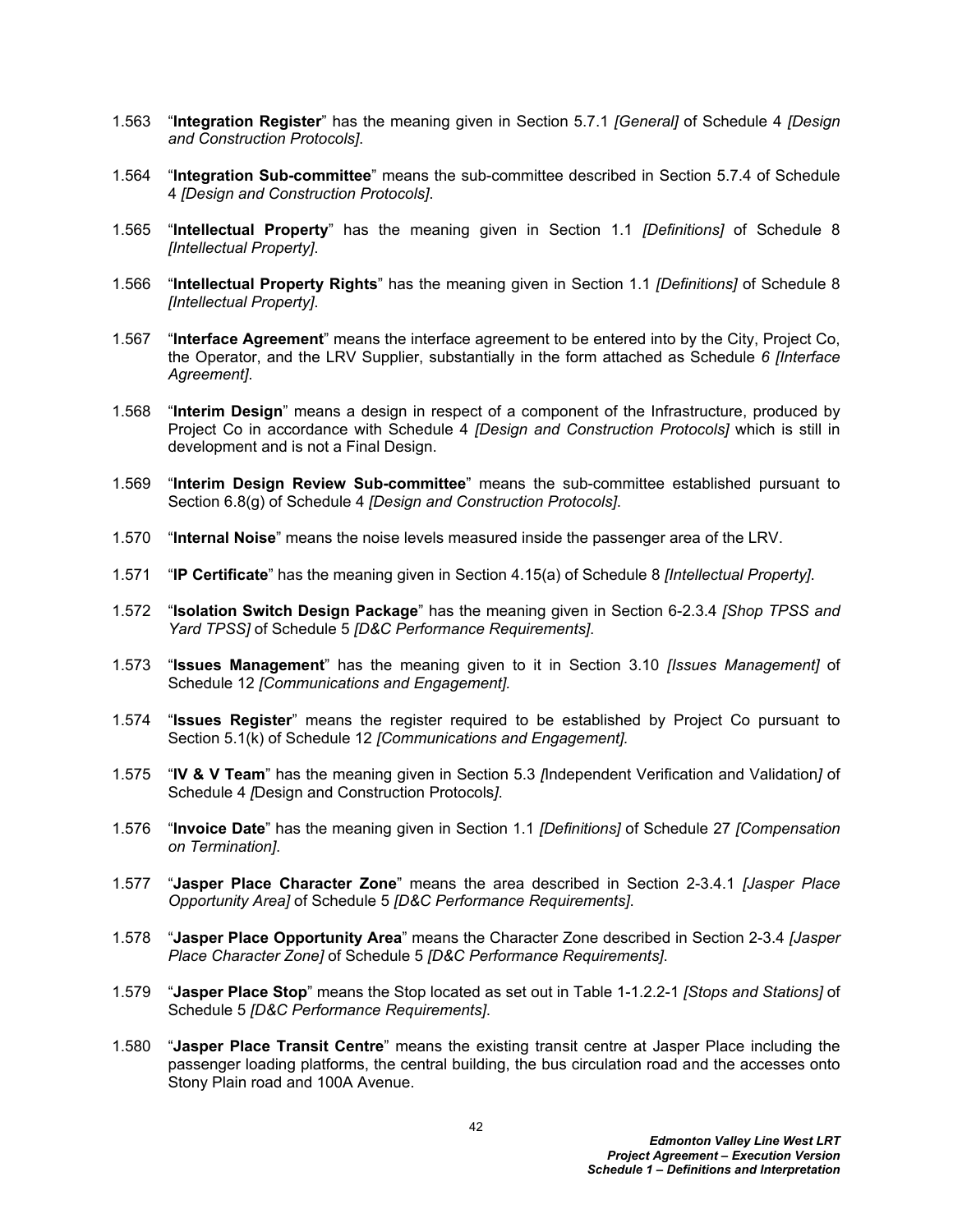1.563 “**Integration Register**” has the meaning given in Section 5.7.1 *[General]* of Schedule 4 *[Design and Construction Protocols]*.

1.564 “**Integration Sub-committee**” means the sub-committee described in Section 5.7.4 of Schedule 4 *[Design and Construction Protocols]*.

1.565 “**Intellectual Property**” has the meaning given in Section 1.1 *[Definitions]* of Schedule 8 *[Intellectual Property]*.

1.566 “**Intellectual Property Rights**” has the meaning given in Section 1.1 *[Definitions]* of Schedule 8 *[Intellectual Property]*.

1.567 “**Interface Agreement**” means the interface agreement to be entered into by the City, Project Co, the Operator, and the LRV Supplier, substantially in the form attached as Schedule *6 [Interface Agreement]*.

1.568 “**Interim Design**” means a design in respect of a component of the Infrastructure, produced by Project Co in accordance with Schedule 4 *[Design and Construction Protocols]* which is still in development and is not a Final Design.

1.569 “**Interim Design Review Sub-committee**” means the sub-committee established pursuant to Section 6.8(g) of Schedule 4 *[Design and Construction Protocols]*.

1.570 “**Internal Noise**” means the noise levels measured inside the passenger area of the LRV.

1.571 “**IP Certificate**” has the meaning given in Section 4.15(a) of Schedule 8 *[Intellectual Property]*.

1.572 “**Isolation Switch Design Package**” has the meaning given in Section 6-2.3.4 *[Shop TPSS and Yard TPSS]* of Schedule 5 *[D&C Performance Requirements]*.

1.573 “**Issues Management**” has the meaning given to it in Section 3.10 *[Issues Management]* of Schedule 12 *[Communications and Engagement].*

1.574 “**Issues Register**” means the register required to be established by Project Co pursuant to Section 5.1(k) of Schedule 12 *[Communications and Engagement].*

1.575 “**IV & V Team**” has the meaning given in Section 5.3 *[*Independent Verification and Validation*]* of Schedule 4 *[*Design and Construction Protocols*]*.

1.576 “**Invoice Date**” has the meaning given in Section 1.1 *[Definitions]* of Schedule 27 *[Compensation on Termination]*.

1.577 “**Jasper Place Character Zone**” means the area described in Section 2-3.4.1 *[Jasper Place Opportunity Area]* of Schedule 5 *[D&C Performance Requirements]*.

1.578 “**Jasper Place Opportunity Area**” means the Character Zone described in Section 2-3.4 *[Jasper Place Character Zone]* of Schedule 5 *[D&C Performance Requirements]*.

1.579 “**Jasper Place Stop**” means the Stop located as set out in Table 1-1.2.2-1 *[Stops and Stations]* of Schedule 5 *[D&C Performance Requirements]*.

1.580 “**Jasper Place Transit Centre**” means the existing transit centre at Jasper Place including the passenger loading platforms, the central building, the bus circulation road and the accesses onto Stony Plain road and 100A Avenue.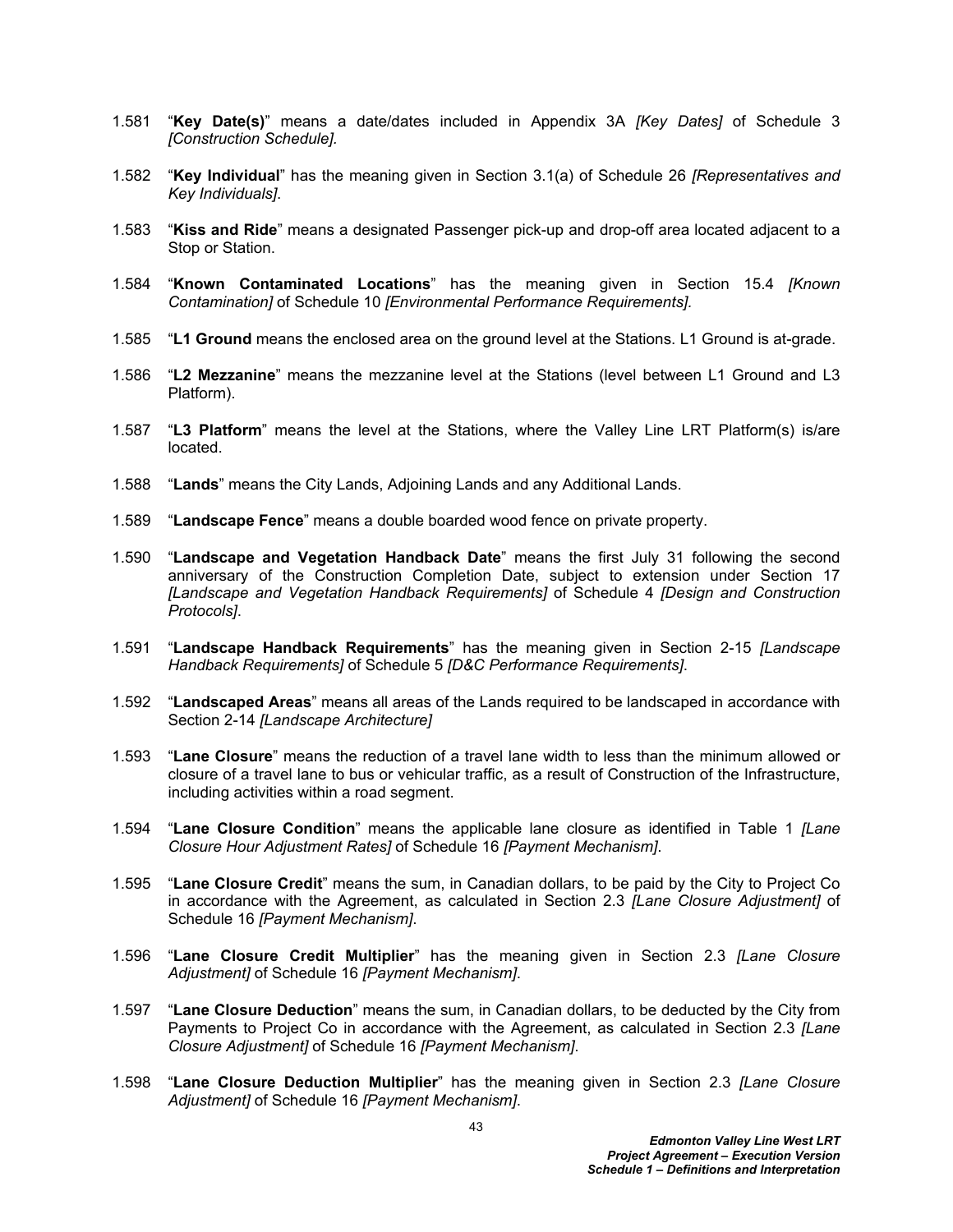1.581 "**Key Date(s)**" means a date/dates included in Appendix 3A *[Key Dates]* of Schedule 3 *[Construction Schedule]*.

1.582 "**Key Individual**" has the meaning given in Section 3.1(a) of Schedule 26 *[Representatives and Key Individuals]*.

1.583 "**Kiss and Ride**" means a designated Passenger pick-up and drop-off area located adjacent to a Stop or Station.

1.584 "**Known Contaminated Locations**" has the meaning given in Section 15.4 *[Known Contamination]* of Schedule 10 *[Environmental Performance Requirements]*.

1.585 "**L1 Ground** means the enclosed area on the ground level at the Stations. L1 Ground is at-grade.

1.586 "**L2 Mezzanine**" means the mezzanine level at the Stations (level between L1 Ground and L3 Platform).

1.587 "**L3 Platform**" means the level at the Stations, where the Valley Line LRT Platform(s) is/are located.

1.588 "**Lands**" means the City Lands, Adjoining Lands and any Additional Lands.

1.589 "**Landscape Fence**" means a double boarded wood fence on private property.

1.590 "**Landscape and Vegetation Handback Date**" means the first July 31 following the second anniversary of the Construction Completion Date, subject to extension under Section 17 *[Landscape and Vegetation Handback Requirements]* of Schedule 4 *[Design and Construction Protocols]*.

1.591 "**Landscape Handback Requirements**" has the meaning given in Section 2-15 *[Landscape Handback Requirements]* of Schedule 5 *[D&C Performance Requirements]*.

1.592 "**Landscaped Areas**" means all areas of the Lands required to be landscaped in accordance with Section 2-14 *[Landscape Architecture]*

1.593 "**Lane Closure**" means the reduction of a travel lane width to less than the minimum allowed or closure of a travel lane to bus or vehicular traffic, as a result of Construction of the Infrastructure, including activities within a road segment.

1.594 "**Lane Closure Condition**" means the applicable lane closure as identified in Table 1 *[Lane Closure Hour Adjustment Rates]* of Schedule 16 *[Payment Mechanism]*.

1.595 "**Lane Closure Credit**" means the sum, in Canadian dollars, to be paid by the City to Project Co in accordance with the Agreement, as calculated in Section 2.3 *[Lane Closure Adjustment]* of Schedule 16 *[Payment Mechanism]*.

1.596 "**Lane Closure Credit Multiplier**" has the meaning given in Section 2.3 *[Lane Closure Adjustment]* of Schedule 16 *[Payment Mechanism]*.

1.597 "**Lane Closure Deduction**" means the sum, in Canadian dollars, to be deducted by the City from Payments to Project Co in accordance with the Agreement, as calculated in Section 2.3 *[Lane Closure Adjustment]* of Schedule 16 *[Payment Mechanism]*.

1.598 "**Lane Closure Deduction Multiplier**" has the meaning given in Section 2.3 *[Lane Closure Adjustment]* of Schedule 16 *[Payment Mechanism]*.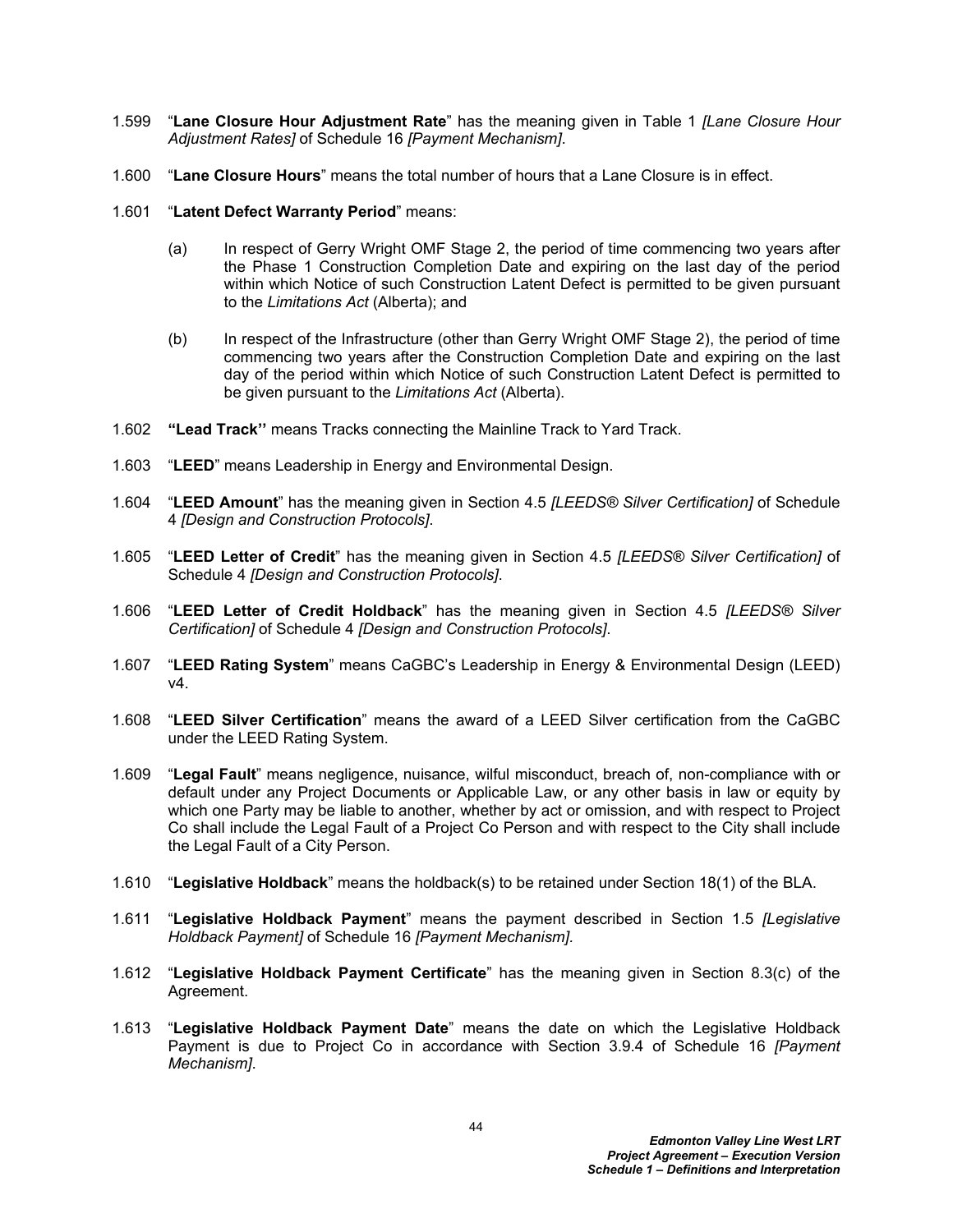1.599 "**Lane Closure Hour Adjustment Rate**" has the meaning given in Table 1 *[Lane Closure Hour Adjustment Rates]* of Schedule 16 *[Payment Mechanism]*.

1.600 "**Lane Closure Hours**" means the total number of hours that a Lane Closure is in effect.

1.601 "**Latent Defect Warranty Period**" means:

(a) In respect of Gerry Wright OMF Stage 2, the period of time commencing two years after the Phase 1 Construction Completion Date and expiring on the last day of the period within which Notice of such Construction Latent Defect is permitted to be given pursuant to the *Limitations Act* (Alberta); and

(b) In respect of the Infrastructure (other than Gerry Wright OMF Stage 2), the period of time commencing two years after the Construction Completion Date and expiring on the last day of the period within which Notice of such Construction Latent Defect is permitted to be given pursuant to the *Limitations Act* (Alberta).

1.602 **"Lead Track"** means Tracks connecting the Mainline Track to Yard Track.

1.603 "**LEED**" means Leadership in Energy and Environmental Design.

1.604 "**LEED Amount**" has the meaning given in Section 4.5 *[LEEDS® Silver Certification]* of Schedule 4 *[Design and Construction Protocols]*.

1.605 "**LEED Letter of Credit**" has the meaning given in Section 4.5 *[LEEDS® Silver Certification]* of Schedule 4 *[Design and Construction Protocols]*.

1.606 "**LEED Letter of Credit Holdback**" has the meaning given in Section 4.5 *[LEEDS® Silver Certification]* of Schedule 4 *[Design and Construction Protocols]*.

1.607 "**LEED Rating System**" means CaGBC's Leadership in Energy & Environmental Design (LEED) v4.

1.608 "**LEED Silver Certification**" means the award of a LEED Silver certification from the CaGBC under the LEED Rating System.

1.609 "**Legal Fault**" means negligence, nuisance, wilful misconduct, breach of, non-compliance with or default under any Project Documents or Applicable Law, or any other basis in law or equity by which one Party may be liable to another, whether by act or omission, and with respect to Project Co shall include the Legal Fault of a Project Co Person and with respect to the City shall include the Legal Fault of a City Person.

1.610 "**Legislative Holdback**" means the holdback(s) to be retained under Section 18(1) of the BLA.

1.611 "**Legislative Holdback Payment**" means the payment described in Section 1.5 *[Legislative Holdback Payment]* of Schedule 16 *[Payment Mechanism]*.

1.612 "**Legislative Holdback Payment Certificate**" has the meaning given in Section 8.3(c) of the Agreement.

1.613 "**Legislative Holdback Payment Date**" means the date on which the Legislative Holdback Payment is due to Project Co in accordance with Section 3.9.4 of Schedule 16 *[Payment Mechanism]*.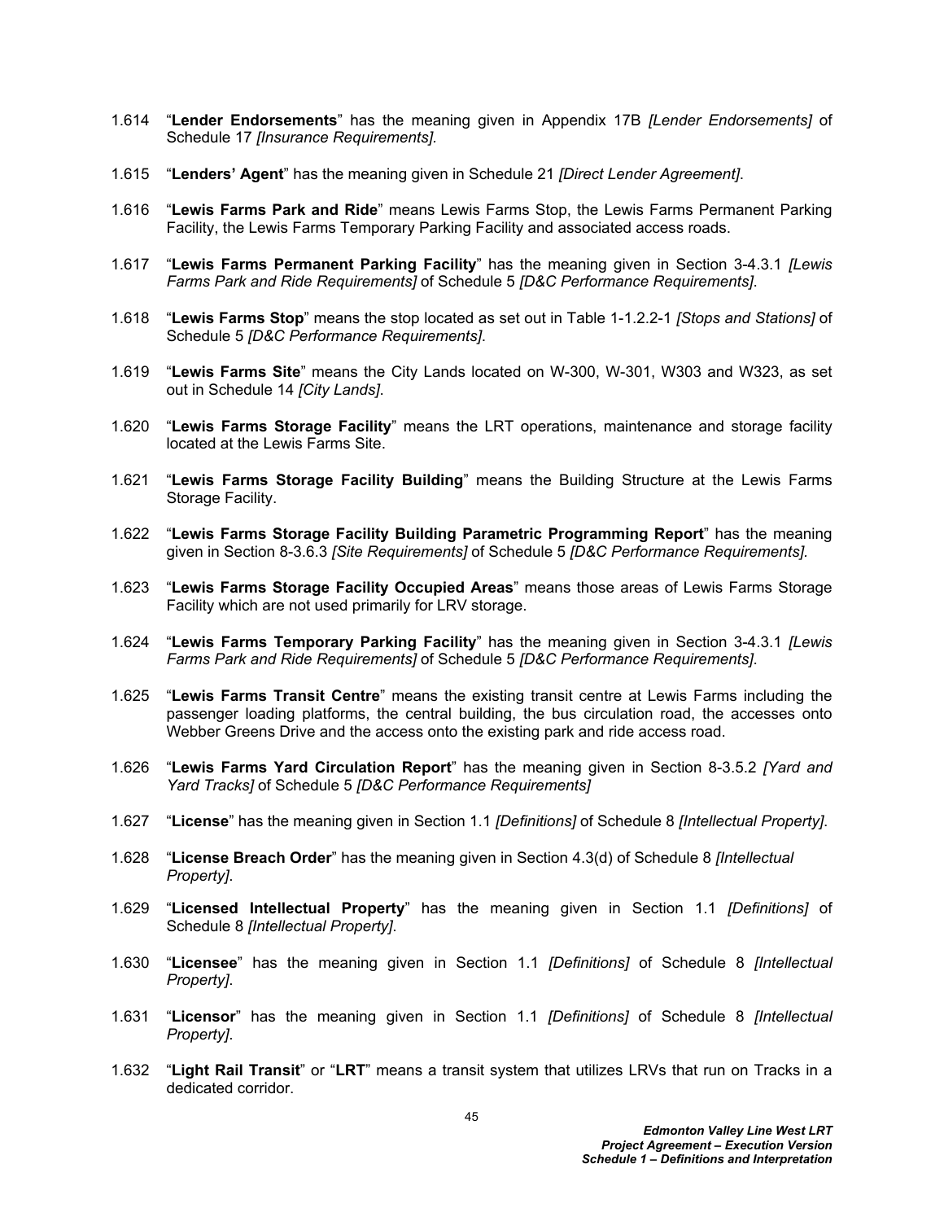1.614 "**Lender Endorsements**" has the meaning given in Appendix 17B *[Lender Endorsements]* of Schedule 17 *[Insurance Requirements]*.

1.615 "**Lenders' Agent**" has the meaning given in Schedule 21 *[Direct Lender Agreement]*.

1.616 "**Lewis Farms Park and Ride**" means Lewis Farms Stop, the Lewis Farms Permanent Parking Facility, the Lewis Farms Temporary Parking Facility and associated access roads.

1.617 "**Lewis Farms Permanent Parking Facility**" has the meaning given in Section 3-4.3.1 *[Lewis Farms Park and Ride Requirements]* of Schedule 5 *[D&C Performance Requirements]*.

1.618 "**Lewis Farms Stop**" means the stop located as set out in Table 1-1.2.2-1 *[Stops and Stations]* of Schedule 5 *[D&C Performance Requirements]*.

1.619 "**Lewis Farms Site**" means the City Lands located on W-300, W-301, W303 and W323, as set out in Schedule 14 *[City Lands]*.

1.620 "**Lewis Farms Storage Facility**" means the LRT operations, maintenance and storage facility located at the Lewis Farms Site.

1.621 "**Lewis Farms Storage Facility Building**" means the Building Structure at the Lewis Farms Storage Facility.

1.622 "**Lewis Farms Storage Facility Building Parametric Programming Report**" has the meaning given in Section 8-3.6.3 *[Site Requirements]* of Schedule 5 *[D&C Performance Requirements]*.

1.623 "**Lewis Farms Storage Facility Occupied Areas**" means those areas of Lewis Farms Storage Facility which are not used primarily for LRV storage.

1.624 "**Lewis Farms Temporary Parking Facility**" has the meaning given in Section 3-4.3.1 *[Lewis Farms Park and Ride Requirements]* of Schedule 5 *[D&C Performance Requirements]*.

1.625 "**Lewis Farms Transit Centre**" means the existing transit centre at Lewis Farms including the passenger loading platforms, the central building, the bus circulation road, the accesses onto Webber Greens Drive and the access onto the existing park and ride access road.

1.626 "**Lewis Farms Yard Circulation Report**" has the meaning given in Section 8-3.5.2 *[Yard and Yard Tracks]* of Schedule 5 *[D&C Performance Requirements]*

1.627 "**License**" has the meaning given in Section 1.1 *[Definitions]* of Schedule 8 *[Intellectual Property]*.

1.628 "**License Breach Order**" has the meaning given in Section 4.3(d) of Schedule 8 *[Intellectual Property]*.

1.629 "**Licensed Intellectual Property**" has the meaning given in Section 1.1 *[Definitions]* of Schedule 8 *[Intellectual Property]*.

1.630 "**Licensee**" has the meaning given in Section 1.1 *[Definitions]* of Schedule 8 *[Intellectual Property]*.

1.631 "**Licensor**" has the meaning given in Section 1.1 *[Definitions]* of Schedule 8 *[Intellectual Property]*.

1.632 "**Light Rail Transit**" or "**LRT**" means a transit system that utilizes LRVs that run on Tracks in a dedicated corridor.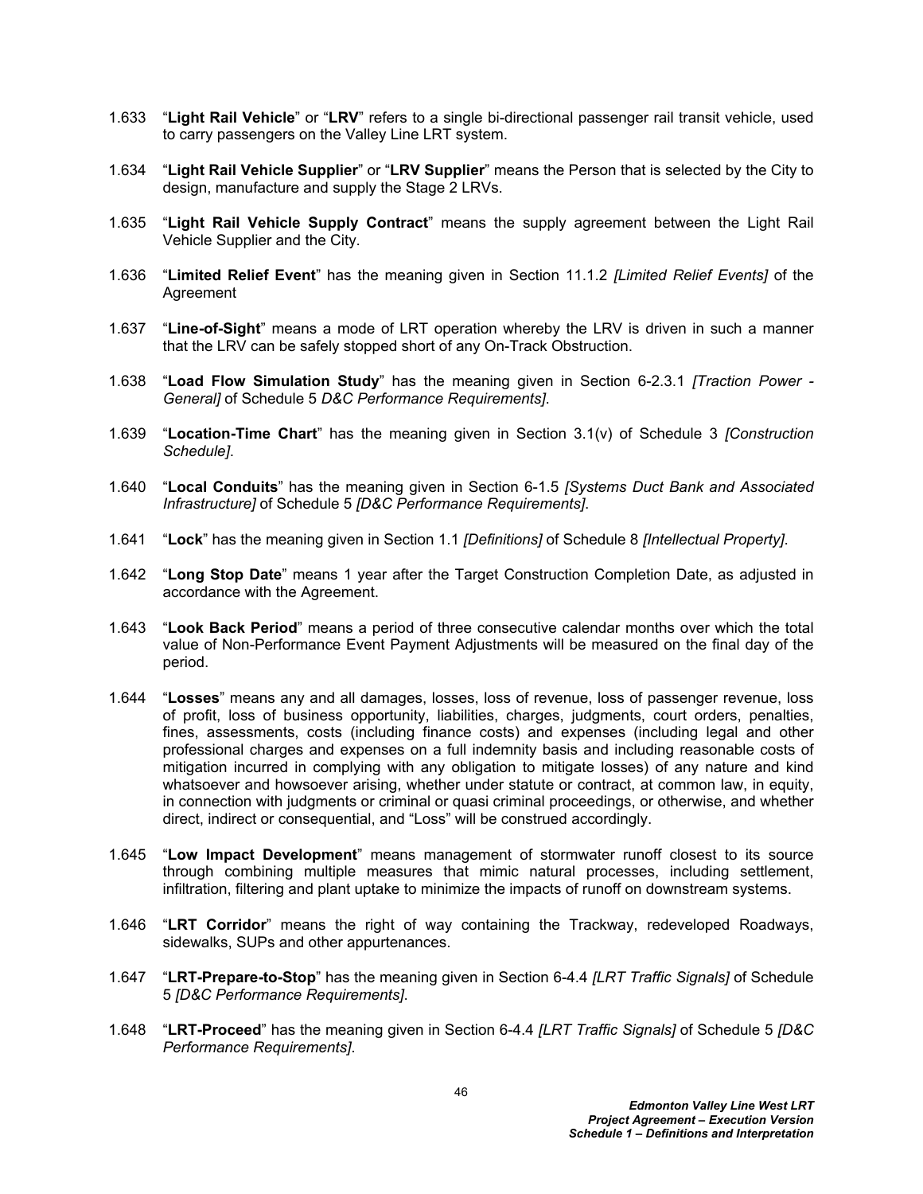1.633 "**Light Rail Vehicle**" or "**LRV**" refers to a single bi-directional passenger rail transit vehicle, used to carry passengers on the Valley Line LRT system.

1.634 "**Light Rail Vehicle Supplier**" or "**LRV Supplier**" means the Person that is selected by the City to design, manufacture and supply the Stage 2 LRVs.

1.635 "**Light Rail Vehicle Supply Contract**" means the supply agreement between the Light Rail Vehicle Supplier and the City.

1.636 "**Limited Relief Event**" has the meaning given in Section 11.1.2 *[Limited Relief Events]* of the Agreement

1.637 "**Line-of-Sight**" means a mode of LRT operation whereby the LRV is driven in such a manner that the LRV can be safely stopped short of any On-Track Obstruction.

1.638 "**Load Flow Simulation Study**" has the meaning given in Section 6-2.3.1 *[Traction Power - General]* of Schedule 5 *D&C Performance Requirements]*.

1.639 "**Location-Time Chart**" has the meaning given in Section 3.1(v) of Schedule 3 *[Construction Schedule]*.

1.640 "**Local Conduits**" has the meaning given in Section 6-1.5 *[Systems Duct Bank and Associated Infrastructure]* of Schedule 5 *[D&C Performance Requirements]*.

1.641 "**Lock**" has the meaning given in Section 1.1 *[Definitions]* of Schedule 8 *[Intellectual Property]*.

1.642 "**Long Stop Date**" means 1 year after the Target Construction Completion Date, as adjusted in accordance with the Agreement.

1.643 "**Look Back Period**" means a period of three consecutive calendar months over which the total value of Non-Performance Event Payment Adjustments will be measured on the final day of the period.

1.644 "**Losses**" means any and all damages, losses, loss of revenue, loss of passenger revenue, loss of profit, loss of business opportunity, liabilities, charges, judgments, court orders, penalties, fines, assessments, costs (including finance costs) and expenses (including legal and other professional charges and expenses on a full indemnity basis and including reasonable costs of mitigation incurred in complying with any obligation to mitigate losses) of any nature and kind whatsoever and howsoever arising, whether under statute or contract, at common law, in equity, in connection with judgments or criminal or quasi criminal proceedings, or otherwise, and whether direct, indirect or consequential, and "Loss" will be construed accordingly.

1.645 "**Low Impact Development**" means management of stormwater runoff closest to its source through combining multiple measures that mimic natural processes, including settlement, infiltration, filtering and plant uptake to minimize the impacts of runoff on downstream systems.

1.646 "**LRT Corridor**" means the right of way containing the Trackway, redeveloped Roadways, sidewalks, SUPs and other appurtenances.

1.647 "**LRT-Prepare-to-Stop**" has the meaning given in Section 6-4.4 *[LRT Traffic Signals]* of Schedule 5 *[D&C Performance Requirements]*.

1.648 "**LRT-Proceed**" has the meaning given in Section 6-4.4 *[LRT Traffic Signals]* of Schedule 5 *[D&C Performance Requirements]*.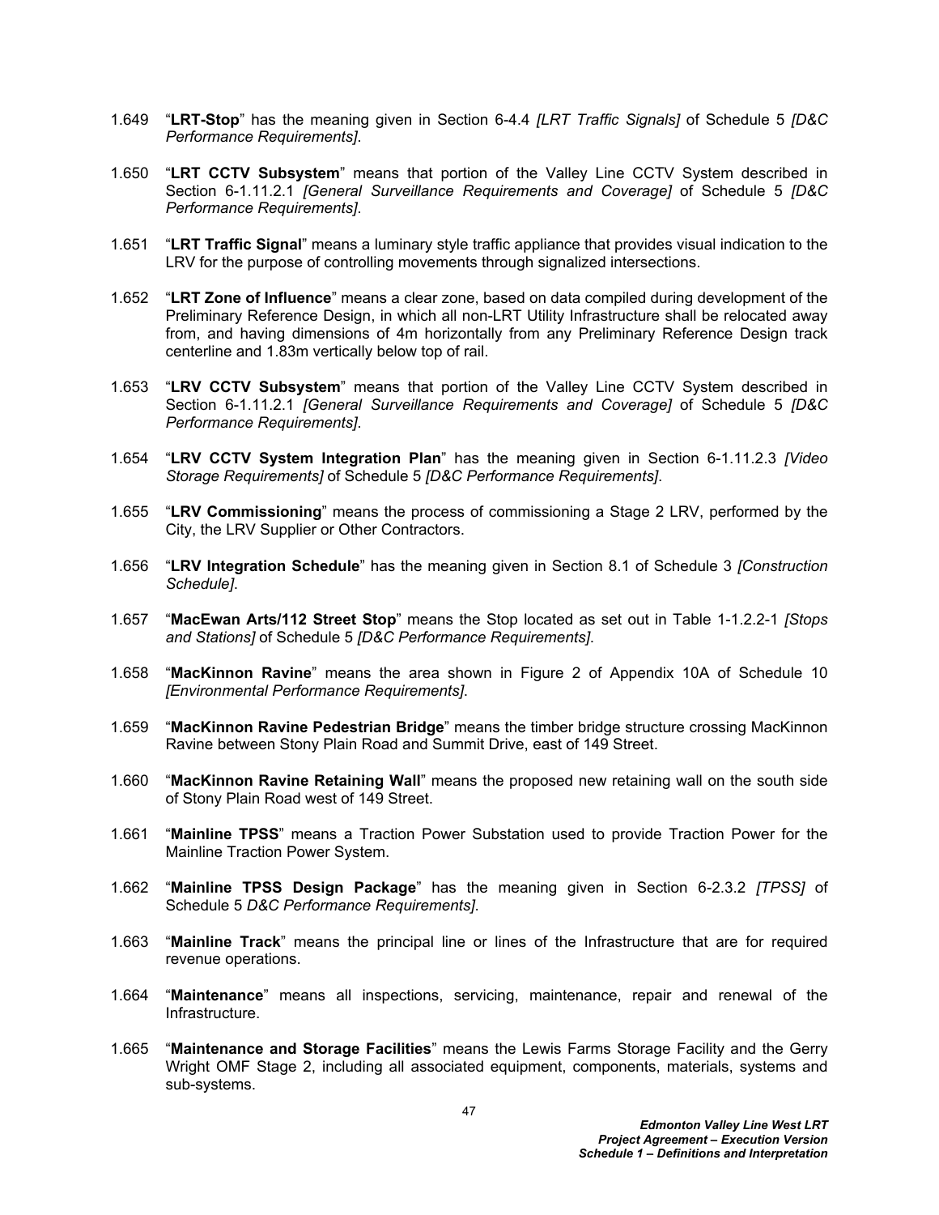1.649 "**LRT-Stop**" has the meaning given in Section 6-4.4 *[LRT Traffic Signals]* of Schedule 5 *[D&C Performance Requirements]*.

1.650 "**LRT CCTV Subsystem**" means that portion of the Valley Line CCTV System described in Section 6-1.11.2.1 *[General Surveillance Requirements and Coverage]* of Schedule 5 *[D&C Performance Requirements]*.

1.651 "**LRT Traffic Signal**" means a luminary style traffic appliance that provides visual indication to the LRV for the purpose of controlling movements through signalized intersections.

1.652 "**LRT Zone of Influence**" means a clear zone, based on data compiled during development of the Preliminary Reference Design, in which all non-LRT Utility Infrastructure shall be relocated away from, and having dimensions of 4m horizontally from any Preliminary Reference Design track centerline and 1.83m vertically below top of rail.

1.653 "**LRV CCTV Subsystem**" means that portion of the Valley Line CCTV System described in Section 6-1.11.2.1 *[General Surveillance Requirements and Coverage]* of Schedule 5 *[D&C Performance Requirements]*.

1.654 "**LRV CCTV System Integration Plan**" has the meaning given in Section 6-1.11.2.3 *[Video Storage Requirements]* of Schedule 5 *[D&C Performance Requirements]*.

1.655 "**LRV Commissioning**" means the process of commissioning a Stage 2 LRV, performed by the City, the LRV Supplier or Other Contractors.

1.656 "**LRV Integration Schedule**" has the meaning given in Section 8.1 of Schedule 3 *[Construction Schedule]*.

1.657 "**MacEwan Arts/112 Street Stop**" means the Stop located as set out in Table 1-1.2.2-1 *[Stops and Stations]* of Schedule 5 *[D&C Performance Requirements]*.

1.658 "**MacKinnon Ravine**" means the area shown in Figure 2 of Appendix 10A of Schedule 10 *[Environmental Performance Requirements]*.

1.659 "**MacKinnon Ravine Pedestrian Bridge**" means the timber bridge structure crossing MacKinnon Ravine between Stony Plain Road and Summit Drive, east of 149 Street.

1.660 "**MacKinnon Ravine Retaining Wall**" means the proposed new retaining wall on the south side of Stony Plain Road west of 149 Street.

1.661 "**Mainline TPSS**" means a Traction Power Substation used to provide Traction Power for the Mainline Traction Power System.

1.662 "**Mainline TPSS Design Package**" has the meaning given in Section 6-2.3.2 *[TPSS]* of Schedule 5 *D&C Performance Requirements]*.

1.663 "**Mainline Track**" means the principal line or lines of the Infrastructure that are for required revenue operations.

1.664 "**Maintenance**" means all inspections, servicing, maintenance, repair and renewal of the Infrastructure.

1.665 "**Maintenance and Storage Facilities**" means the Lewis Farms Storage Facility and the Gerry Wright OMF Stage 2, including all associated equipment, components, materials, systems and sub-systems.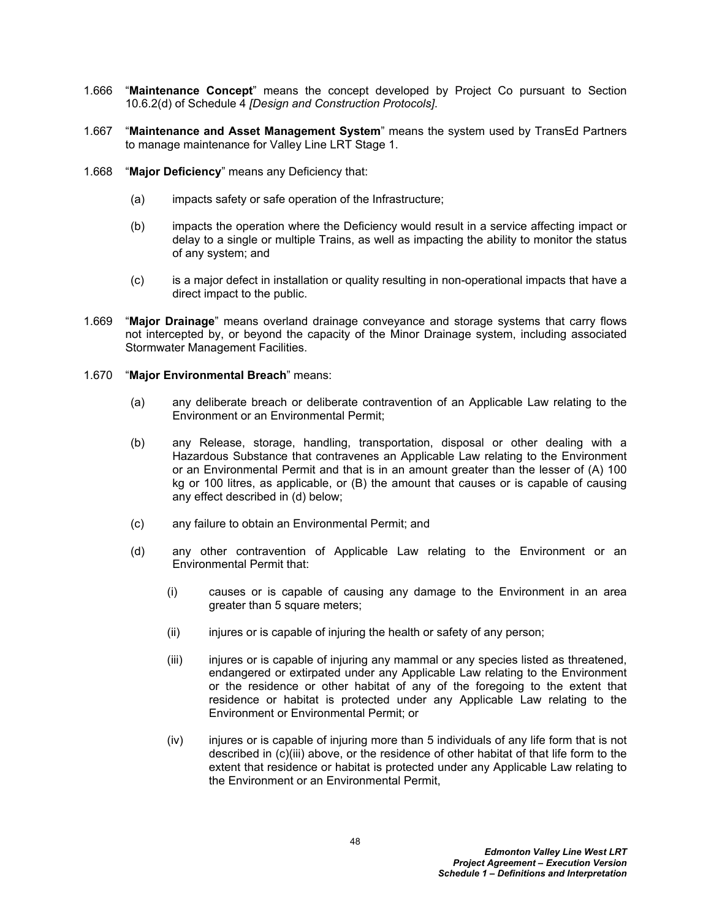1.666 “**Maintenance Concept**” means the concept developed by Project Co pursuant to Section 10.6.2(d) of Schedule 4 *[Design and Construction Protocols]*.

1.667 “**Maintenance and Asset Management System**” means the system used by TransEd Partners to manage maintenance for Valley Line LRT Stage 1.

1.668 “**Major Deficiency**” means any Deficiency that:

(a) impacts safety or safe operation of the Infrastructure;

(b) impacts the operation where the Deficiency would result in a service affecting impact or delay to a single or multiple Trains, as well as impacting the ability to monitor the status of any system; and

(c) is a major defect in installation or quality resulting in non-operational impacts that have a direct impact to the public.

1.669 “**Major Drainage**” means overland drainage conveyance and storage systems that carry flows not intercepted by, or beyond the capacity of the Minor Drainage system, including associated Stormwater Management Facilities.

1.670 “**Major Environmental Breach**” means:

(a) any deliberate breach or deliberate contravention of an Applicable Law relating to the Environment or an Environmental Permit;

(b) any Release, storage, handling, transportation, disposal or other dealing with a Hazardous Substance that contravenes an Applicable Law relating to the Environment or an Environmental Permit and that is in an amount greater than the lesser of (A) 100 kg or 100 litres, as applicable, or (B) the amount that causes or is capable of causing any effect described in (d) below;

(c) any failure to obtain an Environmental Permit; and

(d) any other contravention of Applicable Law relating to the Environment or an Environmental Permit that:

(i) causes or is capable of causing any damage to the Environment in an area greater than 5 square meters;

(ii) injures or is capable of injuring the health or safety of any person;

(iii) injures or is capable of injuring any mammal or any species listed as threatened, endangered or extirpated under any Applicable Law relating to the Environment or the residence or other habitat of any of the foregoing to the extent that residence or habitat is protected under any Applicable Law relating to the Environment or Environmental Permit; or

(iv) injures or is capable of injuring more than 5 individuals of any life form that is not described in (c)(iii) above, or the residence of other habitat of that life form to the extent that residence or habitat is protected under any Applicable Law relating to the Environment or an Environmental Permit,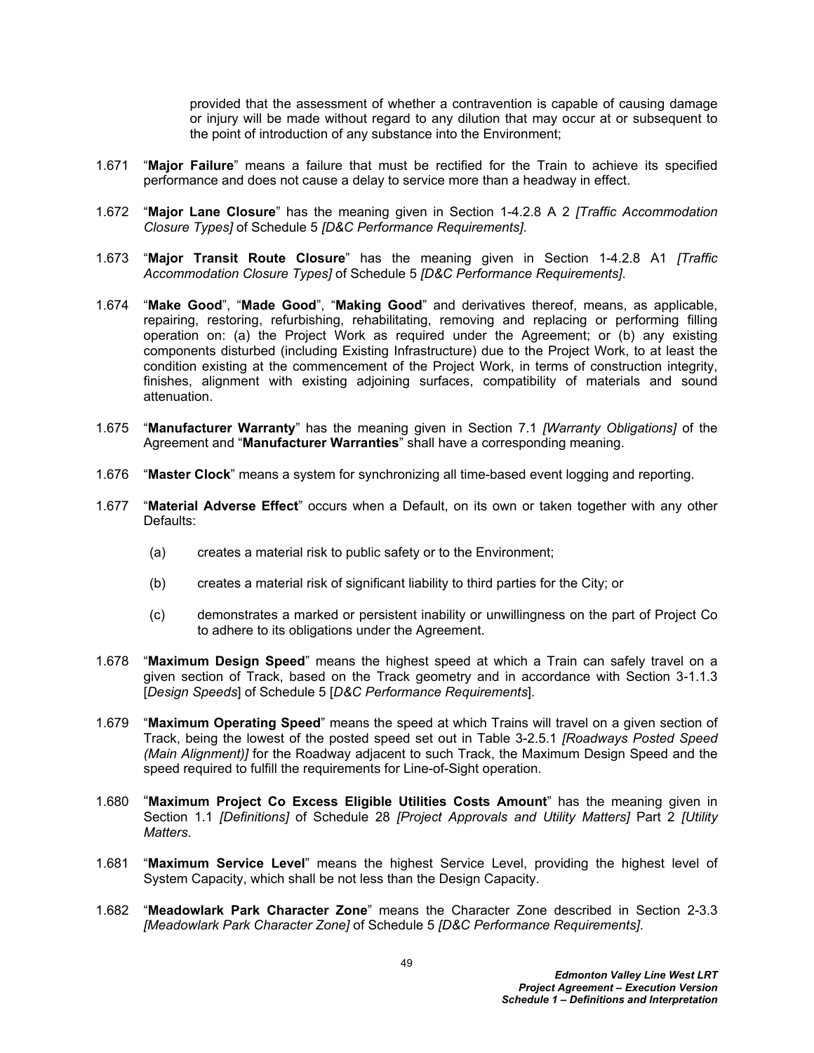provided that the assessment of whether a contravention is capable of causing damage or injury will be made without regard to any dilution that may occur at or subsequent to the point of introduction of any substance into the Environment;

1.671 "**Major Failure**" means a failure that must be rectified for the Train to achieve its specified performance and does not cause a delay to service more than a headway in effect.

1.672 "**Major Lane Closure**" has the meaning given in Section 1-4.2.8 A 2 *[Traffic Accommodation Closure Types]* of Schedule 5 *[D&C Performance Requirements]*.

1.673 "**Major Transit Route Closure**" has the meaning given in Section 1-4.2.8 A1 *[Traffic Accommodation Closure Types]* of Schedule 5 *[D&C Performance Requirements]*.

1.674 "**Make Good**", "**Made Good**", "**Making Good**" and derivatives thereof, means, as applicable, repairing, restoring, refurbishing, rehabilitating, removing and replacing or performing filling operation on: (a) the Project Work as required under the Agreement; or (b) any existing components disturbed (including Existing Infrastructure) due to the Project Work, to at least the condition existing at the commencement of the Project Work, in terms of construction integrity, finishes, alignment with existing adjoining surfaces, compatibility of materials and sound attenuation.

1.675 "**Manufacturer Warranty**" has the meaning given in Section 7.1 *[Warranty Obligations]* of the Agreement and "**Manufacturer Warranties**" shall have a corresponding meaning.

1.676 "**Master Clock**" means a system for synchronizing all time-based event logging and reporting.

1.677 "**Material Adverse Effect**" occurs when a Default, on its own or taken together with any other Defaults:

(a) creates a material risk to public safety or to the Environment;

(b) creates a material risk of significant liability to third parties for the City; or

(c) demonstrates a marked or persistent inability or unwillingness on the part of Project Co to adhere to its obligations under the Agreement.

1.678 "**Maximum Design Speed**" means the highest speed at which a Train can safely travel on a given section of Track, based on the Track geometry and in accordance with Section 3-1.1.3 [*Design Speeds*] of Schedule 5 [*D&C Performance Requirements*].

1.679 "**Maximum Operating Speed**" means the speed at which Trains will travel on a given section of Track, being the lowest of the posted speed set out in Table 3-2.5.1 *[Roadways Posted Speed (Main Alignment)]* for the Roadway adjacent to such Track, the Maximum Design Speed and the speed required to fulfill the requirements for Line-of-Sight operation.

1.680 "**Maximum Project Co Excess Eligible Utilities Costs Amount**" has the meaning given in Section 1.1 *[Definitions]* of Schedule 28 *[Project Approvals and Utility Matters]* Part 2 *[Utility Matters*.

1.681 "**Maximum Service Level**" means the highest Service Level, providing the highest level of System Capacity, which shall be not less than the Design Capacity.

1.682 "**Meadowlark Park Character Zone**" means the Character Zone described in Section 2-3.3 *[Meadowlark Park Character Zone]* of Schedule 5 *[D&C Performance Requirements]*.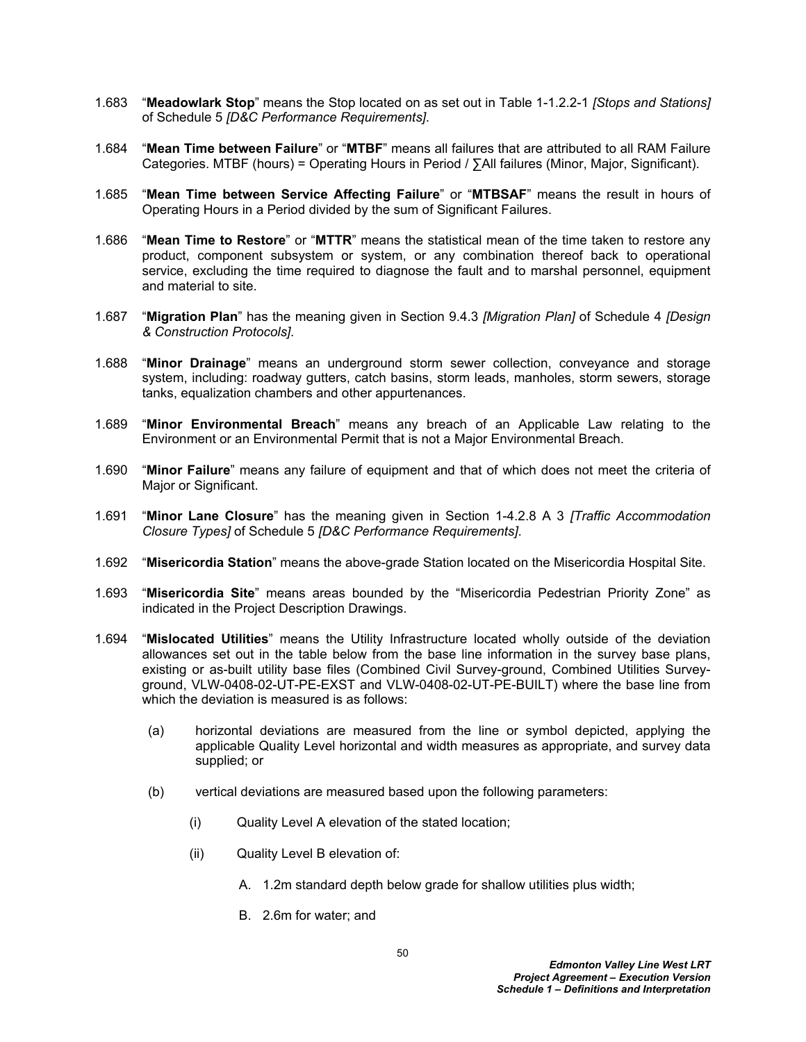1.683 "**Meadowlark Stop**" means the Stop located on as set out in Table 1-1.2.2-1 *[Stops and Stations]* of Schedule 5 *[D&C Performance Requirements]*.

1.684 "**Mean Time between Failure**" or "**MTBF**" means all failures that are attributed to all RAM Failure Categories. MTBF (hours) = Operating Hours in Period / ∑All failures (Minor, Major, Significant).

1.685 "**Mean Time between Service Affecting Failure**" or "**MTBSAF**" means the result in hours of Operating Hours in a Period divided by the sum of Significant Failures.

1.686 "**Mean Time to Restore**" or "**MTTR**" means the statistical mean of the time taken to restore any product, component subsystem or system, or any combination thereof back to operational service, excluding the time required to diagnose the fault and to marshal personnel, equipment and material to site.

1.687 "**Migration Plan**" has the meaning given in Section 9.4.3 *[Migration Plan]* of Schedule 4 *[Design & Construction Protocols]*.

1.688 "**Minor Drainage**" means an underground storm sewer collection, conveyance and storage system, including: roadway gutters, catch basins, storm leads, manholes, storm sewers, storage tanks, equalization chambers and other appurtenances.

1.689 "**Minor Environmental Breach**" means any breach of an Applicable Law relating to the Environment or an Environmental Permit that is not a Major Environmental Breach.

1.690 "**Minor Failure**" means any failure of equipment and that of which does not meet the criteria of Major or Significant.

1.691 "**Minor Lane Closure**" has the meaning given in Section 1-4.2.8 A 3 *[Traffic Accommodation Closure Types]* of Schedule 5 *[D&C Performance Requirements]*.

1.692 "**Misericordia Station**" means the above-grade Station located on the Misericordia Hospital Site.

1.693 "**Misericordia Site**" means areas bounded by the "Misericordia Pedestrian Priority Zone" as indicated in the Project Description Drawings.

1.694 "**Mislocated Utilities**" means the Utility Infrastructure located wholly outside of the deviation allowances set out in the table below from the base line information in the survey base plans, existing or as-built utility base files (Combined Civil Survey-ground, Combined Utilities Survey-ground, VLW-0408-02-UT-PE-EXST and VLW-0408-02-UT-PE-BUILT) where the base line from which the deviation is measured is as follows:

(a) horizontal deviations are measured from the line or symbol depicted, applying the applicable Quality Level horizontal and width measures as appropriate, and survey data supplied; or

(b) vertical deviations are measured based upon the following parameters:

(i) Quality Level A elevation of the stated location;

(ii) Quality Level B elevation of:

A. 1.2m standard depth below grade for shallow utilities plus width;

B. 2.6m for water; and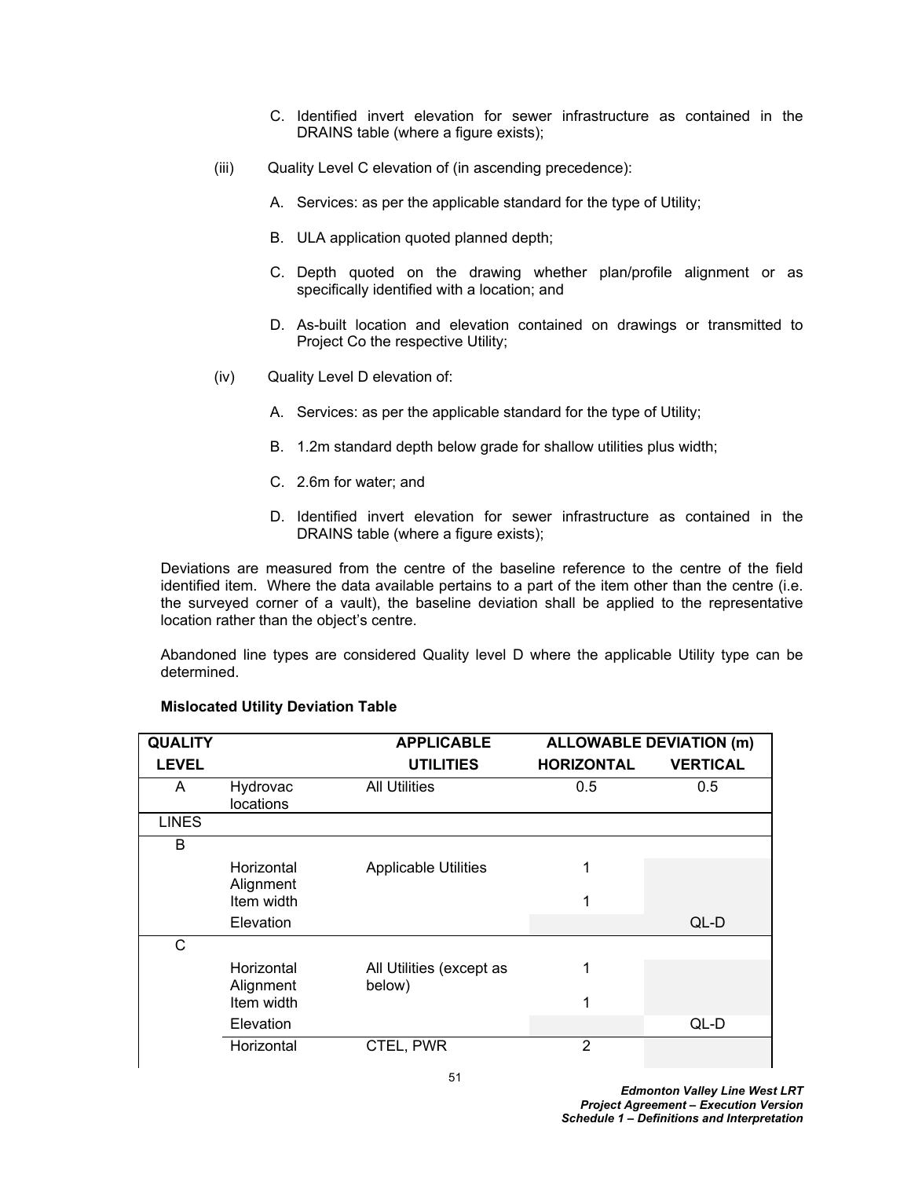C. Identified invert elevation for sewer infrastructure as contained in the DRAINS table (where a figure exists);

(iii) Quality Level C elevation of (in ascending precedence):

A. Services: as per the applicable standard for the type of Utility;

B. ULA application quoted planned depth;

C. Depth quoted on the drawing whether plan/profile alignment or as specifically identified with a location; and

D. As-built location and elevation contained on drawings or transmitted to Project Co the respective Utility;

(iv) Quality Level D elevation of:

A. Services: as per the applicable standard for the type of Utility;

B. 1.2m standard depth below grade for shallow utilities plus width;

C. 2.6m for water; and

D. Identified invert elevation for sewer infrastructure as contained in the DRAINS table (where a figure exists);

Deviations are measured from the centre of the baseline reference to the centre of the field identified item. Where the data available pertains to a part of the item other than the centre (i.e. the surveyed corner of a vault), the baseline deviation shall be applied to the representative location rather than the object's centre.

Abandoned line types are considered Quality level D where the applicable Utility type can be determined.

**Mislocated Utility Deviation Table**

| QUALITY LEVEL | | APPLICABLE UTILITIES | ALLOWABLE DEVIATION (m) HORIZONTAL | VERTICAL |
|---|---|---|---|---|
| A | Hydrovac locations | All Utilities | 0.5 | 0.5 |
| LINES | | | | |
| B | | | | |
| | Horizontal Alignment | Applicable Utilities | 1 | |
| | Item width | | 1 | |
| | Elevation | | | QL-D |
| C | | | | |
| | Horizontal Alignment | All Utilities (except as below) | 1 | |
| | Item width | | 1 | |
| | Elevation | | | QL-D |
| | Horizontal | CTEL, PWR | 2 | |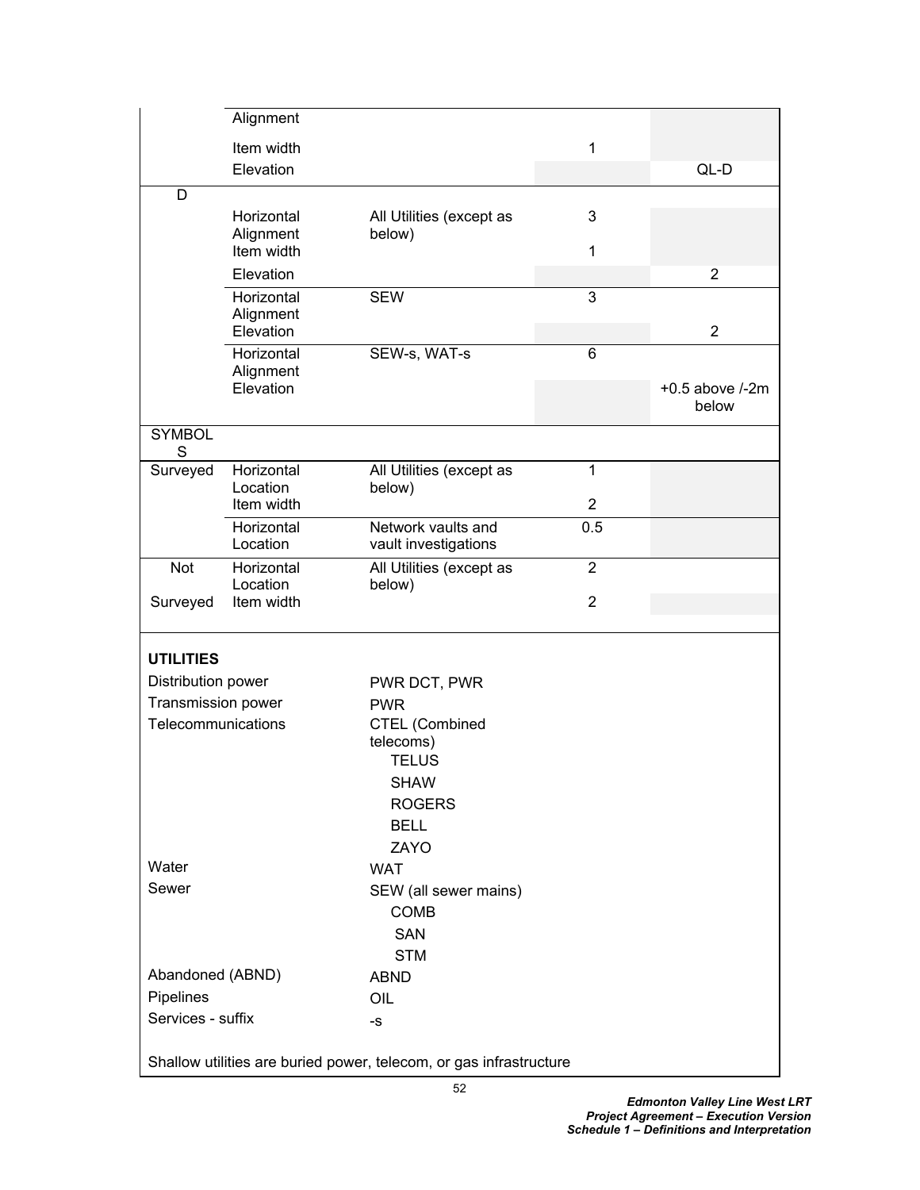| | | | | |
|---|---|---|---|---|
| | Alignment | | | |
| | Item width | | 1 | |
| | Elevation | | | QL-D |
| D | | | | |
| | Horizontal Alignment | All Utilities (except as below) | 3 | |
| | Item width | | 1 | |
| | Elevation | | | 2 |
| | Horizontal Alignment | SEW | 3 | |
| | Elevation | | | 2 |
| | Horizontal Alignment | SEW-s, WAT-s | 6 | |
| | Elevation | | | +0.5 above /-2m below |
| SYMBOLS | | | | |
| Surveyed | Horizontal Location | All Utilities (except as below) | 1 | |
| | Item width | | 2 | |
| | Horizontal Location | Network vaults and vault investigations | 0.5 | |
| Not Surveyed | Horizontal Location | All Utilities (except as below) | 2 | |
| | Item width | | 2 | |

**UTILITIES**

| | |
|---|---|
| Distribution power | PWR DCT, PWR |
| Transmission power | PWR |
| Telecommunications | CTEL (Combined telecoms) |
| | TELUS |
| | SHAW |
| | ROGERS |
| | BELL |
| | ZAYO |
| Water | WAT |
| Sewer | SEW (all sewer mains) |
| | COMB |
| | SAN |
| | STM |
| Abandoned (ABND) | ABND |
| Pipelines | OIL |
| Services - suffix | -s |

Shallow utilities are buried power, telecom, or gas infrastructure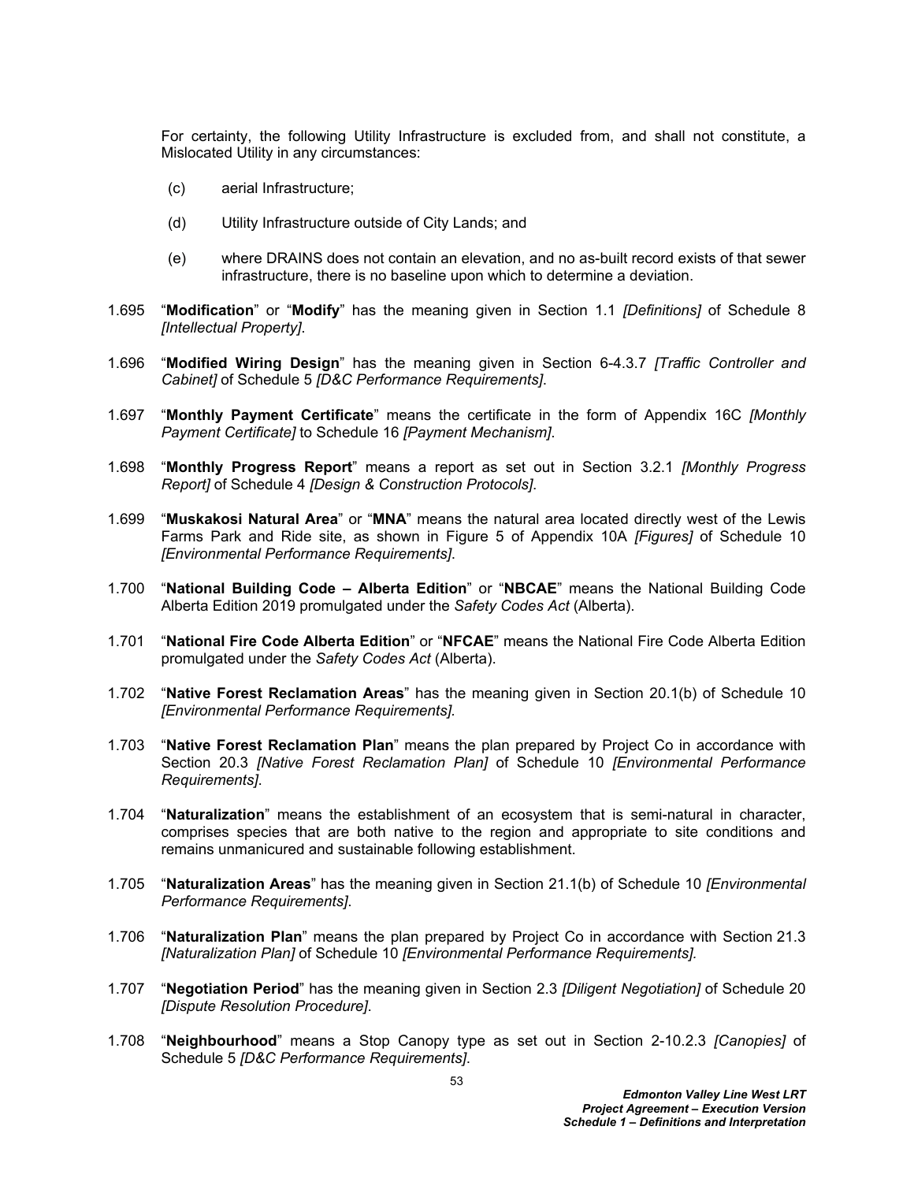For certainty, the following Utility Infrastructure is excluded from, and shall not constitute, a Mislocated Utility in any circumstances:

(c) aerial Infrastructure;

(d) Utility Infrastructure outside of City Lands; and

(e) where DRAINS does not contain an elevation, and no as-built record exists of that sewer infrastructure, there is no baseline upon which to determine a deviation.

1.695 "**Modification**" or "**Modify**" has the meaning given in Section 1.1 *[Definitions]* of Schedule 8 *[Intellectual Property]*.

1.696 "**Modified Wiring Design**" has the meaning given in Section 6-4.3.7 *[Traffic Controller and Cabinet]* of Schedule 5 *[D&C Performance Requirements]*.

1.697 "**Monthly Payment Certificate**" means the certificate in the form of Appendix 16C *[Monthly Payment Certificate]* to Schedule 16 *[Payment Mechanism]*.

1.698 "**Monthly Progress Report**" means a report as set out in Section 3.2.1 *[Monthly Progress Report]* of Schedule 4 *[Design & Construction Protocols]*.

1.699 "**Muskakosi Natural Area**" or "**MNA**" means the natural area located directly west of the Lewis Farms Park and Ride site, as shown in Figure 5 of Appendix 10A *[Figures]* of Schedule 10 *[Environmental Performance Requirements]*.

1.700 "**National Building Code – Alberta Edition**" or "**NBCAE**" means the National Building Code Alberta Edition 2019 promulgated under the *Safety Codes Act* (Alberta).

1.701 "**National Fire Code Alberta Edition**" or "**NFCAE**" means the National Fire Code Alberta Edition promulgated under the *Safety Codes Act* (Alberta).

1.702 "**Native Forest Reclamation Areas**" has the meaning given in Section 20.1(b) of Schedule 10 *[Environmental Performance Requirements]*.

1.703 "**Native Forest Reclamation Plan**" means the plan prepared by Project Co in accordance with Section 20.3 *[Native Forest Reclamation Plan]* of Schedule 10 *[Environmental Performance Requirements]*.

1.704 "**Naturalization**" means the establishment of an ecosystem that is semi-natural in character, comprises species that are both native to the region and appropriate to site conditions and remains unmanicured and sustainable following establishment.

1.705 "**Naturalization Areas**" has the meaning given in Section 21.1(b) of Schedule 10 *[Environmental Performance Requirements]*.

1.706 "**Naturalization Plan**" means the plan prepared by Project Co in accordance with Section 21.3 *[Naturalization Plan]* of Schedule 10 *[Environmental Performance Requirements]*.

1.707 "**Negotiation Period**" has the meaning given in Section 2.3 *[Diligent Negotiation]* of Schedule 20 *[Dispute Resolution Procedure]*.

1.708 "**Neighbourhood**" means a Stop Canopy type as set out in Section 2-10.2.3 *[Canopies]* of Schedule 5 *[D&C Performance Requirements]*.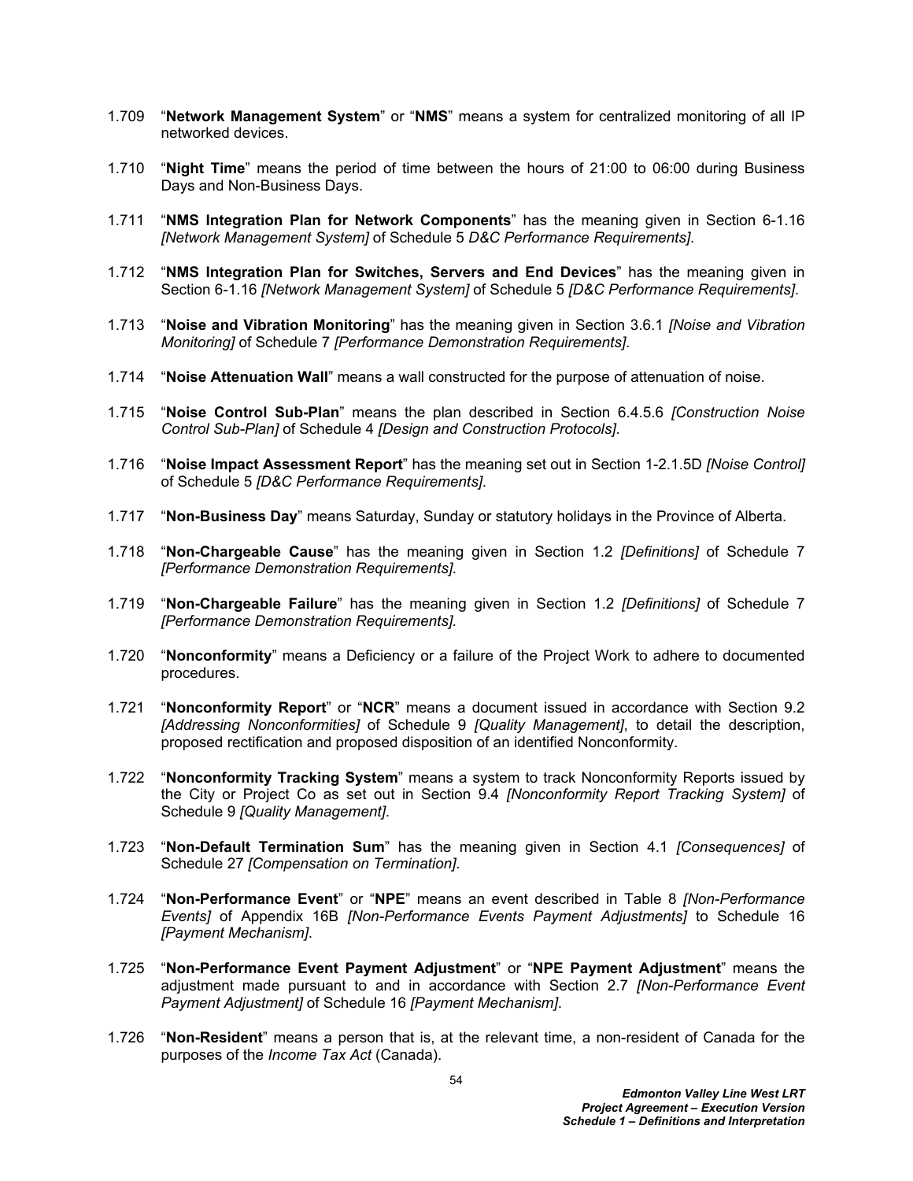1.709 “**Network Management System**” or “**NMS**” means a system for centralized monitoring of all IP networked devices.

1.710 “**Night Time**” means the period of time between the hours of 21:00 to 06:00 during Business Days and Non-Business Days.

1.711 “**NMS Integration Plan for Network Components**” has the meaning given in Section 6-1.16 *[Network Management System]* of Schedule 5 *D&C Performance Requirements]*.

1.712 “**NMS Integration Plan for Switches, Servers and End Devices**” has the meaning given in Section 6-1.16 *[Network Management System]* of Schedule 5 *[D&C Performance Requirements]*.

1.713 “**Noise and Vibration Monitoring**” has the meaning given in Section 3.6.1 *[Noise and Vibration Monitoring]* of Schedule 7 *[Performance Demonstration Requirements]*.

1.714 “**Noise Attenuation Wall**” means a wall constructed for the purpose of attenuation of noise.

1.715 “**Noise Control Sub-Plan**” means the plan described in Section 6.4.5.6 *[Construction Noise Control Sub-Plan]* of Schedule 4 *[Design and Construction Protocols]*.

1.716 “**Noise Impact Assessment Report**” has the meaning set out in Section 1-2.1.5D *[Noise Control]* of Schedule 5 *[D&C Performance Requirements]*.

1.717 “**Non-Business Day**” means Saturday, Sunday or statutory holidays in the Province of Alberta.

1.718 “**Non-Chargeable Cause**” has the meaning given in Section 1.2 *[Definitions]* of Schedule 7 *[Performance Demonstration Requirements].*

1.719 “**Non-Chargeable Failure**” has the meaning given in Section 1.2 *[Definitions]* of Schedule 7 *[Performance Demonstration Requirements].*

1.720 “**Nonconformity**” means a Deficiency or a failure of the Project Work to adhere to documented procedures.

1.721 “**Nonconformity Report**” or “**NCR**” means a document issued in accordance with Section 9.2 *[Addressing Nonconformities]* of Schedule 9 *[Quality Management]*, to detail the description, proposed rectification and proposed disposition of an identified Nonconformity.

1.722 “**Nonconformity Tracking System**” means a system to track Nonconformity Reports issued by the City or Project Co as set out in Section 9.4 *[Nonconformity Report Tracking System]* of Schedule 9 *[Quality Management]*.

1.723 “**Non-Default Termination Sum**” has the meaning given in Section 4.1 *[Consequences]* of Schedule 27 *[Compensation on Termination]*.

1.724 “**Non-Performance Event**” or “**NPE**” means an event described in Table 8 *[Non-Performance Events]* of Appendix 16B *[Non-Performance Events Payment Adjustments]* to Schedule 16 *[Payment Mechanism]*.

1.725 “**Non-Performance Event Payment Adjustment**” or “**NPE Payment Adjustment**” means the adjustment made pursuant to and in accordance with Section 2.7 *[Non-Performance Event Payment Adjustment]* of Schedule 16 *[Payment Mechanism]*.

1.726 “**Non-Resident**” means a person that is, at the relevant time, a non-resident of Canada for the purposes of the *Income Tax Act* (Canada).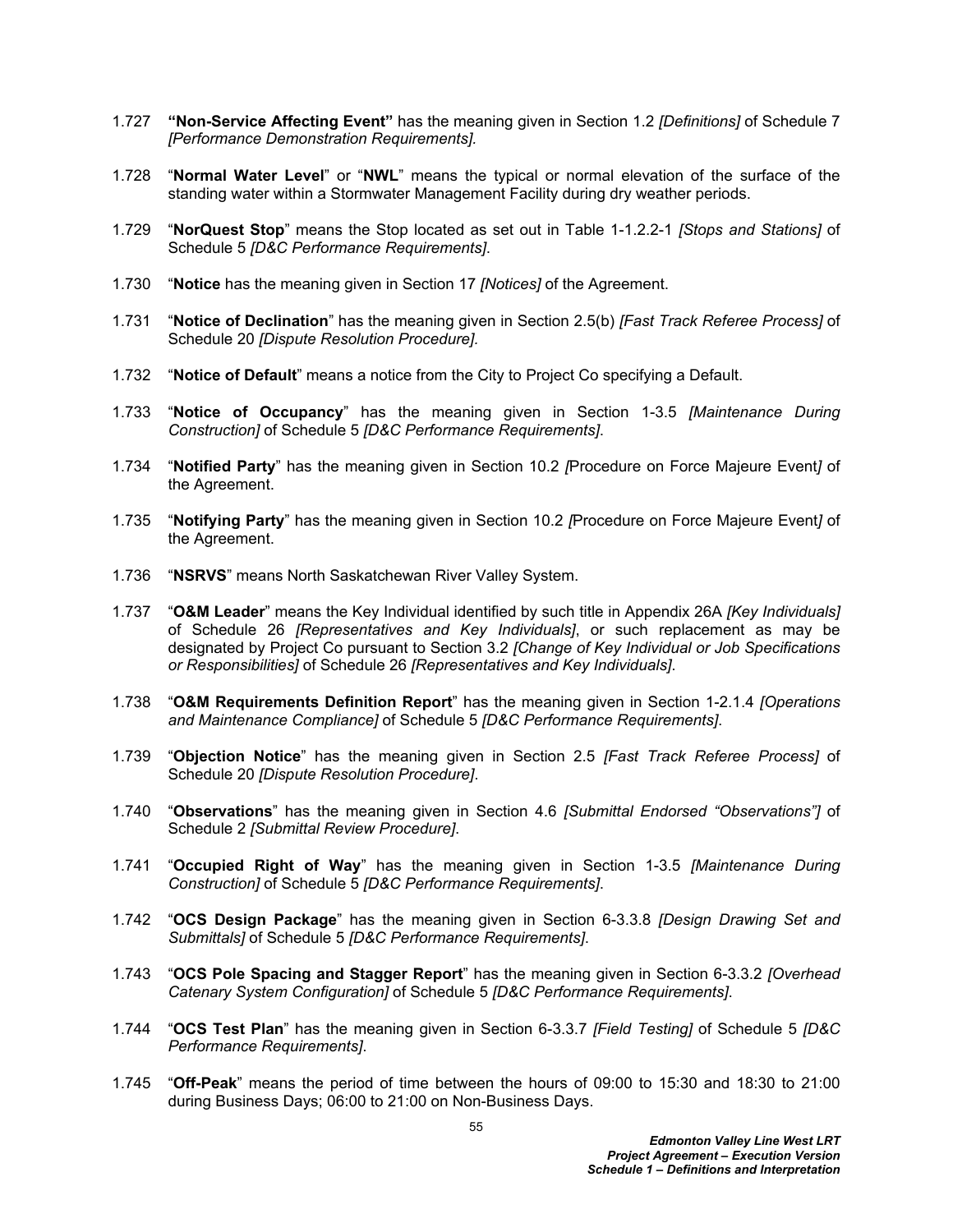1.727 **"Non-Service Affecting Event"** has the meaning given in Section 1.2 *[Definitions]* of Schedule 7 *[Performance Demonstration Requirements].*

1.728 "**Normal Water Level**" or "**NWL**" means the typical or normal elevation of the surface of the standing water within a Stormwater Management Facility during dry weather periods.

1.729 "**NorQuest Stop**" means the Stop located as set out in Table 1-1.2.2-1 *[Stops and Stations]* of Schedule 5 *[D&C Performance Requirements]*.

1.730 "**Notice** has the meaning given in Section 17 *[Notices]* of the Agreement.

1.731 "**Notice of Declination**" has the meaning given in Section 2.5(b) *[Fast Track Referee Process]* of Schedule 20 *[Dispute Resolution Procedure]*.

1.732 "**Notice of Default**" means a notice from the City to Project Co specifying a Default.

1.733 "**Notice of Occupancy**" has the meaning given in Section 1-3.5 *[Maintenance During Construction]* of Schedule 5 *[D&C Performance Requirements]*.

1.734 "**Notified Party**" has the meaning given in Section 10.2 *[*Procedure on Force Majeure Event*]* of the Agreement.

1.735 "**Notifying Party**" has the meaning given in Section 10.2 *[*Procedure on Force Majeure Event*]* of the Agreement.

1.736 "**NSRVS**" means North Saskatchewan River Valley System.

1.737 "**O&M Leader**" means the Key Individual identified by such title in Appendix 26A *[Key Individuals]* of Schedule 26 *[Representatives and Key Individuals]*, or such replacement as may be designated by Project Co pursuant to Section 3.2 *[Change of Key Individual or Job Specifications or Responsibilities]* of Schedule 26 *[Representatives and Key Individuals]*.

1.738 "**O&M Requirements Definition Report**" has the meaning given in Section 1-2.1.4 *[Operations and Maintenance Compliance]* of Schedule 5 *[D&C Performance Requirements]*.

1.739 "**Objection Notice**" has the meaning given in Section 2.5 *[Fast Track Referee Process]* of Schedule 20 *[Dispute Resolution Procedure]*.

1.740 "**Observations**" has the meaning given in Section 4.6 *[Submittal Endorsed "Observations"]* of Schedule 2 *[Submittal Review Procedure]*.

1.741 "**Occupied Right of Way**" has the meaning given in Section 1-3.5 *[Maintenance During Construction]* of Schedule 5 *[D&C Performance Requirements].*

1.742 "**OCS Design Package**" has the meaning given in Section 6-3.3.8 *[Design Drawing Set and Submittals]* of Schedule 5 *[D&C Performance Requirements]*.

1.743 "**OCS Pole Spacing and Stagger Report**" has the meaning given in Section 6-3.3.2 *[Overhead Catenary System Configuration]* of Schedule 5 *[D&C Performance Requirements]*.

1.744 "**OCS Test Plan**" has the meaning given in Section 6-3.3.7 *[Field Testing]* of Schedule 5 *[D&C Performance Requirements]*.

1.745 "**Off-Peak**" means the period of time between the hours of 09:00 to 15:30 and 18:30 to 21:00 during Business Days; 06:00 to 21:00 on Non-Business Days.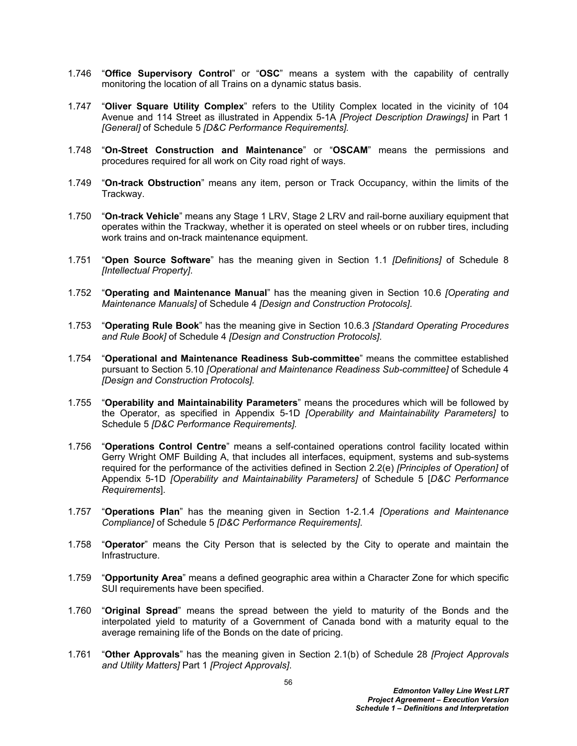1.746 “**Office Supervisory Control**” or “**OSC**” means a system with the capability of centrally monitoring the location of all Trains on a dynamic status basis.

1.747 “**Oliver Square Utility Complex**” refers to the Utility Complex located in the vicinity of 104 Avenue and 114 Street as illustrated in Appendix 5-1A *[Project Description Drawings]* in Part 1 *[General]* of Schedule 5 *[D&C Performance Requirements]*.

1.748 “**On-Street Construction and Maintenance**” or “**OSCAM**” means the permissions and procedures required for all work on City road right of ways.

1.749 “**On-track Obstruction**” means any item, person or Track Occupancy, within the limits of the Trackway.

1.750 “**On-track Vehicle**” means any Stage 1 LRV, Stage 2 LRV and rail-borne auxiliary equipment that operates within the Trackway, whether it is operated on steel wheels or on rubber tires, including work trains and on-track maintenance equipment.

1.751 “**Open Source Software**” has the meaning given in Section 1.1 *[Definitions]* of Schedule 8 *[Intellectual Property]*.

1.752 “**Operating and Maintenance Manual**” has the meaning given in Section 10.6 *[Operating and Maintenance Manuals]* of Schedule 4 *[Design and Construction Protocols]*.

1.753 “**Operating Rule Book**” has the meaning give in Section 10.6.3 *[Standard Operating Procedures and Rule Book]* of Schedule 4 *[Design and Construction Protocols]*.

1.754 “**Operational and Maintenance Readiness Sub-committee**” means the committee established pursuant to Section 5.10 *[Operational and Maintenance Readiness Sub-committee]* of Schedule 4 *[Design and Construction Protocols]*.

1.755 “**Operability and Maintainability Parameters**” means the procedures which will be followed by the Operator, as specified in Appendix 5-1D *[Operability and Maintainability Parameters]* to Schedule 5 *[D&C Performance Requirements]*.

1.756 “**Operations Control Centre**” means a self-contained operations control facility located within Gerry Wright OMF Building A, that includes all interfaces, equipment, systems and sub-systems required for the performance of the activities defined in Section 2.2(e) *[Principles of Operation]* of Appendix 5-1D *[Operability and Maintainability Parameters]* of Schedule 5 [*D&C Performance Requirements*].

1.757 “**Operations Plan**” has the meaning given in Section 1-2.1.4 *[Operations and Maintenance Compliance]* of Schedule 5 *[D&C Performance Requirements]*.

1.758 “**Operator**” means the City Person that is selected by the City to operate and maintain the Infrastructure.

1.759 “**Opportunity Area**” means a defined geographic area within a Character Zone for which specific SUI requirements have been specified.

1.760 “**Original Spread**” means the spread between the yield to maturity of the Bonds and the interpolated yield to maturity of a Government of Canada bond with a maturity equal to the average remaining life of the Bonds on the date of pricing.

1.761 “**Other Approvals**” has the meaning given in Section 2.1(b) of Schedule 28 *[Project Approvals and Utility Matters]* Part 1 *[Project Approvals]*.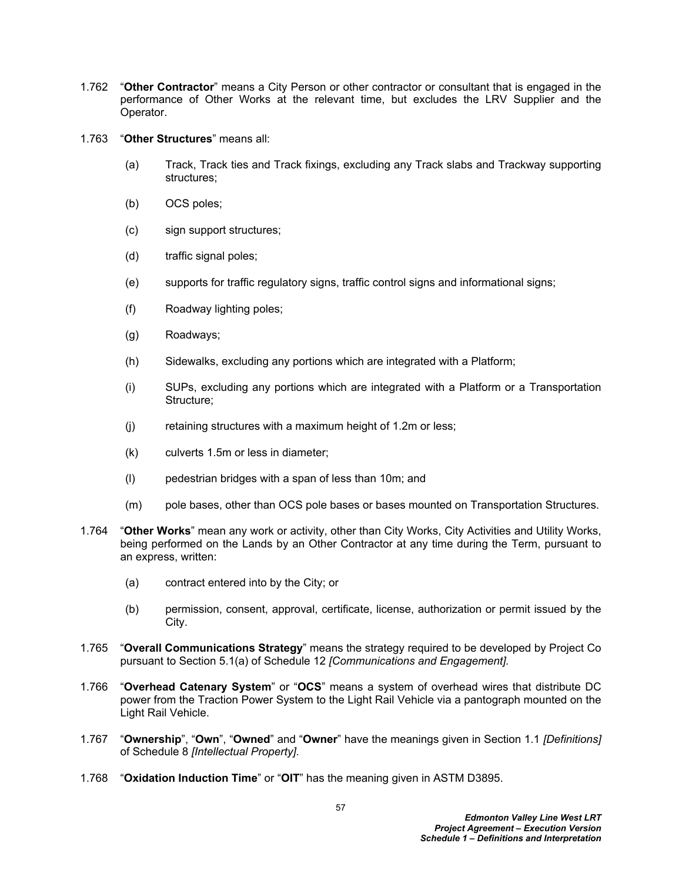1.762 “**Other Contractor**” means a City Person or other contractor or consultant that is engaged in the performance of Other Works at the relevant time, but excludes the LRV Supplier and the Operator.

1.763 “**Other Structures**” means all:

(a) Track, Track ties and Track fixings, excluding any Track slabs and Trackway supporting structures;

(b) OCS poles;

(c) sign support structures;

(d) traffic signal poles;

(e) supports for traffic regulatory signs, traffic control signs and informational signs;

(f) Roadway lighting poles;

(g) Roadways;

(h) Sidewalks, excluding any portions which are integrated with a Platform;

(i) SUPs, excluding any portions which are integrated with a Platform or a Transportation Structure;

(j) retaining structures with a maximum height of 1.2m or less;

(k) culverts 1.5m or less in diameter;

(l) pedestrian bridges with a span of less than 10m; and

(m) pole bases, other than OCS pole bases or bases mounted on Transportation Structures.

1.764 “**Other Works**” mean any work or activity, other than City Works, City Activities and Utility Works, being performed on the Lands by an Other Contractor at any time during the Term, pursuant to an express, written:

(a) contract entered into by the City; or

(b) permission, consent, approval, certificate, license, authorization or permit issued by the City.

1.765 “**Overall Communications Strategy**” means the strategy required to be developed by Project Co pursuant to Section 5.1(a) of Schedule 12 *[Communications and Engagement].*

1.766 “**Overhead Catenary System**” or “**OCS**” means a system of overhead wires that distribute DC power from the Traction Power System to the Light Rail Vehicle via a pantograph mounted on the Light Rail Vehicle.

1.767 “**Ownership**”, “**Own**”, “**Owned**” and “**Owner**” have the meanings given in Section 1.1 *[Definitions]* of Schedule 8 *[Intellectual Property]*.

1.768 “**Oxidation Induction Time**” or “**OIT**” has the meaning given in ASTM D3895.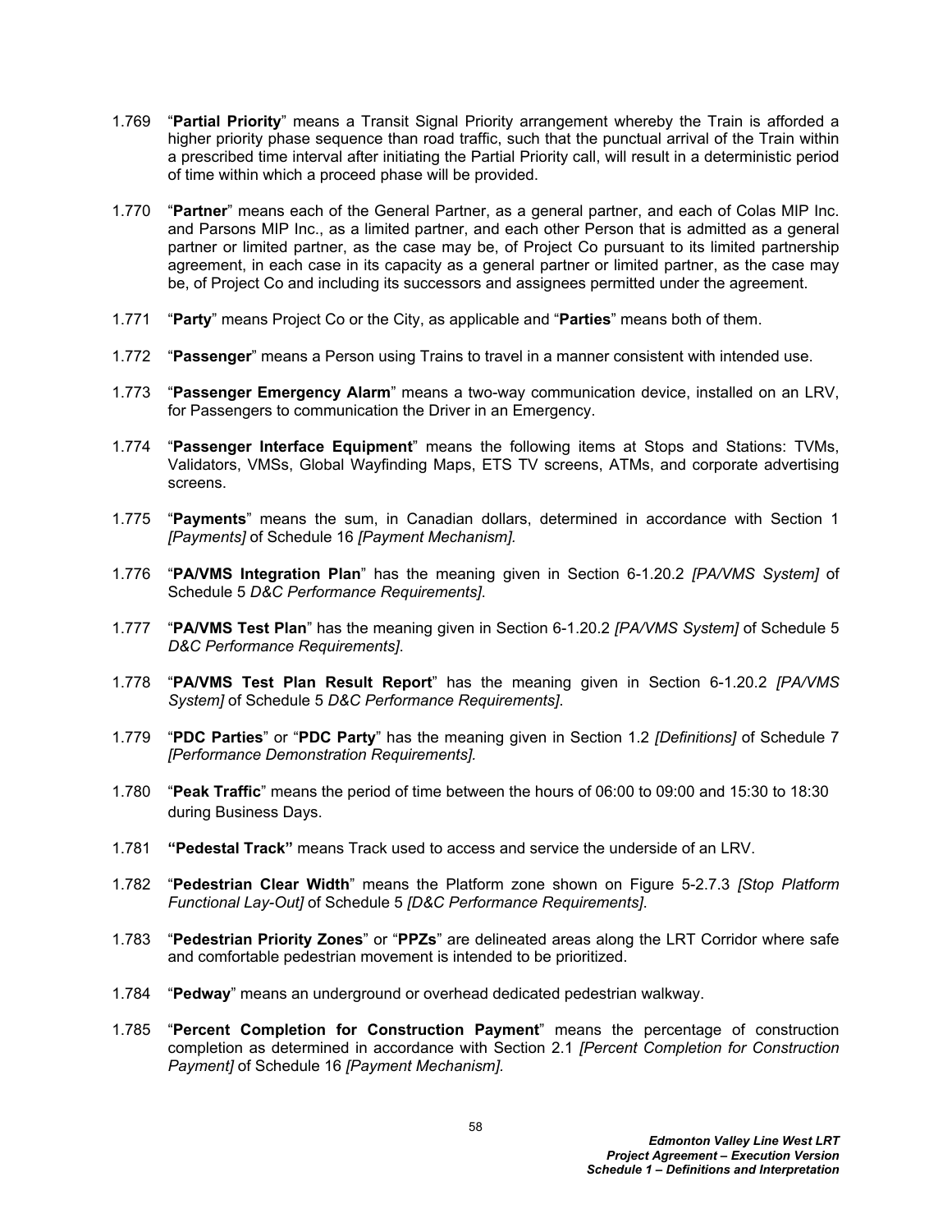1.769 "**Partial Priority**" means a Transit Signal Priority arrangement whereby the Train is afforded a higher priority phase sequence than road traffic, such that the punctual arrival of the Train within a prescribed time interval after initiating the Partial Priority call, will result in a deterministic period of time within which a proceed phase will be provided.

1.770 "**Partner**" means each of the General Partner, as a general partner, and each of Colas MIP Inc. and Parsons MIP Inc., as a limited partner, and each other Person that is admitted as a general partner or limited partner, as the case may be, of Project Co pursuant to its limited partnership agreement, in each case in its capacity as a general partner or limited partner, as the case may be, of Project Co and including its successors and assignees permitted under the agreement.

1.771 "**Party**" means Project Co or the City, as applicable and "**Parties**" means both of them.

1.772 "**Passenger**" means a Person using Trains to travel in a manner consistent with intended use.

1.773 "**Passenger Emergency Alarm**" means a two-way communication device, installed on an LRV, for Passengers to communication the Driver in an Emergency.

1.774 "**Passenger Interface Equipment**" means the following items at Stops and Stations: TVMs, Validators, VMSs, Global Wayfinding Maps, ETS TV screens, ATMs, and corporate advertising screens.

1.775 "**Payments**" means the sum, in Canadian dollars, determined in accordance with Section 1 *[Payments]* of Schedule 16 *[Payment Mechanism].*

1.776 "**PA/VMS Integration Plan**" has the meaning given in Section 6-1.20.2 *[PA/VMS System]* of Schedule 5 *D&C Performance Requirements]*.

1.777 "**PA/VMS Test Plan**" has the meaning given in Section 6-1.20.2 *[PA/VMS System]* of Schedule 5 *D&C Performance Requirements]*.

1.778 "**PA/VMS Test Plan Result Report**" has the meaning given in Section 6-1.20.2 *[PA/VMS System]* of Schedule 5 *D&C Performance Requirements]*.

1.779 "**PDC Parties**" or "**PDC Party**" has the meaning given in Section 1.2 *[Definitions]* of Schedule 7 *[Performance Demonstration Requirements].*

1.780 "**Peak Traffic**" means the period of time between the hours of 06:00 to 09:00 and 15:30 to 18:30 during Business Days.

1.781 **"Pedestal Track"** means Track used to access and service the underside of an LRV.

1.782 "**Pedestrian Clear Width**" means the Platform zone shown on Figure 5-2.7.3 *[Stop Platform Functional Lay-Out]* of Schedule 5 *[D&C Performance Requirements]*.

1.783 "**Pedestrian Priority Zones**" or "**PPZs**" are delineated areas along the LRT Corridor where safe and comfortable pedestrian movement is intended to be prioritized.

1.784 "**Pedway**" means an underground or overhead dedicated pedestrian walkway.

1.785 "**Percent Completion for Construction Payment**" means the percentage of construction completion as determined in accordance with Section 2.1 *[Percent Completion for Construction Payment]* of Schedule 16 *[Payment Mechanism]*.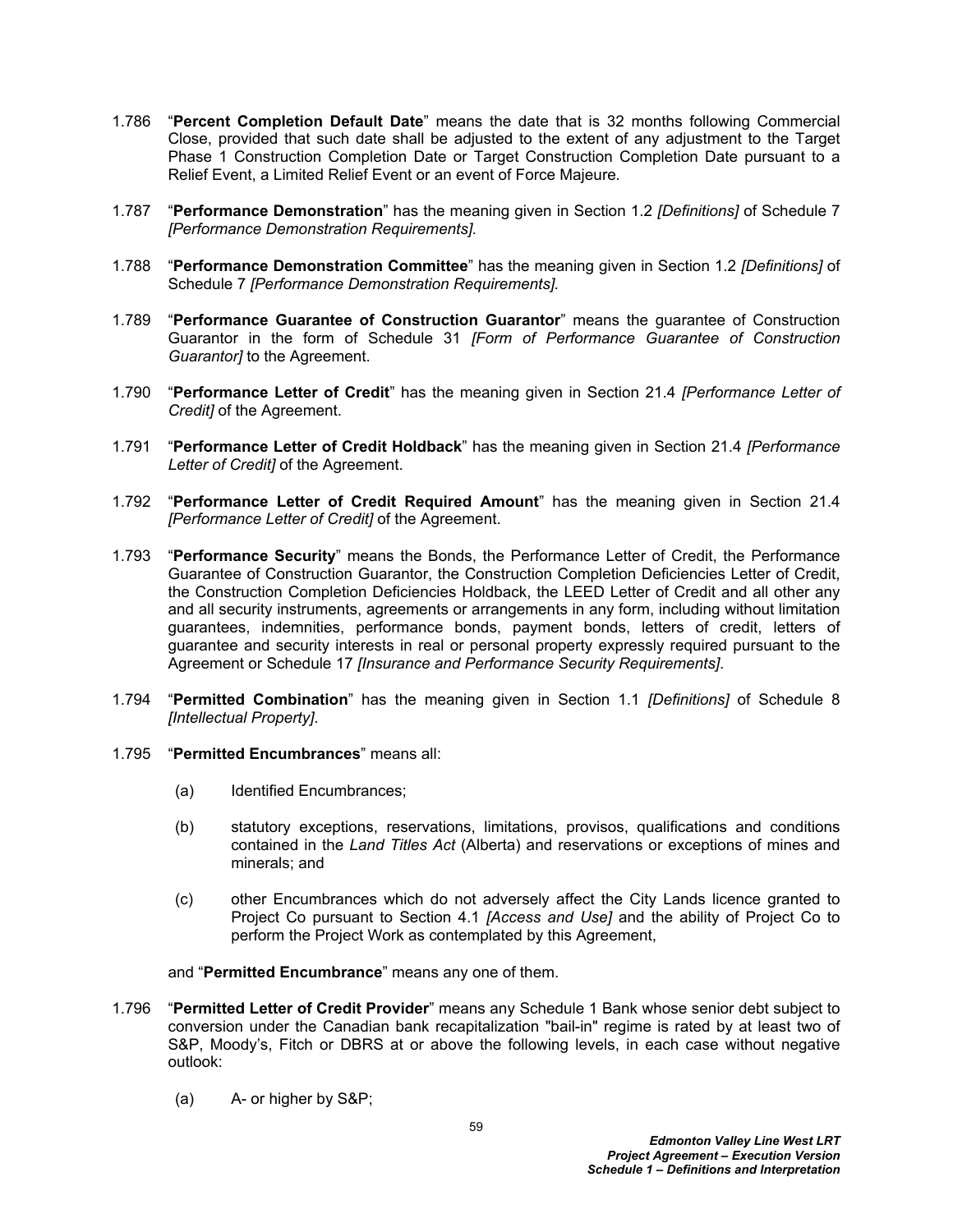1.786 "**Percent Completion Default Date**" means the date that is 32 months following Commercial Close, provided that such date shall be adjusted to the extent of any adjustment to the Target Phase 1 Construction Completion Date or Target Construction Completion Date pursuant to a Relief Event, a Limited Relief Event or an event of Force Majeure.

1.787 "**Performance Demonstration**" has the meaning given in Section 1.2 *[Definitions]* of Schedule 7 *[Performance Demonstration Requirements].*

1.788 "**Performance Demonstration Committee**" has the meaning given in Section 1.2 *[Definitions]* of Schedule 7 *[Performance Demonstration Requirements].*

1.789 "**Performance Guarantee of Construction Guarantor**" means the guarantee of Construction Guarantor in the form of Schedule 31 *[Form of Performance Guarantee of Construction Guarantor]* to the Agreement.

1.790 "**Performance Letter of Credit**" has the meaning given in Section 21.4 *[Performance Letter of Credit]* of the Agreement.

1.791 "**Performance Letter of Credit Holdback**" has the meaning given in Section 21.4 *[Performance Letter of Credit]* of the Agreement.

1.792 "**Performance Letter of Credit Required Amount**" has the meaning given in Section 21.4 *[Performance Letter of Credit]* of the Agreement.

1.793 "**Performance Security**" means the Bonds, the Performance Letter of Credit, the Performance Guarantee of Construction Guarantor, the Construction Completion Deficiencies Letter of Credit, the Construction Completion Deficiencies Holdback, the LEED Letter of Credit and all other any and all security instruments, agreements or arrangements in any form, including without limitation guarantees, indemnities, performance bonds, payment bonds, letters of credit, letters of guarantee and security interests in real or personal property expressly required pursuant to the Agreement or Schedule 17 *[Insurance and Performance Security Requirements]*.

1.794 "**Permitted Combination**" has the meaning given in Section 1.1 *[Definitions]* of Schedule 8 *[Intellectual Property]*.

1.795 "**Permitted Encumbrances**" means all:

(a) Identified Encumbrances;

(b) statutory exceptions, reservations, limitations, provisos, qualifications and conditions contained in the *Land Titles Act* (Alberta) and reservations or exceptions of mines and minerals; and

(c) other Encumbrances which do not adversely affect the City Lands licence granted to Project Co pursuant to Section 4.1 *[Access and Use]* and the ability of Project Co to perform the Project Work as contemplated by this Agreement,

and "**Permitted Encumbrance**" means any one of them.

1.796 "**Permitted Letter of Credit Provider**" means any Schedule 1 Bank whose senior debt subject to conversion under the Canadian bank recapitalization "bail-in" regime is rated by at least two of S&P, Moody's, Fitch or DBRS at or above the following levels, in each case without negative outlook:

(a) A- or higher by S&P;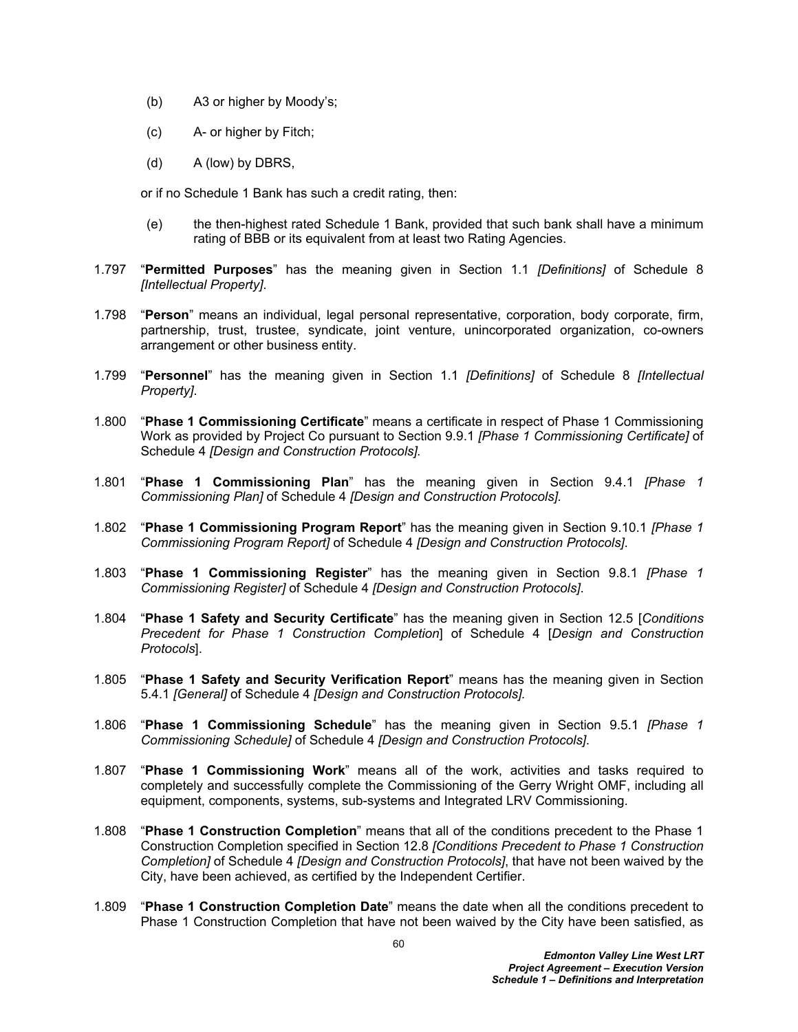(b) A3 or higher by Moody's;

(c) A- or higher by Fitch;

(d) A (low) by DBRS,

or if no Schedule 1 Bank has such a credit rating, then:

(e) the then-highest rated Schedule 1 Bank, provided that such bank shall have a minimum rating of BBB or its equivalent from at least two Rating Agencies.

1.797 "**Permitted Purposes**" has the meaning given in Section 1.1 *[Definitions]* of Schedule 8 *[Intellectual Property]*.

1.798 "**Person**" means an individual, legal personal representative, corporation, body corporate, firm, partnership, trust, trustee, syndicate, joint venture, unincorporated organization, co-owners arrangement or other business entity.

1.799 "**Personnel**" has the meaning given in Section 1.1 *[Definitions]* of Schedule 8 *[Intellectual Property]*.

1.800 "**Phase 1 Commissioning Certificate**" means a certificate in respect of Phase 1 Commissioning Work as provided by Project Co pursuant to Section 9.9.1 *[Phase 1 Commissioning Certificate]* of Schedule 4 *[Design and Construction Protocols]*.

1.801 "**Phase 1 Commissioning Plan**" has the meaning given in Section 9.4.1 *[Phase 1 Commissioning Plan]* of Schedule 4 *[Design and Construction Protocols].*

1.802 "**Phase 1 Commissioning Program Report**" has the meaning given in Section 9.10.1 *[Phase 1 Commissioning Program Report]* of Schedule 4 *[Design and Construction Protocols]*.

1.803 "**Phase 1 Commissioning Register**" has the meaning given in Section 9.8.1 *[Phase 1 Commissioning Register]* of Schedule 4 *[Design and Construction Protocols]*.

1.804 "**Phase 1 Safety and Security Certificate**" has the meaning given in Section 12.5 [*Conditions Precedent for Phase 1 Construction Completion*] of Schedule 4 [*Design and Construction Protocols*].

1.805 "**Phase 1 Safety and Security Verification Report**" means has the meaning given in Section 5.4.1 *[General]* of Schedule 4 *[Design and Construction Protocols].*

1.806 "**Phase 1 Commissioning Schedule**" has the meaning given in Section 9.5.1 *[Phase 1 Commissioning Schedule]* of Schedule 4 *[Design and Construction Protocols]*.

1.807 "**Phase 1 Commissioning Work**" means all of the work, activities and tasks required to completely and successfully complete the Commissioning of the Gerry Wright OMF, including all equipment, components, systems, sub-systems and Integrated LRV Commissioning.

1.808 "**Phase 1 Construction Completion**" means that all of the conditions precedent to the Phase 1 Construction Completion specified in Section 12.8 *[Conditions Precedent to Phase 1 Construction Completion]* of Schedule 4 *[Design and Construction Protocols]*, that have not been waived by the City, have been achieved, as certified by the Independent Certifier.

1.809 "**Phase 1 Construction Completion Date**" means the date when all the conditions precedent to Phase 1 Construction Completion that have not been waived by the City have been satisfied, as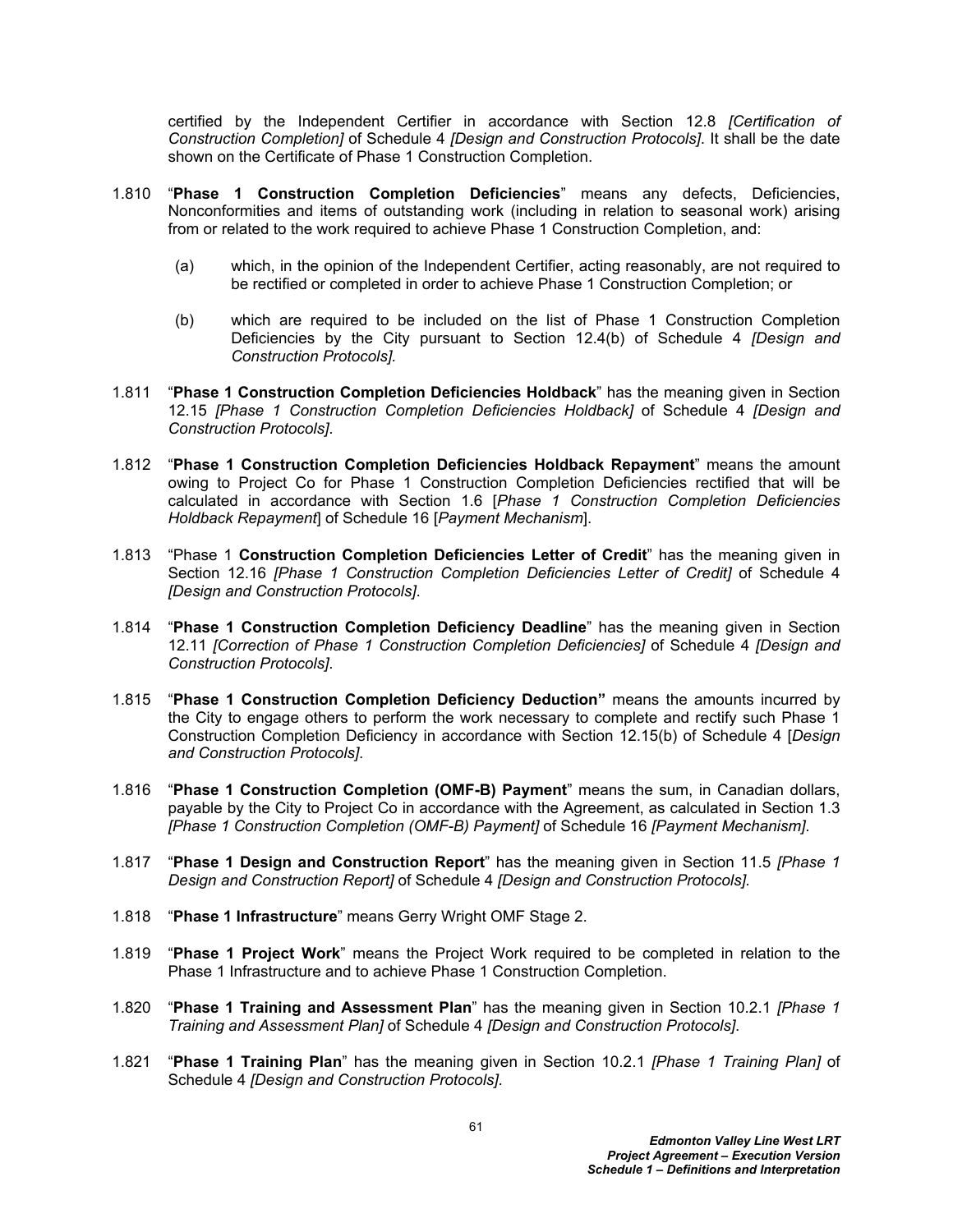certified by the Independent Certifier in accordance with Section 12.8 *[Certification of Construction Completion]* of Schedule 4 *[Design and Construction Protocols]*. It shall be the date shown on the Certificate of Phase 1 Construction Completion.

1.810 "**Phase 1 Construction Completion Deficiencies**" means any defects, Deficiencies, Nonconformities and items of outstanding work (including in relation to seasonal work) arising from or related to the work required to achieve Phase 1 Construction Completion, and:

(a) which, in the opinion of the Independent Certifier, acting reasonably, are not required to be rectified or completed in order to achieve Phase 1 Construction Completion; or

(b) which are required to be included on the list of Phase 1 Construction Completion Deficiencies by the City pursuant to Section 12.4(b) of Schedule 4 *[Design and Construction Protocols].*

1.811 "**Phase 1 Construction Completion Deficiencies Holdback**" has the meaning given in Section 12.15 *[Phase 1 Construction Completion Deficiencies Holdback]* of Schedule 4 *[Design and Construction Protocols]*.

1.812 "**Phase 1 Construction Completion Deficiencies Holdback Repayment**" means the amount owing to Project Co for Phase 1 Construction Completion Deficiencies rectified that will be calculated in accordance with Section 1.6 [*Phase 1 Construction Completion Deficiencies Holdback Repayment*] of Schedule 16 [*Payment Mechanism*].

1.813 "Phase 1 **Construction Completion Deficiencies Letter of Credit**" has the meaning given in Section 12.16 *[Phase 1 Construction Completion Deficiencies Letter of Credit]* of Schedule 4 *[Design and Construction Protocols]*.

1.814 "**Phase 1 Construction Completion Deficiency Deadline**" has the meaning given in Section 12.11 *[Correction of Phase 1 Construction Completion Deficiencies]* of Schedule 4 *[Design and Construction Protocols]*.

1.815 "**Phase 1 Construction Completion Deficiency Deduction"** means the amounts incurred by the City to engage others to perform the work necessary to complete and rectify such Phase 1 Construction Completion Deficiency in accordance with Section 12.15(b) of Schedule 4 [*Design and Construction Protocols]*.

1.816 "**Phase 1 Construction Completion (OMF-B) Payment**" means the sum, in Canadian dollars, payable by the City to Project Co in accordance with the Agreement, as calculated in Section 1.3 *[Phase 1 Construction Completion (OMF-B) Payment]* of Schedule 16 *[Payment Mechanism]*.

1.817 "**Phase 1 Design and Construction Report**" has the meaning given in Section 11.5 *[Phase 1 Design and Construction Report]* of Schedule 4 *[Design and Construction Protocols].*

1.818 "**Phase 1 Infrastructure**" means Gerry Wright OMF Stage 2.

1.819 "**Phase 1 Project Work**" means the Project Work required to be completed in relation to the Phase 1 Infrastructure and to achieve Phase 1 Construction Completion.

1.820 "**Phase 1 Training and Assessment Plan**" has the meaning given in Section 10.2.1 *[Phase 1 Training and Assessment Plan]* of Schedule 4 *[Design and Construction Protocols]*.

1.821 "**Phase 1 Training Plan**" has the meaning given in Section 10.2.1 *[Phase 1 Training Plan]* of Schedule 4 *[Design and Construction Protocols]*.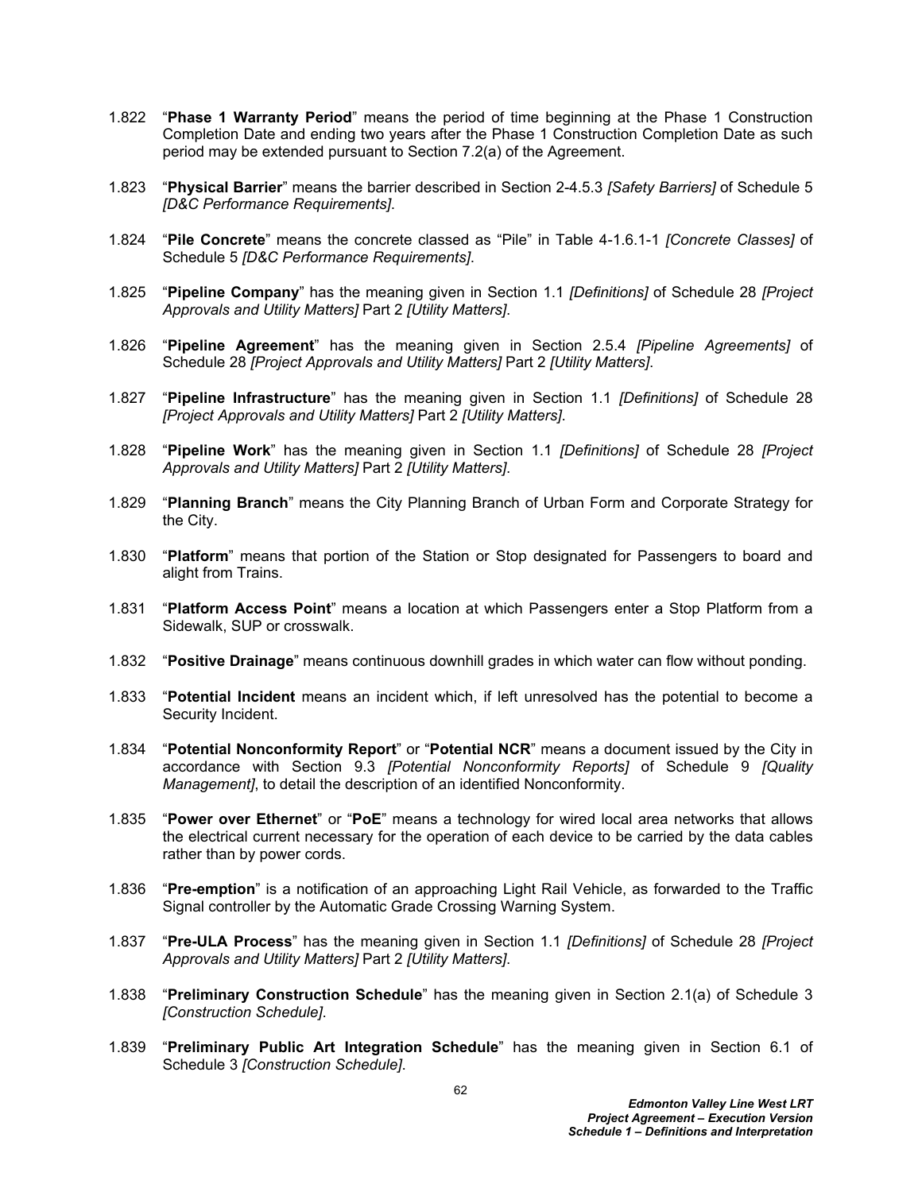1.822 “**Phase 1 Warranty Period**” means the period of time beginning at the Phase 1 Construction Completion Date and ending two years after the Phase 1 Construction Completion Date as such period may be extended pursuant to Section 7.2(a) of the Agreement.

1.823 “**Physical Barrier**” means the barrier described in Section 2-4.5.3 *[Safety Barriers]* of Schedule 5 *[D&C Performance Requirements]*.

1.824 “**Pile Concrete**” means the concrete classed as “Pile” in Table 4-1.6.1-1 *[Concrete Classes]* of Schedule 5 *[D&C Performance Requirements]*.

1.825 “**Pipeline Company**” has the meaning given in Section 1.1 *[Definitions]* of Schedule 28 *[Project Approvals and Utility Matters]* Part 2 *[Utility Matters]*.

1.826 “**Pipeline Agreement**” has the meaning given in Section 2.5.4 *[Pipeline Agreements]* of Schedule 28 *[Project Approvals and Utility Matters]* Part 2 *[Utility Matters]*.

1.827 “**Pipeline Infrastructure**” has the meaning given in Section 1.1 *[Definitions]* of Schedule 28 *[Project Approvals and Utility Matters]* Part 2 *[Utility Matters]*.

1.828 “**Pipeline Work**” has the meaning given in Section 1.1 *[Definitions]* of Schedule 28 *[Project Approvals and Utility Matters]* Part 2 *[Utility Matters]*.

1.829 “**Planning Branch**” means the City Planning Branch of Urban Form and Corporate Strategy for the City.

1.830 “**Platform**” means that portion of the Station or Stop designated for Passengers to board and alight from Trains.

1.831 “**Platform Access Point**” means a location at which Passengers enter a Stop Platform from a Sidewalk, SUP or crosswalk.

1.832 “**Positive Drainage**” means continuous downhill grades in which water can flow without ponding.

1.833 “**Potential Incident** means an incident which, if left unresolved has the potential to become a Security Incident.

1.834 “**Potential Nonconformity Report**” or “**Potential NCR**” means a document issued by the City in accordance with Section 9.3 *[Potential Nonconformity Reports]* of Schedule 9 *[Quality Management]*, to detail the description of an identified Nonconformity.

1.835 “**Power over Ethernet**” or “**PoE**” means a technology for wired local area networks that allows the electrical current necessary for the operation of each device to be carried by the data cables rather than by power cords.

1.836 “**Pre-emption**” is a notification of an approaching Light Rail Vehicle, as forwarded to the Traffic Signal controller by the Automatic Grade Crossing Warning System.

1.837 “**Pre-ULA Process**” has the meaning given in Section 1.1 *[Definitions]* of Schedule 28 *[Project Approvals and Utility Matters]* Part 2 *[Utility Matters]*.

1.838 “**Preliminary Construction Schedule**” has the meaning given in Section 2.1(a) of Schedule 3 *[Construction Schedule]*.

1.839 “**Preliminary Public Art Integration Schedule**” has the meaning given in Section 6.1 of Schedule 3 *[Construction Schedule]*.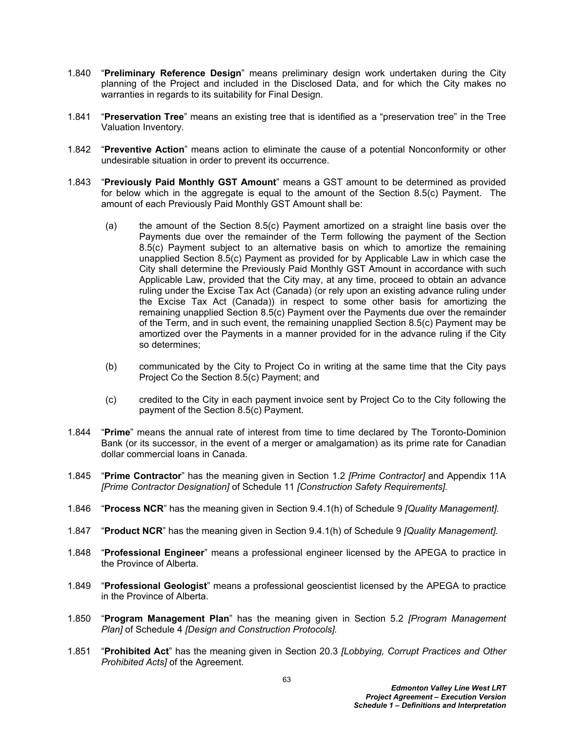1.840 “**Preliminary Reference Design**” means preliminary design work undertaken during the City planning of the Project and included in the Disclosed Data, and for which the City makes no warranties in regards to its suitability for Final Design.

1.841 “**Preservation Tree**” means an existing tree that is identified as a “preservation tree” in the Tree Valuation Inventory.

1.842 “**Preventive Action**” means action to eliminate the cause of a potential Nonconformity or other undesirable situation in order to prevent its occurrence.

1.843 “**Previously Paid Monthly GST Amount**” means a GST amount to be determined as provided for below which in the aggregate is equal to the amount of the Section 8.5(c) Payment. The amount of each Previously Paid Monthly GST Amount shall be:

(a) the amount of the Section 8.5(c) Payment amortized on a straight line basis over the Payments due over the remainder of the Term following the payment of the Section 8.5(c) Payment subject to an alternative basis on which to amortize the remaining unapplied Section 8.5(c) Payment as provided for by Applicable Law in which case the City shall determine the Previously Paid Monthly GST Amount in accordance with such Applicable Law, provided that the City may, at any time, proceed to obtain an advance ruling under the Excise Tax Act (Canada) (or rely upon an existing advance ruling under the Excise Tax Act (Canada)) in respect to some other basis for amortizing the remaining unapplied Section 8.5(c) Payment over the Payments due over the remainder of the Term, and in such event, the remaining unapplied Section 8.5(c) Payment may be amortized over the Payments in a manner provided for in the advance ruling if the City so determines;

(b) communicated by the City to Project Co in writing at the same time that the City pays Project Co the Section 8.5(c) Payment; and

(c) credited to the City in each payment invoice sent by Project Co to the City following the payment of the Section 8.5(c) Payment.

1.844 “**Prime**” means the annual rate of interest from time to time declared by The Toronto-Dominion Bank (or its successor, in the event of a merger or amalgamation) as its prime rate for Canadian dollar commercial loans in Canada.

1.845 “**Prime Contractor**” has the meaning given in Section 1.2 *[Prime Contractor]* and Appendix 11A *[Prime Contractor Designation]* of Schedule 11 *[Construction Safety Requirements].*

1.846 “**Process NCR**” has the meaning given in Section 9.4.1(h) of Schedule 9 *[Quality Management].*

1.847 “**Product NCR**” has the meaning given in Section 9.4.1(h) of Schedule 9 *[Quality Management].*

1.848 “**Professional Engineer**” means a professional engineer licensed by the APEGA to practice in the Province of Alberta.

1.849 “**Professional Geologist**” means a professional geoscientist licensed by the APEGA to practice in the Province of Alberta.

1.850 “**Program Management Plan**” has the meaning given in Section 5.2 *[Program Management Plan]* of Schedule 4 *[Design and Construction Protocols].*

1.851 “**Prohibited Act**” has the meaning given in Section 20.3 *[Lobbying, Corrupt Practices and Other Prohibited Acts]* of the Agreement.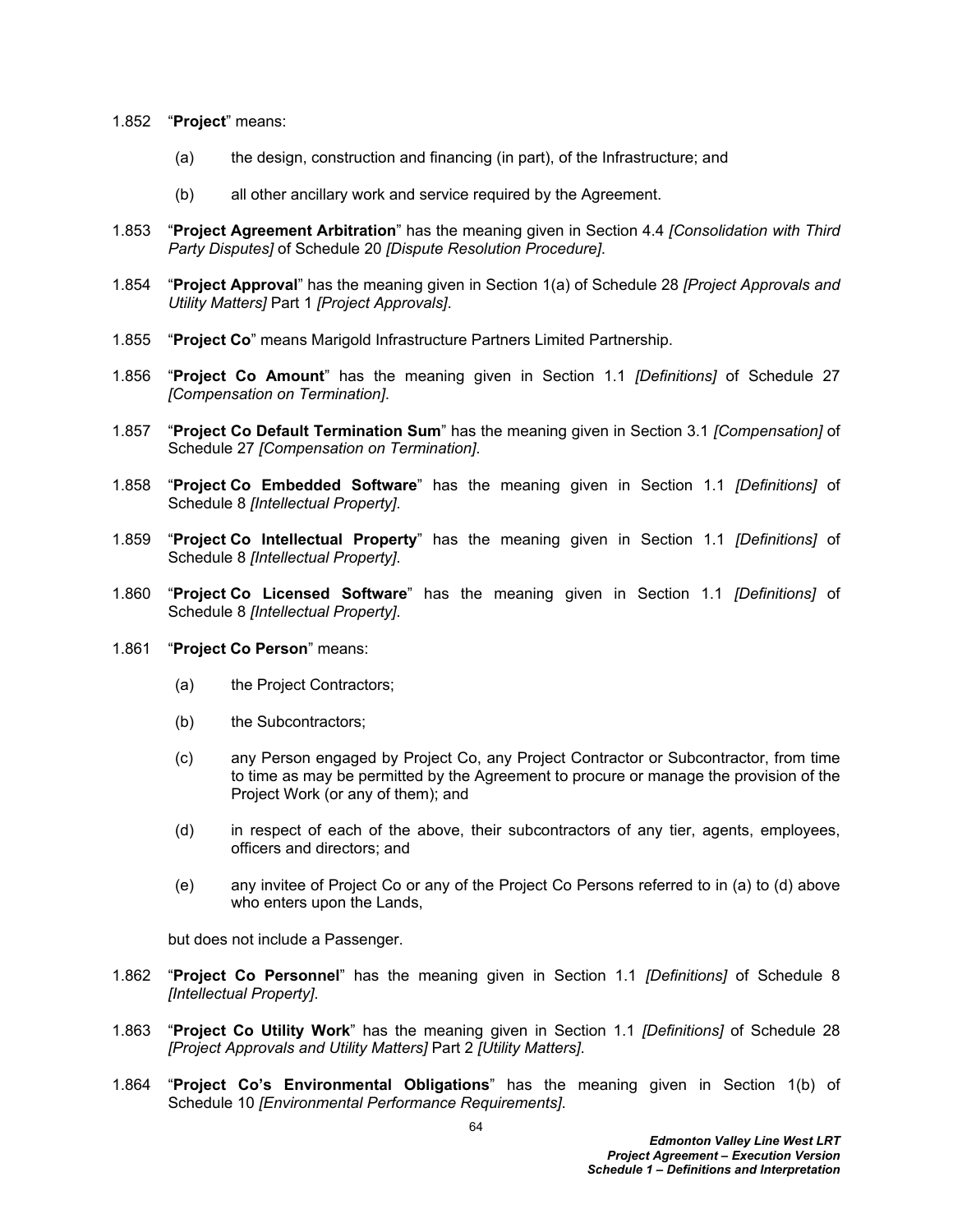1.852 "**Project**" means:

(a) the design, construction and financing (in part), of the Infrastructure; and

(b) all other ancillary work and service required by the Agreement.

1.853 "**Project Agreement Arbitration**" has the meaning given in Section 4.4 *[Consolidation with Third Party Disputes]* of Schedule 20 *[Dispute Resolution Procedure]*.

1.854 "**Project Approval**" has the meaning given in Section 1(a) of Schedule 28 *[Project Approvals and Utility Matters]* Part 1 *[Project Approvals]*.

1.855 "**Project Co**" means Marigold Infrastructure Partners Limited Partnership.

1.856 "**Project Co Amount**" has the meaning given in Section 1.1 *[Definitions]* of Schedule 27 *[Compensation on Termination]*.

1.857 "**Project Co Default Termination Sum**" has the meaning given in Section 3.1 *[Compensation]* of Schedule 27 *[Compensation on Termination]*.

1.858 "**Project Co Embedded Software**" has the meaning given in Section 1.1 *[Definitions]* of Schedule 8 *[Intellectual Property]*.

1.859 "**Project Co Intellectual Property**" has the meaning given in Section 1.1 *[Definitions]* of Schedule 8 *[Intellectual Property]*.

1.860 "**Project Co Licensed Software**" has the meaning given in Section 1.1 *[Definitions]* of Schedule 8 *[Intellectual Property]*.

1.861 "**Project Co Person**" means:

(a) the Project Contractors;

(b) the Subcontractors;

(c) any Person engaged by Project Co, any Project Contractor or Subcontractor, from time to time as may be permitted by the Agreement to procure or manage the provision of the Project Work (or any of them); and

(d) in respect of each of the above, their subcontractors of any tier, agents, employees, officers and directors; and

(e) any invitee of Project Co or any of the Project Co Persons referred to in (a) to (d) above who enters upon the Lands,

but does not include a Passenger.

1.862 "**Project Co Personnel**" has the meaning given in Section 1.1 *[Definitions]* of Schedule 8 *[Intellectual Property]*.

1.863 "**Project Co Utility Work**" has the meaning given in Section 1.1 *[Definitions]* of Schedule 28 *[Project Approvals and Utility Matters]* Part 2 *[Utility Matters]*.

1.864 "**Project Co's Environmental Obligations**" has the meaning given in Section 1(b) of Schedule 10 *[Environmental Performance Requirements]*.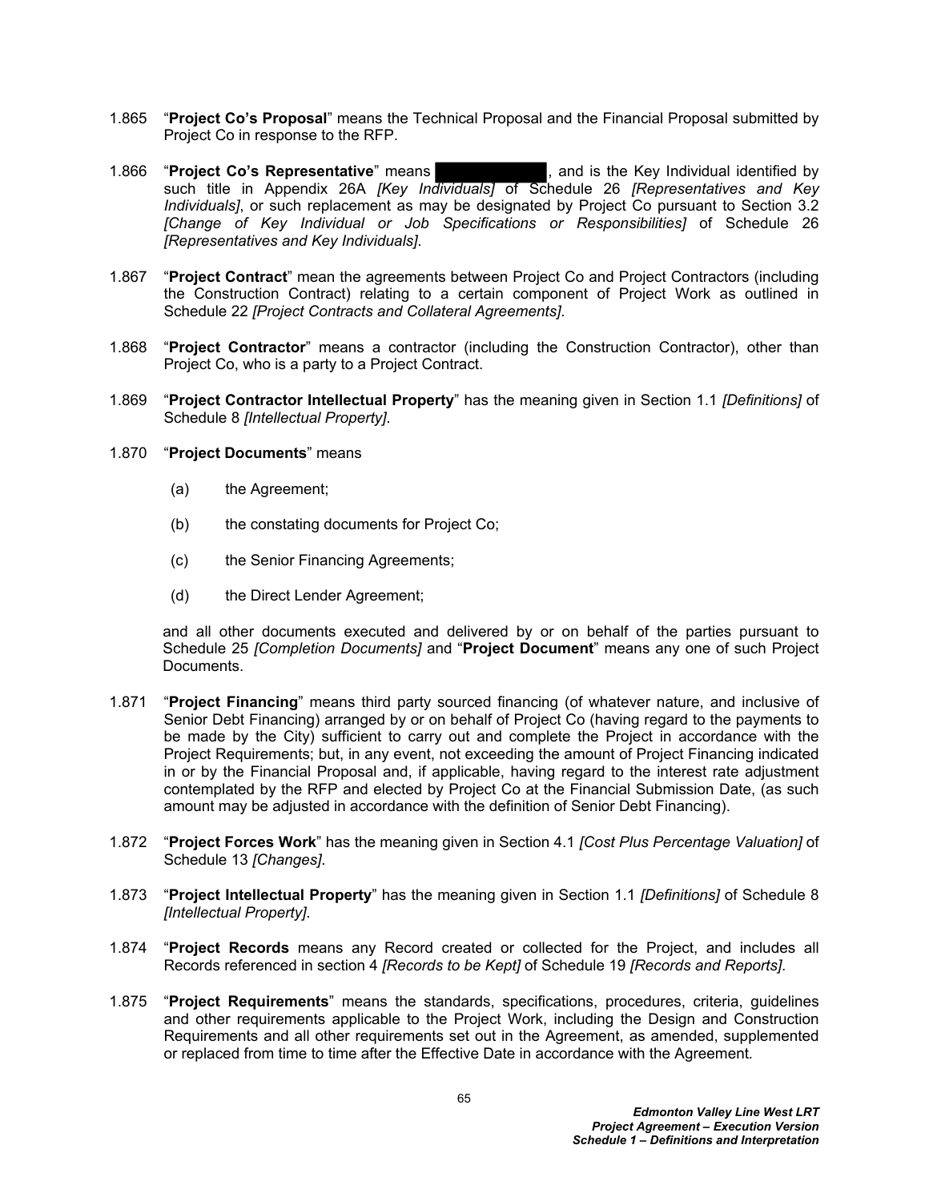1.865 "**Project Co's Proposal**" means the Technical Proposal and the Financial Proposal submitted by Project Co in response to the RFP.

1.866 "**Project Co's Representative**" means ████████████, and is the Key Individual identified by such title in Appendix 26A *[Key Individuals]* of Schedule 26 *[Representatives and Key Individuals]*, or such replacement as may be designated by Project Co pursuant to Section 3.2 *[Change of Key Individual or Job Specifications or Responsibilities]* of Schedule 26 *[Representatives and Key Individuals]*.

1.867 "**Project Contract**" mean the agreements between Project Co and Project Contractors (including the Construction Contract) relating to a certain component of Project Work as outlined in Schedule 22 *[Project Contracts and Collateral Agreements]*.

1.868 "**Project Contractor**" means a contractor (including the Construction Contractor), other than Project Co, who is a party to a Project Contract.

1.869 "**Project Contractor Intellectual Property**" has the meaning given in Section 1.1 *[Definitions]* of Schedule 8 *[Intellectual Property]*.

1.870 "**Project Documents**" means

(a) the Agreement;

(b) the constating documents for Project Co;

(c) the Senior Financing Agreements;

(d) the Direct Lender Agreement;

and all other documents executed and delivered by or on behalf of the parties pursuant to Schedule 25 *[Completion Documents]* and "**Project Document**" means any one of such Project Documents.

1.871 "**Project Financing**" means third party sourced financing (of whatever nature, and inclusive of Senior Debt Financing) arranged by or on behalf of Project Co (having regard to the payments to be made by the City) sufficient to carry out and complete the Project in accordance with the Project Requirements; but, in any event, not exceeding the amount of Project Financing indicated in or by the Financial Proposal and, if applicable, having regard to the interest rate adjustment contemplated by the RFP and elected by Project Co at the Financial Submission Date, (as such amount may be adjusted in accordance with the definition of Senior Debt Financing).

1.872 "**Project Forces Work**" has the meaning given in Section 4.1 *[Cost Plus Percentage Valuation]* of Schedule 13 *[Changes]*.

1.873 "**Project Intellectual Property**" has the meaning given in Section 1.1 *[Definitions]* of Schedule 8 *[Intellectual Property]*.

1.874 "**Project Records** means any Record created or collected for the Project, and includes all Records referenced in section 4 *[Records to be Kept]* of Schedule 19 *[Records and Reports]*.

1.875 "**Project Requirements**" means the standards, specifications, procedures, criteria, guidelines and other requirements applicable to the Project Work, including the Design and Construction Requirements and all other requirements set out in the Agreement, as amended, supplemented or replaced from time to time after the Effective Date in accordance with the Agreement.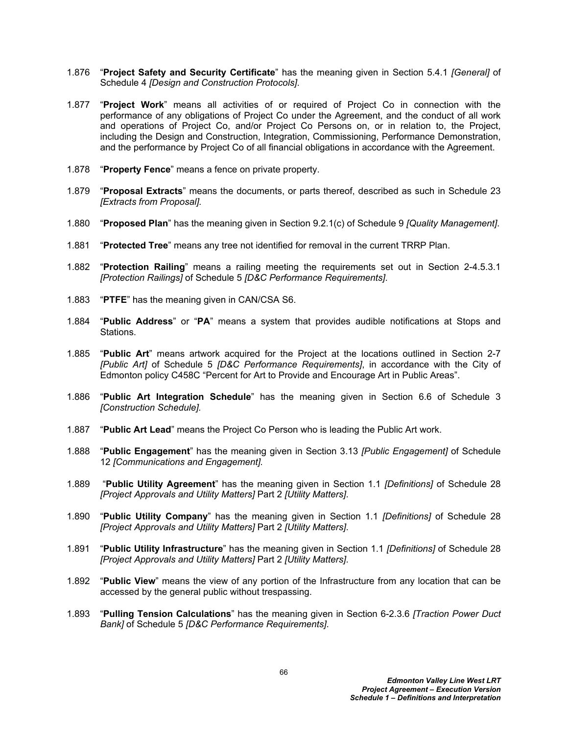1.876 "**Project Safety and Security Certificate**" has the meaning given in Section 5.4.1 *[General]* of Schedule 4 *[Design and Construction Protocols]*.

1.877 "**Project Work**" means all activities of or required of Project Co in connection with the performance of any obligations of Project Co under the Agreement, and the conduct of all work and operations of Project Co, and/or Project Co Persons on, or in relation to, the Project, including the Design and Construction, Integration, Commissioning, Performance Demonstration, and the performance by Project Co of all financial obligations in accordance with the Agreement.

1.878 "**Property Fence**" means a fence on private property.

1.879 "**Proposal Extracts**" means the documents, or parts thereof, described as such in Schedule 23 *[Extracts from Proposal]*.

1.880 "**Proposed Plan**" has the meaning given in Section 9.2.1(c) of Schedule 9 *[Quality Management]*.

1.881 "**Protected Tree**" means any tree not identified for removal in the current TRRP Plan.

1.882 "**Protection Railing**" means a railing meeting the requirements set out in Section 2-4.5.3.1 *[Protection Railings]* of Schedule 5 *[D&C Performance Requirements]*.

1.883 "**PTFE**" has the meaning given in CAN/CSA S6.

1.884 "**Public Address**" or "**PA**" means a system that provides audible notifications at Stops and Stations.

1.885 "**Public Art**" means artwork acquired for the Project at the locations outlined in Section 2-7 *[Public Art]* of Schedule 5 *[D&C Performance Requirements]*, in accordance with the City of Edmonton policy C458C "Percent for Art to Provide and Encourage Art in Public Areas".

1.886 "**Public Art Integration Schedule**" has the meaning given in Section 6.6 of Schedule 3 *[Construction Schedule]*.

1.887 "**Public Art Lead**" means the Project Co Person who is leading the Public Art work.

1.888 "**Public Engagement**" has the meaning given in Section 3.13 *[Public Engagement]* of Schedule 12 *[Communications and Engagement]*.

1.889 "**Public Utility Agreement**" has the meaning given in Section 1.1 *[Definitions]* of Schedule 28 *[Project Approvals and Utility Matters]* Part 2 *[Utility Matters]*.

1.890 "**Public Utility Company**" has the meaning given in Section 1.1 *[Definitions]* of Schedule 28 *[Project Approvals and Utility Matters]* Part 2 *[Utility Matters]*.

1.891 "**Public Utility Infrastructure**" has the meaning given in Section 1.1 *[Definitions]* of Schedule 28 *[Project Approvals and Utility Matters]* Part 2 *[Utility Matters]*.

1.892 "**Public View**" means the view of any portion of the Infrastructure from any location that can be accessed by the general public without trespassing.

1.893 "**Pulling Tension Calculations**" has the meaning given in Section 6-2.3.6 *[Traction Power Duct Bank]* of Schedule 5 *[D&C Performance Requirements]*.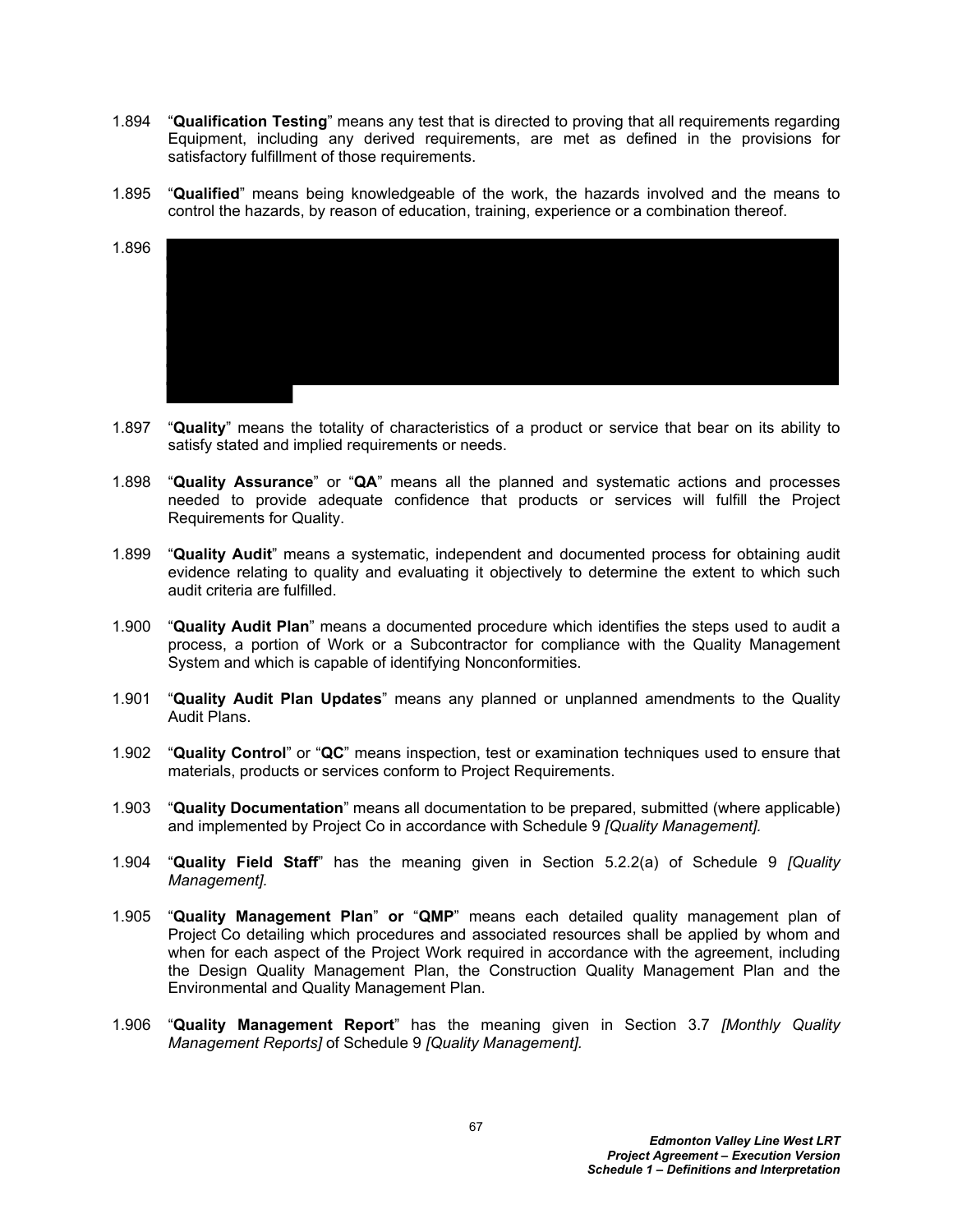1.894 "**Qualification Testing**" means any test that is directed to proving that all requirements regarding Equipment, including any derived requirements, are met as defined in the provisions for satisfactory fulfillment of those requirements.

1.895 "**Qualified**" means being knowledgeable of the work, the hazards involved and the means to control the hazards, by reason of education, training, experience or a combination thereof.

1.896

1.897 "**Quality**" means the totality of characteristics of a product or service that bear on its ability to satisfy stated and implied requirements or needs.

1.898 "**Quality Assurance**" or "**QA**" means all the planned and systematic actions and processes needed to provide adequate confidence that products or services will fulfill the Project Requirements for Quality.

1.899 "**Quality Audit**" means a systematic, independent and documented process for obtaining audit evidence relating to quality and evaluating it objectively to determine the extent to which such audit criteria are fulfilled.

1.900 "**Quality Audit Plan**" means a documented procedure which identifies the steps used to audit a process, a portion of Work or a Subcontractor for compliance with the Quality Management System and which is capable of identifying Nonconformities.

1.901 "**Quality Audit Plan Updates**" means any planned or unplanned amendments to the Quality Audit Plans.

1.902 "**Quality Control**" or "**QC**" means inspection, test or examination techniques used to ensure that materials, products or services conform to Project Requirements.

1.903 "**Quality Documentation**" means all documentation to be prepared, submitted (where applicable) and implemented by Project Co in accordance with Schedule 9 *[Quality Management].*

1.904 "**Quality Field Staff**" has the meaning given in Section 5.2.2(a) of Schedule 9 *[Quality Management].*

1.905 "**Quality Management Plan**" **or** "**QMP**" means each detailed quality management plan of Project Co detailing which procedures and associated resources shall be applied by whom and when for each aspect of the Project Work required in accordance with the agreement, including the Design Quality Management Plan, the Construction Quality Management Plan and the Environmental and Quality Management Plan.

1.906 "**Quality Management Report**" has the meaning given in Section 3.7 *[Monthly Quality Management Reports]* of Schedule 9 *[Quality Management].*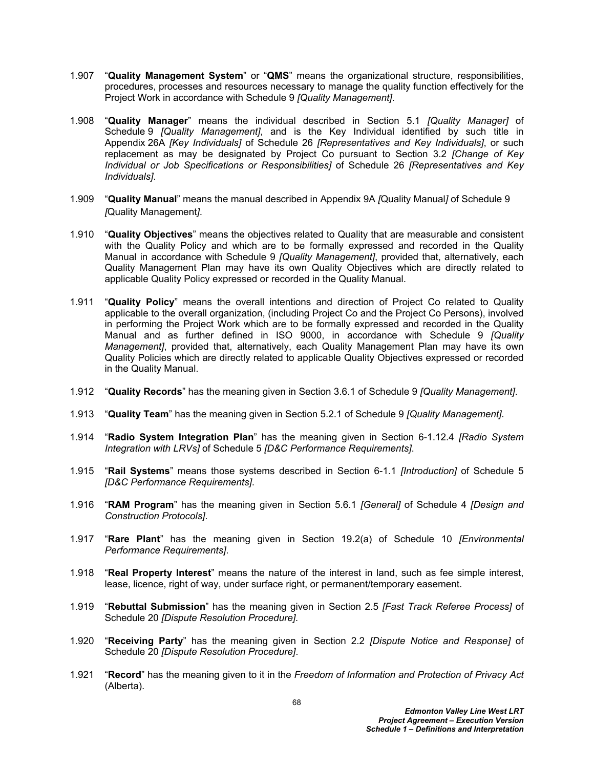1.907 "**Quality Management System**" or "**QMS**" means the organizational structure, responsibilities, procedures, processes and resources necessary to manage the quality function effectively for the Project Work in accordance with Schedule 9 *[Quality Management]*.

1.908 "**Quality Manager**" means the individual described in Section 5.1 *[Quality Manager]* of Schedule 9 *[Quality Management]*, and is the Key Individual identified by such title in Appendix 26A *[Key Individuals]* of Schedule 26 *[Representatives and Key Individuals]*, or such replacement as may be designated by Project Co pursuant to Section 3.2 *[Change of Key Individual or Job Specifications or Responsibilities]* of Schedule 26 *[Representatives and Key Individuals]*.

1.909 "**Quality Manual**" means the manual described in Appendix 9A *[*Quality Manual*]* of Schedule 9 *[*Quality Management*]*.

1.910 "**Quality Objectives**" means the objectives related to Quality that are measurable and consistent with the Quality Policy and which are to be formally expressed and recorded in the Quality Manual in accordance with Schedule 9 *[Quality Management]*, provided that, alternatively, each Quality Management Plan may have its own Quality Objectives which are directly related to applicable Quality Policy expressed or recorded in the Quality Manual.

1.911 "**Quality Policy**" means the overall intentions and direction of Project Co related to Quality applicable to the overall organization, (including Project Co and the Project Co Persons), involved in performing the Project Work which are to be formally expressed and recorded in the Quality Manual and as further defined in ISO 9000, in accordance with Schedule 9 *[Quality Management]*, provided that, alternatively, each Quality Management Plan may have its own Quality Policies which are directly related to applicable Quality Objectives expressed or recorded in the Quality Manual.

1.912 "**Quality Records**" has the meaning given in Section 3.6.1 of Schedule 9 *[Quality Management]*.

1.913 "**Quality Team**" has the meaning given in Section 5.2.1 of Schedule 9 *[Quality Management]*.

1.914 "**Radio System Integration Plan**" has the meaning given in Section 6-1.12.4 *[Radio System Integration with LRVs]* of Schedule 5 *[D&C Performance Requirements]*.

1.915 "**Rail Systems**" means those systems described in Section 6-1.1 *[Introduction]* of Schedule 5 *[D&C Performance Requirements]*.

1.916 "**RAM Program**" has the meaning given in Section 5.6.1 *[General]* of Schedule 4 *[Design and Construction Protocols]*.

1.917 "**Rare Plant**" has the meaning given in Section 19.2(a) of Schedule 10 *[Environmental Performance Requirements]*.

1.918 "**Real Property Interest**" means the nature of the interest in land, such as fee simple interest, lease, licence, right of way, under surface right, or permanent/temporary easement.

1.919 "**Rebuttal Submission**" has the meaning given in Section 2.5 *[Fast Track Referee Process]* of Schedule 20 *[Dispute Resolution Procedure]*.

1.920 "**Receiving Party**" has the meaning given in Section 2.2 *[Dispute Notice and Response]* of Schedule 20 *[Dispute Resolution Procedure]*.

1.921 "**Record**" has the meaning given to it in the *Freedom of Information and Protection of Privacy Act* (Alberta).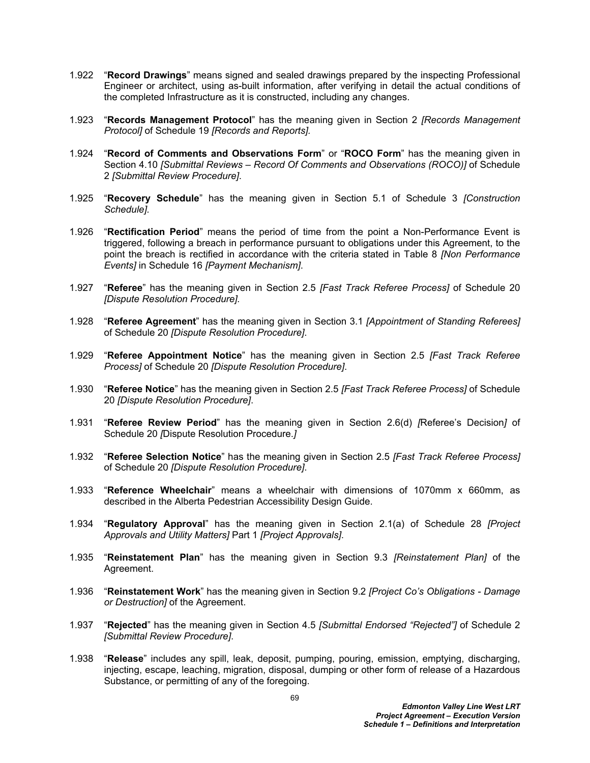1.922 "**Record Drawings**" means signed and sealed drawings prepared by the inspecting Professional Engineer or architect, using as-built information, after verifying in detail the actual conditions of the completed Infrastructure as it is constructed, including any changes.

1.923 "**Records Management Protocol**" has the meaning given in Section 2 *[Records Management Protocol]* of Schedule 19 *[Records and Reports]*.

1.924 "**Record of Comments and Observations Form**" or "**ROCO Form**" has the meaning given in Section 4.10 *[Submittal Reviews – Record Of Comments and Observations (ROCO)]* of Schedule 2 *[Submittal Review Procedure]*.

1.925 "**Recovery Schedule**" has the meaning given in Section 5.1 of Schedule 3 *[Construction Schedule]*.

1.926 "**Rectification Period**" means the period of time from the point a Non-Performance Event is triggered, following a breach in performance pursuant to obligations under this Agreement, to the point the breach is rectified in accordance with the criteria stated in Table 8 *[Non Performance Events]* in Schedule 16 *[Payment Mechanism]*.

1.927 "**Referee**" has the meaning given in Section 2.5 *[Fast Track Referee Process]* of Schedule 20 *[Dispute Resolution Procedure].*

1.928 "**Referee Agreement**" has the meaning given in Section 3.1 *[Appointment of Standing Referees]* of Schedule 20 *[Dispute Resolution Procedure]*.

1.929 "**Referee Appointment Notice**" has the meaning given in Section 2.5 *[Fast Track Referee Process]* of Schedule 20 *[Dispute Resolution Procedure]*.

1.930 "**Referee Notice**" has the meaning given in Section 2.5 *[Fast Track Referee Process]* of Schedule 20 *[Dispute Resolution Procedure]*.

1.931 "**Referee Review Period**" has the meaning given in Section 2.6(d) *[*Referee's Decision*]* of Schedule 20 *[*Dispute Resolution Procedure.*]*

1.932 "**Referee Selection Notice**" has the meaning given in Section 2.5 *[Fast Track Referee Process]* of Schedule 20 *[Dispute Resolution Procedure]*.

1.933 "**Reference Wheelchair**" means a wheelchair with dimensions of 1070mm x 660mm, as described in the Alberta Pedestrian Accessibility Design Guide.

1.934 "**Regulatory Approval**" has the meaning given in Section 2.1(a) of Schedule 28 *[Project Approvals and Utility Matters]* Part 1 *[Project Approvals]*.

1.935 "**Reinstatement Plan**" has the meaning given in Section 9.3 *[Reinstatement Plan]* of the Agreement.

1.936 "**Reinstatement Work**" has the meaning given in Section 9.2 *[Project Co's Obligations - Damage or Destruction]* of the Agreement.

1.937 "**Rejected**" has the meaning given in Section 4.5 *[Submittal Endorsed "Rejected"]* of Schedule 2 *[Submittal Review Procedure]*.

1.938 "**Release**" includes any spill, leak, deposit, pumping, pouring, emission, emptying, discharging, injecting, escape, leaching, migration, disposal, dumping or other form of release of a Hazardous Substance, or permitting of any of the foregoing.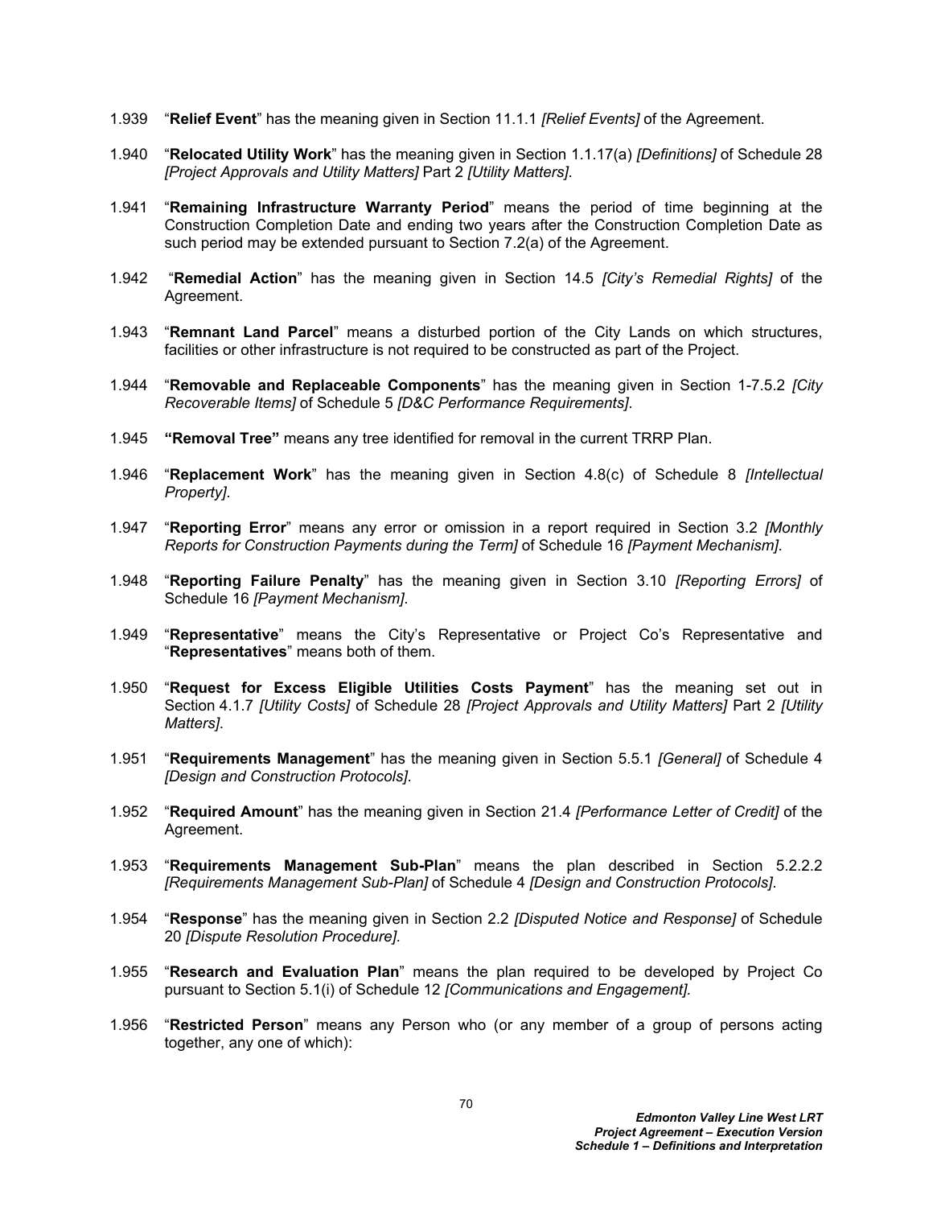1.939 “**Relief Event**” has the meaning given in Section 11.1.1 *[Relief Events]* of the Agreement.

1.940 “**Relocated Utility Work**” has the meaning given in Section 1.1.17(a) *[Definitions]* of Schedule 28 *[Project Approvals and Utility Matters]* Part 2 *[Utility Matters]*.

1.941 “**Remaining Infrastructure Warranty Period**” means the period of time beginning at the Construction Completion Date and ending two years after the Construction Completion Date as such period may be extended pursuant to Section 7.2(a) of the Agreement.

1.942 “**Remedial Action**” has the meaning given in Section 14.5 *[City's Remedial Rights]* of the Agreement.

1.943 “**Remnant Land Parcel**” means a disturbed portion of the City Lands on which structures, facilities or other infrastructure is not required to be constructed as part of the Project.

1.944 “**Removable and Replaceable Components**” has the meaning given in Section 1-7.5.2 *[City Recoverable Items]* of Schedule 5 *[D&C Performance Requirements]*.

1.945 **“Removal Tree”** means any tree identified for removal in the current TRRP Plan.

1.946 “**Replacement Work**” has the meaning given in Section 4.8(c) of Schedule 8 *[Intellectual Property]*.

1.947 “**Reporting Error**” means any error or omission in a report required in Section 3.2 *[Monthly Reports for Construction Payments during the Term]* of Schedule 16 *[Payment Mechanism]*.

1.948 “**Reporting Failure Penalty**” has the meaning given in Section 3.10 *[Reporting Errors]* of Schedule 16 *[Payment Mechanism]*.

1.949 “**Representative**” means the City's Representative or Project Co's Representative and “**Representatives**” means both of them.

1.950 “**Request for Excess Eligible Utilities Costs Payment**” has the meaning set out in Section 4.1.7 *[Utility Costs]* of Schedule 28 *[Project Approvals and Utility Matters]* Part 2 *[Utility Matters]*.

1.951 “**Requirements Management**” has the meaning given in Section 5.5.1 *[General]* of Schedule 4 *[Design and Construction Protocols]*.

1.952 “**Required Amount**” has the meaning given in Section 21.4 *[Performance Letter of Credit]* of the Agreement.

1.953 “**Requirements Management Sub-Plan**” means the plan described in Section 5.2.2.2 *[Requirements Management Sub-Plan]* of Schedule 4 *[Design and Construction Protocols]*.

1.954 “**Response**” has the meaning given in Section 2.2 *[Disputed Notice and Response]* of Schedule 20 *[Dispute Resolution Procedure].*

1.955 “**Research and Evaluation Plan**” means the plan required to be developed by Project Co pursuant to Section 5.1(i) of Schedule 12 *[Communications and Engagement].*

1.956 “**Restricted Person**” means any Person who (or any member of a group of persons acting together, any one of which):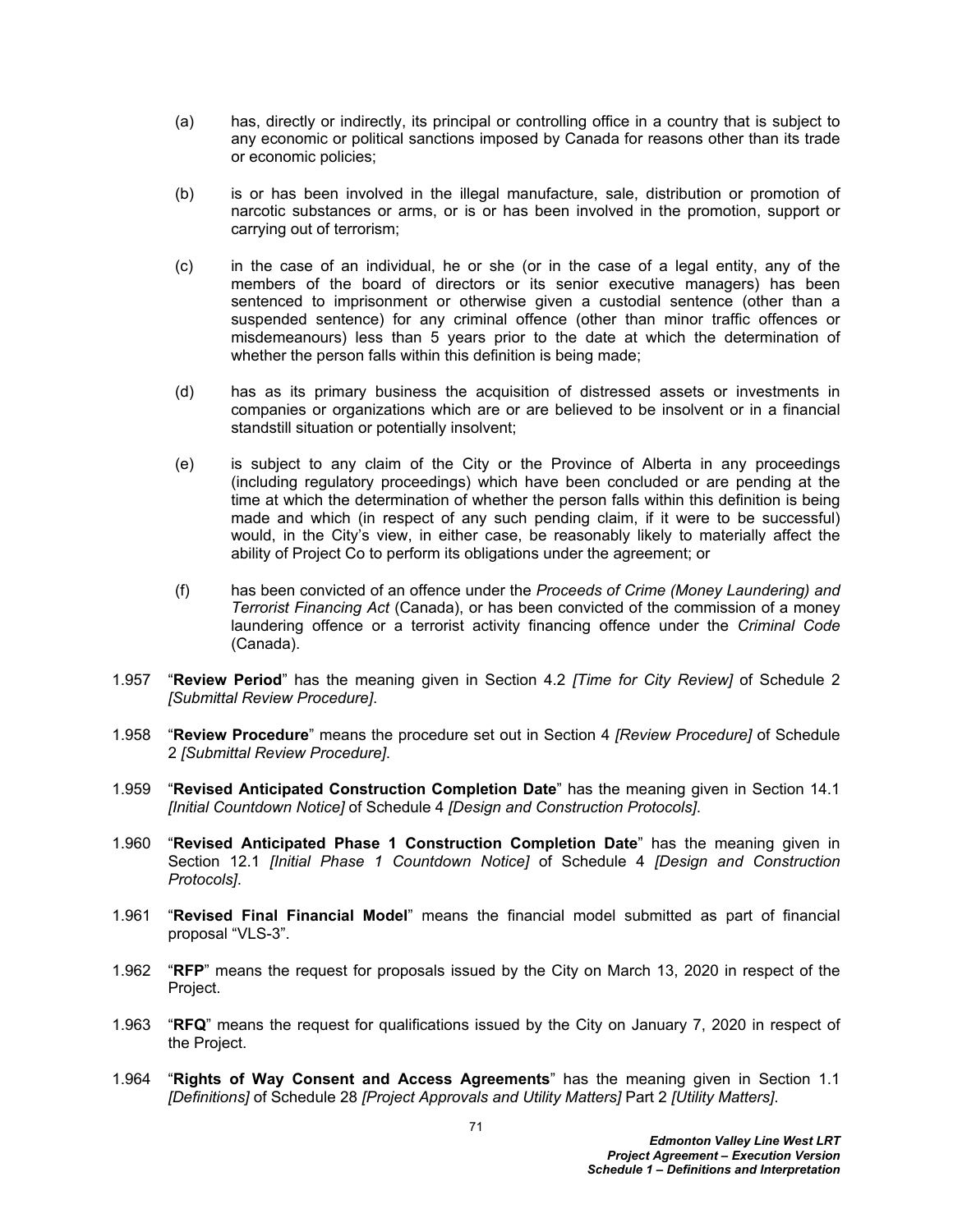(a) has, directly or indirectly, its principal or controlling office in a country that is subject to any economic or political sanctions imposed by Canada for reasons other than its trade or economic policies;

(b) is or has been involved in the illegal manufacture, sale, distribution or promotion of narcotic substances or arms, or is or has been involved in the promotion, support or carrying out of terrorism;

(c) in the case of an individual, he or she (or in the case of a legal entity, any of the members of the board of directors or its senior executive managers) has been sentenced to imprisonment or otherwise given a custodial sentence (other than a suspended sentence) for any criminal offence (other than minor traffic offences or misdemeanours) less than 5 years prior to the date at which the determination of whether the person falls within this definition is being made;

(d) has as its primary business the acquisition of distressed assets or investments in companies or organizations which are or are believed to be insolvent or in a financial standstill situation or potentially insolvent;

(e) is subject to any claim of the City or the Province of Alberta in any proceedings (including regulatory proceedings) which have been concluded or are pending at the time at which the determination of whether the person falls within this definition is being made and which (in respect of any such pending claim, if it were to be successful) would, in the City's view, in either case, be reasonably likely to materially affect the ability of Project Co to perform its obligations under the agreement; or

(f) has been convicted of an offence under the *Proceeds of Crime (Money Laundering) and Terrorist Financing Act* (Canada), or has been convicted of the commission of a money laundering offence or a terrorist activity financing offence under the *Criminal Code* (Canada).

1.957 "**Review Period**" has the meaning given in Section 4.2 *[Time for City Review]* of Schedule 2 *[Submittal Review Procedure]*.

1.958 "**Review Procedure**" means the procedure set out in Section 4 *[Review Procedure]* of Schedule 2 *[Submittal Review Procedure]*.

1.959 "**Revised Anticipated Construction Completion Date**" has the meaning given in Section 14.1 *[Initial Countdown Notice]* of Schedule 4 *[Design and Construction Protocols]*.

1.960 "**Revised Anticipated Phase 1 Construction Completion Date**" has the meaning given in Section 12.1 *[Initial Phase 1 Countdown Notice]* of Schedule 4 *[Design and Construction Protocols]*.

1.961 "**Revised Final Financial Model**" means the financial model submitted as part of financial proposal "VLS-3".

1.962 "**RFP**" means the request for proposals issued by the City on March 13, 2020 in respect of the Project.

1.963 "**RFQ**" means the request for qualifications issued by the City on January 7, 2020 in respect of the Project.

1.964 "**Rights of Way Consent and Access Agreements**" has the meaning given in Section 1.1 *[Definitions]* of Schedule 28 *[Project Approvals and Utility Matters]* Part 2 *[Utility Matters]*.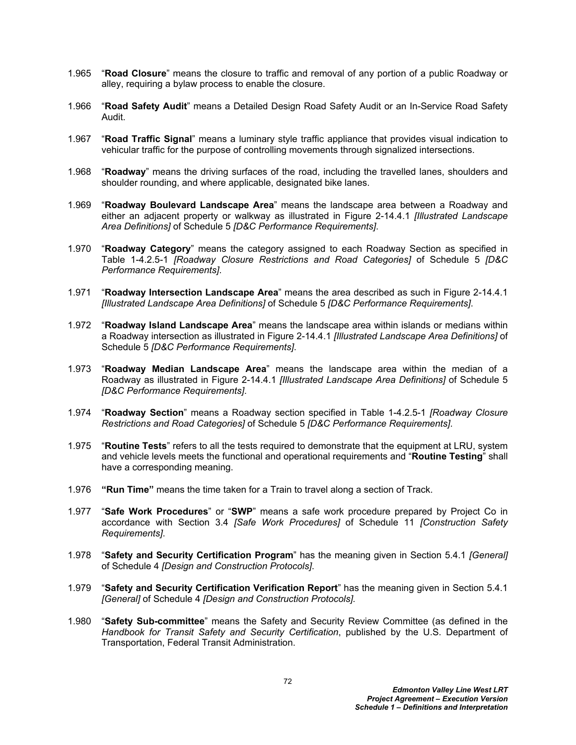1.965 "**Road Closure**" means the closure to traffic and removal of any portion of a public Roadway or alley, requiring a bylaw process to enable the closure.

1.966 "**Road Safety Audit**" means a Detailed Design Road Safety Audit or an In-Service Road Safety Audit.

1.967 "**Road Traffic Signal**" means a luminary style traffic appliance that provides visual indication to vehicular traffic for the purpose of controlling movements through signalized intersections.

1.968 "**Roadway**" means the driving surfaces of the road, including the travelled lanes, shoulders and shoulder rounding, and where applicable, designated bike lanes.

1.969 "**Roadway Boulevard Landscape Area**" means the landscape area between a Roadway and either an adjacent property or walkway as illustrated in Figure 2-14.4.1 *[Illustrated Landscape Area Definitions]* of Schedule 5 *[D&C Performance Requirements]*.

1.970 "**Roadway Category**" means the category assigned to each Roadway Section as specified in Table 1-4.2.5-1 *[Roadway Closure Restrictions and Road Categories]* of Schedule 5 *[D&C Performance Requirements]*.

1.971 "**Roadway Intersection Landscape Area**" means the area described as such in Figure 2-14.4.1 *[Illustrated Landscape Area Definitions]* of Schedule 5 *[D&C Performance Requirements]*.

1.972 "**Roadway Island Landscape Area**" means the landscape area within islands or medians within a Roadway intersection as illustrated in Figure 2-14.4.1 *[Illustrated Landscape Area Definitions]* of Schedule 5 *[D&C Performance Requirements]*.

1.973 "**Roadway Median Landscape Area**" means the landscape area within the median of a Roadway as illustrated in Figure 2-14.4.1 *[Illustrated Landscape Area Definitions]* of Schedule 5 *[D&C Performance Requirements]*.

1.974 "**Roadway Section**" means a Roadway section specified in Table 1-4.2.5-1 *[Roadway Closure Restrictions and Road Categories]* of Schedule 5 *[D&C Performance Requirements]*.

1.975 "**Routine Tests**" refers to all the tests required to demonstrate that the equipment at LRU, system and vehicle levels meets the functional and operational requirements and "**Routine Testing**" shall have a corresponding meaning.

1.976 **"Run Time"** means the time taken for a Train to travel along a section of Track.

1.977 "**Safe Work Procedures**" or "**SWP**" means a safe work procedure prepared by Project Co in accordance with Section 3.4 *[Safe Work Procedures]* of Schedule 11 *[Construction Safety Requirements]*.

1.978 "**Safety and Security Certification Program**" has the meaning given in Section 5.4.1 *[General]* of Schedule 4 *[Design and Construction Protocols]*.

1.979 "**Safety and Security Certification Verification Report**" has the meaning given in Section 5.4.1 *[General]* of Schedule 4 *[Design and Construction Protocols]*.

1.980 "**Safety Sub-committee**" means the Safety and Security Review Committee (as defined in the *Handbook for Transit Safety and Security Certification*, published by the U.S. Department of Transportation, Federal Transit Administration.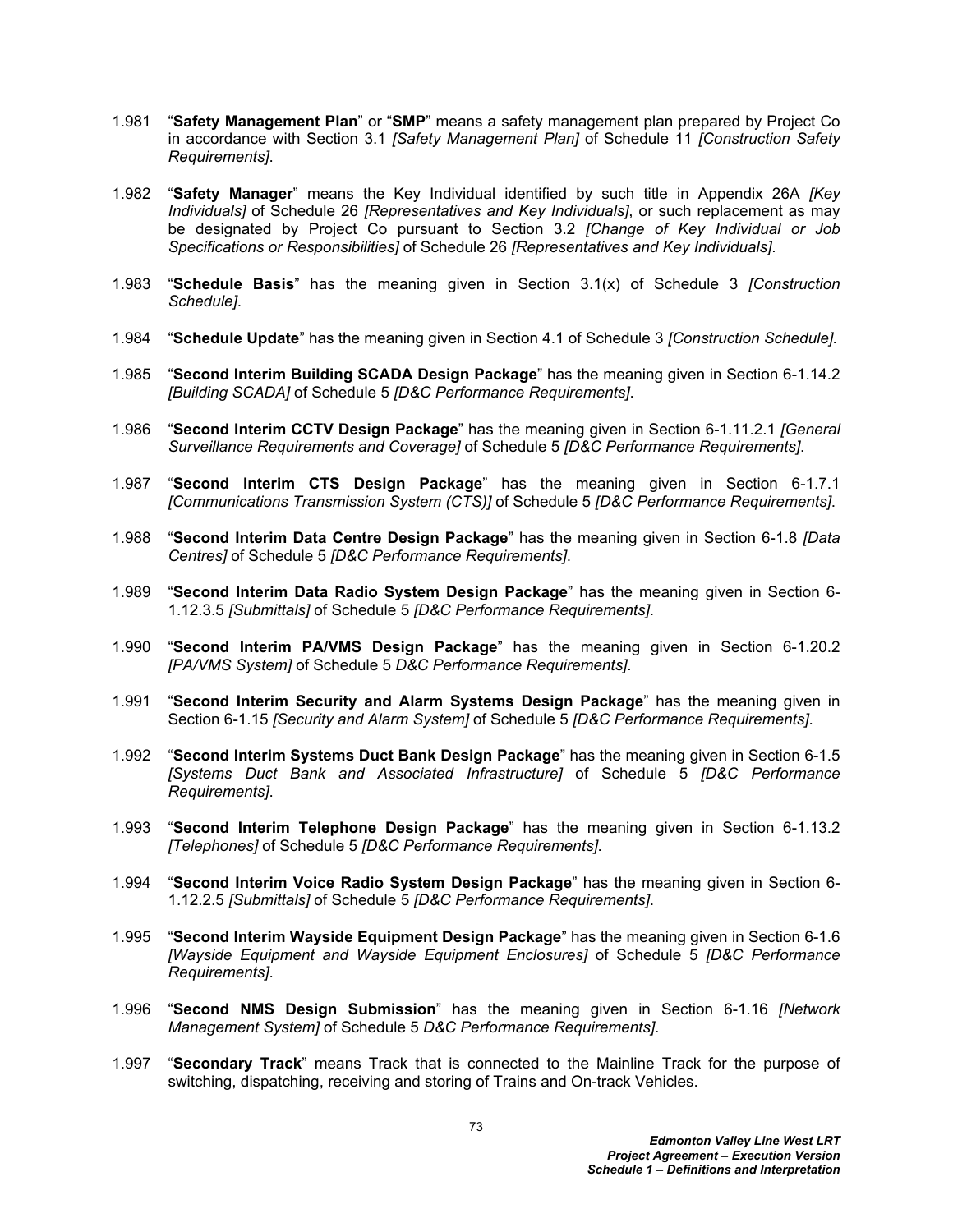1.981 "**Safety Management Plan**" or "**SMP**" means a safety management plan prepared by Project Co in accordance with Section 3.1 *[Safety Management Plan]* of Schedule 11 *[Construction Safety Requirements]*.

1.982 "**Safety Manager**" means the Key Individual identified by such title in Appendix 26A *[Key Individuals]* of Schedule 26 *[Representatives and Key Individuals]*, or such replacement as may be designated by Project Co pursuant to Section 3.2 *[Change of Key Individual or Job Specifications or Responsibilities]* of Schedule 26 *[Representatives and Key Individuals]*.

1.983 "**Schedule Basis**" has the meaning given in Section 3.1(x) of Schedule 3 *[Construction Schedule]*.

1.984 "**Schedule Update**" has the meaning given in Section 4.1 of Schedule 3 *[Construction Schedule]*.

1.985 "**Second Interim Building SCADA Design Package**" has the meaning given in Section 6-1.14.2 *[Building SCADA]* of Schedule 5 *[D&C Performance Requirements]*.

1.986 "**Second Interim CCTV Design Package**" has the meaning given in Section 6-1.11.2.1 *[General Surveillance Requirements and Coverage]* of Schedule 5 *[D&C Performance Requirements]*.

1.987 "**Second Interim CTS Design Package**" has the meaning given in Section 6-1.7.1 *[Communications Transmission System (CTS)]* of Schedule 5 *[D&C Performance Requirements]*.

1.988 "**Second Interim Data Centre Design Package**" has the meaning given in Section 6-1.8 *[Data Centres]* of Schedule 5 *[D&C Performance Requirements]*.

1.989 "**Second Interim Data Radio System Design Package**" has the meaning given in Section 6-1.12.3.5 *[Submittals]* of Schedule 5 *[D&C Performance Requirements]*.

1.990 "**Second Interim PA/VMS Design Package**" has the meaning given in Section 6-1.20.2 *[PA/VMS System]* of Schedule 5 *D&C Performance Requirements]*.

1.991 "**Second Interim Security and Alarm Systems Design Package**" has the meaning given in Section 6-1.15 *[Security and Alarm System]* of Schedule 5 *[D&C Performance Requirements]*.

1.992 "**Second Interim Systems Duct Bank Design Package**" has the meaning given in Section 6-1.5 *[Systems Duct Bank and Associated Infrastructure]* of Schedule 5 *[D&C Performance Requirements]*.

1.993 "**Second Interim Telephone Design Package**" has the meaning given in Section 6-1.13.2 *[Telephones]* of Schedule 5 *[D&C Performance Requirements]*.

1.994 "**Second Interim Voice Radio System Design Package**" has the meaning given in Section 6-1.12.2.5 *[Submittals]* of Schedule 5 *[D&C Performance Requirements]*.

1.995 "**Second Interim Wayside Equipment Design Package**" has the meaning given in Section 6-1.6 *[Wayside Equipment and Wayside Equipment Enclosures]* of Schedule 5 *[D&C Performance Requirements]*.

1.996 "**Second NMS Design Submission**" has the meaning given in Section 6-1.16 *[Network Management System]* of Schedule 5 *D&C Performance Requirements]*.

1.997 "**Secondary Track**" means Track that is connected to the Mainline Track for the purpose of switching, dispatching, receiving and storing of Trains and On-track Vehicles.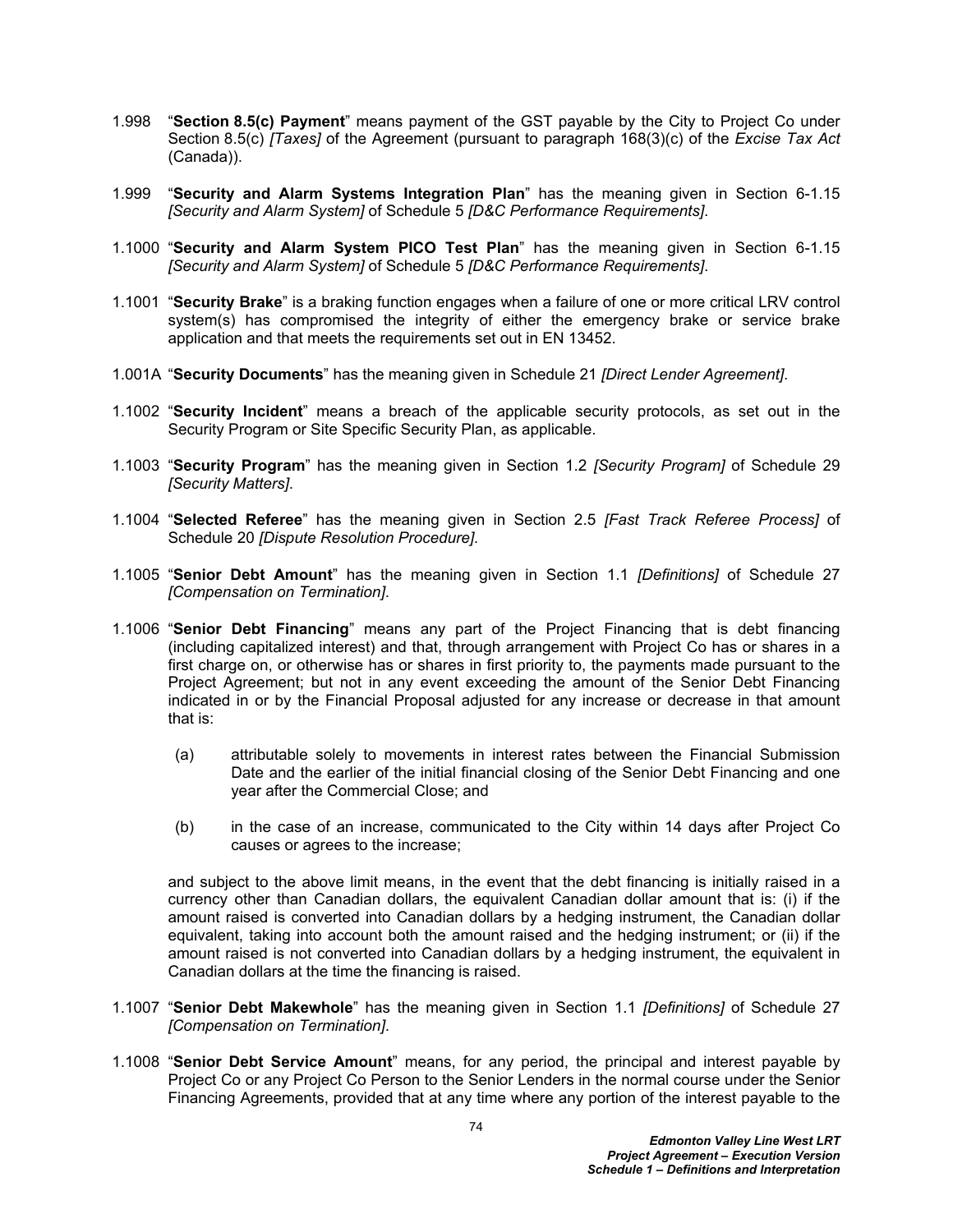1.998 "**Section 8.5(c) Payment**" means payment of the GST payable by the City to Project Co under Section 8.5(c) *[Taxes]* of the Agreement (pursuant to paragraph 168(3)(c) of the *Excise Tax Act* (Canada)).

1.999 "**Security and Alarm Systems Integration Plan**" has the meaning given in Section 6-1.15 *[Security and Alarm System]* of Schedule 5 *[D&C Performance Requirements]*.

1.1000 "**Security and Alarm System PICO Test Plan**" has the meaning given in Section 6-1.15 *[Security and Alarm System]* of Schedule 5 *[D&C Performance Requirements]*.

1.1001 "**Security Brake**" is a braking function engages when a failure of one or more critical LRV control system(s) has compromised the integrity of either the emergency brake or service brake application and that meets the requirements set out in EN 13452.

1.001A "**Security Documents**" has the meaning given in Schedule 21 *[Direct Lender Agreement]*.

1.1002 "**Security Incident**" means a breach of the applicable security protocols, as set out in the Security Program or Site Specific Security Plan, as applicable.

1.1003 "**Security Program**" has the meaning given in Section 1.2 *[Security Program]* of Schedule 29 *[Security Matters]*.

1.1004 "**Selected Referee**" has the meaning given in Section 2.5 *[Fast Track Referee Process]* of Schedule 20 *[Dispute Resolution Procedure]*.

1.1005 "**Senior Debt Amount**" has the meaning given in Section 1.1 *[Definitions]* of Schedule 27 *[Compensation on Termination]*.

1.1006 "**Senior Debt Financing**" means any part of the Project Financing that is debt financing (including capitalized interest) and that, through arrangement with Project Co has or shares in a first charge on, or otherwise has or shares in first priority to, the payments made pursuant to the Project Agreement; but not in any event exceeding the amount of the Senior Debt Financing indicated in or by the Financial Proposal adjusted for any increase or decrease in that amount that is:

(a) attributable solely to movements in interest rates between the Financial Submission Date and the earlier of the initial financial closing of the Senior Debt Financing and one year after the Commercial Close; and

(b) in the case of an increase, communicated to the City within 14 days after Project Co causes or agrees to the increase;

and subject to the above limit means, in the event that the debt financing is initially raised in a currency other than Canadian dollars, the equivalent Canadian dollar amount that is: (i) if the amount raised is converted into Canadian dollars by a hedging instrument, the Canadian dollar equivalent, taking into account both the amount raised and the hedging instrument; or (ii) if the amount raised is not converted into Canadian dollars by a hedging instrument, the equivalent in Canadian dollars at the time the financing is raised.

1.1007 "**Senior Debt Makewhole**" has the meaning given in Section 1.1 *[Definitions]* of Schedule 27 *[Compensation on Termination]*.

1.1008 "**Senior Debt Service Amount**" means, for any period, the principal and interest payable by Project Co or any Project Co Person to the Senior Lenders in the normal course under the Senior Financing Agreements, provided that at any time where any portion of the interest payable to the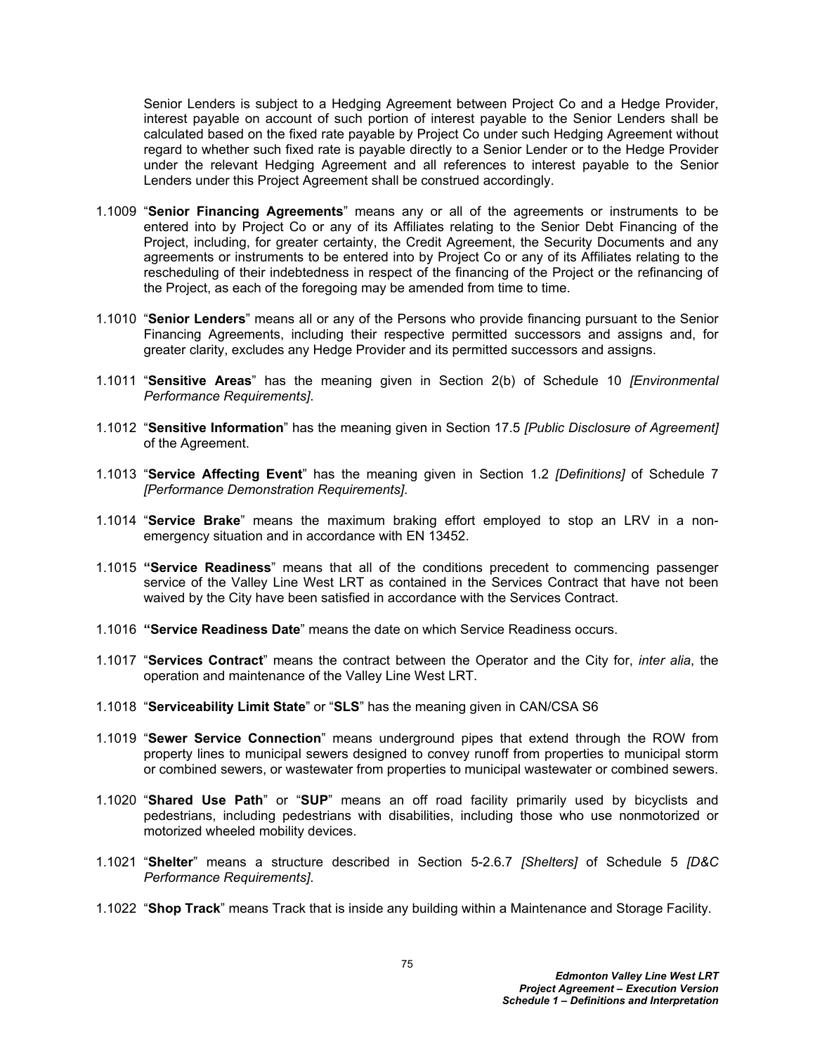Senior Lenders is subject to a Hedging Agreement between Project Co and a Hedge Provider, interest payable on account of such portion of interest payable to the Senior Lenders shall be calculated based on the fixed rate payable by Project Co under such Hedging Agreement without regard to whether such fixed rate is payable directly to a Senior Lender or to the Hedge Provider under the relevant Hedging Agreement and all references to interest payable to the Senior Lenders under this Project Agreement shall be construed accordingly.

1.1009 "**Senior Financing Agreements**" means any or all of the agreements or instruments to be entered into by Project Co or any of its Affiliates relating to the Senior Debt Financing of the Project, including, for greater certainty, the Credit Agreement, the Security Documents and any agreements or instruments to be entered into by Project Co or any of its Affiliates relating to the rescheduling of their indebtedness in respect of the financing of the Project or the refinancing of the Project, as each of the foregoing may be amended from time to time.

1.1010 "**Senior Lenders**" means all or any of the Persons who provide financing pursuant to the Senior Financing Agreements, including their respective permitted successors and assigns and, for greater clarity, excludes any Hedge Provider and its permitted successors and assigns.

1.1011 "**Sensitive Areas**" has the meaning given in Section 2(b) of Schedule 10 *[Environmental Performance Requirements]*.

1.1012 "**Sensitive Information**" has the meaning given in Section 17.5 *[Public Disclosure of Agreement]* of the Agreement.

1.1013 "**Service Affecting Event**" has the meaning given in Section 1.2 *[Definitions]* of Schedule 7 *[Performance Demonstration Requirements]*.

1.1014 "**Service Brake**" means the maximum braking effort employed to stop an LRV in a non-emergency situation and in accordance with EN 13452.

1.1015 **"Service Readiness**" means that all of the conditions precedent to commencing passenger service of the Valley Line West LRT as contained in the Services Contract that have not been waived by the City have been satisfied in accordance with the Services Contract.

1.1016 **"Service Readiness Date**" means the date on which Service Readiness occurs.

1.1017 "**Services Contract**" means the contract between the Operator and the City for, *inter alia*, the operation and maintenance of the Valley Line West LRT.

1.1018 "**Serviceability Limit State**" or "**SLS**" has the meaning given in CAN/CSA S6

1.1019 "**Sewer Service Connection**" means underground pipes that extend through the ROW from property lines to municipal sewers designed to convey runoff from properties to municipal storm or combined sewers, or wastewater from properties to municipal wastewater or combined sewers.

1.1020 "**Shared Use Path**" or "**SUP**" means an off road facility primarily used by bicyclists and pedestrians, including pedestrians with disabilities, including those who use nonmotorized or motorized wheeled mobility devices.

1.1021 "**Shelter**" means a structure described in Section 5-2.6.7 *[Shelters]* of Schedule 5 *[D&C Performance Requirements]*.

1.1022 "**Shop Track**" means Track that is inside any building within a Maintenance and Storage Facility.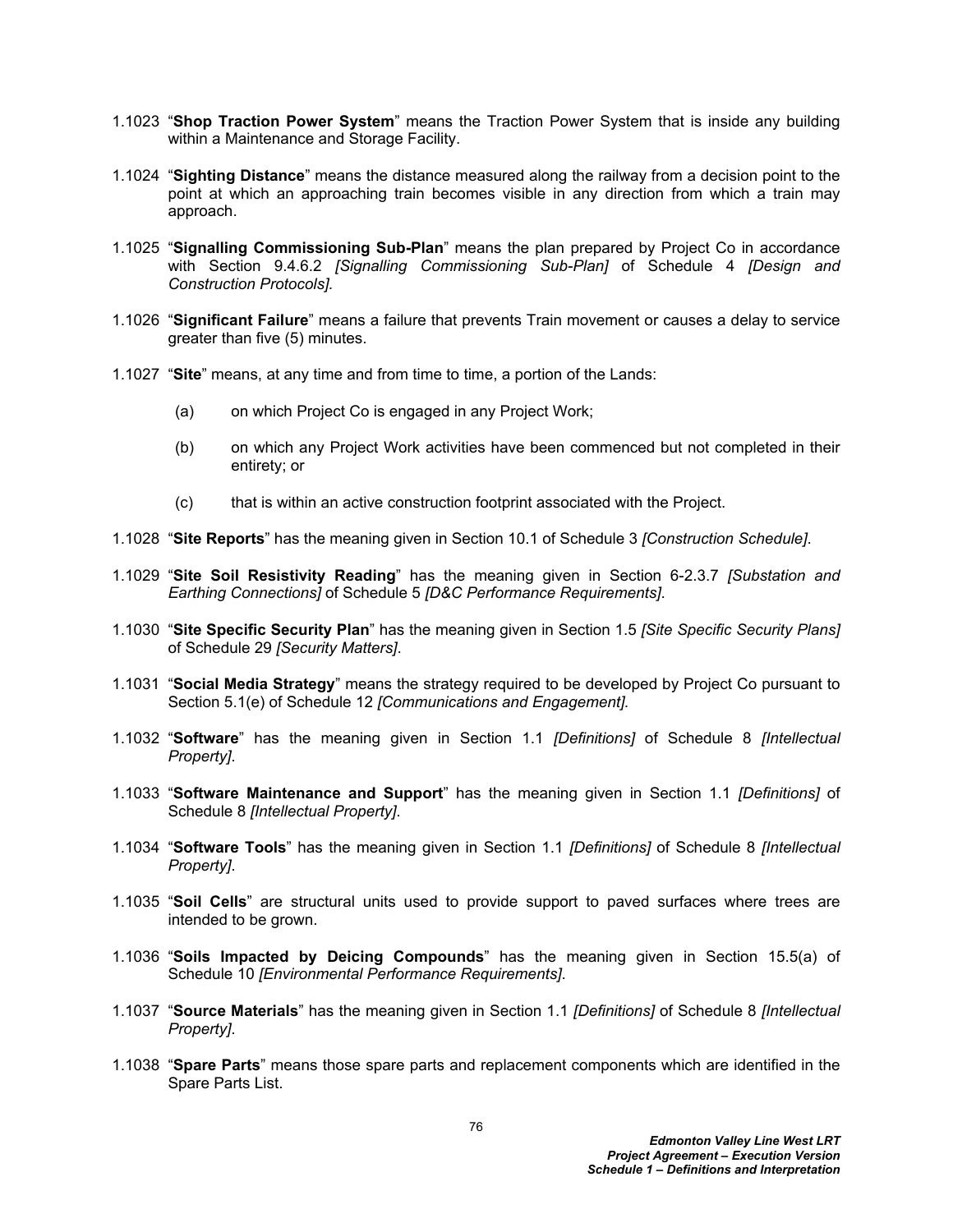1.1023 "**Shop Traction Power System**" means the Traction Power System that is inside any building within a Maintenance and Storage Facility.

1.1024 "**Sighting Distance**" means the distance measured along the railway from a decision point to the point at which an approaching train becomes visible in any direction from which a train may approach.

1.1025 "**Signalling Commissioning Sub-Plan**" means the plan prepared by Project Co in accordance with Section 9.4.6.2 *[Signalling Commissioning Sub-Plan]* of Schedule 4 *[Design and Construction Protocols]*.

1.1026 "**Significant Failure**" means a failure that prevents Train movement or causes a delay to service greater than five (5) minutes.

1.1027 "**Site**" means, at any time and from time to time, a portion of the Lands:

(a) on which Project Co is engaged in any Project Work;

(b) on which any Project Work activities have been commenced but not completed in their entirety; or

(c) that is within an active construction footprint associated with the Project.

1.1028 "**Site Reports**" has the meaning given in Section 10.1 of Schedule 3 *[Construction Schedule]*.

1.1029 "**Site Soil Resistivity Reading**" has the meaning given in Section 6-2.3.7 *[Substation and Earthing Connections]* of Schedule 5 *[D&C Performance Requirements]*.

1.1030 "**Site Specific Security Plan**" has the meaning given in Section 1.5 *[Site Specific Security Plans]* of Schedule 29 *[Security Matters]*.

1.1031 "**Social Media Strategy**" means the strategy required to be developed by Project Co pursuant to Section 5.1(e) of Schedule 12 *[Communications and Engagement]*.

1.1032 "**Software**" has the meaning given in Section 1.1 *[Definitions]* of Schedule 8 *[Intellectual Property]*.

1.1033 "**Software Maintenance and Support**" has the meaning given in Section 1.1 *[Definitions]* of Schedule 8 *[Intellectual Property]*.

1.1034 "**Software Tools**" has the meaning given in Section 1.1 *[Definitions]* of Schedule 8 *[Intellectual Property]*.

1.1035 "**Soil Cells**" are structural units used to provide support to paved surfaces where trees are intended to be grown.

1.1036 "**Soils Impacted by Deicing Compounds**" has the meaning given in Section 15.5(a) of Schedule 10 *[Environmental Performance Requirements]*.

1.1037 "**Source Materials**" has the meaning given in Section 1.1 *[Definitions]* of Schedule 8 *[Intellectual Property]*.

1.1038 "**Spare Parts**" means those spare parts and replacement components which are identified in the Spare Parts List.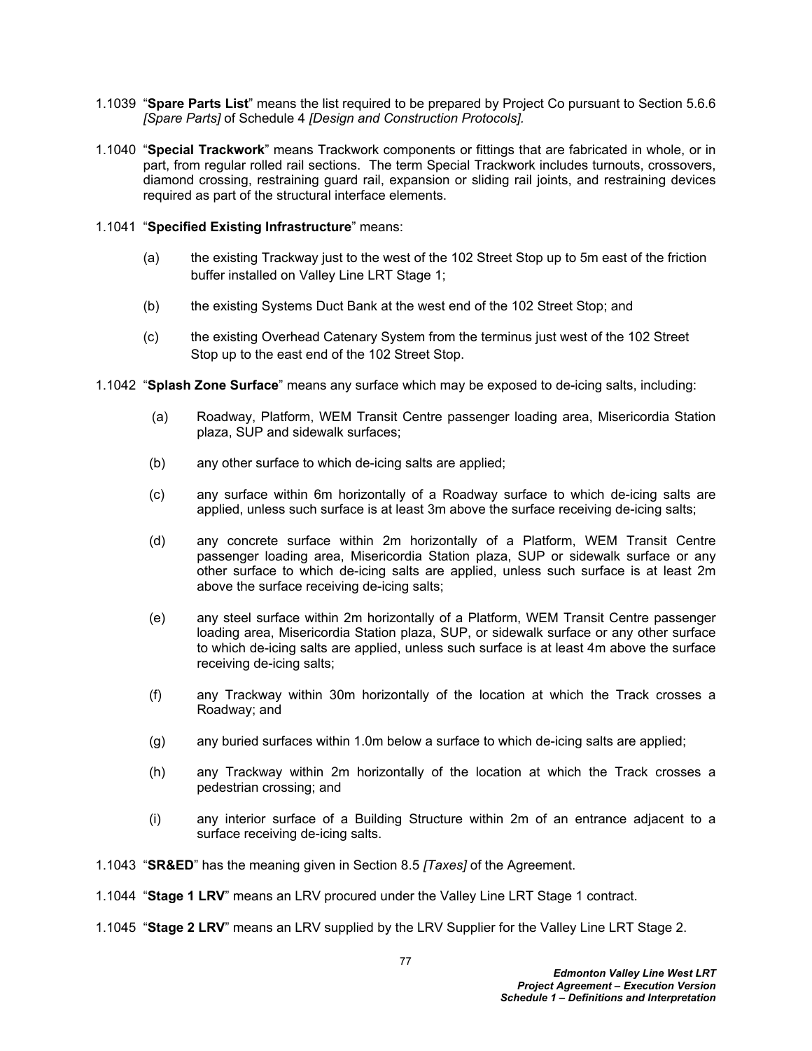1.1039 "**Spare Parts List**" means the list required to be prepared by Project Co pursuant to Section 5.6.6 *[Spare Parts]* of Schedule 4 *[Design and Construction Protocols].*

1.1040 "**Special Trackwork**" means Trackwork components or fittings that are fabricated in whole, or in part, from regular rolled rail sections. The term Special Trackwork includes turnouts, crossovers, diamond crossing, restraining guard rail, expansion or sliding rail joints, and restraining devices required as part of the structural interface elements.

1.1041 "**Specified Existing Infrastructure**" means:

(a) the existing Trackway just to the west of the 102 Street Stop up to 5m east of the friction buffer installed on Valley Line LRT Stage 1;

(b) the existing Systems Duct Bank at the west end of the 102 Street Stop; and

(c) the existing Overhead Catenary System from the terminus just west of the 102 Street Stop up to the east end of the 102 Street Stop.

1.1042 "**Splash Zone Surface**" means any surface which may be exposed to de-icing salts, including:

(a) Roadway, Platform, WEM Transit Centre passenger loading area, Misericordia Station plaza, SUP and sidewalk surfaces;

(b) any other surface to which de-icing salts are applied;

(c) any surface within 6m horizontally of a Roadway surface to which de-icing salts are applied, unless such surface is at least 3m above the surface receiving de-icing salts;

(d) any concrete surface within 2m horizontally of a Platform, WEM Transit Centre passenger loading area, Misericordia Station plaza, SUP or sidewalk surface or any other surface to which de-icing salts are applied, unless such surface is at least 2m above the surface receiving de-icing salts;

(e) any steel surface within 2m horizontally of a Platform, WEM Transit Centre passenger loading area, Misericordia Station plaza, SUP, or sidewalk surface or any other surface to which de-icing salts are applied, unless such surface is at least 4m above the surface receiving de-icing salts;

(f) any Trackway within 30m horizontally of the location at which the Track crosses a Roadway; and

(g) any buried surfaces within 1.0m below a surface to which de-icing salts are applied;

(h) any Trackway within 2m horizontally of the location at which the Track crosses a pedestrian crossing; and

(i) any interior surface of a Building Structure within 2m of an entrance adjacent to a surface receiving de-icing salts.

1.1043 "**SR&ED**" has the meaning given in Section 8.5 *[Taxes]* of the Agreement.

1.1044 "**Stage 1 LRV**" means an LRV procured under the Valley Line LRT Stage 1 contract.

1.1045 "**Stage 2 LRV**" means an LRV supplied by the LRV Supplier for the Valley Line LRT Stage 2.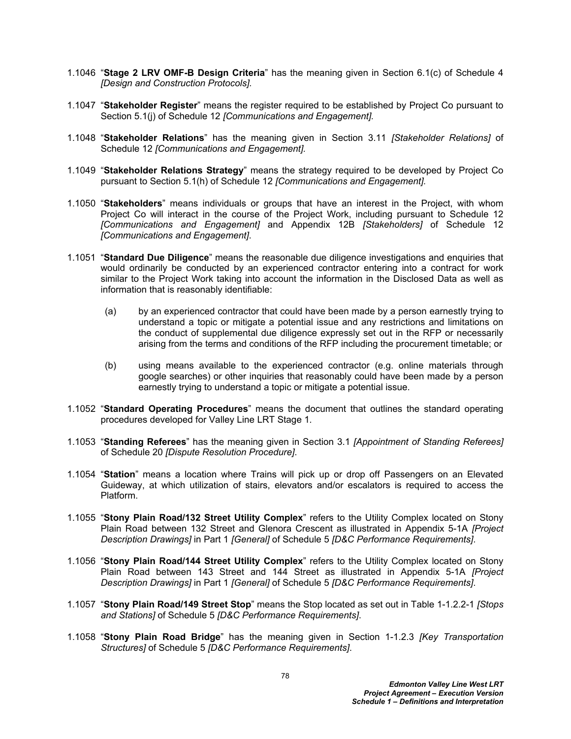1.1046 "**Stage 2 LRV OMF-B Design Criteria**" has the meaning given in Section 6.1(c) of Schedule 4 *[Design and Construction Protocols].*

1.1047 "**Stakeholder Register**" means the register required to be established by Project Co pursuant to Section 5.1(j) of Schedule 12 *[Communications and Engagement].*

1.1048 "**Stakeholder Relations**" has the meaning given in Section 3.11 *[Stakeholder Relations]* of Schedule 12 *[Communications and Engagement].*

1.1049 "**Stakeholder Relations Strategy**" means the strategy required to be developed by Project Co pursuant to Section 5.1(h) of Schedule 12 *[Communications and Engagement].*

1.1050 "**Stakeholders**" means individuals or groups that have an interest in the Project, with whom Project Co will interact in the course of the Project Work, including pursuant to Schedule 12 *[Communications and Engagement]* and Appendix 12B *[Stakeholders]* of Schedule 12 *[Communications and Engagement]*.

1.1051 "**Standard Due Diligence**" means the reasonable due diligence investigations and enquiries that would ordinarily be conducted by an experienced contractor entering into a contract for work similar to the Project Work taking into account the information in the Disclosed Data as well as information that is reasonably identifiable:

(a) by an experienced contractor that could have been made by a person earnestly trying to understand a topic or mitigate a potential issue and any restrictions and limitations on the conduct of supplemental due diligence expressly set out in the RFP or necessarily arising from the terms and conditions of the RFP including the procurement timetable; or

(b) using means available to the experienced contractor (e.g. online materials through google searches) or other inquiries that reasonably could have been made by a person earnestly trying to understand a topic or mitigate a potential issue.

1.1052 "**Standard Operating Procedures**" means the document that outlines the standard operating procedures developed for Valley Line LRT Stage 1.

1.1053 "**Standing Referees**" has the meaning given in Section 3.1 *[Appointment of Standing Referees]* of Schedule 20 *[Dispute Resolution Procedure]*.

1.1054 "**Station**" means a location where Trains will pick up or drop off Passengers on an Elevated Guideway, at which utilization of stairs, elevators and/or escalators is required to access the Platform.

1.1055 "**Stony Plain Road/132 Street Utility Complex**" refers to the Utility Complex located on Stony Plain Road between 132 Street and Glenora Crescent as illustrated in Appendix 5-1A *[Project Description Drawings]* in Part 1 *[General]* of Schedule 5 *[D&C Performance Requirements]*.

1.1056 "**Stony Plain Road/144 Street Utility Complex**" refers to the Utility Complex located on Stony Plain Road between 143 Street and 144 Street as illustrated in Appendix 5-1A *[Project Description Drawings]* in Part 1 *[General]* of Schedule 5 *[D&C Performance Requirements]*.

1.1057 "**Stony Plain Road/149 Street Stop**" means the Stop located as set out in Table 1-1.2.2-1 *[Stops and Stations]* of Schedule 5 *[D&C Performance Requirements]*.

1.1058 "**Stony Plain Road Bridge**" has the meaning given in Section 1-1.2.3 *[Key Transportation Structures]* of Schedule 5 *[D&C Performance Requirements]*.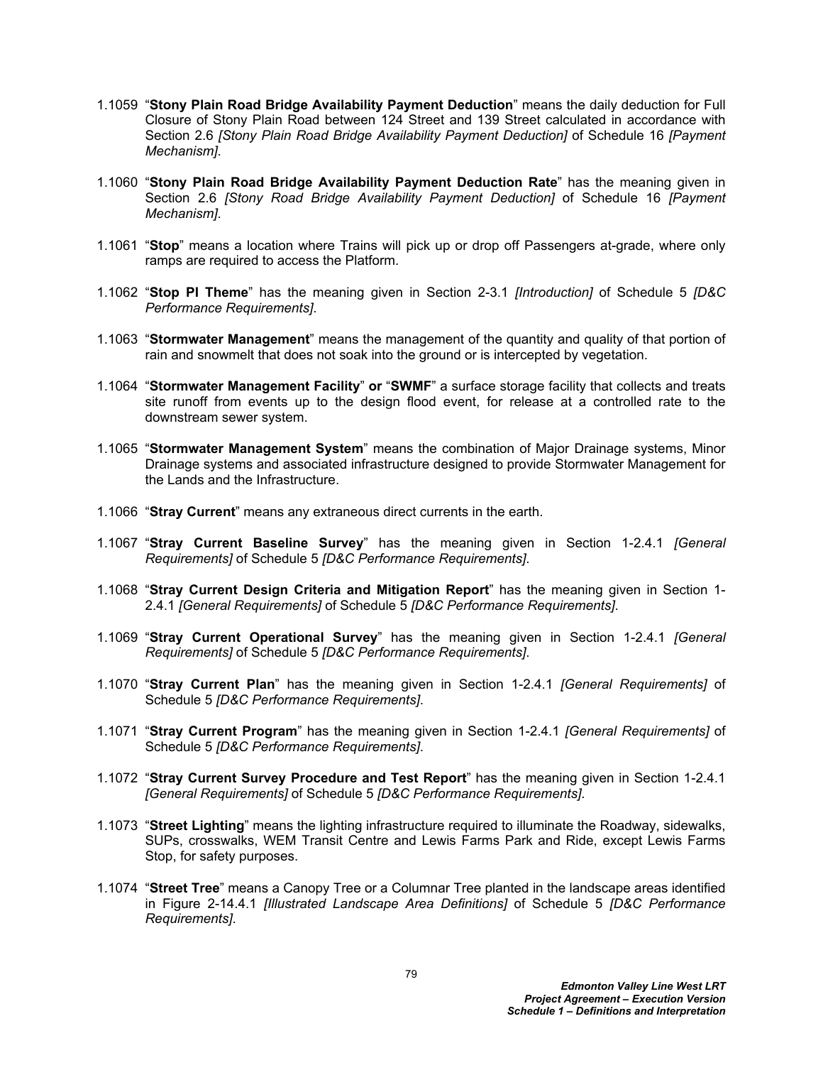1.1059 "**Stony Plain Road Bridge Availability Payment Deduction**" means the daily deduction for Full Closure of Stony Plain Road between 124 Street and 139 Street calculated in accordance with Section 2.6 *[Stony Plain Road Bridge Availability Payment Deduction]* of Schedule 16 *[Payment Mechanism]*.

1.1060 "**Stony Plain Road Bridge Availability Payment Deduction Rate**" has the meaning given in Section 2.6 *[Stony Road Bridge Availability Payment Deduction]* of Schedule 16 *[Payment Mechanism]*.

1.1061 "**Stop**" means a location where Trains will pick up or drop off Passengers at-grade, where only ramps are required to access the Platform.

1.1062 "**Stop PI Theme**" has the meaning given in Section 2-3.1 *[Introduction]* of Schedule 5 *[D&C Performance Requirements]*.

1.1063 "**Stormwater Management**" means the management of the quantity and quality of that portion of rain and snowmelt that does not soak into the ground or is intercepted by vegetation.

1.1064 "**Stormwater Management Facility**" **or** "**SWMF**" a surface storage facility that collects and treats site runoff from events up to the design flood event, for release at a controlled rate to the downstream sewer system.

1.1065 "**Stormwater Management System**" means the combination of Major Drainage systems, Minor Drainage systems and associated infrastructure designed to provide Stormwater Management for the Lands and the Infrastructure.

1.1066 "**Stray Current**" means any extraneous direct currents in the earth.

1.1067 "**Stray Current Baseline Survey**" has the meaning given in Section 1-2.4.1 *[General Requirements]* of Schedule 5 *[D&C Performance Requirements]*.

1.1068 "**Stray Current Design Criteria and Mitigation Report**" has the meaning given in Section 1-2.4.1 *[General Requirements]* of Schedule 5 *[D&C Performance Requirements]*.

1.1069 "**Stray Current Operational Survey**" has the meaning given in Section 1-2.4.1 *[General Requirements]* of Schedule 5 *[D&C Performance Requirements]*.

1.1070 "**Stray Current Plan**" has the meaning given in Section 1-2.4.1 *[General Requirements]* of Schedule 5 *[D&C Performance Requirements]*.

1.1071 "**Stray Current Program**" has the meaning given in Section 1-2.4.1 *[General Requirements]* of Schedule 5 *[D&C Performance Requirements]*.

1.1072 "**Stray Current Survey Procedure and Test Report**" has the meaning given in Section 1-2.4.1 *[General Requirements]* of Schedule 5 *[D&C Performance Requirements]*.

1.1073 "**Street Lighting**" means the lighting infrastructure required to illuminate the Roadway, sidewalks, SUPs, crosswalks, WEM Transit Centre and Lewis Farms Park and Ride, except Lewis Farms Stop, for safety purposes.

1.1074 "**Street Tree**" means a Canopy Tree or a Columnar Tree planted in the landscape areas identified in Figure 2-14.4.1 *[Illustrated Landscape Area Definitions]* of Schedule 5 *[D&C Performance Requirements]*.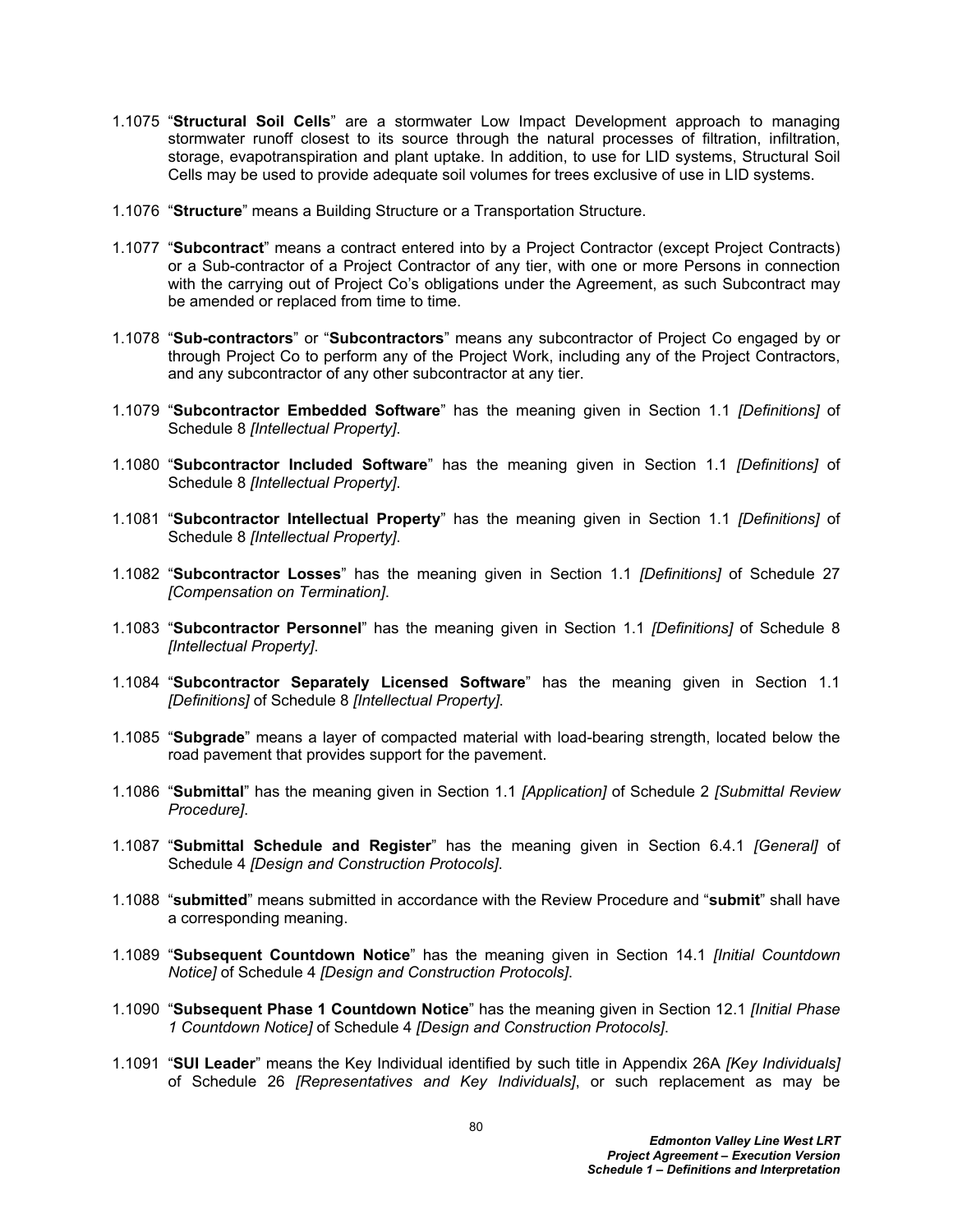1.1075 "**Structural Soil Cells**" are a stormwater Low Impact Development approach to managing stormwater runoff closest to its source through the natural processes of filtration, infiltration, storage, evapotranspiration and plant uptake. In addition, to use for LID systems, Structural Soil Cells may be used to provide adequate soil volumes for trees exclusive of use in LID systems.

1.1076 "**Structure**" means a Building Structure or a Transportation Structure.

1.1077 "**Subcontract**" means a contract entered into by a Project Contractor (except Project Contracts) or a Sub-contractor of a Project Contractor of any tier, with one or more Persons in connection with the carrying out of Project Co's obligations under the Agreement, as such Subcontract may be amended or replaced from time to time.

1.1078 "**Sub-contractors**" or "**Subcontractors**" means any subcontractor of Project Co engaged by or through Project Co to perform any of the Project Work, including any of the Project Contractors, and any subcontractor of any other subcontractor at any tier.

1.1079 "**Subcontractor Embedded Software**" has the meaning given in Section 1.1 *[Definitions]* of Schedule 8 *[Intellectual Property]*.

1.1080 "**Subcontractor Included Software**" has the meaning given in Section 1.1 *[Definitions]* of Schedule 8 *[Intellectual Property]*.

1.1081 "**Subcontractor Intellectual Property**" has the meaning given in Section 1.1 *[Definitions]* of Schedule 8 *[Intellectual Property]*.

1.1082 "**Subcontractor Losses**" has the meaning given in Section 1.1 *[Definitions]* of Schedule 27 *[Compensation on Termination]*.

1.1083 "**Subcontractor Personnel**" has the meaning given in Section 1.1 *[Definitions]* of Schedule 8 *[Intellectual Property]*.

1.1084 "**Subcontractor Separately Licensed Software**" has the meaning given in Section 1.1 *[Definitions]* of Schedule 8 *[Intellectual Property]*.

1.1085 "**Subgrade**" means a layer of compacted material with load-bearing strength, located below the road pavement that provides support for the pavement.

1.1086 "**Submittal**" has the meaning given in Section 1.1 *[Application]* of Schedule 2 *[Submittal Review Procedure]*.

1.1087 "**Submittal Schedule and Register**" has the meaning given in Section 6.4.1 *[General]* of Schedule 4 *[Design and Construction Protocols]*.

1.1088 "**submitted**" means submitted in accordance with the Review Procedure and "**submit**" shall have a corresponding meaning.

1.1089 "**Subsequent Countdown Notice**" has the meaning given in Section 14.1 *[Initial Countdown Notice]* of Schedule 4 *[Design and Construction Protocols]*.

1.1090 "**Subsequent Phase 1 Countdown Notice**" has the meaning given in Section 12.1 *[Initial Phase 1 Countdown Notice]* of Schedule 4 *[Design and Construction Protocols]*.

1.1091 "**SUI Leader**" means the Key Individual identified by such title in Appendix 26A *[Key Individuals]* of Schedule 26 *[Representatives and Key Individuals]*, or such replacement as may be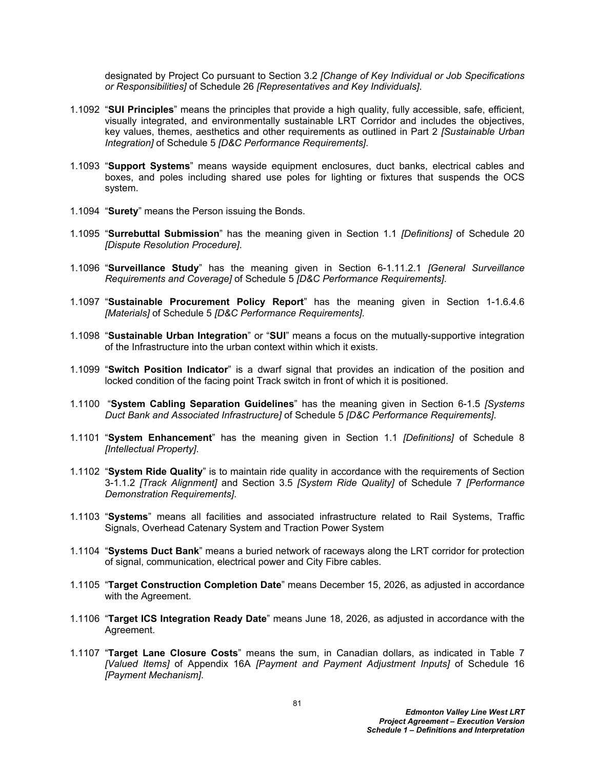designated by Project Co pursuant to Section 3.2 *[Change of Key Individual or Job Specifications or Responsibilities]* of Schedule 26 *[Representatives and Key Individuals]*.

1.1092 "**SUI Principles**" means the principles that provide a high quality, fully accessible, safe, efficient, visually integrated, and environmentally sustainable LRT Corridor and includes the objectives, key values, themes, aesthetics and other requirements as outlined in Part 2 *[Sustainable Urban Integration]* of Schedule 5 *[D&C Performance Requirements]*.

1.1093 "**Support Systems**" means wayside equipment enclosures, duct banks, electrical cables and boxes, and poles including shared use poles for lighting or fixtures that suspends the OCS system.

1.1094 "**Surety**" means the Person issuing the Bonds.

1.1095 "**Surrebuttal Submission**" has the meaning given in Section 1.1 *[Definitions]* of Schedule 20 *[Dispute Resolution Procedure]*.

1.1096 "**Surveillance Study**" has the meaning given in Section 6-1.11.2.1 *[General Surveillance Requirements and Coverage]* of Schedule 5 *[D&C Performance Requirements]*.

1.1097 "**Sustainable Procurement Policy Report**" has the meaning given in Section 1-1.6.4.6 *[Materials]* of Schedule 5 *[D&C Performance Requirements].*

1.1098 "**Sustainable Urban Integration**" or "**SUI**" means a focus on the mutually-supportive integration of the Infrastructure into the urban context within which it exists.

1.1099 "**Switch Position Indicator**" is a dwarf signal that provides an indication of the position and locked condition of the facing point Track switch in front of which it is positioned.

1.1100 "**System Cabling Separation Guidelines**" has the meaning given in Section 6-1.5 *[Systems Duct Bank and Associated Infrastructure]* of Schedule 5 *[D&C Performance Requirements].*

1.1101 "**System Enhancement**" has the meaning given in Section 1.1 *[Definitions]* of Schedule 8 *[Intellectual Property]*.

1.1102 "**System Ride Quality**" is to maintain ride quality in accordance with the requirements of Section 3-1.1.2 *[Track Alignment]* and Section 3.5 *[System Ride Quality]* of Schedule 7 *[Performance Demonstration Requirements]*.

1.1103 "**Systems**" means all facilities and associated infrastructure related to Rail Systems, Traffic Signals, Overhead Catenary System and Traction Power System

1.1104 "**Systems Duct Bank**" means a buried network of raceways along the LRT corridor for protection of signal, communication, electrical power and City Fibre cables.

1.1105 "**Target Construction Completion Date**" means December 15, 2026, as adjusted in accordance with the Agreement.

1.1106 "**Target ICS Integration Ready Date**" means June 18, 2026, as adjusted in accordance with the Agreement.

1.1107 "**Target Lane Closure Costs**" means the sum, in Canadian dollars, as indicated in Table 7 *[Valued Items]* of Appendix 16A *[Payment and Payment Adjustment Inputs]* of Schedule 16 *[Payment Mechanism]*.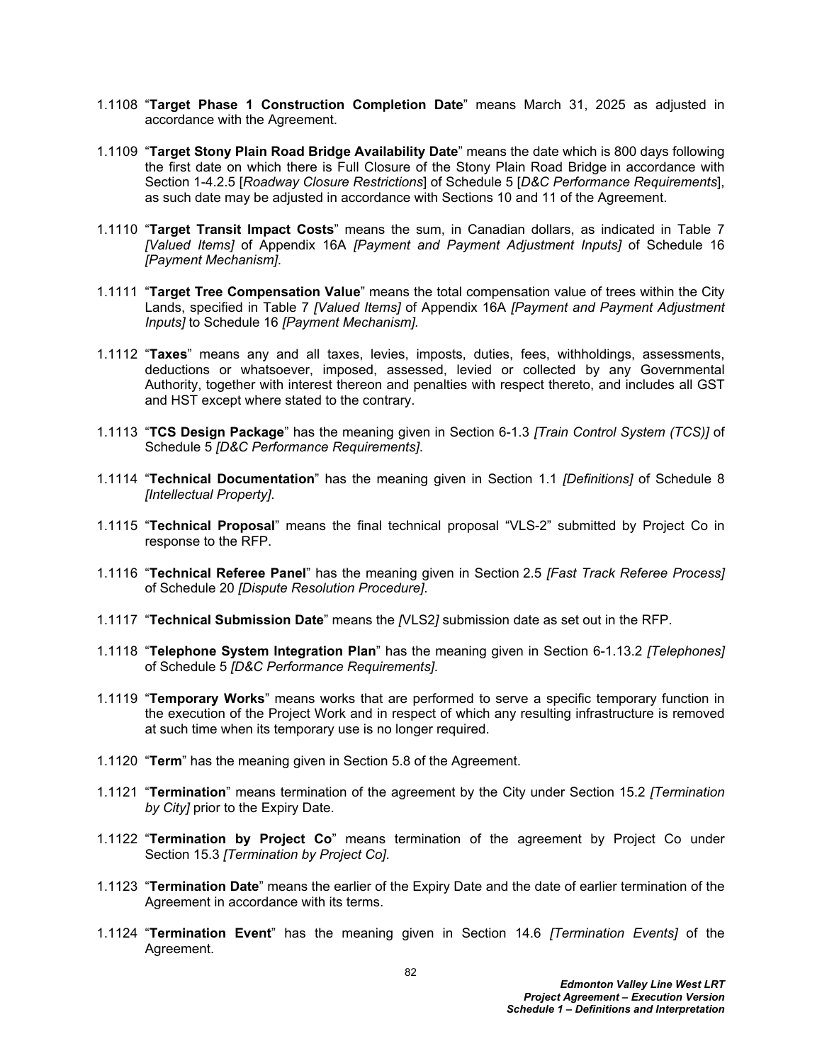1.1108 “**Target Phase 1 Construction Completion Date**” means March 31, 2025 as adjusted in accordance with the Agreement.

1.1109 “**Target Stony Plain Road Bridge Availability Date**” means the date which is 800 days following the first date on which there is Full Closure of the Stony Plain Road Bridge in accordance with Section 1-4.2.5 [*Roadway Closure Restrictions*] of Schedule 5 [*D&C Performance Requirements*], as such date may be adjusted in accordance with Sections 10 and 11 of the Agreement.

1.1110 “**Target Transit Impact Costs**” means the sum, in Canadian dollars, as indicated in Table 7 *[Valued Items]* of Appendix 16A *[Payment and Payment Adjustment Inputs]* of Schedule 16 *[Payment Mechanism]*.

1.1111 “**Target Tree Compensation Value**” means the total compensation value of trees within the City Lands, specified in Table 7 *[Valued Items]* of Appendix 16A *[Payment and Payment Adjustment Inputs]* to Schedule 16 *[Payment Mechanism]*.

1.1112 “**Taxes**” means any and all taxes, levies, imposts, duties, fees, withholdings, assessments, deductions or whatsoever, imposed, assessed, levied or collected by any Governmental Authority, together with interest thereon and penalties with respect thereto, and includes all GST and HST except where stated to the contrary.

1.1113 “**TCS Design Package**” has the meaning given in Section 6-1.3 *[Train Control System (TCS)]* of Schedule 5 *[D&C Performance Requirements]*.

1.1114 “**Technical Documentation**” has the meaning given in Section 1.1 *[Definitions]* of Schedule 8 *[Intellectual Property]*.

1.1115 “**Technical Proposal**” means the final technical proposal “VLS-2” submitted by Project Co in response to the RFP.

1.1116 “**Technical Referee Panel**” has the meaning given in Section 2.5 *[Fast Track Referee Process]* of Schedule 20 *[Dispute Resolution Procedure]*.

1.1117 “**Technical Submission Date**” means the *[*VLS2*]* submission date as set out in the RFP.

1.1118 “**Telephone System Integration Plan**” has the meaning given in Section 6-1.13.2 *[Telephones]* of Schedule 5 *[D&C Performance Requirements]*.

1.1119 “**Temporary Works**” means works that are performed to serve a specific temporary function in the execution of the Project Work and in respect of which any resulting infrastructure is removed at such time when its temporary use is no longer required.

1.1120 “**Term**” has the meaning given in Section 5.8 of the Agreement.

1.1121 “**Termination**” means termination of the agreement by the City under Section 15.2 *[Termination by City]* prior to the Expiry Date.

1.1122 “**Termination by Project Co**” means termination of the agreement by Project Co under Section 15.3 *[Termination by Project Co]*.

1.1123 “**Termination Date**” means the earlier of the Expiry Date and the date of earlier termination of the Agreement in accordance with its terms.

1.1124 “**Termination Event**” has the meaning given in Section 14.6 *[Termination Events]* of the Agreement.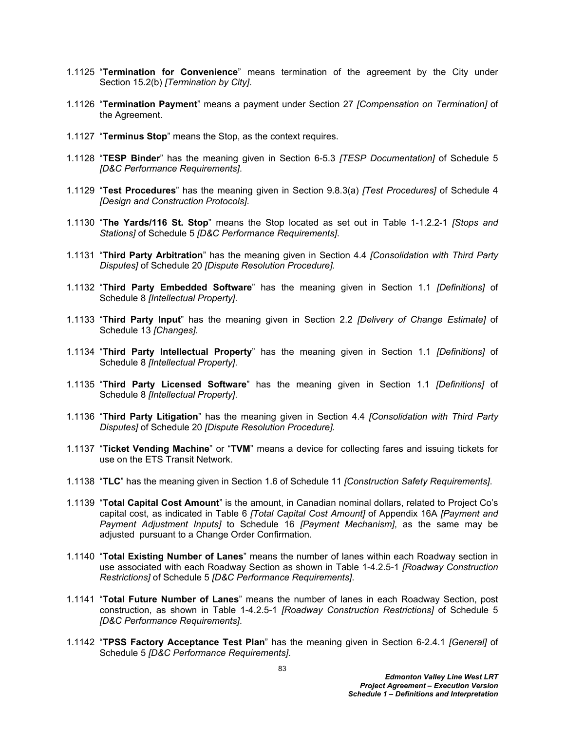1.1125 "**Termination for Convenience**" means termination of the agreement by the City under Section 15.2(b) *[Termination by City]*.

1.1126 "**Termination Payment**" means a payment under Section 27 *[Compensation on Termination]* of the Agreement.

1.1127 "**Terminus Stop**" means the Stop, as the context requires.

1.1128 "**TESP Binder**" has the meaning given in Section 6-5.3 *[TESP Documentation]* of Schedule 5 *[D&C Performance Requirements]*.

1.1129 "**Test Procedures**" has the meaning given in Section 9.8.3(a) *[Test Procedures]* of Schedule 4 *[Design and Construction Protocols]*.

1.1130 "**The Yards/116 St. Stop**" means the Stop located as set out in Table 1-1.2.2-1 *[Stops and Stations]* of Schedule 5 *[D&C Performance Requirements]*.

1.1131 "**Third Party Arbitration**" has the meaning given in Section 4.4 *[Consolidation with Third Party Disputes]* of Schedule 20 *[Dispute Resolution Procedure].*

1.1132 "**Third Party Embedded Software**" has the meaning given in Section 1.1 *[Definitions]* of Schedule 8 *[Intellectual Property]*.

1.1133 "**Third Party Input**" has the meaning given in Section 2.2 *[Delivery of Change Estimate]* of Schedule 13 *[Changes].*

1.1134 "**Third Party Intellectual Property**" has the meaning given in Section 1.1 *[Definitions]* of Schedule 8 *[Intellectual Property]*.

1.1135 "**Third Party Licensed Software**" has the meaning given in Section 1.1 *[Definitions]* of Schedule 8 *[Intellectual Property]*.

1.1136 "**Third Party Litigation**" has the meaning given in Section 4.4 *[Consolidation with Third Party Disputes]* of Schedule 20 *[Dispute Resolution Procedure].*

1.1137 "**Ticket Vending Machine**" or "**TVM**" means a device for collecting fares and issuing tickets for use on the ETS Transit Network.

1.1138 "**TLC**" has the meaning given in Section 1.6 of Schedule 11 *[Construction Safety Requirements]*.

1.1139 "**Total Capital Cost Amount**" is the amount, in Canadian nominal dollars, related to Project Co's capital cost, as indicated in Table 6 *[Total Capital Cost Amount]* of Appendix 16A *[Payment and Payment Adjustment Inputs]* to Schedule 16 *[Payment Mechanism]*, as the same may be adjusted pursuant to a Change Order Confirmation.

1.1140 "**Total Existing Number of Lanes**" means the number of lanes within each Roadway section in use associated with each Roadway Section as shown in Table 1-4.2.5-1 *[Roadway Construction Restrictions]* of Schedule 5 *[D&C Performance Requirements]*.

1.1141 "**Total Future Number of Lanes**" means the number of lanes in each Roadway Section, post construction, as shown in Table 1-4.2.5-1 *[Roadway Construction Restrictions]* of Schedule 5 *[D&C Performance Requirements]*.

1.1142 "**TPSS Factory Acceptance Test Plan**" has the meaning given in Section 6-2.4.1 *[General]* of Schedule 5 *[D&C Performance Requirements]*.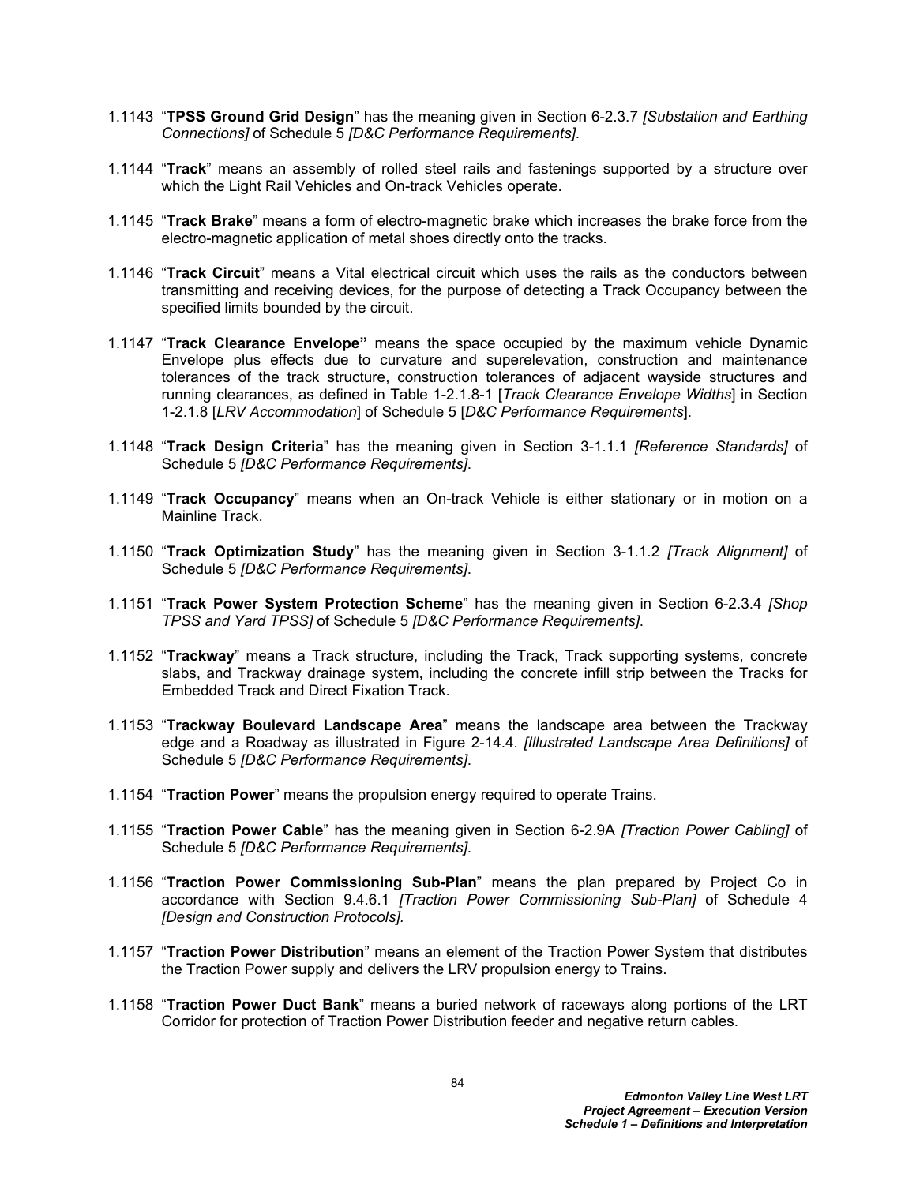1.1143 "**TPSS Ground Grid Design**" has the meaning given in Section 6-2.3.7 *[Substation and Earthing Connections]* of Schedule 5 *[D&C Performance Requirements]*.

1.1144 "**Track**" means an assembly of rolled steel rails and fastenings supported by a structure over which the Light Rail Vehicles and On-track Vehicles operate.

1.1145 "**Track Brake**" means a form of electro-magnetic brake which increases the brake force from the electro-magnetic application of metal shoes directly onto the tracks.

1.1146 "**Track Circuit**" means a Vital electrical circuit which uses the rails as the conductors between transmitting and receiving devices, for the purpose of detecting a Track Occupancy between the specified limits bounded by the circuit.

1.1147 "**Track Clearance Envelope"** means the space occupied by the maximum vehicle Dynamic Envelope plus effects due to curvature and superelevation, construction and maintenance tolerances of the track structure, construction tolerances of adjacent wayside structures and running clearances, as defined in Table 1-2.1.8-1 [*Track Clearance Envelope Widths*] in Section 1-2.1.8 [*LRV Accommodation*] of Schedule 5 [*D&C Performance Requirements*].

1.1148 "**Track Design Criteria**" has the meaning given in Section 3-1.1.1 *[Reference Standards]* of Schedule 5 *[D&C Performance Requirements]*.

1.1149 "**Track Occupancy**" means when an On-track Vehicle is either stationary or in motion on a Mainline Track.

1.1150 "**Track Optimization Study**" has the meaning given in Section 3-1.1.2 *[Track Alignment]* of Schedule 5 *[D&C Performance Requirements]*.

1.1151 "**Track Power System Protection Scheme**" has the meaning given in Section 6-2.3.4 *[Shop TPSS and Yard TPSS]* of Schedule 5 *[D&C Performance Requirements]*.

1.1152 "**Trackway**" means a Track structure, including the Track, Track supporting systems, concrete slabs, and Trackway drainage system, including the concrete infill strip between the Tracks for Embedded Track and Direct Fixation Track.

1.1153 "**Trackway Boulevard Landscape Area**" means the landscape area between the Trackway edge and a Roadway as illustrated in Figure 2-14.4. *[Illustrated Landscape Area Definitions]* of Schedule 5 *[D&C Performance Requirements]*.

1.1154 "**Traction Power**" means the propulsion energy required to operate Trains.

1.1155 "**Traction Power Cable**" has the meaning given in Section 6-2.9A *[Traction Power Cabling]* of Schedule 5 *[D&C Performance Requirements]*.

1.1156 "**Traction Power Commissioning Sub-Plan**" means the plan prepared by Project Co in accordance with Section 9.4.6.1 *[Traction Power Commissioning Sub-Plan]* of Schedule 4 *[Design and Construction Protocols].*

1.1157 "**Traction Power Distribution**" means an element of the Traction Power System that distributes the Traction Power supply and delivers the LRV propulsion energy to Trains.

1.1158 "**Traction Power Duct Bank**" means a buried network of raceways along portions of the LRT Corridor for protection of Traction Power Distribution feeder and negative return cables.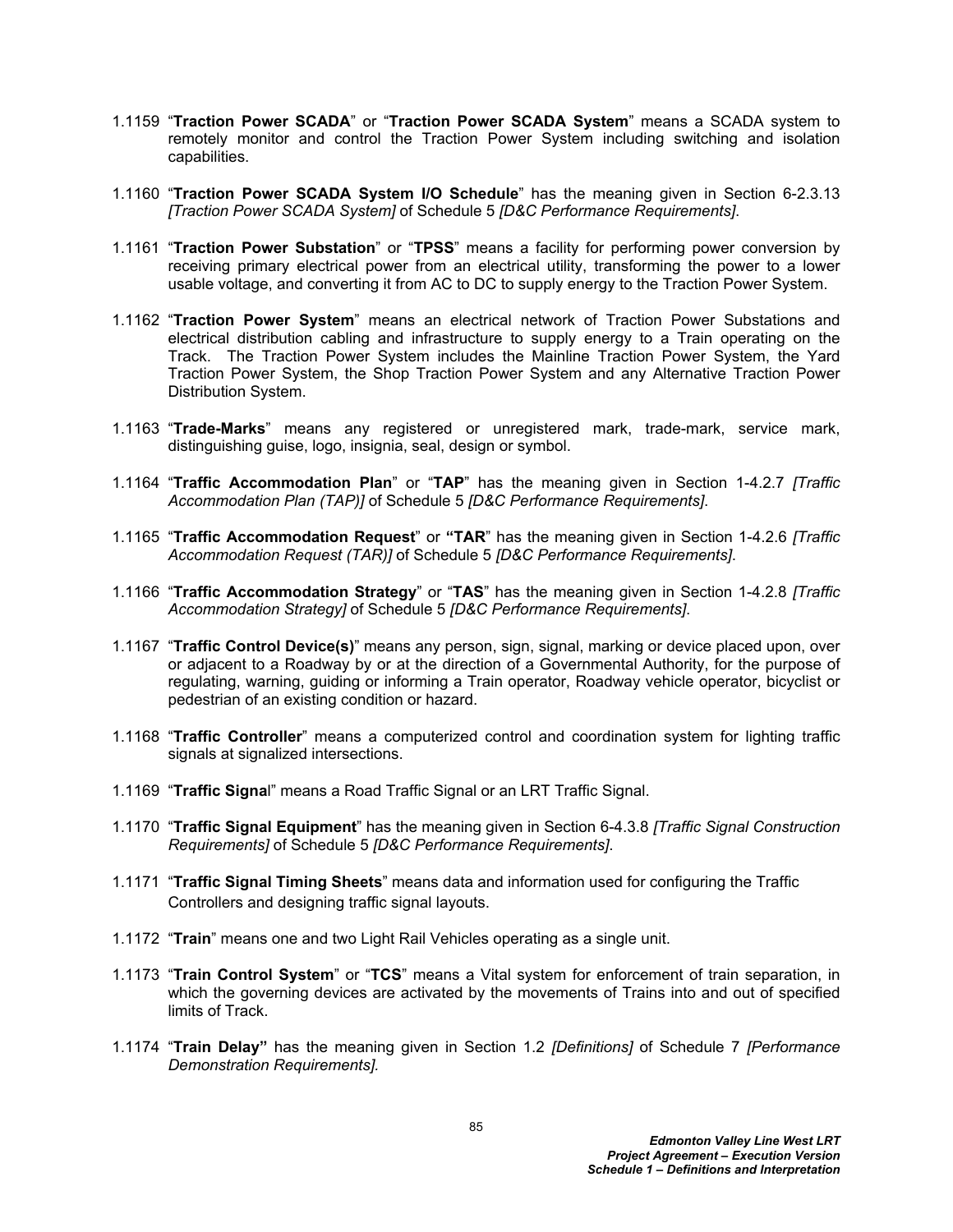1.1159 "**Traction Power SCADA**" or "**Traction Power SCADA System**" means a SCADA system to remotely monitor and control the Traction Power System including switching and isolation capabilities.

1.1160 "**Traction Power SCADA System I/O Schedule**" has the meaning given in Section 6-2.3.13 *[Traction Power SCADA System]* of Schedule 5 *[D&C Performance Requirements]*.

1.1161 "**Traction Power Substation**" or "**TPSS**" means a facility for performing power conversion by receiving primary electrical power from an electrical utility, transforming the power to a lower usable voltage, and converting it from AC to DC to supply energy to the Traction Power System.

1.1162 "**Traction Power System**" means an electrical network of Traction Power Substations and electrical distribution cabling and infrastructure to supply energy to a Train operating on the Track. The Traction Power System includes the Mainline Traction Power System, the Yard Traction Power System, the Shop Traction Power System and any Alternative Traction Power Distribution System.

1.1163 "**Trade-Marks**" means any registered or unregistered mark, trade-mark, service mark, distinguishing guise, logo, insignia, seal, design or symbol.

1.1164 "**Traffic Accommodation Plan**" or "**TAP**" has the meaning given in Section 1-4.2.7 *[Traffic Accommodation Plan (TAP)]* of Schedule 5 *[D&C Performance Requirements]*.

1.1165 "**Traffic Accommodation Request**" or "**TAR**" has the meaning given in Section 1-4.2.6 *[Traffic Accommodation Request (TAR)]* of Schedule 5 *[D&C Performance Requirements]*.

1.1166 "**Traffic Accommodation Strategy**" or "**TAS**" has the meaning given in Section 1-4.2.8 *[Traffic Accommodation Strategy]* of Schedule 5 *[D&C Performance Requirements]*.

1.1167 "**Traffic Control Device(s)**" means any person, sign, signal, marking or device placed upon, over or adjacent to a Roadway by or at the direction of a Governmental Authority, for the purpose of regulating, warning, guiding or informing a Train operator, Roadway vehicle operator, bicyclist or pedestrian of an existing condition or hazard.

1.1168 "**Traffic Controller**" means a computerized control and coordination system for lighting traffic signals at signalized intersections.

1.1169 "**Traffic Signal**" means a Road Traffic Signal or an LRT Traffic Signal.

1.1170 "**Traffic Signal Equipment**" has the meaning given in Section 6-4.3.8 *[Traffic Signal Construction Requirements]* of Schedule 5 *[D&C Performance Requirements]*.

1.1171 "**Traffic Signal Timing Sheets**" means data and information used for configuring the Traffic Controllers and designing traffic signal layouts.

1.1172 "**Train**" means one and two Light Rail Vehicles operating as a single unit.

1.1173 "**Train Control System**" or "**TCS**" means a Vital system for enforcement of train separation, in which the governing devices are activated by the movements of Trains into and out of specified limits of Track.

1.1174 "**Train Delay**" has the meaning given in Section 1.2 *[Definitions]* of Schedule 7 *[Performance Demonstration Requirements]*.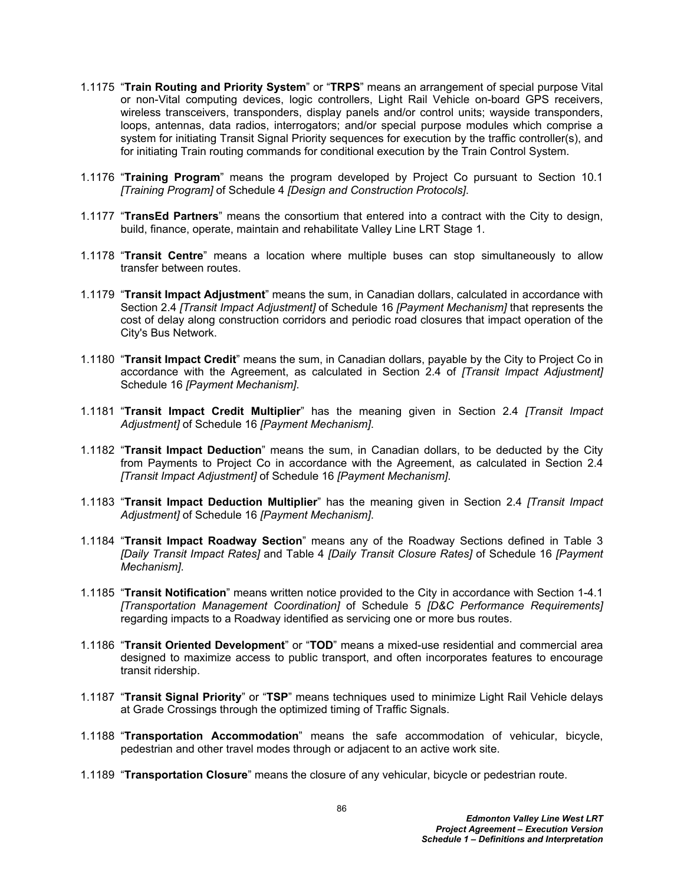1.1175 “**Train Routing and Priority System**” or “**TRPS**” means an arrangement of special purpose Vital or non-Vital computing devices, logic controllers, Light Rail Vehicle on-board GPS receivers, wireless transceivers, transponders, display panels and/or control units; wayside transponders, loops, antennas, data radios, interrogators; and/or special purpose modules which comprise a system for initiating Transit Signal Priority sequences for execution by the traffic controller(s), and for initiating Train routing commands for conditional execution by the Train Control System.

1.1176 “**Training Program**” means the program developed by Project Co pursuant to Section 10.1 *[Training Program]* of Schedule 4 *[Design and Construction Protocols]*.

1.1177 “**TransEd Partners**” means the consortium that entered into a contract with the City to design, build, finance, operate, maintain and rehabilitate Valley Line LRT Stage 1.

1.1178 “**Transit Centre**” means a location where multiple buses can stop simultaneously to allow transfer between routes.

1.1179 “**Transit Impact Adjustment**” means the sum, in Canadian dollars, calculated in accordance with Section 2.4 *[Transit Impact Adjustment]* of Schedule 16 *[Payment Mechanism]* that represents the cost of delay along construction corridors and periodic road closures that impact operation of the City's Bus Network.

1.1180 “**Transit Impact Credit**” means the sum, in Canadian dollars, payable by the City to Project Co in accordance with the Agreement, as calculated in Section 2.4 of *[Transit Impact Adjustment]* Schedule 16 *[Payment Mechanism]*.

1.1181 “**Transit Impact Credit Multiplier**” has the meaning given in Section 2.4 *[Transit Impact Adjustment]* of Schedule 16 *[Payment Mechanism]*.

1.1182 “**Transit Impact Deduction**” means the sum, in Canadian dollars, to be deducted by the City from Payments to Project Co in accordance with the Agreement, as calculated in Section 2.4 *[Transit Impact Adjustment]* of Schedule 16 *[Payment Mechanism]*.

1.1183 “**Transit Impact Deduction Multiplier**” has the meaning given in Section 2.4 *[Transit Impact Adjustment]* of Schedule 16 *[Payment Mechanism]*.

1.1184 “**Transit Impact Roadway Section**” means any of the Roadway Sections defined in Table 3 *[Daily Transit Impact Rates]* and Table 4 *[Daily Transit Closure Rates]* of Schedule 16 *[Payment Mechanism]*.

1.1185 “**Transit Notification**” means written notice provided to the City in accordance with Section 1-4.1 *[Transportation Management Coordination]* of Schedule 5 *[D&C Performance Requirements]* regarding impacts to a Roadway identified as servicing one or more bus routes.

1.1186 “**Transit Oriented Development**” or “**TOD**” means a mixed-use residential and commercial area designed to maximize access to public transport, and often incorporates features to encourage transit ridership.

1.1187 “**Transit Signal Priority**” or “**TSP**” means techniques used to minimize Light Rail Vehicle delays at Grade Crossings through the optimized timing of Traffic Signals.

1.1188 “**Transportation Accommodation**” means the safe accommodation of vehicular, bicycle, pedestrian and other travel modes through or adjacent to an active work site.

1.1189 “**Transportation Closure**” means the closure of any vehicular, bicycle or pedestrian route.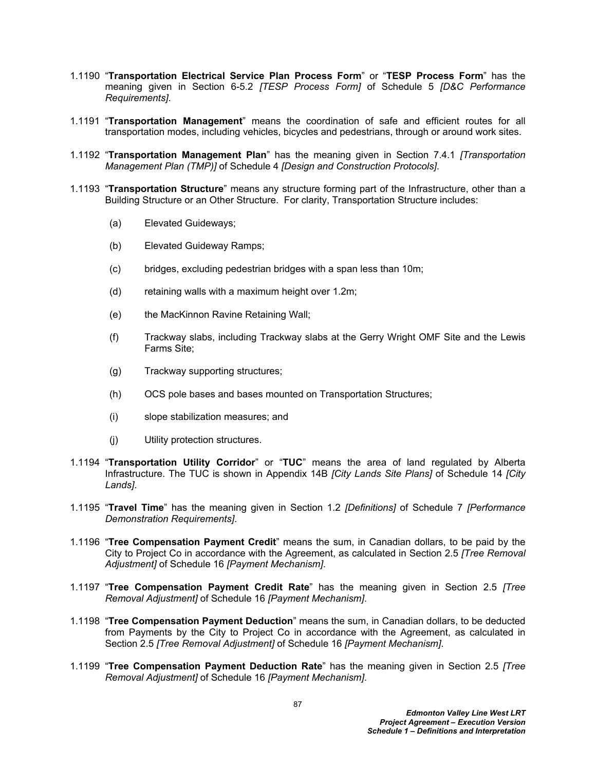1.1190 “**Transportation Electrical Service Plan Process Form**” or “**TESP Process Form**” has the meaning given in Section 6-5.2 *[TESP Process Form]* of Schedule 5 *[D&C Performance Requirements]*.

1.1191 “**Transportation Management**” means the coordination of safe and efficient routes for all transportation modes, including vehicles, bicycles and pedestrians, through or around work sites.

1.1192 “**Transportation Management Plan**” has the meaning given in Section 7.4.1 *[Transportation Management Plan (TMP)]* of Schedule 4 *[Design and Construction Protocols]*.

1.1193 “**Transportation Structure**” means any structure forming part of the Infrastructure, other than a Building Structure or an Other Structure. For clarity, Transportation Structure includes:

(a) Elevated Guideways;

(b) Elevated Guideway Ramps;

(c) bridges, excluding pedestrian bridges with a span less than 10m;

(d) retaining walls with a maximum height over 1.2m;

(e) the MacKinnon Ravine Retaining Wall;

(f) Trackway slabs, including Trackway slabs at the Gerry Wright OMF Site and the Lewis Farms Site;

(g) Trackway supporting structures;

(h) OCS pole bases and bases mounted on Transportation Structures;

(i) slope stabilization measures; and

(j) Utility protection structures.

1.1194 “**Transportation Utility Corridor**” or “**TUC**” means the area of land regulated by Alberta Infrastructure. The TUC is shown in Appendix 14B *[City Lands Site Plans]* of Schedule 14 *[City Lands]*.

1.1195 “**Travel Time**” has the meaning given in Section 1.2 *[Definitions]* of Schedule 7 *[Performance Demonstration Requirements]*.

1.1196 “**Tree Compensation Payment Credit**” means the sum, in Canadian dollars, to be paid by the City to Project Co in accordance with the Agreement, as calculated in Section 2.5 *[Tree Removal Adjustment]* of Schedule 16 *[Payment Mechanism]*.

1.1197 “**Tree Compensation Payment Credit Rate**” has the meaning given in Section 2.5 *[Tree Removal Adjustment]* of Schedule 16 *[Payment Mechanism]*.

1.1198 “**Tree Compensation Payment Deduction**” means the sum, in Canadian dollars, to be deducted from Payments by the City to Project Co in accordance with the Agreement, as calculated in Section 2.5 *[Tree Removal Adjustment]* of Schedule 16 *[Payment Mechanism]*.

1.1199 “**Tree Compensation Payment Deduction Rate**” has the meaning given in Section 2.5 *[Tree Removal Adjustment]* of Schedule 16 *[Payment Mechanism]*.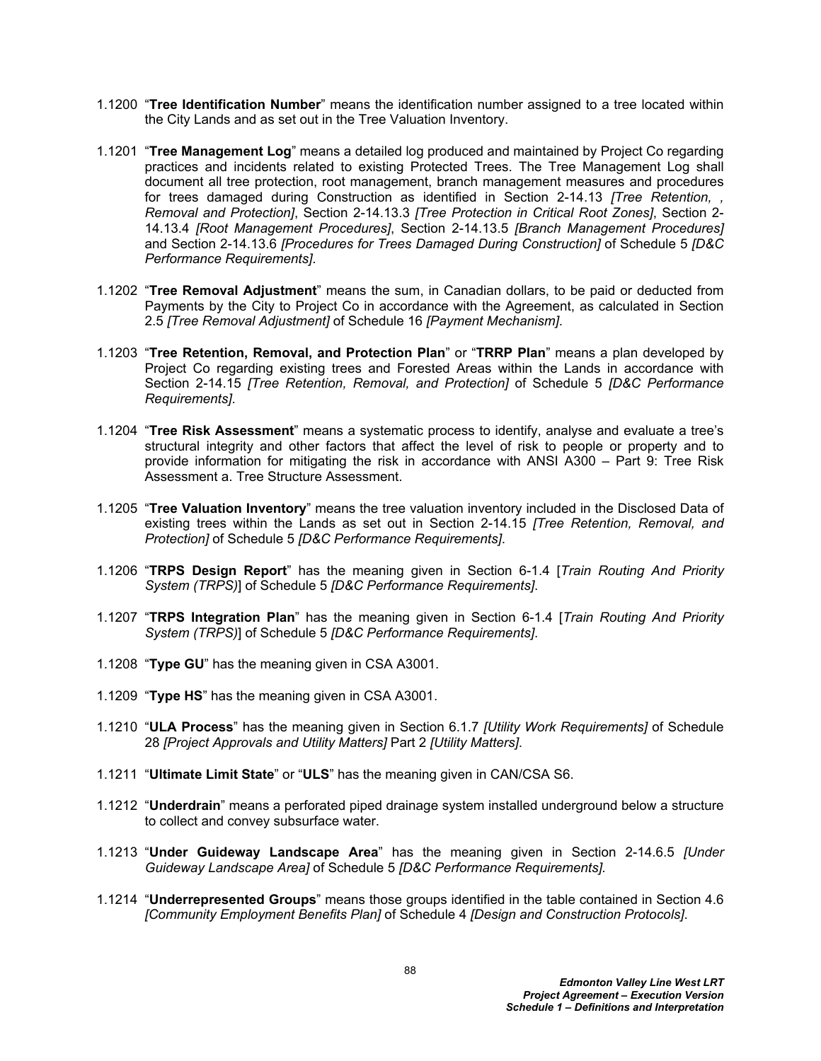1.1200 "**Tree Identification Number**" means the identification number assigned to a tree located within the City Lands and as set out in the Tree Valuation Inventory.

1.1201 "**Tree Management Log**" means a detailed log produced and maintained by Project Co regarding practices and incidents related to existing Protected Trees. The Tree Management Log shall document all tree protection, root management, branch management measures and procedures for trees damaged during Construction as identified in Section 2-14.13 *[Tree Retention, , Removal and Protection]*, Section 2-14.13.3 *[Tree Protection in Critical Root Zones]*, Section 2-14.13.4 *[Root Management Procedures]*, Section 2-14.13.5 *[Branch Management Procedures]* and Section 2-14.13.6 *[Procedures for Trees Damaged During Construction]* of Schedule 5 *[D&C Performance Requirements]*.

1.1202 "**Tree Removal Adjustment**" means the sum, in Canadian dollars, to be paid or deducted from Payments by the City to Project Co in accordance with the Agreement, as calculated in Section 2.5 *[Tree Removal Adjustment]* of Schedule 16 *[Payment Mechanism]*.

1.1203 "**Tree Retention, Removal, and Protection Plan**" or "**TRRP Plan**" means a plan developed by Project Co regarding existing trees and Forested Areas within the Lands in accordance with Section 2-14.15 *[Tree Retention, Removal, and Protection]* of Schedule 5 *[D&C Performance Requirements]*.

1.1204 "**Tree Risk Assessment**" means a systematic process to identify, analyse and evaluate a tree's structural integrity and other factors that affect the level of risk to people or property and to provide information for mitigating the risk in accordance with ANSI A300 – Part 9: Tree Risk Assessment a. Tree Structure Assessment.

1.1205 "**Tree Valuation Inventory**" means the tree valuation inventory included in the Disclosed Data of existing trees within the Lands as set out in Section 2-14.15 *[Tree Retention, Removal, and Protection]* of Schedule 5 *[D&C Performance Requirements]*.

1.1206 "**TRPS Design Report**" has the meaning given in Section 6-1.4 [*Train Routing And Priority System (TRPS)*] of Schedule 5 *[D&C Performance Requirements]*.

1.1207 "**TRPS Integration Plan**" has the meaning given in Section 6-1.4 [*Train Routing And Priority System (TRPS)*] of Schedule 5 *[D&C Performance Requirements]*.

1.1208 "**Type GU**" has the meaning given in CSA A3001.

1.1209 "**Type HS**" has the meaning given in CSA A3001.

1.1210 "**ULA Process**" has the meaning given in Section 6.1.7 *[Utility Work Requirements]* of Schedule 28 *[Project Approvals and Utility Matters]* Part 2 *[Utility Matters]*.

1.1211 "**Ultimate Limit State**" or "**ULS**" has the meaning given in CAN/CSA S6.

1.1212 "**Underdrain**" means a perforated piped drainage system installed underground below a structure to collect and convey subsurface water.

1.1213 "**Under Guideway Landscape Area**" has the meaning given in Section 2-14.6.5 *[Under Guideway Landscape Area]* of Schedule 5 *[D&C Performance Requirements].*

1.1214 "**Underrepresented Groups**" means those groups identified in the table contained in Section 4.6 *[Community Employment Benefits Plan]* of Schedule 4 *[Design and Construction Protocols]*.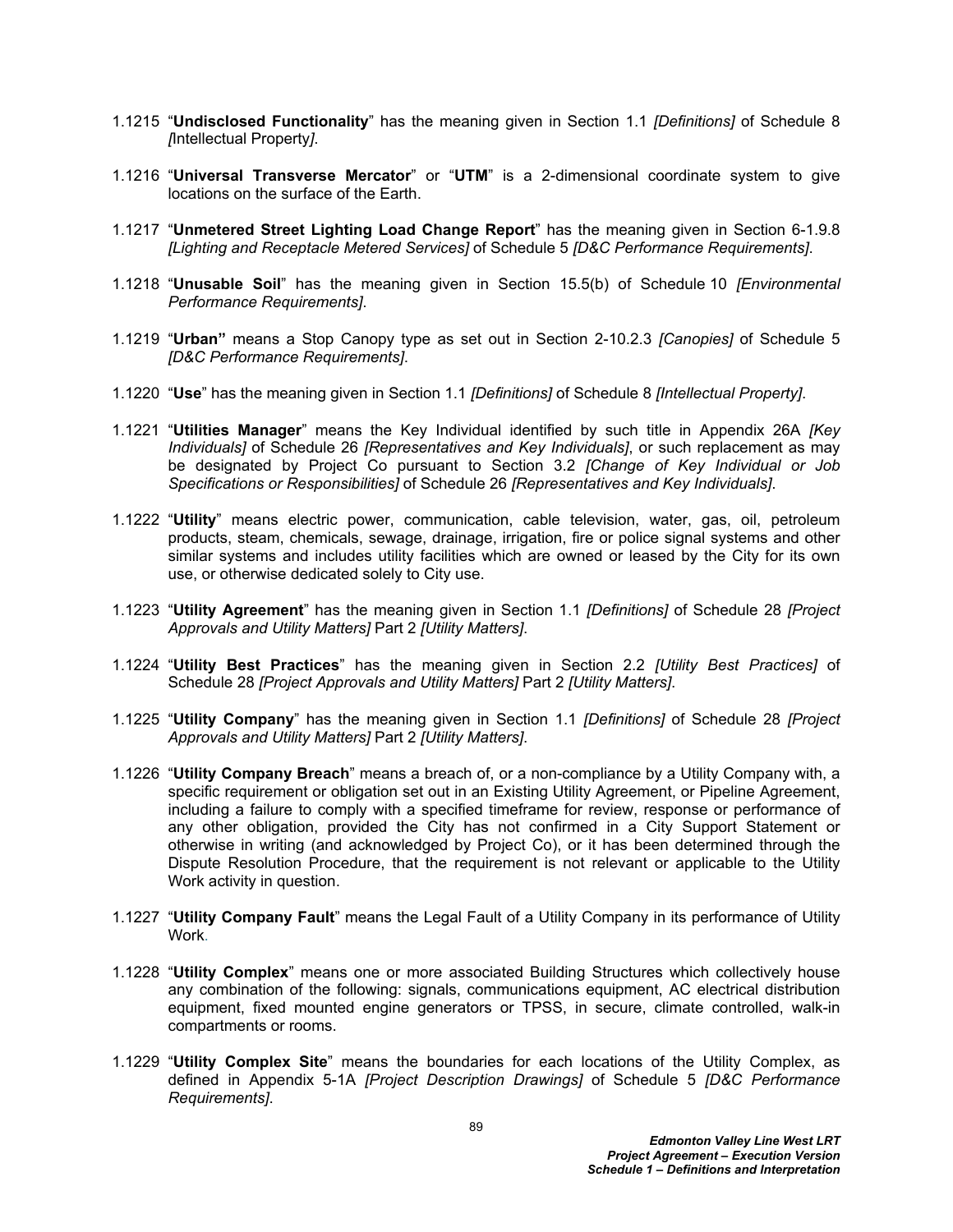1.1215 “**Undisclosed Functionality**” has the meaning given in Section 1.1 *[Definitions]* of Schedule 8 *[*Intellectual Property*]*.

1.1216 “**Universal Transverse Mercator**” or “**UTM**” is a 2-dimensional coordinate system to give locations on the surface of the Earth.

1.1217 “**Unmetered Street Lighting Load Change Report**” has the meaning given in Section 6-1.9.8 *[Lighting and Receptacle Metered Services]* of Schedule 5 *[D&C Performance Requirements]*.

1.1218 “**Unusable Soil**” has the meaning given in Section 15.5(b) of Schedule 10 *[Environmental Performance Requirements]*.

1.1219 “**Urban”** means a Stop Canopy type as set out in Section 2-10.2.3 *[Canopies]* of Schedule 5 *[D&C Performance Requirements]*.

1.1220 “**Use**” has the meaning given in Section 1.1 *[Definitions]* of Schedule 8 *[Intellectual Property]*.

1.1221 “**Utilities Manager**” means the Key Individual identified by such title in Appendix 26A *[Key Individuals]* of Schedule 26 *[Representatives and Key Individuals]*, or such replacement as may be designated by Project Co pursuant to Section 3.2 *[Change of Key Individual or Job Specifications or Responsibilities]* of Schedule 26 *[Representatives and Key Individuals]*.

1.1222 “**Utility**” means electric power, communication, cable television, water, gas, oil, petroleum products, steam, chemicals, sewage, drainage, irrigation, fire or police signal systems and other similar systems and includes utility facilities which are owned or leased by the City for its own use, or otherwise dedicated solely to City use.

1.1223 “**Utility Agreement**” has the meaning given in Section 1.1 *[Definitions]* of Schedule 28 *[Project Approvals and Utility Matters]* Part 2 *[Utility Matters]*.

1.1224 “**Utility Best Practices**” has the meaning given in Section 2.2 *[Utility Best Practices]* of Schedule 28 *[Project Approvals and Utility Matters]* Part 2 *[Utility Matters]*.

1.1225 “**Utility Company**” has the meaning given in Section 1.1 *[Definitions]* of Schedule 28 *[Project Approvals and Utility Matters]* Part 2 *[Utility Matters]*.

1.1226 “**Utility Company Breach**” means a breach of, or a non-compliance by a Utility Company with, a specific requirement or obligation set out in an Existing Utility Agreement, or Pipeline Agreement, including a failure to comply with a specified timeframe for review, response or performance of any other obligation, provided the City has not confirmed in a City Support Statement or otherwise in writing (and acknowledged by Project Co), or it has been determined through the Dispute Resolution Procedure, that the requirement is not relevant or applicable to the Utility Work activity in question.

1.1227 “**Utility Company Fault**” means the Legal Fault of a Utility Company in its performance of Utility Work.

1.1228 “**Utility Complex**” means one or more associated Building Structures which collectively house any combination of the following: signals, communications equipment, AC electrical distribution equipment, fixed mounted engine generators or TPSS, in secure, climate controlled, walk-in compartments or rooms.

1.1229 “**Utility Complex Site**” means the boundaries for each locations of the Utility Complex, as defined in Appendix 5-1A *[Project Description Drawings]* of Schedule 5 *[D&C Performance Requirements]*.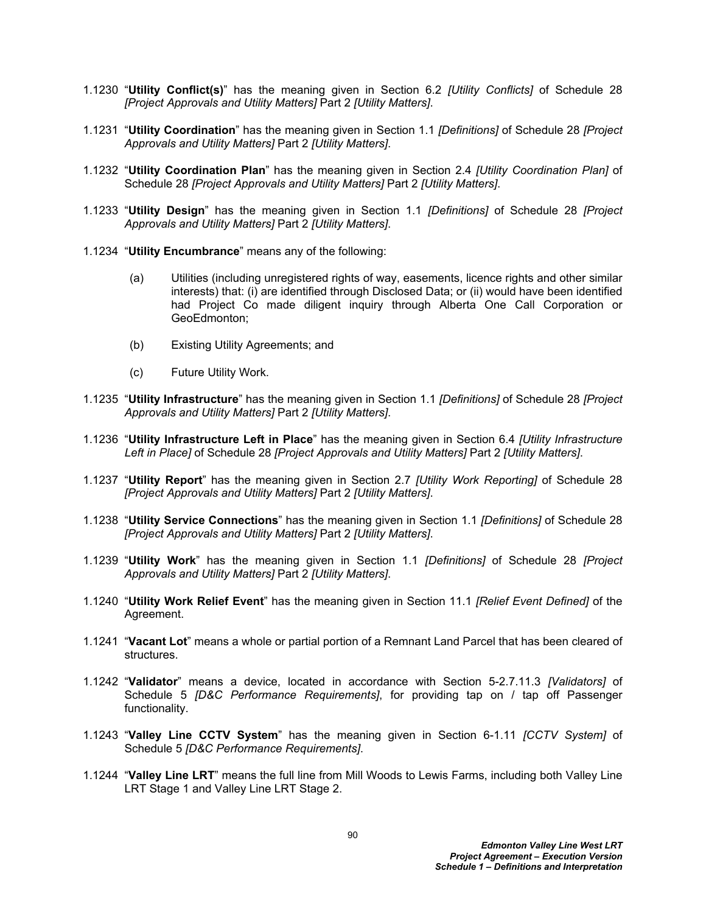1.1230 “**Utility Conflict(s)**” has the meaning given in Section 6.2 *[Utility Conflicts]* of Schedule 28 *[Project Approvals and Utility Matters]* Part 2 *[Utility Matters]*.

1.1231 “**Utility Coordination**” has the meaning given in Section 1.1 *[Definitions]* of Schedule 28 *[Project Approvals and Utility Matters]* Part 2 *[Utility Matters]*.

1.1232 “**Utility Coordination Plan**” has the meaning given in Section 2.4 *[Utility Coordination Plan]* of Schedule 28 *[Project Approvals and Utility Matters]* Part 2 *[Utility Matters]*.

1.1233 “**Utility Design**” has the meaning given in Section 1.1 *[Definitions]* of Schedule 28 *[Project Approvals and Utility Matters]* Part 2 *[Utility Matters]*.

1.1234 “**Utility Encumbrance**” means any of the following:

(a) Utilities (including unregistered rights of way, easements, licence rights and other similar interests) that: (i) are identified through Disclosed Data; or (ii) would have been identified had Project Co made diligent inquiry through Alberta One Call Corporation or GeoEdmonton;

(b) Existing Utility Agreements; and

(c) Future Utility Work.

1.1235 “**Utility Infrastructure**” has the meaning given in Section 1.1 *[Definitions]* of Schedule 28 *[Project Approvals and Utility Matters]* Part 2 *[Utility Matters]*.

1.1236 “**Utility Infrastructure Left in Place**” has the meaning given in Section 6.4 *[Utility Infrastructure Left in Place]* of Schedule 28 *[Project Approvals and Utility Matters]* Part 2 *[Utility Matters]*.

1.1237 “**Utility Report**” has the meaning given in Section 2.7 *[Utility Work Reporting]* of Schedule 28 *[Project Approvals and Utility Matters]* Part 2 *[Utility Matters]*.

1.1238 “**Utility Service Connections**” has the meaning given in Section 1.1 *[Definitions]* of Schedule 28 *[Project Approvals and Utility Matters]* Part 2 *[Utility Matters]*.

1.1239 “**Utility Work**” has the meaning given in Section 1.1 *[Definitions]* of Schedule 28 *[Project Approvals and Utility Matters]* Part 2 *[Utility Matters]*.

1.1240 “**Utility Work Relief Event**” has the meaning given in Section 11.1 *[Relief Event Defined]* of the Agreement.

1.1241 “**Vacant Lot**” means a whole or partial portion of a Remnant Land Parcel that has been cleared of structures.

1.1242 “**Validator**” means a device, located in accordance with Section 5-2.7.11.3 *[Validators]* of Schedule 5 *[D&C Performance Requirements]*, for providing tap on / tap off Passenger functionality.

1.1243 “**Valley Line CCTV System**” has the meaning given in Section 6-1.11 *[CCTV System]* of Schedule 5 *[D&C Performance Requirements]*.

1.1244 “**Valley Line LRT**” means the full line from Mill Woods to Lewis Farms, including both Valley Line LRT Stage 1 and Valley Line LRT Stage 2.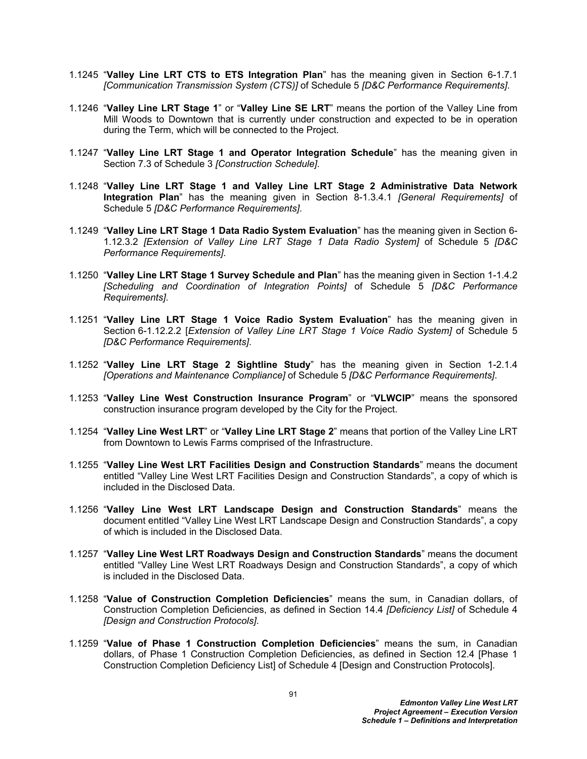1.1245 "**Valley Line LRT CTS to ETS Integration Plan**" has the meaning given in Section 6-1.7.1 *[Communication Transmission System (CTS)]* of Schedule 5 *[D&C Performance Requirements]*.

1.1246 "**Valley Line LRT Stage 1**" or "**Valley Line SE LRT**" means the portion of the Valley Line from Mill Woods to Downtown that is currently under construction and expected to be in operation during the Term, which will be connected to the Project.

1.1247 "**Valley Line LRT Stage 1 and Operator Integration Schedule**" has the meaning given in Section 7.3 of Schedule 3 *[Construction Schedule]*.

1.1248 "**Valley Line LRT Stage 1 and Valley Line LRT Stage 2 Administrative Data Network Integration Plan**" has the meaning given in Section 8-1.3.4.1 *[General Requirements]* of Schedule 5 *[D&C Performance Requirements]*.

1.1249 "**Valley Line LRT Stage 1 Data Radio System Evaluation**" has the meaning given in Section 6-1.12.3.2 *[Extension of Valley Line LRT Stage 1 Data Radio System]* of Schedule 5 *[D&C Performance Requirements]*.

1.1250 "**Valley Line LRT Stage 1 Survey Schedule and Plan**" has the meaning given in Section 1-1.4.2 *[Scheduling and Coordination of Integration Points]* of Schedule 5 *[D&C Performance Requirements]*.

1.1251 "**Valley Line LRT Stage 1 Voice Radio System Evaluation**" has the meaning given in Section 6-1.12.2.2 [*Extension of Valley Line LRT Stage 1 Voice Radio System]* of Schedule 5 *[D&C Performance Requirements]*.

1.1252 "**Valley Line LRT Stage 2 Sightline Study**" has the meaning given in Section 1-2.1.4 *[Operations and Maintenance Compliance]* of Schedule 5 *[D&C Performance Requirements]*.

1.1253 "**Valley Line West Construction Insurance Program**" or "**VLWCIP**" means the sponsored construction insurance program developed by the City for the Project.

1.1254 "**Valley Line West LRT**" or "**Valley Line LRT Stage 2**" means that portion of the Valley Line LRT from Downtown to Lewis Farms comprised of the Infrastructure.

1.1255 "**Valley Line West LRT Facilities Design and Construction Standards**" means the document entitled "Valley Line West LRT Facilities Design and Construction Standards", a copy of which is included in the Disclosed Data.

1.1256 "**Valley Line West LRT Landscape Design and Construction Standards**" means the document entitled "Valley Line West LRT Landscape Design and Construction Standards", a copy of which is included in the Disclosed Data.

1.1257 "**Valley Line West LRT Roadways Design and Construction Standards**" means the document entitled "Valley Line West LRT Roadways Design and Construction Standards", a copy of which is included in the Disclosed Data.

1.1258 "**Value of Construction Completion Deficiencies**" means the sum, in Canadian dollars, of Construction Completion Deficiencies, as defined in Section 14.4 *[Deficiency List]* of Schedule 4 *[Design and Construction Protocols]*.

1.1259 "**Value of Phase 1 Construction Completion Deficiencies**" means the sum, in Canadian dollars, of Phase 1 Construction Completion Deficiencies, as defined in Section 12.4 [Phase 1 Construction Completion Deficiency List] of Schedule 4 [Design and Construction Protocols].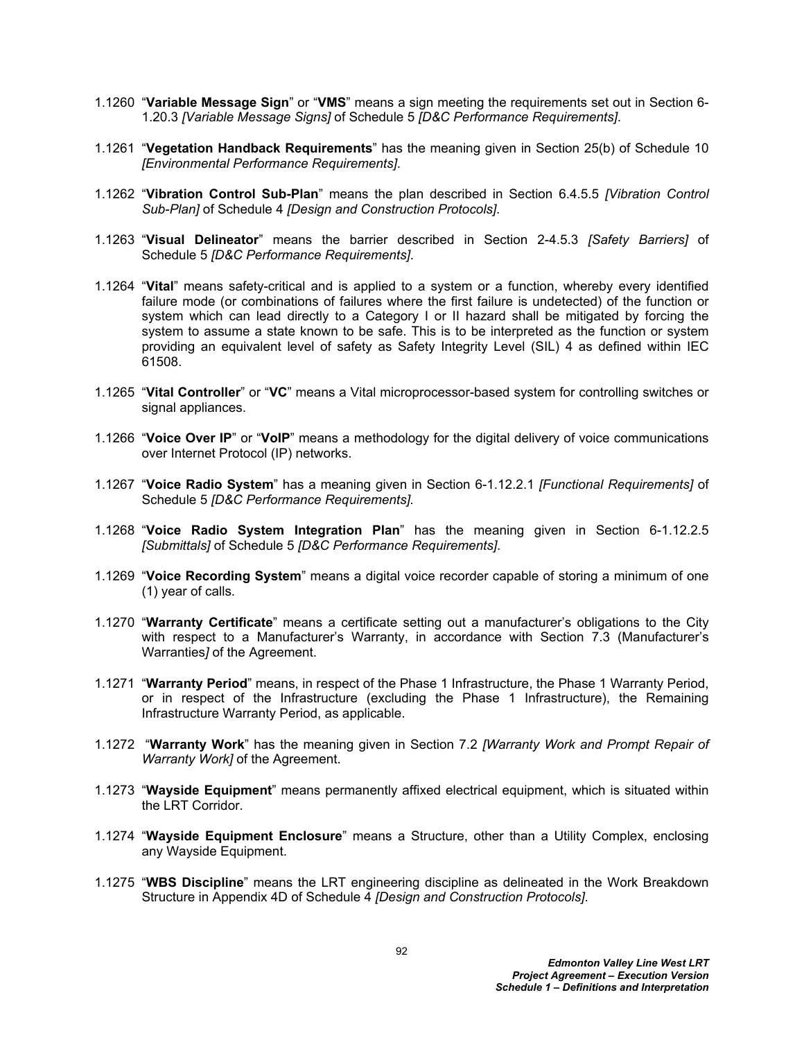1.1260 “**Variable Message Sign**” or “**VMS**” means a sign meeting the requirements set out in Section 6-1.20.3 *[Variable Message Signs]* of Schedule 5 *[D&C Performance Requirements]*.

1.1261 “**Vegetation Handback Requirements**” has the meaning given in Section 25(b) of Schedule 10 *[Environmental Performance Requirements]*.

1.1262 “**Vibration Control Sub-Plan**” means the plan described in Section 6.4.5.5 *[Vibration Control Sub-Plan]* of Schedule 4 *[Design and Construction Protocols]*.

1.1263 “**Visual Delineator**” means the barrier described in Section 2-4.5.3 *[Safety Barriers]* of Schedule 5 *[D&C Performance Requirements]*.

1.1264 “**Vital**” means safety-critical and is applied to a system or a function, whereby every identified failure mode (or combinations of failures where the first failure is undetected) of the function or system which can lead directly to a Category I or II hazard shall be mitigated by forcing the system to assume a state known to be safe. This is to be interpreted as the function or system providing an equivalent level of safety as Safety Integrity Level (SIL) 4 as defined within IEC 61508.

1.1265 “**Vital Controller**” or “**VC**” means a Vital microprocessor-based system for controlling switches or signal appliances.

1.1266 “**Voice Over IP**” or “**VoIP**” means a methodology for the digital delivery of voice communications over Internet Protocol (IP) networks.

1.1267 “**Voice Radio System**” has a meaning given in Section 6-1.12.2.1 *[Functional Requirements]* of Schedule 5 *[D&C Performance Requirements]*.

1.1268 “**Voice Radio System Integration Plan**” has the meaning given in Section 6-1.12.2.5 *[Submittals]* of Schedule 5 *[D&C Performance Requirements]*.

1.1269 “**Voice Recording System**” means a digital voice recorder capable of storing a minimum of one (1) year of calls.

1.1270 “**Warranty Certificate**” means a certificate setting out a manufacturer’s obligations to the City with respect to a Manufacturer’s Warranty, in accordance with Section 7.3 (Manufacturer’s Warranties*]* of the Agreement.

1.1271 “**Warranty Period**” means, in respect of the Phase 1 Infrastructure, the Phase 1 Warranty Period, or in respect of the Infrastructure (excluding the Phase 1 Infrastructure), the Remaining Infrastructure Warranty Period, as applicable.

1.1272 “**Warranty Work**” has the meaning given in Section 7.2 *[Warranty Work and Prompt Repair of Warranty Work]* of the Agreement.

1.1273 “**Wayside Equipment**” means permanently affixed electrical equipment, which is situated within the LRT Corridor.

1.1274 “**Wayside Equipment Enclosure**” means a Structure, other than a Utility Complex, enclosing any Wayside Equipment.

1.1275 “**WBS Discipline**” means the LRT engineering discipline as delineated in the Work Breakdown Structure in Appendix 4D of Schedule 4 *[Design and Construction Protocols]*.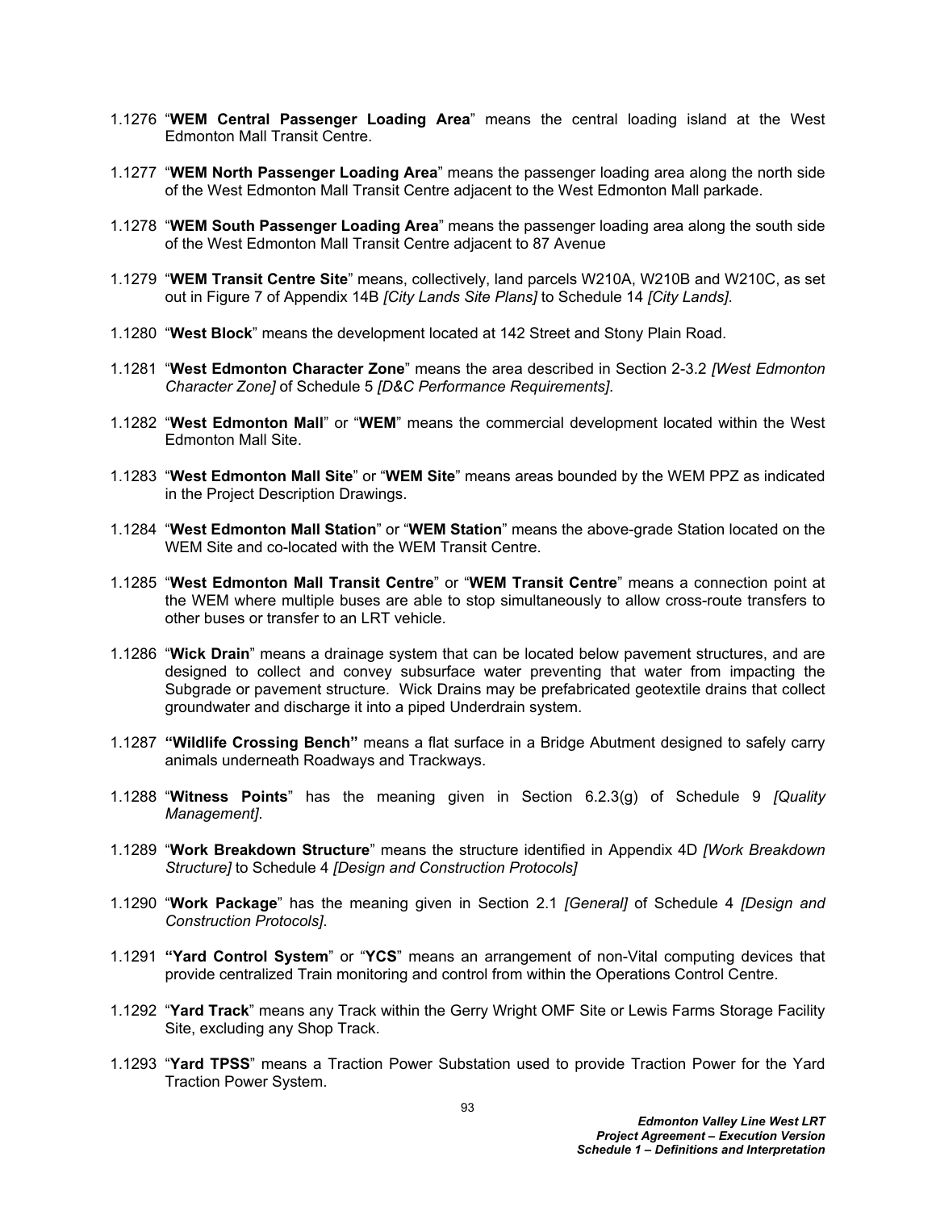1.1276 "**WEM Central Passenger Loading Area**" means the central loading island at the West Edmonton Mall Transit Centre.

1.1277 "**WEM North Passenger Loading Area**" means the passenger loading area along the north side of the West Edmonton Mall Transit Centre adjacent to the West Edmonton Mall parkade.

1.1278 "**WEM South Passenger Loading Area**" means the passenger loading area along the south side of the West Edmonton Mall Transit Centre adjacent to 87 Avenue

1.1279 "**WEM Transit Centre Site**" means, collectively, land parcels W210A, W210B and W210C, as set out in Figure 7 of Appendix 14B *[City Lands Site Plans]* to Schedule 14 *[City Lands]*.

1.1280 "**West Block**" means the development located at 142 Street and Stony Plain Road.

1.1281 "**West Edmonton Character Zone**" means the area described in Section 2-3.2 *[West Edmonton Character Zone]* of Schedule 5 *[D&C Performance Requirements]*.

1.1282 "**West Edmonton Mall**" or "**WEM**" means the commercial development located within the West Edmonton Mall Site.

1.1283 "**West Edmonton Mall Site**" or "**WEM Site**" means areas bounded by the WEM PPZ as indicated in the Project Description Drawings.

1.1284 "**West Edmonton Mall Station**" or "**WEM Station**" means the above-grade Station located on the WEM Site and co-located with the WEM Transit Centre.

1.1285 "**West Edmonton Mall Transit Centre**" or "**WEM Transit Centre**" means a connection point at the WEM where multiple buses are able to stop simultaneously to allow cross-route transfers to other buses or transfer to an LRT vehicle.

1.1286 "**Wick Drain**" means a drainage system that can be located below pavement structures, and are designed to collect and convey subsurface water preventing that water from impacting the Subgrade or pavement structure. Wick Drains may be prefabricated geotextile drains that collect groundwater and discharge it into a piped Underdrain system.

1.1287 **"Wildlife Crossing Bench"** means a flat surface in a Bridge Abutment designed to safely carry animals underneath Roadways and Trackways.

1.1288 "**Witness Points**" has the meaning given in Section 6.2.3(g) of Schedule 9 *[Quality Management]*.

1.1289 "**Work Breakdown Structure**" means the structure identified in Appendix 4D *[Work Breakdown Structure]* to Schedule 4 *[Design and Construction Protocols]*

1.1290 "**Work Package**" has the meaning given in Section 2.1 *[General]* of Schedule 4 *[Design and Construction Protocols]*.

1.1291 **"Yard Control System**" or "**YCS**" means an arrangement of non-Vital computing devices that provide centralized Train monitoring and control from within the Operations Control Centre.

1.1292 "**Yard Track**" means any Track within the Gerry Wright OMF Site or Lewis Farms Storage Facility Site, excluding any Shop Track.

1.1293 "**Yard TPSS**" means a Traction Power Substation used to provide Traction Power for the Yard Traction Power System.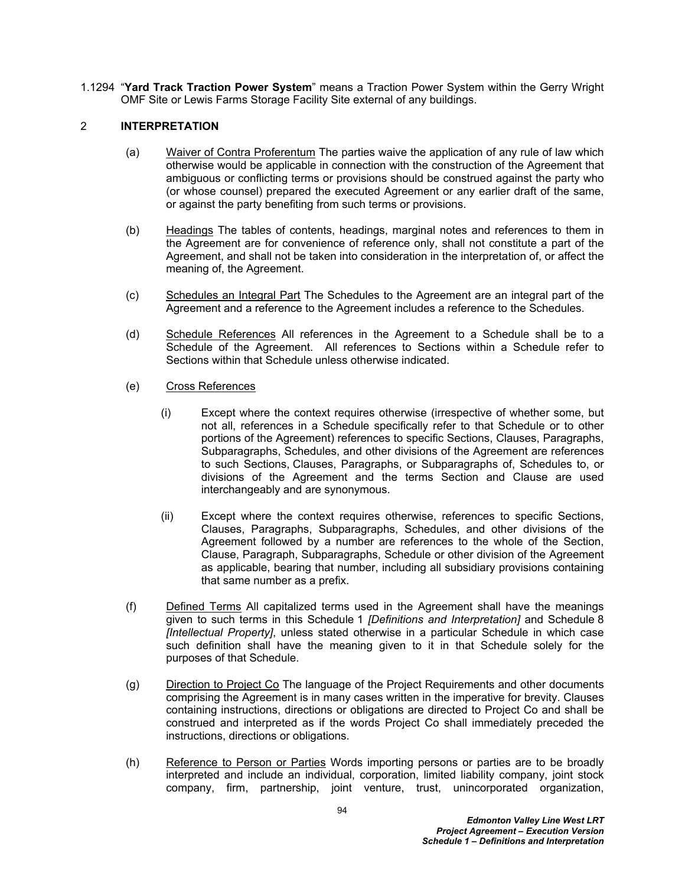1.1294 "**Yard Track Traction Power System**" means a Traction Power System within the Gerry Wright OMF Site or Lewis Farms Storage Facility Site external of any buildings.

## 2 INTERPRETATION

(a) Waiver of Contra Proferentum The parties waive the application of any rule of law which otherwise would be applicable in connection with the construction of the Agreement that ambiguous or conflicting terms or provisions should be construed against the party who (or whose counsel) prepared the executed Agreement or any earlier draft of the same, or against the party benefiting from such terms or provisions.

(b) Headings The tables of contents, headings, marginal notes and references to them in the Agreement are for convenience of reference only, shall not constitute a part of the Agreement, and shall not be taken into consideration in the interpretation of, or affect the meaning of, the Agreement.

(c) Schedules an Integral Part The Schedules to the Agreement are an integral part of the Agreement and a reference to the Agreement includes a reference to the Schedules.

(d) Schedule References All references in the Agreement to a Schedule shall be to a Schedule of the Agreement. All references to Sections within a Schedule refer to Sections within that Schedule unless otherwise indicated.

(e) Cross References

(i) Except where the context requires otherwise (irrespective of whether some, but not all, references in a Schedule specifically refer to that Schedule or to other portions of the Agreement) references to specific Sections, Clauses, Paragraphs, Subparagraphs, Schedules, and other divisions of the Agreement are references to such Sections, Clauses, Paragraphs, or Subparagraphs of, Schedules to, or divisions of the Agreement and the terms Section and Clause are used interchangeably and are synonymous.

(ii) Except where the context requires otherwise, references to specific Sections, Clauses, Paragraphs, Subparagraphs, Schedules, and other divisions of the Agreement followed by a number are references to the whole of the Section, Clause, Paragraph, Subparagraphs, Schedule or other division of the Agreement as applicable, bearing that number, including all subsidiary provisions containing that same number as a prefix.

(f) Defined Terms All capitalized terms used in the Agreement shall have the meanings given to such terms in this Schedule 1 *[Definitions and Interpretation]* and Schedule 8 *[Intellectual Property]*, unless stated otherwise in a particular Schedule in which case such definition shall have the meaning given to it in that Schedule solely for the purposes of that Schedule.

(g) Direction to Project Co The language of the Project Requirements and other documents comprising the Agreement is in many cases written in the imperative for brevity. Clauses containing instructions, directions or obligations are directed to Project Co and shall be construed and interpreted as if the words Project Co shall immediately preceded the instructions, directions or obligations.

(h) Reference to Person or Parties Words importing persons or parties are to be broadly interpreted and include an individual, corporation, limited liability company, joint stock company, firm, partnership, joint venture, trust, unincorporated organization,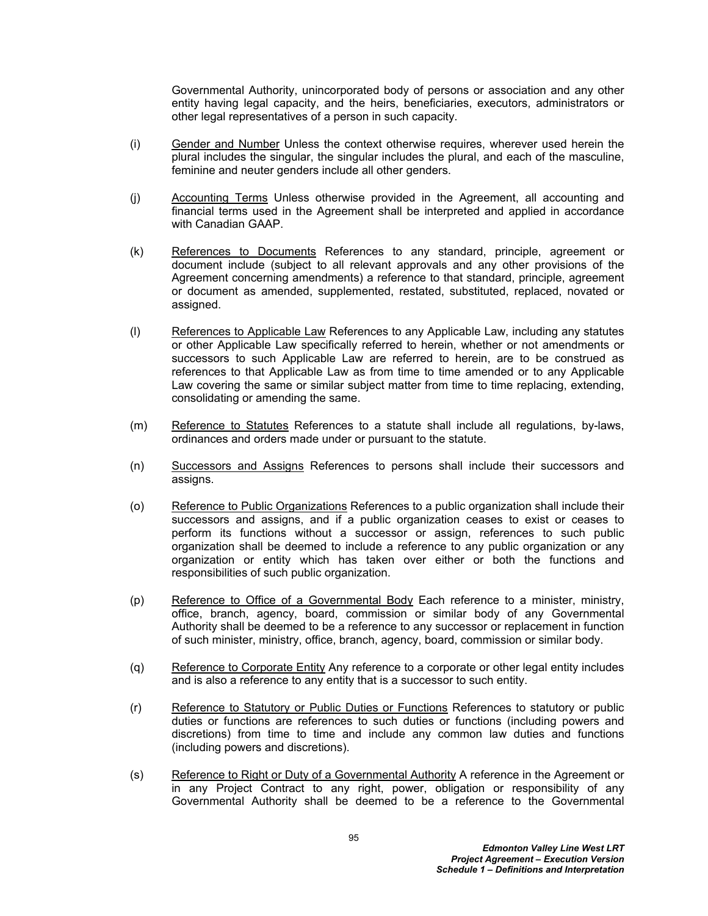Governmental Authority, unincorporated body of persons or association and any other entity having legal capacity, and the heirs, beneficiaries, executors, administrators or other legal representatives of a person in such capacity.

(i) Gender and Number Unless the context otherwise requires, wherever used herein the plural includes the singular, the singular includes the plural, and each of the masculine, feminine and neuter genders include all other genders.

(j) Accounting Terms Unless otherwise provided in the Agreement, all accounting and financial terms used in the Agreement shall be interpreted and applied in accordance with Canadian GAAP.

(k) References to Documents References to any standard, principle, agreement or document include (subject to all relevant approvals and any other provisions of the Agreement concerning amendments) a reference to that standard, principle, agreement or document as amended, supplemented, restated, substituted, replaced, novated or assigned.

(l) References to Applicable Law References to any Applicable Law, including any statutes or other Applicable Law specifically referred to herein, whether or not amendments or successors to such Applicable Law are referred to herein, are to be construed as references to that Applicable Law as from time to time amended or to any Applicable Law covering the same or similar subject matter from time to time replacing, extending, consolidating or amending the same.

(m) Reference to Statutes References to a statute shall include all regulations, by-laws, ordinances and orders made under or pursuant to the statute.

(n) Successors and Assigns References to persons shall include their successors and assigns.

(o) Reference to Public Organizations References to a public organization shall include their successors and assigns, and if a public organization ceases to exist or ceases to perform its functions without a successor or assign, references to such public organization shall be deemed to include a reference to any public organization or any organization or entity which has taken over either or both the functions and responsibilities of such public organization.

(p) Reference to Office of a Governmental Body Each reference to a minister, ministry, office, branch, agency, board, commission or similar body of any Governmental Authority shall be deemed to be a reference to any successor or replacement in function of such minister, ministry, office, branch, agency, board, commission or similar body.

(q) Reference to Corporate Entity Any reference to a corporate or other legal entity includes and is also a reference to any entity that is a successor to such entity.

(r) Reference to Statutory or Public Duties or Functions References to statutory or public duties or functions are references to such duties or functions (including powers and discretions) from time to time and include any common law duties and functions (including powers and discretions).

(s) Reference to Right or Duty of a Governmental Authority A reference in the Agreement or in any Project Contract to any right, power, obligation or responsibility of any Governmental Authority shall be deemed to be a reference to the Governmental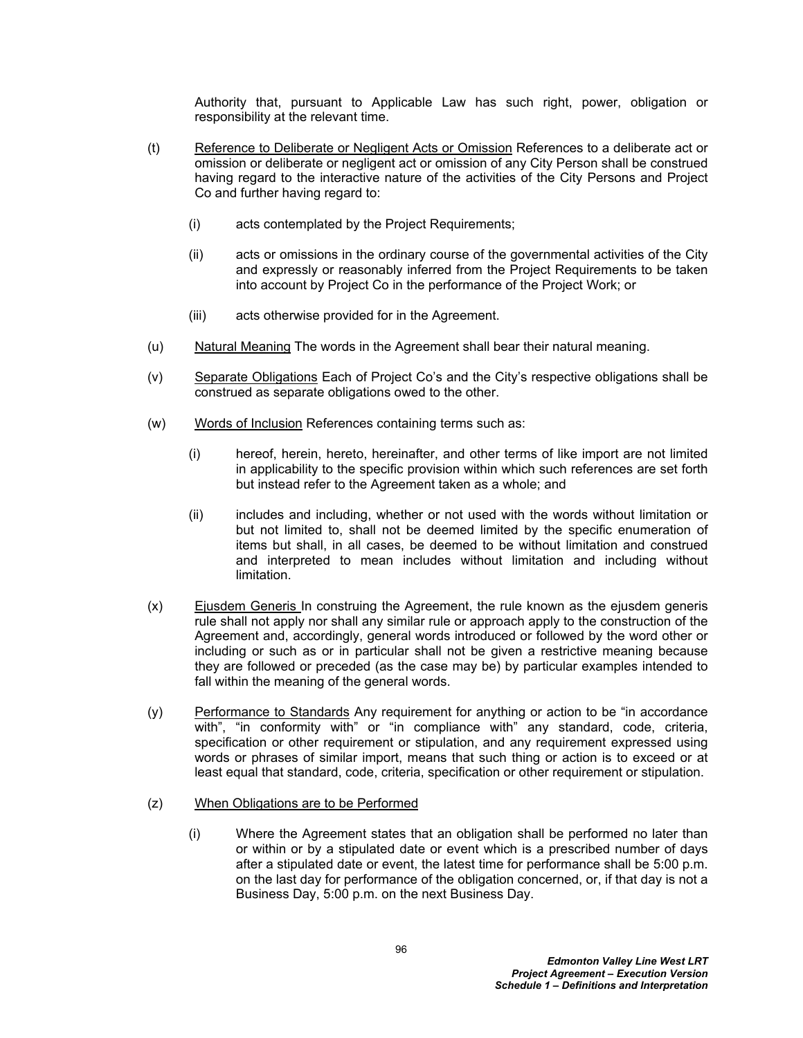Authority that, pursuant to Applicable Law has such right, power, obligation or responsibility at the relevant time.

(t) Reference to Deliberate or Negligent Acts or Omission References to a deliberate act or omission or deliberate or negligent act or omission of any City Person shall be construed having regard to the interactive nature of the activities of the City Persons and Project Co and further having regard to:

(i) acts contemplated by the Project Requirements;

(ii) acts or omissions in the ordinary course of the governmental activities of the City and expressly or reasonably inferred from the Project Requirements to be taken into account by Project Co in the performance of the Project Work; or

(iii) acts otherwise provided for in the Agreement.

(u) Natural Meaning The words in the Agreement shall bear their natural meaning.

(v) Separate Obligations Each of Project Co's and the City's respective obligations shall be construed as separate obligations owed to the other.

(w) Words of Inclusion References containing terms such as:

(i) hereof, herein, hereto, hereinafter, and other terms of like import are not limited in applicability to the specific provision within which such references are set forth but instead refer to the Agreement taken as a whole; and

(ii) includes and including, whether or not used with the words without limitation or but not limited to, shall not be deemed limited by the specific enumeration of items but shall, in all cases, be deemed to be without limitation and construed and interpreted to mean includes without limitation and including without limitation.

(x) Ejusdem Generis In construing the Agreement, the rule known as the ejusdem generis rule shall not apply nor shall any similar rule or approach apply to the construction of the Agreement and, accordingly, general words introduced or followed by the word other or including or such as or in particular shall not be given a restrictive meaning because they are followed or preceded (as the case may be) by particular examples intended to fall within the meaning of the general words.

(y) Performance to Standards Any requirement for anything or action to be "in accordance with", "in conformity with" or "in compliance with" any standard, code, criteria, specification or other requirement or stipulation, and any requirement expressed using words or phrases of similar import, means that such thing or action is to exceed or at least equal that standard, code, criteria, specification or other requirement or stipulation.

(z) When Obligations are to be Performed

(i) Where the Agreement states that an obligation shall be performed no later than or within or by a stipulated date or event which is a prescribed number of days after a stipulated date or event, the latest time for performance shall be 5:00 p.m. on the last day for performance of the obligation concerned, or, if that day is not a Business Day, 5:00 p.m. on the next Business Day.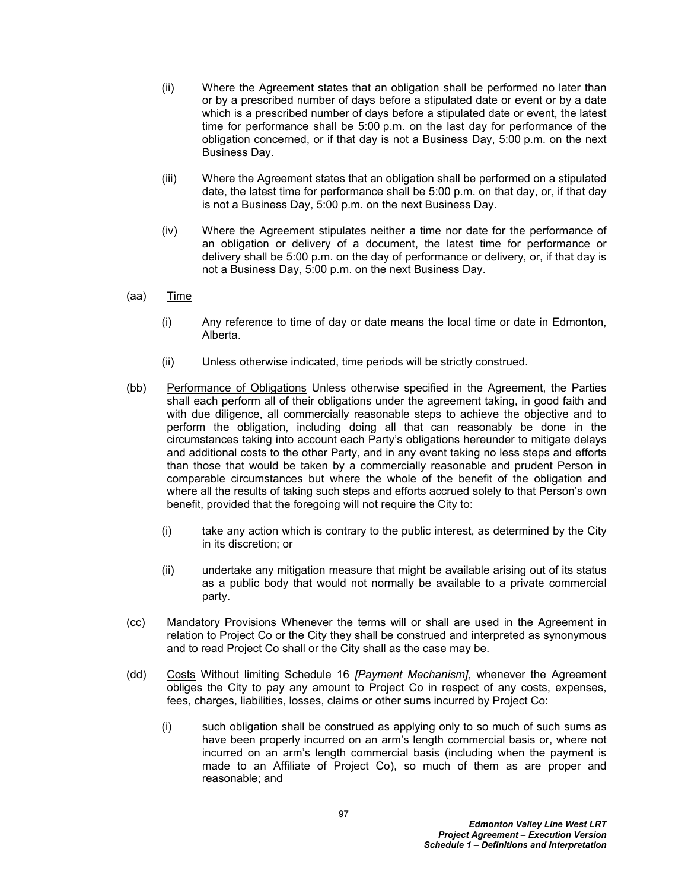(ii) Where the Agreement states that an obligation shall be performed no later than or by a prescribed number of days before a stipulated date or event or by a date which is a prescribed number of days before a stipulated date or event, the latest time for performance shall be 5:00 p.m. on the last day for performance of the obligation concerned, or if that day is not a Business Day, 5:00 p.m. on the next Business Day.

(iii) Where the Agreement states that an obligation shall be performed on a stipulated date, the latest time for performance shall be 5:00 p.m. on that day, or, if that day is not a Business Day, 5:00 p.m. on the next Business Day.

(iv) Where the Agreement stipulates neither a time nor date for the performance of an obligation or delivery of a document, the latest time for performance or delivery shall be 5:00 p.m. on the day of performance or delivery, or, if that day is not a Business Day, 5:00 p.m. on the next Business Day.

(aa) Time

(i) Any reference to time of day or date means the local time or date in Edmonton, Alberta.

(ii) Unless otherwise indicated, time periods will be strictly construed.

(bb) Performance of Obligations Unless otherwise specified in the Agreement, the Parties shall each perform all of their obligations under the agreement taking, in good faith and with due diligence, all commercially reasonable steps to achieve the objective and to perform the obligation, including doing all that can reasonably be done in the circumstances taking into account each Party's obligations hereunder to mitigate delays and additional costs to the other Party, and in any event taking no less steps and efforts than those that would be taken by a commercially reasonable and prudent Person in comparable circumstances but where the whole of the benefit of the obligation and where all the results of taking such steps and efforts accrued solely to that Person's own benefit, provided that the foregoing will not require the City to:

(i) take any action which is contrary to the public interest, as determined by the City in its discretion; or

(ii) undertake any mitigation measure that might be available arising out of its status as a public body that would not normally be available to a private commercial party.

(cc) Mandatory Provisions Whenever the terms will or shall are used in the Agreement in relation to Project Co or the City they shall be construed and interpreted as synonymous and to read Project Co shall or the City shall as the case may be.

(dd) Costs Without limiting Schedule 16 *[Payment Mechanism]*, whenever the Agreement obliges the City to pay any amount to Project Co in respect of any costs, expenses, fees, charges, liabilities, losses, claims or other sums incurred by Project Co:

(i) such obligation shall be construed as applying only to so much of such sums as have been properly incurred on an arm's length commercial basis or, where not incurred on an arm's length commercial basis (including when the payment is made to an Affiliate of Project Co), so much of them as are proper and reasonable; and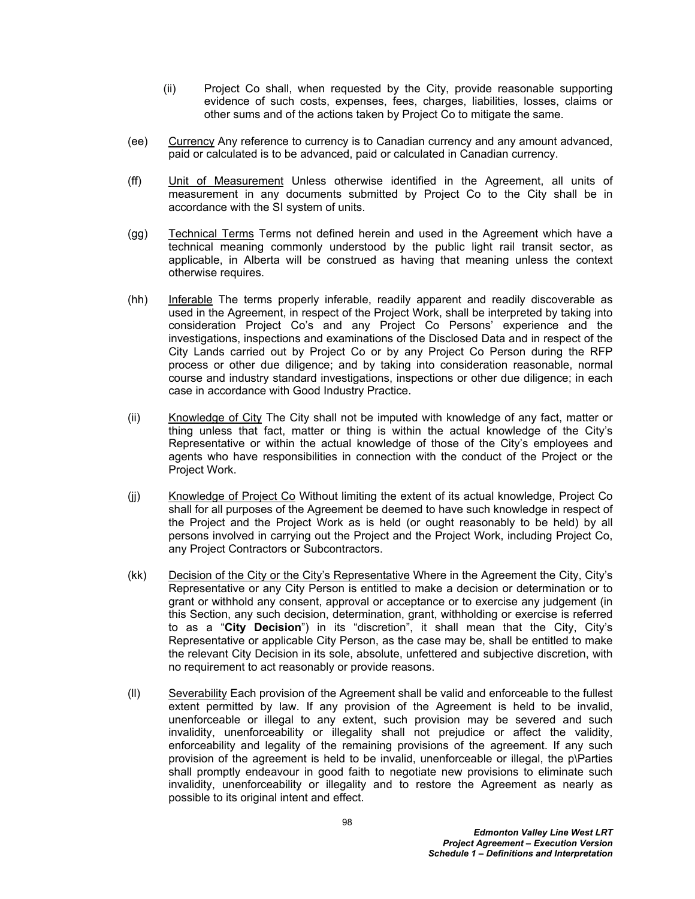(ii) Project Co shall, when requested by the City, provide reasonable supporting evidence of such costs, expenses, fees, charges, liabilities, losses, claims or other sums and of the actions taken by Project Co to mitigate the same.

(ee) Currency Any reference to currency is to Canadian currency and any amount advanced, paid or calculated is to be advanced, paid or calculated in Canadian currency.

(ff) Unit of Measurement Unless otherwise identified in the Agreement, all units of measurement in any documents submitted by Project Co to the City shall be in accordance with the SI system of units.

(gg) Technical Terms Terms not defined herein and used in the Agreement which have a technical meaning commonly understood by the public light rail transit sector, as applicable, in Alberta will be construed as having that meaning unless the context otherwise requires.

(hh) Inferable The terms properly inferable, readily apparent and readily discoverable as used in the Agreement, in respect of the Project Work, shall be interpreted by taking into consideration Project Co's and any Project Co Persons' experience and the investigations, inspections and examinations of the Disclosed Data and in respect of the City Lands carried out by Project Co or by any Project Co Person during the RFP process or other due diligence; and by taking into consideration reasonable, normal course and industry standard investigations, inspections or other due diligence; in each case in accordance with Good Industry Practice.

(ii) Knowledge of City The City shall not be imputed with knowledge of any fact, matter or thing unless that fact, matter or thing is within the actual knowledge of the City's Representative or within the actual knowledge of those of the City's employees and agents who have responsibilities in connection with the conduct of the Project or the Project Work.

(jj) Knowledge of Project Co Without limiting the extent of its actual knowledge, Project Co shall for all purposes of the Agreement be deemed to have such knowledge in respect of the Project and the Project Work as is held (or ought reasonably to be held) by all persons involved in carrying out the Project and the Project Work, including Project Co, any Project Contractors or Subcontractors.

(kk) Decision of the City or the City's Representative Where in the Agreement the City, City's Representative or any City Person is entitled to make a decision or determination or to grant or withhold any consent, approval or acceptance or to exercise any judgement (in this Section, any such decision, determination, grant, withholding or exercise is referred to as a "**City Decision**") in its "discretion", it shall mean that the City, City's Representative or applicable City Person, as the case may be, shall be entitled to make the relevant City Decision in its sole, absolute, unfettered and subjective discretion, with no requirement to act reasonably or provide reasons.

(ll) Severability Each provision of the Agreement shall be valid and enforceable to the fullest extent permitted by law. If any provision of the Agreement is held to be invalid, unenforceable or illegal to any extent, such provision may be severed and such invalidity, unenforceability or illegality shall not prejudice or affect the validity, enforceability and legality of the remaining provisions of the agreement. If any such provision of the agreement is held to be invalid, unenforceable or illegal, the p\Parties shall promptly endeavour in good faith to negotiate new provisions to eliminate such invalidity, unenforceability or illegality and to restore the Agreement as nearly as possible to its original intent and effect.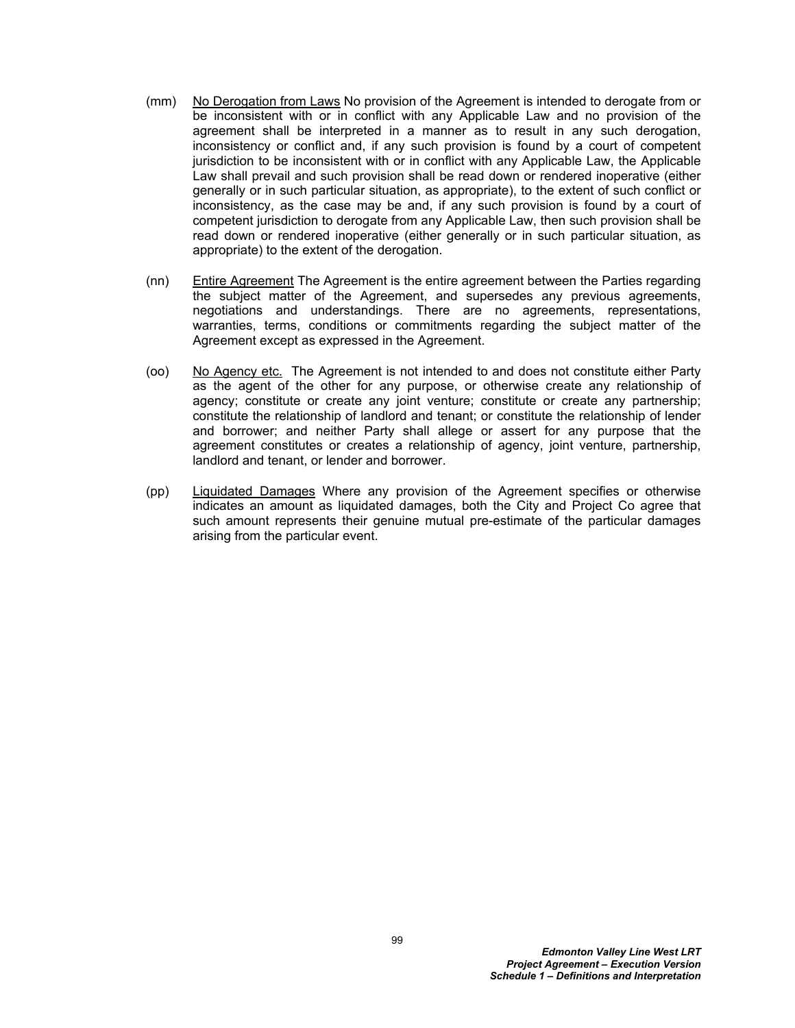(mm) No Derogation from Laws No provision of the Agreement is intended to derogate from or be inconsistent with or in conflict with any Applicable Law and no provision of the agreement shall be interpreted in a manner as to result in any such derogation, inconsistency or conflict and, if any such provision is found by a court of competent jurisdiction to be inconsistent with or in conflict with any Applicable Law, the Applicable Law shall prevail and such provision shall be read down or rendered inoperative (either generally or in such particular situation, as appropriate), to the extent of such conflict or inconsistency, as the case may be and, if any such provision is found by a court of competent jurisdiction to derogate from any Applicable Law, then such provision shall be read down or rendered inoperative (either generally or in such particular situation, as appropriate) to the extent of the derogation.

(nn) Entire Agreement The Agreement is the entire agreement between the Parties regarding the subject matter of the Agreement, and supersedes any previous agreements, negotiations and understandings. There are no agreements, representations, warranties, terms, conditions or commitments regarding the subject matter of the Agreement except as expressed in the Agreement.

(oo) No Agency etc. The Agreement is not intended to and does not constitute either Party as the agent of the other for any purpose, or otherwise create any relationship of agency; constitute or create any joint venture; constitute or create any partnership; constitute the relationship of landlord and tenant; or constitute the relationship of lender and borrower; and neither Party shall allege or assert for any purpose that the agreement constitutes or creates a relationship of agency, joint venture, partnership, landlord and tenant, or lender and borrower.

(pp) Liquidated Damages Where any provision of the Agreement specifies or otherwise indicates an amount as liquidated damages, both the City and Project Co agree that such amount represents their genuine mutual pre-estimate of the particular damages arising from the particular event.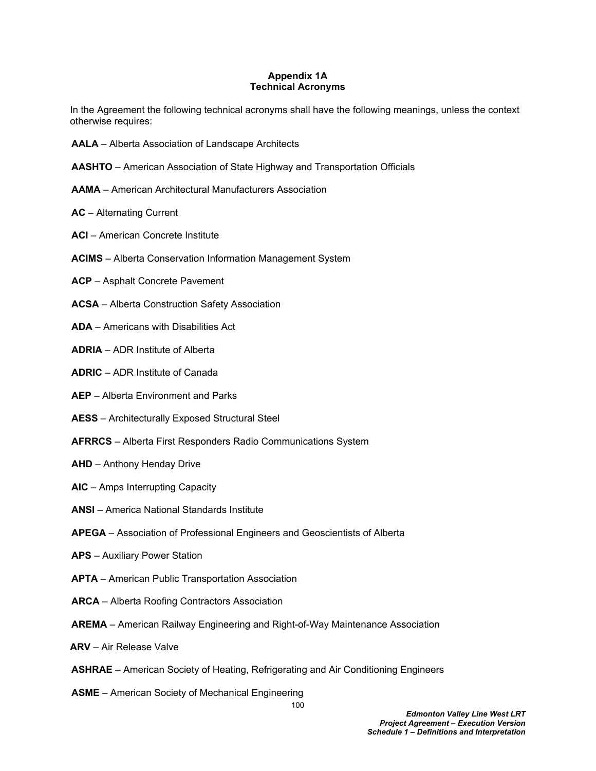## Appendix 1A
## Technical Acronyms

In the Agreement the following technical acronyms shall have the following meanings, unless the context otherwise requires:

**AALA** – Alberta Association of Landscape Architects

**AASHTO** – American Association of State Highway and Transportation Officials

**AAMA** – American Architectural Manufacturers Association

**AC** – Alternating Current

**ACI** – American Concrete Institute

**ACIMS** – Alberta Conservation Information Management System

**ACP** – Asphalt Concrete Pavement

**ACSA** – Alberta Construction Safety Association

**ADA** – Americans with Disabilities Act

**ADRIA** – ADR Institute of Alberta

**ADRIC** – ADR Institute of Canada

**AEP** – Alberta Environment and Parks

**AESS** – Architecturally Exposed Structural Steel

**AFRRCS** – Alberta First Responders Radio Communications System

**AHD** – Anthony Henday Drive

**AIC** – Amps Interrupting Capacity

**ANSI** – America National Standards Institute

**APEGA** – Association of Professional Engineers and Geoscientists of Alberta

**APS** – Auxiliary Power Station

**APTA** – American Public Transportation Association

**ARCA** – Alberta Roofing Contractors Association

**AREMA** – American Railway Engineering and Right-of-Way Maintenance Association

**ARV** – Air Release Valve

**ASHRAE** – American Society of Heating, Refrigerating and Air Conditioning Engineers

**ASME** – American Society of Mechanical Engineering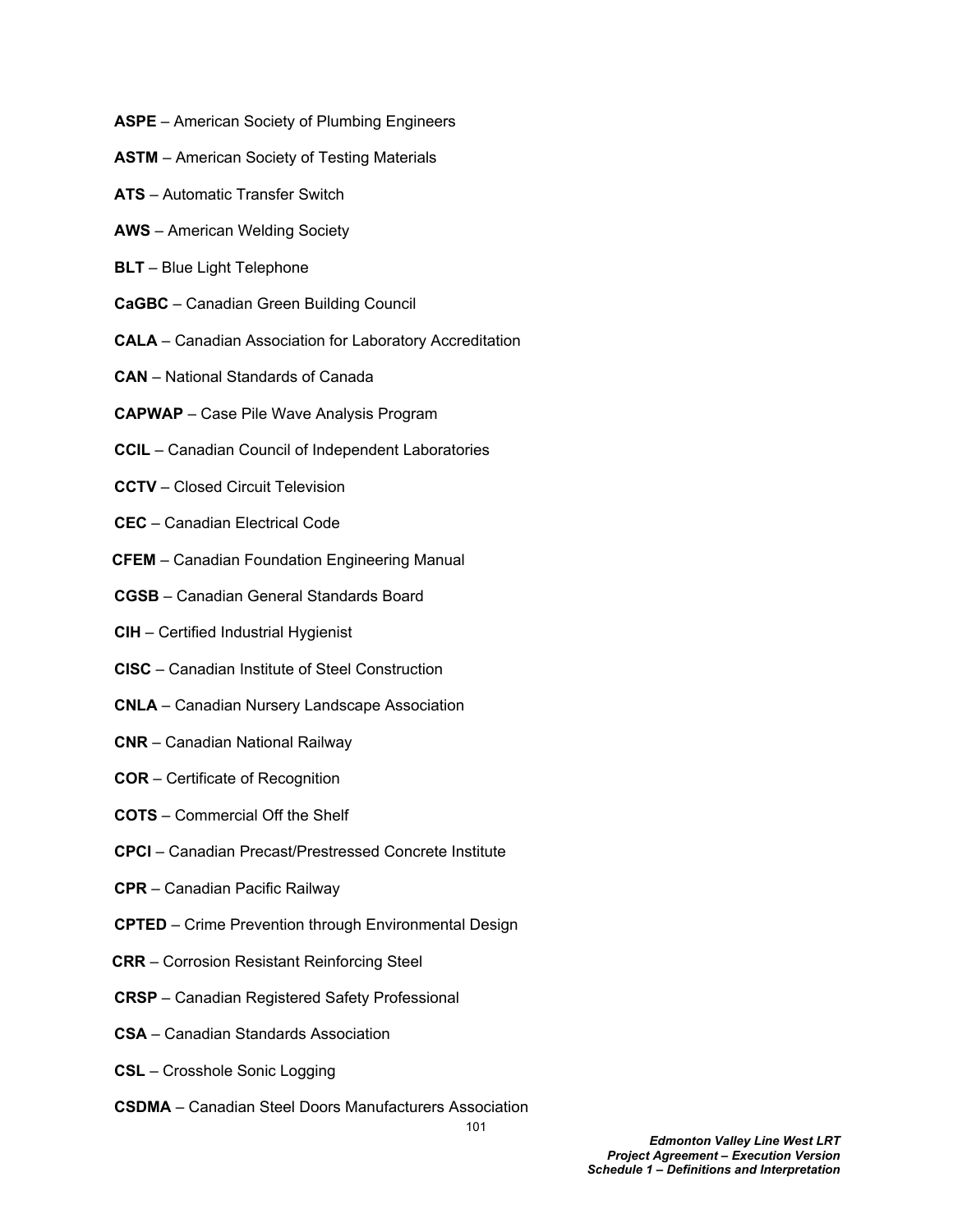**ASPE** – American Society of Plumbing Engineers

**ASTM** – American Society of Testing Materials

**ATS** – Automatic Transfer Switch

**AWS** – American Welding Society

**BLT** – Blue Light Telephone

**CaGBC** – Canadian Green Building Council

**CALA** – Canadian Association for Laboratory Accreditation

**CAN** – National Standards of Canada

**CAPWAP** – Case Pile Wave Analysis Program

**CCIL** – Canadian Council of Independent Laboratories

**CCTV** – Closed Circuit Television

**CEC** – Canadian Electrical Code

**CFEM** – Canadian Foundation Engineering Manual

**CGSB** – Canadian General Standards Board

**CIH** – Certified Industrial Hygienist

**CISC** – Canadian Institute of Steel Construction

**CNLA** – Canadian Nursery Landscape Association

**CNR** – Canadian National Railway

**COR** – Certificate of Recognition

**COTS** – Commercial Off the Shelf

**CPCI** – Canadian Precast/Prestressed Concrete Institute

**CPR** – Canadian Pacific Railway

**CPTED** – Crime Prevention through Environmental Design

**CRR** – Corrosion Resistant Reinforcing Steel

**CRSP** – Canadian Registered Safety Professional

**CSA** – Canadian Standards Association

**CSL** – Crosshole Sonic Logging

**CSDMA** – Canadian Steel Doors Manufacturers Association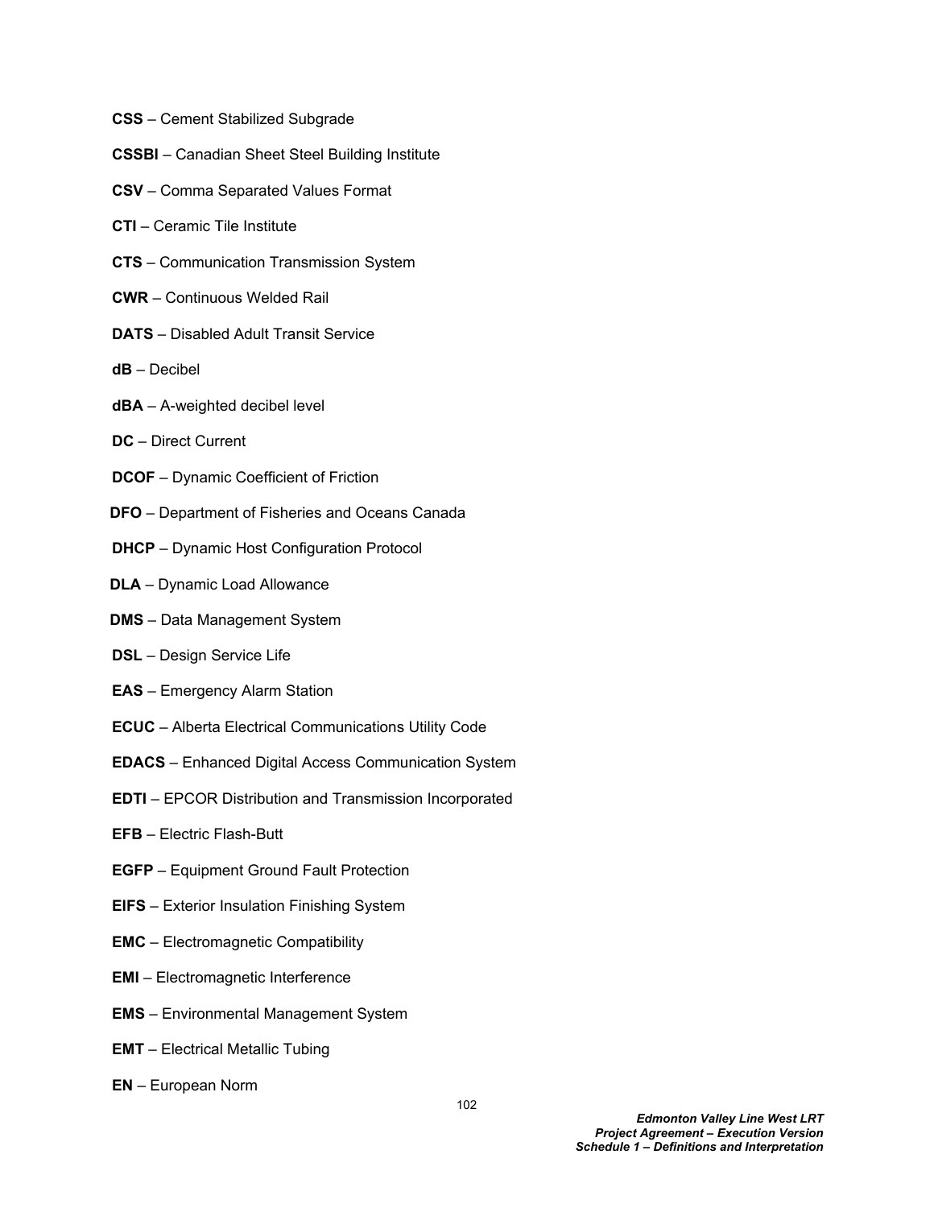**CSS** – Cement Stabilized Subgrade

**CSSBI** – Canadian Sheet Steel Building Institute

**CSV** – Comma Separated Values Format

**CTI** – Ceramic Tile Institute

**CTS** – Communication Transmission System

**CWR** – Continuous Welded Rail

**DATS** – Disabled Adult Transit Service

**dB** – Decibel

**dBA** – A-weighted decibel level

**DC** – Direct Current

**DCOF** – Dynamic Coefficient of Friction

**DFO** – Department of Fisheries and Oceans Canada

**DHCP** – Dynamic Host Configuration Protocol

**DLA** – Dynamic Load Allowance

**DMS** – Data Management System

**DSL** – Design Service Life

**EAS** – Emergency Alarm Station

**ECUC** – Alberta Electrical Communications Utility Code

**EDACS** – Enhanced Digital Access Communication System

**EDTI** – EPCOR Distribution and Transmission Incorporated

**EFB** – Electric Flash-Butt

**EGFP** – Equipment Ground Fault Protection

**EIFS** – Exterior Insulation Finishing System

**EMC** – Electromagnetic Compatibility

**EMI** – Electromagnetic Interference

**EMS** – Environmental Management System

**EMT** – Electrical Metallic Tubing

**EN** – European Norm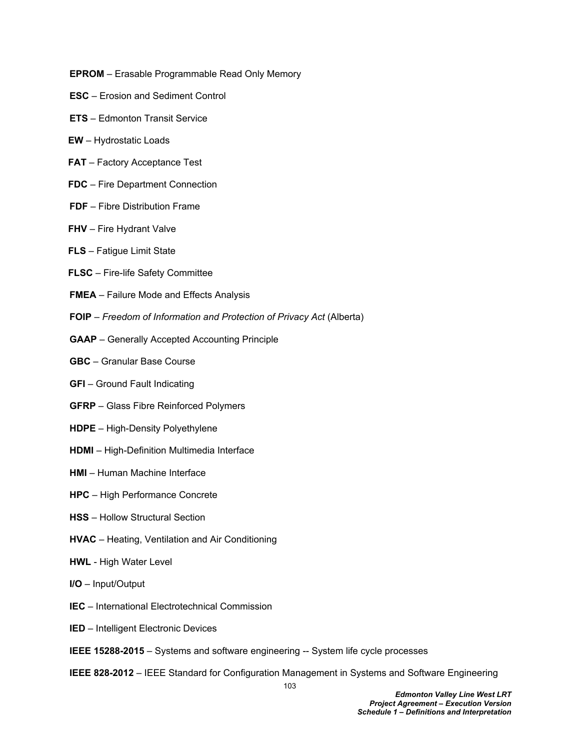**EPROM** – Erasable Programmable Read Only Memory

**ESC** – Erosion and Sediment Control

**ETS** – Edmonton Transit Service

**EW** – Hydrostatic Loads

**FAT** – Factory Acceptance Test

**FDC** – Fire Department Connection

**FDF** – Fibre Distribution Frame

**FHV** – Fire Hydrant Valve

**FLS** – Fatigue Limit State

**FLSC** – Fire-life Safety Committee

**FMEA** – Failure Mode and Effects Analysis

**FOIP** – *Freedom of Information and Protection of Privacy Act* (Alberta)

**GAAP** – Generally Accepted Accounting Principle

**GBC** – Granular Base Course

**GFI** – Ground Fault Indicating

**GFRP** – Glass Fibre Reinforced Polymers

**HDPE** – High-Density Polyethylene

**HDMI** – High-Definition Multimedia Interface

**HMI** – Human Machine Interface

**HPC** – High Performance Concrete

**HSS** – Hollow Structural Section

**HVAC** – Heating, Ventilation and Air Conditioning

**HWL** - High Water Level

**I/O** – Input/Output

**IEC** – International Electrotechnical Commission

**IED** – Intelligent Electronic Devices

**IEEE 15288-2015** – Systems and software engineering -- System life cycle processes

**IEEE 828-2012** – IEEE Standard for Configuration Management in Systems and Software Engineering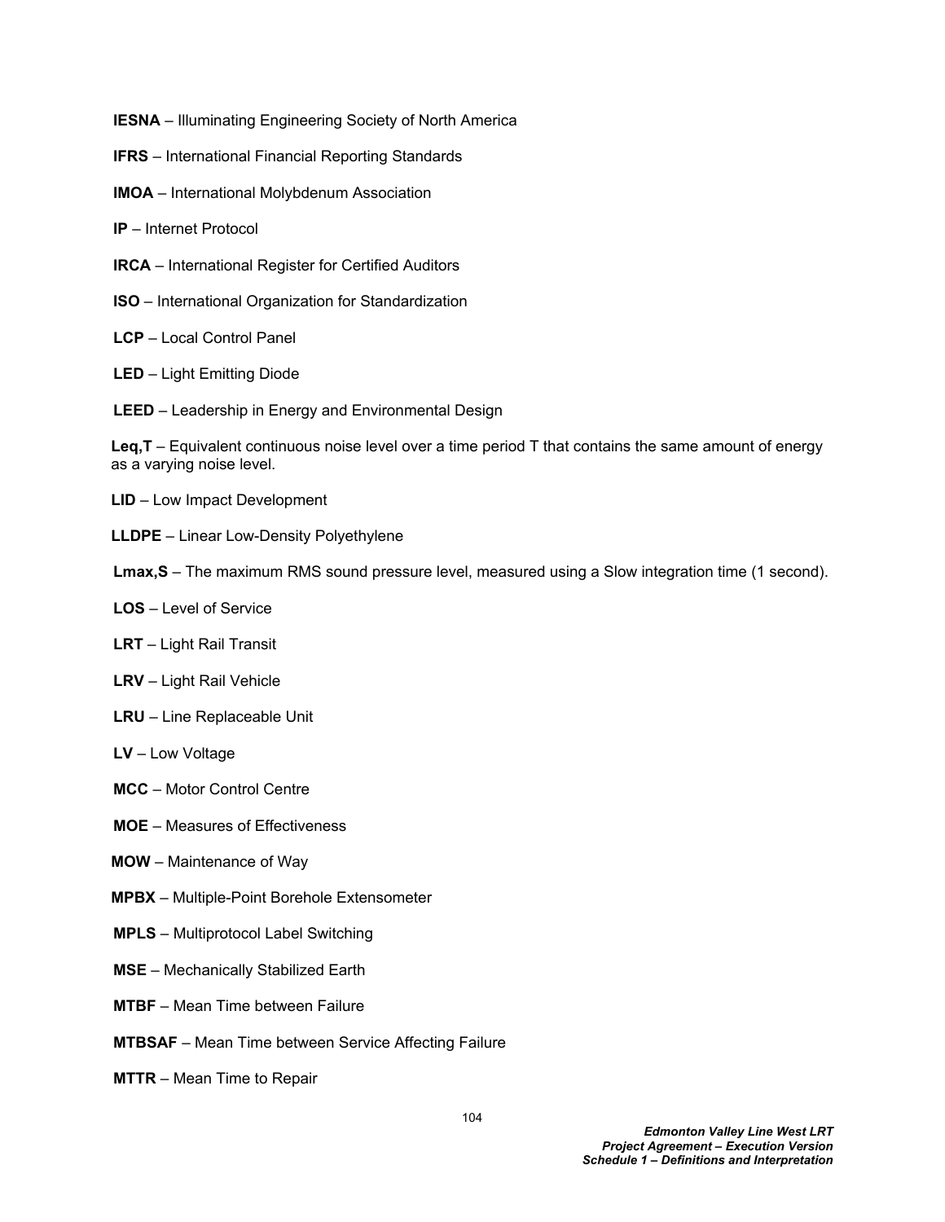**IESNA** – Illuminating Engineering Society of North America

**IFRS** – International Financial Reporting Standards

**IMOA** – International Molybdenum Association

**IP** – Internet Protocol

**IRCA** – International Register for Certified Auditors

**ISO** – International Organization for Standardization

**LCP** – Local Control Panel

**LED** – Light Emitting Diode

**LEED** – Leadership in Energy and Environmental Design

**Leq,T** – Equivalent continuous noise level over a time period T that contains the same amount of energy as a varying noise level.

**LID** – Low Impact Development

**LLDPE** – Linear Low-Density Polyethylene

**Lmax,S** – The maximum RMS sound pressure level, measured using a Slow integration time (1 second).

**LOS** – Level of Service

**LRT** – Light Rail Transit

**LRV** – Light Rail Vehicle

**LRU** – Line Replaceable Unit

**LV** – Low Voltage

**MCC** – Motor Control Centre

**MOE** – Measures of Effectiveness

**MOW** – Maintenance of Way

**MPBX** – Multiple-Point Borehole Extensometer

**MPLS** – Multiprotocol Label Switching

**MSE** – Mechanically Stabilized Earth

**MTBF** – Mean Time between Failure

**MTBSAF** – Mean Time between Service Affecting Failure

**MTTR** – Mean Time to Repair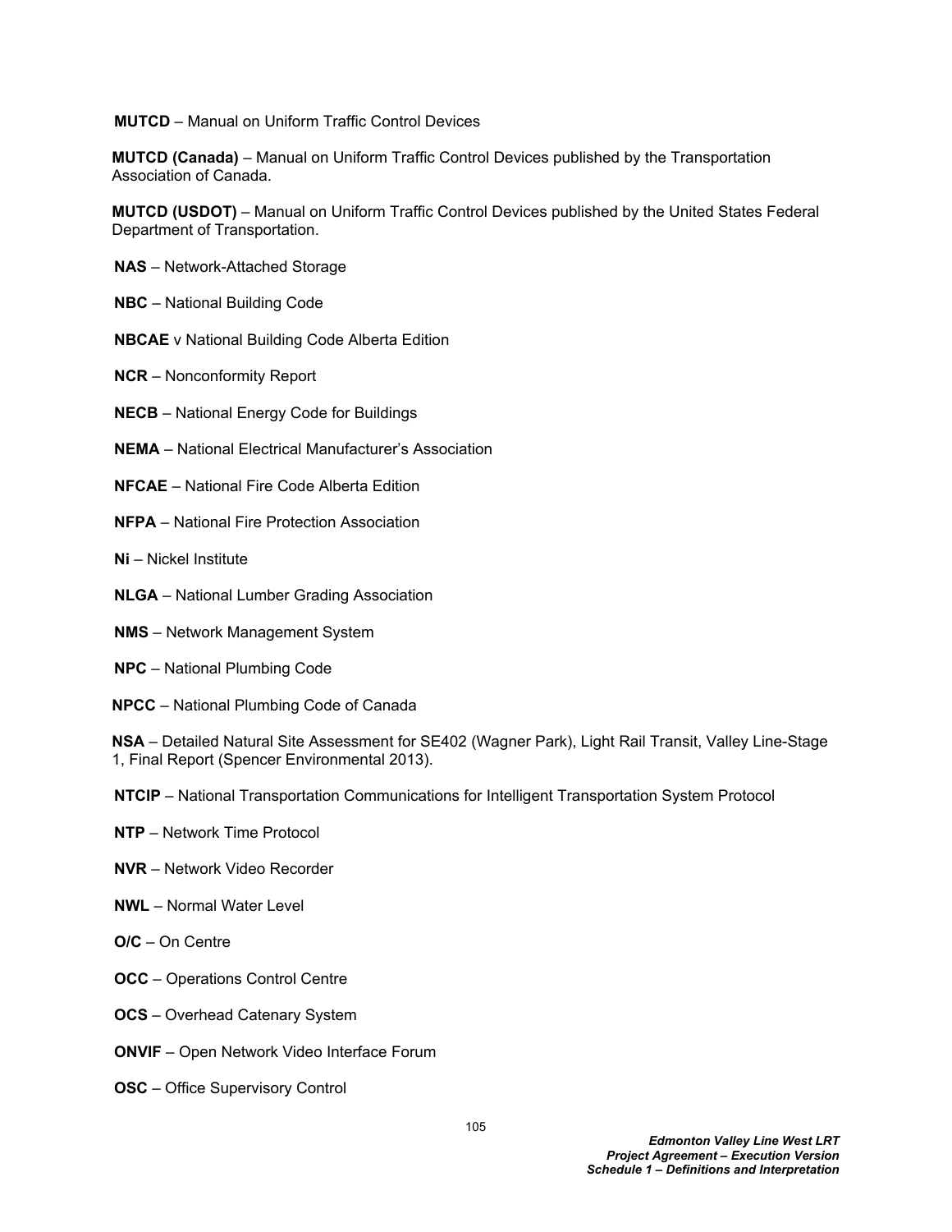**MUTCD** – Manual on Uniform Traffic Control Devices

**MUTCD (Canada)** – Manual on Uniform Traffic Control Devices published by the Transportation Association of Canada.

**MUTCD (USDOT)** – Manual on Uniform Traffic Control Devices published by the United States Federal Department of Transportation.

**NAS** – Network-Attached Storage

**NBC** – National Building Code

**NBCAE** v National Building Code Alberta Edition

**NCR** – Nonconformity Report

**NECB** – National Energy Code for Buildings

**NEMA** – National Electrical Manufacturer's Association

**NFCAE** – National Fire Code Alberta Edition

**NFPA** – National Fire Protection Association

**Ni** – Nickel Institute

**NLGA** – National Lumber Grading Association

**NMS** – Network Management System

**NPC** – National Plumbing Code

**NPCC** – National Plumbing Code of Canada

**NSA** – Detailed Natural Site Assessment for SE402 (Wagner Park), Light Rail Transit, Valley Line-Stage 1, Final Report (Spencer Environmental 2013).

**NTCIP** – National Transportation Communications for Intelligent Transportation System Protocol

**NTP** – Network Time Protocol

**NVR** – Network Video Recorder

**NWL** – Normal Water Level

**O/C** – On Centre

**OCC** – Operations Control Centre

**OCS** – Overhead Catenary System

**ONVIF** – Open Network Video Interface Forum

**OSC** – Office Supervisory Control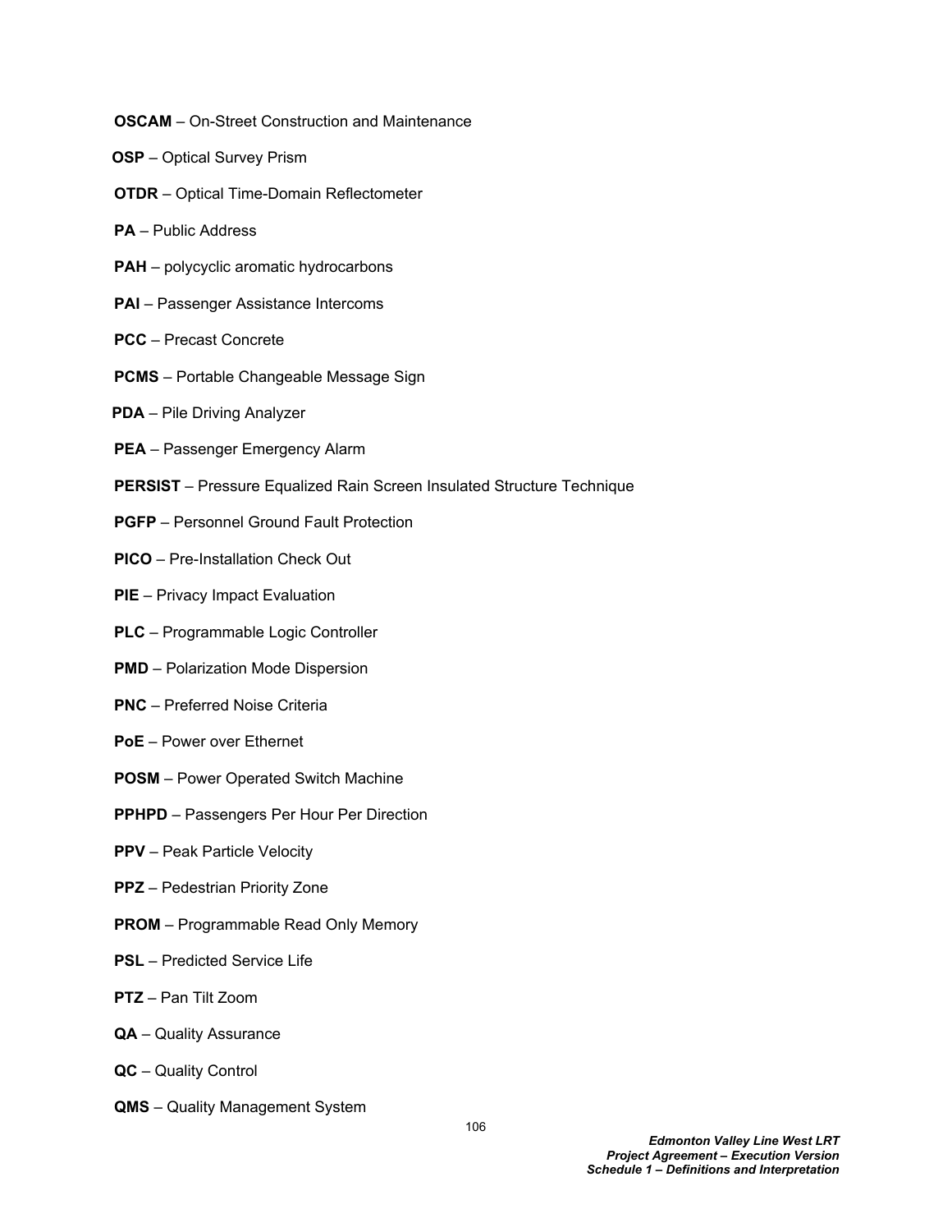**OSCAM** – On-Street Construction and Maintenance

**OSP** – Optical Survey Prism

**OTDR** – Optical Time-Domain Reflectometer

**PA** – Public Address

**PAH** – polycyclic aromatic hydrocarbons

**PAI** – Passenger Assistance Intercoms

**PCC** – Precast Concrete

**PCMS** – Portable Changeable Message Sign

**PDA** – Pile Driving Analyzer

**PEA** – Passenger Emergency Alarm

**PERSIST** – Pressure Equalized Rain Screen Insulated Structure Technique

**PGFP** – Personnel Ground Fault Protection

**PICO** – Pre-Installation Check Out

**PIE** – Privacy Impact Evaluation

**PLC** – Programmable Logic Controller

**PMD** – Polarization Mode Dispersion

**PNC** – Preferred Noise Criteria

**PoE** – Power over Ethernet

**POSM** – Power Operated Switch Machine

**PPHPD** – Passengers Per Hour Per Direction

**PPV** – Peak Particle Velocity

**PPZ** – Pedestrian Priority Zone

**PROM** – Programmable Read Only Memory

**PSL** – Predicted Service Life

**PTZ** – Pan Tilt Zoom

**QA** – Quality Assurance

**QC** – Quality Control

**QMS** – Quality Management System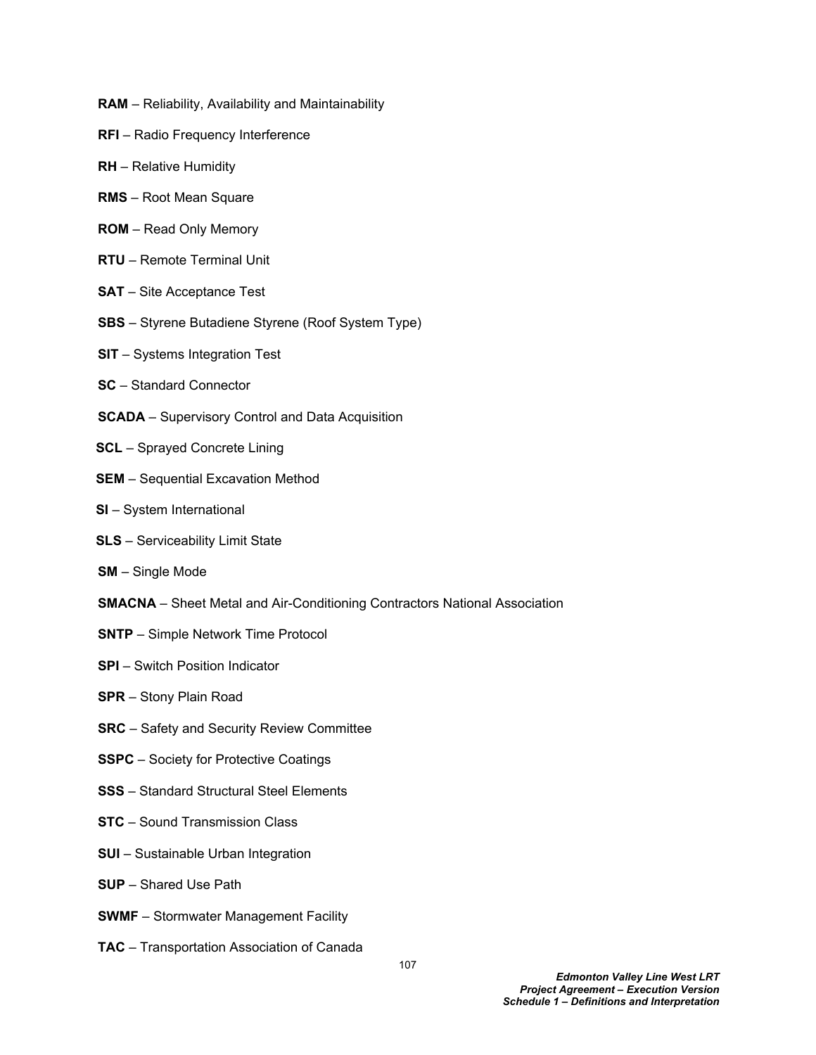**RAM** – Reliability, Availability and Maintainability

**RFI** – Radio Frequency Interference

**RH** – Relative Humidity

**RMS** – Root Mean Square

**ROM** – Read Only Memory

**RTU** – Remote Terminal Unit

**SAT** – Site Acceptance Test

**SBS** – Styrene Butadiene Styrene (Roof System Type)

**SIT** – Systems Integration Test

**SC** – Standard Connector

**SCADA** – Supervisory Control and Data Acquisition

**SCL** – Sprayed Concrete Lining

**SEM** – Sequential Excavation Method

**SI** – System International

**SLS** – Serviceability Limit State

**SM** – Single Mode

**SMACNA** – Sheet Metal and Air-Conditioning Contractors National Association

**SNTP** – Simple Network Time Protocol

**SPI** – Switch Position Indicator

**SPR** – Stony Plain Road

**SRC** – Safety and Security Review Committee

**SSPC** – Society for Protective Coatings

**SSS** – Standard Structural Steel Elements

**STC** – Sound Transmission Class

**SUI** – Sustainable Urban Integration

**SUP** – Shared Use Path

**SWMF** – Stormwater Management Facility

**TAC** – Transportation Association of Canada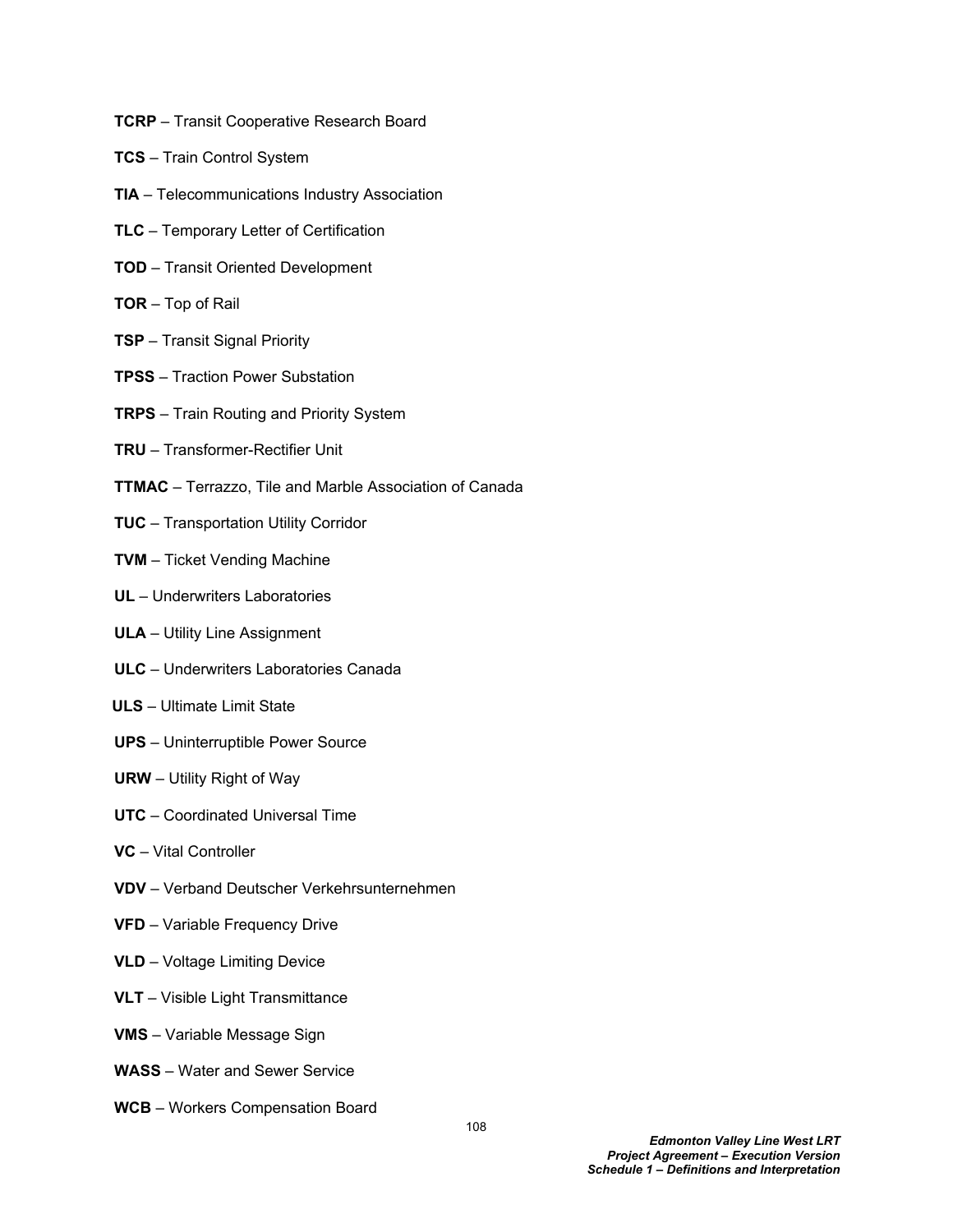**TCRP** – Transit Cooperative Research Board

**TCS** – Train Control System

**TIA** – Telecommunications Industry Association

**TLC** – Temporary Letter of Certification

**TOD** – Transit Oriented Development

**TOR** – Top of Rail

**TSP** – Transit Signal Priority

**TPSS** – Traction Power Substation

**TRPS** – Train Routing and Priority System

**TRU** – Transformer-Rectifier Unit

**TTMAC** – Terrazzo, Tile and Marble Association of Canada

**TUC** – Transportation Utility Corridor

**TVM** – Ticket Vending Machine

**UL** – Underwriters Laboratories

**ULA** – Utility Line Assignment

**ULC** – Underwriters Laboratories Canada

**ULS** – Ultimate Limit State

**UPS** – Uninterruptible Power Source

**URW** – Utility Right of Way

**UTC** – Coordinated Universal Time

**VC** – Vital Controller

**VDV** – Verband Deutscher Verkehrsunternehmen

**VFD** – Variable Frequency Drive

**VLD** – Voltage Limiting Device

**VLT** – Visible Light Transmittance

**VMS** – Variable Message Sign

**WASS** – Water and Sewer Service

**WCB** – Workers Compensation Board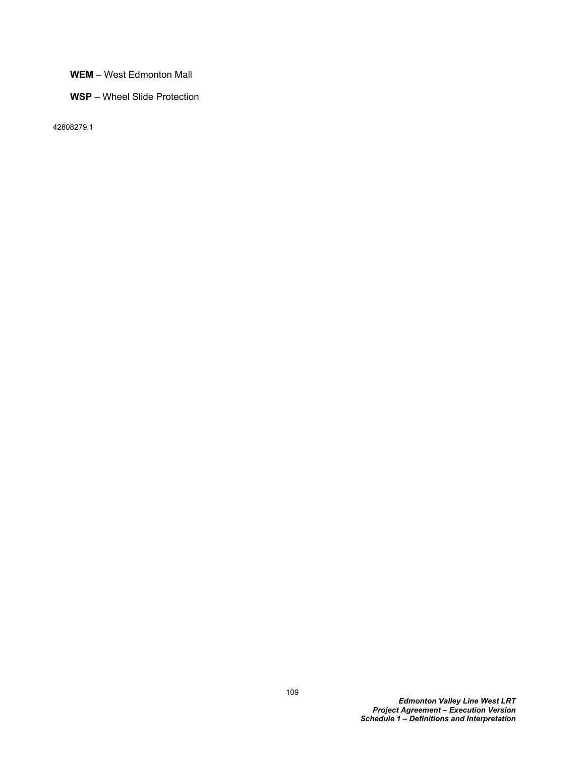**WEM** – West Edmonton Mall

**WSP** – Wheel Slide Protection

42808279.1